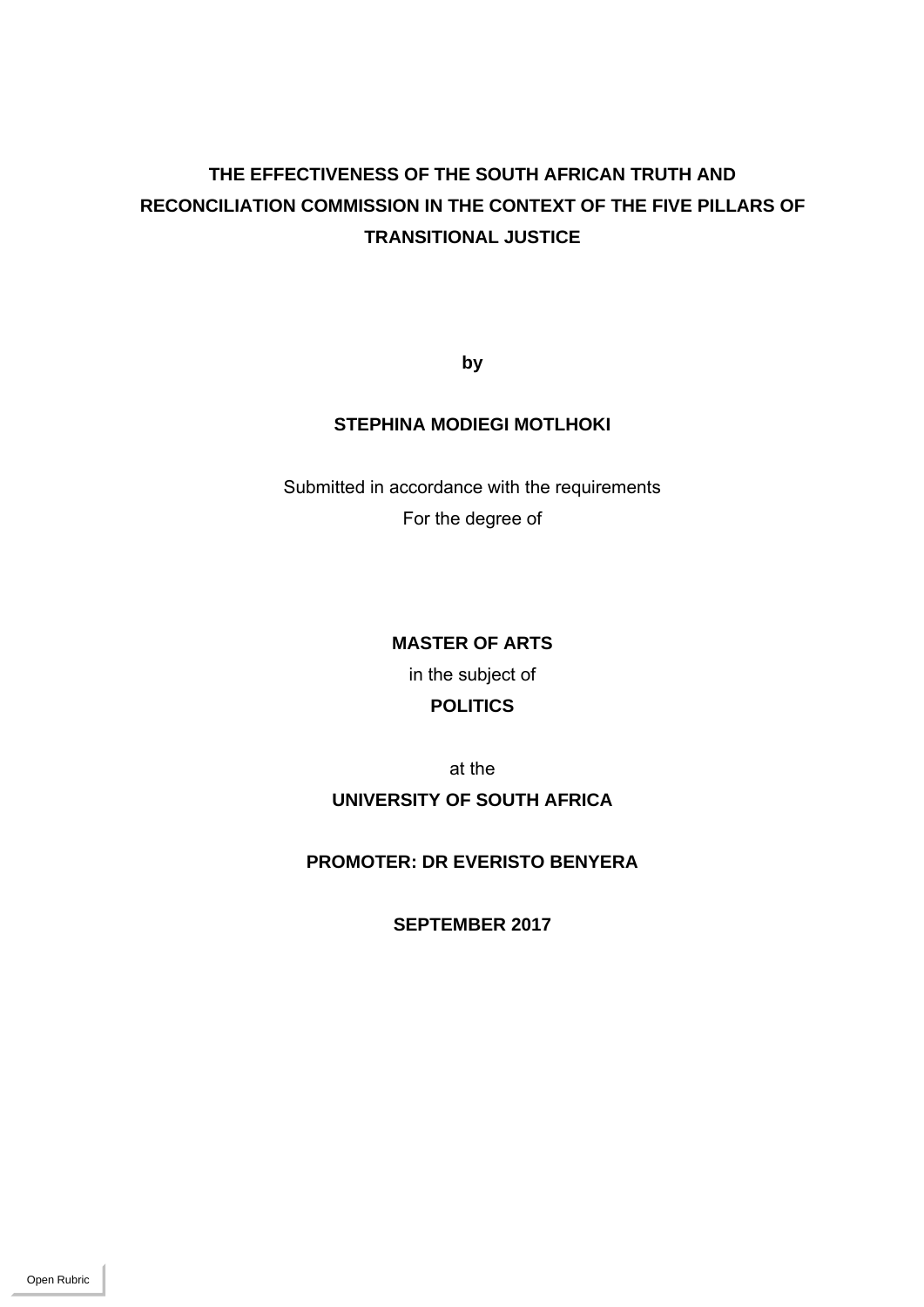# THE EFFECTIVENESS OF THE SOUTH AFRICAN TRUTH AND RECONCILIATION COMMISSION IN THE CONTEXT OF THE FIVE PILLARS OF TRANSITIONAL JUSTICE

**by**

**STEPHINA MODIEGI MOTLHOKI**

Submitted in accordance with the requirements
For the degree of

**MASTER OF ARTS**

in the subject of

**POLITICS**

at the

**UNIVERSITY OF SOUTH AFRICA**

**PROMOTER: DR EVERISTO BENYERA**

**SEPTEMBER 2017**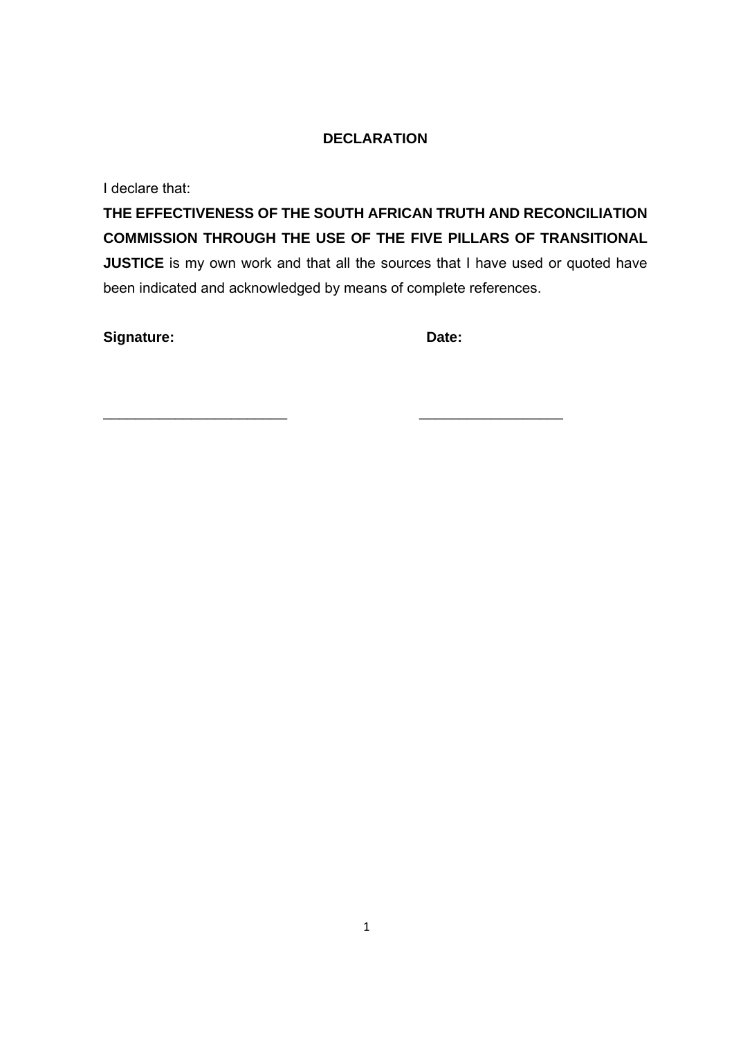# DECLARATION

I declare that:

**THE EFFECTIVENESS OF THE SOUTH AFRICAN TRUTH AND RECONCILIATION COMMISSION THROUGH THE USE OF THE FIVE PILLARS OF TRANSITIONAL JUSTICE** is my own work and that all the sources that I have used or quoted have been indicated and acknowledged by means of complete references.

**Signature:** **Date:**

\_\_\_\_\_\_\_\_\_\_\_\_\_\_\_\_\_\_\_\_\_\_\_\_ \_\_\_\_\_\_\_\_\_\_\_\_\_\_\_\_\_\_\_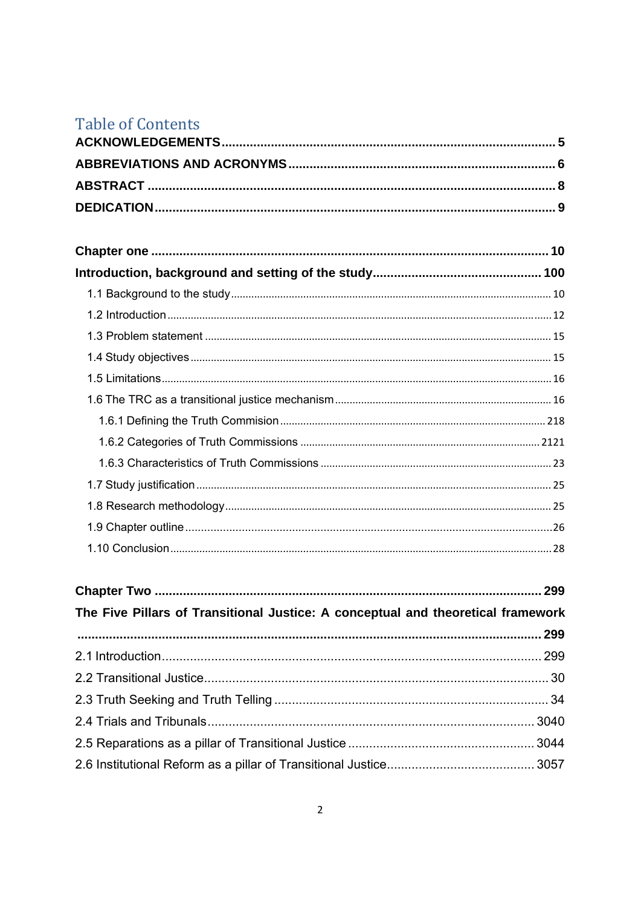# Table of Contents

**ACKNOWLEDGEMENTS** .......... **5**

**ABBREVIATIONS AND ACRONYMS** .......... **6**

**ABSTRACT** .......... **8**

**DEDICATION** .......... **9**

**Chapter one** .......... **10**

**Introduction, background and setting of the study** .......... **100**

1.1 Background to the study .......... 10

1.2 Introduction .......... 12

1.3 Problem statement .......... 15

1.4 Study objectives .......... 15

1.5 Limitations .......... 16

1.6 The TRC as a transitional justice mechanism .......... 16

1.6.1 Defining the Truth Commision .......... 218

1.6.2 Categories of Truth Commissions .......... 2121

1.6.3 Characteristics of Truth Commissions .......... 23

1.7 Study justification .......... 25

1.8 Research methodology .......... 25

1.9 Chapter outline .......... 26

1.10 Conclusion .......... 28

**Chapter Two** .......... **299**

**The Five Pillars of Transitional Justice: A conceptual and theoretical framework** .......... **299**

2.1 Introduction .......... 299

2.2 Transitional Justice .......... 30

2.3 Truth Seeking and Truth Telling .......... 34

2.4 Trials and Tribunals .......... 3040

2.5 Reparations as a pillar of Transitional Justice .......... 3044

2.6 Institutional Reform as a pillar of Transitional Justice .......... 3057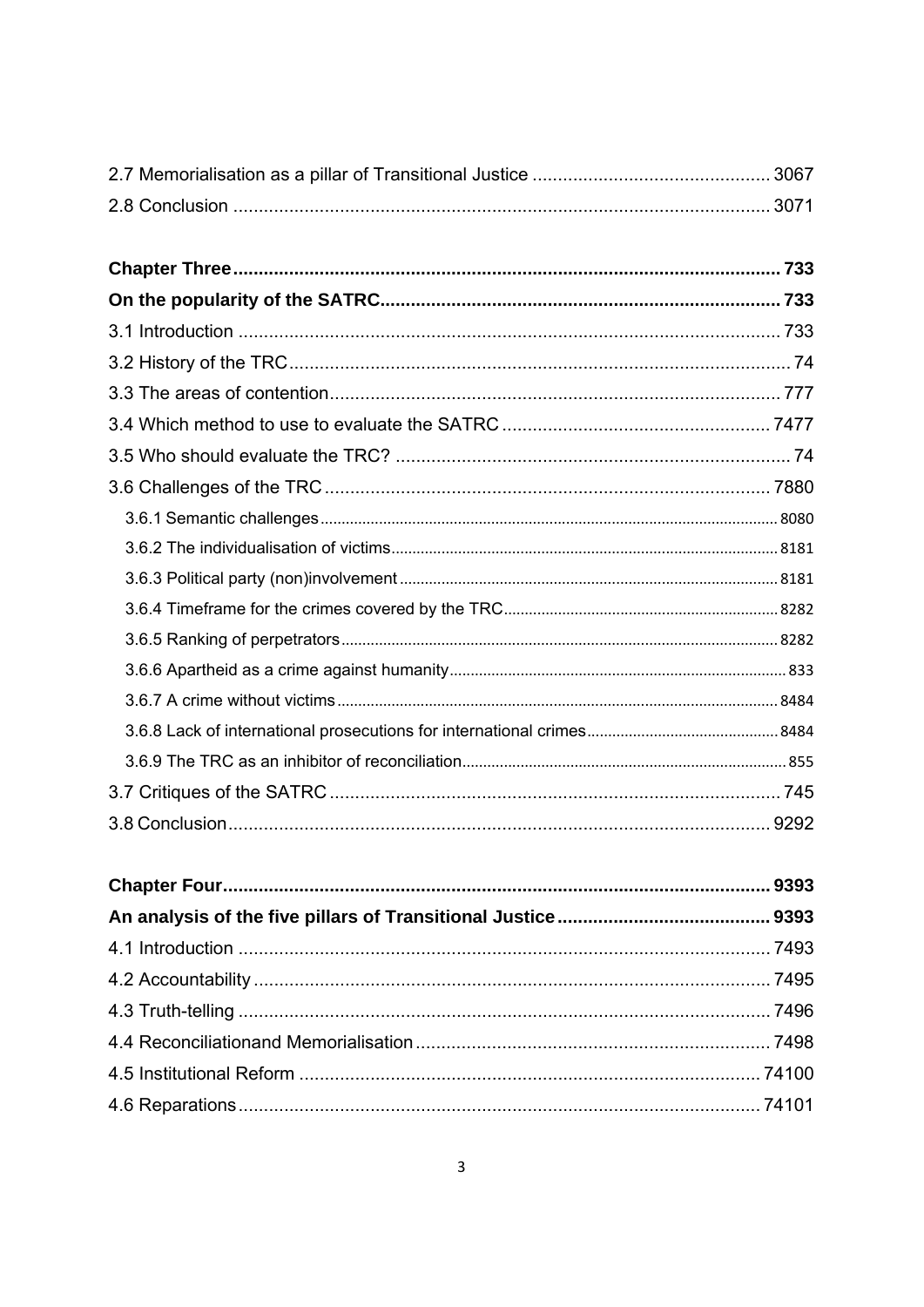2.7 Memorialisation as a pillar of Transitional Justice ............................................... 3067

2.8 Conclusion ......................................................................................................... 3071

**Chapter Three............................................................................................................ 733**

**On the popularity of the SATRC............................................................................... 733**

3.1 Introduction ........................................................................................................... 733

3.2 History of the TRC.................................................................................................. 74

3.3 The areas of contention.......................................................................................... 777

3.4 Which method to use to evaluate the SATRC ..................................................... 7477

3.5 Who should evaluate the TRC? .............................................................................. 74

3.6 Challenges of the TRC ........................................................................................ 7880

3.6.1 Semantic challenges ............................................................................................ 8080

3.6.2 The individualisation of victims............................................................................ 8181

3.6.3 Political party (non)involvement .......................................................................... 8181

3.6.4 Timeframe for the crimes covered by the TRC.................................................... 8282

3.6.5 Ranking of perpetrators ....................................................................................... 8282

3.6.6 Apartheid as a crime against humanity................................................................ 833

3.6.7 A crime without victims ........................................................................................ 8484

3.6.8 Lack of international prosecutions for international crimes................................. 8484

3.6.9 The TRC as an inhibitor of reconciliation............................................................. 855

3.7 Critiques of the SATRC .......................................................................................... 745

3.8 Conclusion............................................................................................................ 9292

**Chapter Four............................................................................................................ 9393**

**An analysis of the five pillars of Transitional Justice.......................................... 9393**

4.1 Introduction ......................................................................................................... 7493

4.2 Accountability ...................................................................................................... 7495

4.3 Truth-telling ......................................................................................................... 7496

4.4 Reconciliationand Memorialisation ...................................................................... 7498

4.5 Institutional Reform ........................................................................................... 74100

4.6 Reparations........................................................................................................ 74101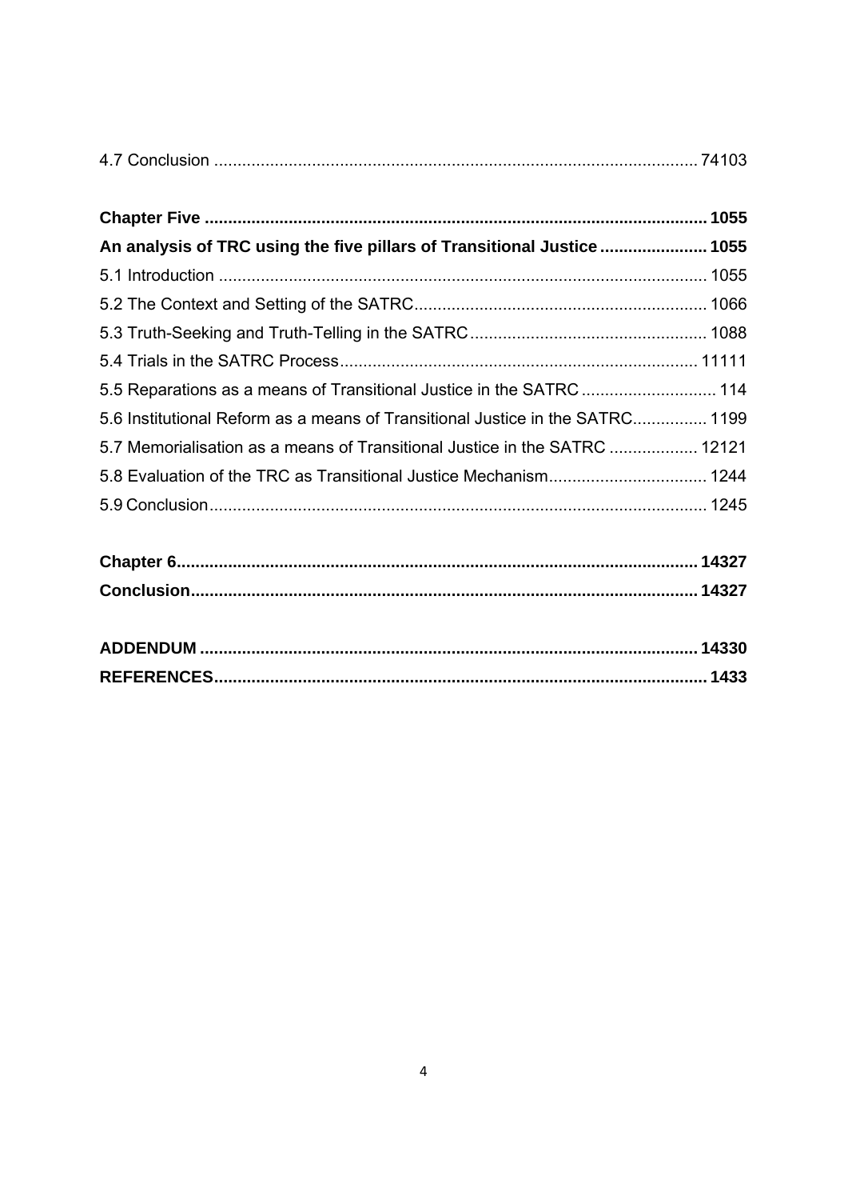4.7 Conclusion ........................................................................................................ 74103

**Chapter Five ........................................................................................................... 1055**

**An analysis of TRC using the five pillars of Transitional Justice ....................... 1055**

5.1 Introduction ........................................................................................................ 1055

5.2 The Context and Setting of the SATRC.............................................................. 1066

5.3 Truth-Seeking and Truth-Telling in the SATRC.................................................. 1088

5.4 Trials in the SATRC Process............................................................................ 11111

5.5 Reparations as a means of Transitional Justice in the SATRC ............................ 114

5.6 Institutional Reform as a means of Transitional Justice in the SATRC................ 1199

5.7 Memorialisation as a means of Transitional Justice in the SATRC ................... 12121

5.8 Evaluation of the TRC as Transitional Justice Mechanism.................................. 1244

5.9 Conclusion.......................................................................................................... 1245

**Chapter 6.............................................................................................................. 14327**

**Conclusion............................................................................................................ 14327**

**ADDENDUM .......................................................................................................... 14330**

**REFERENCES......................................................................................................... 1433**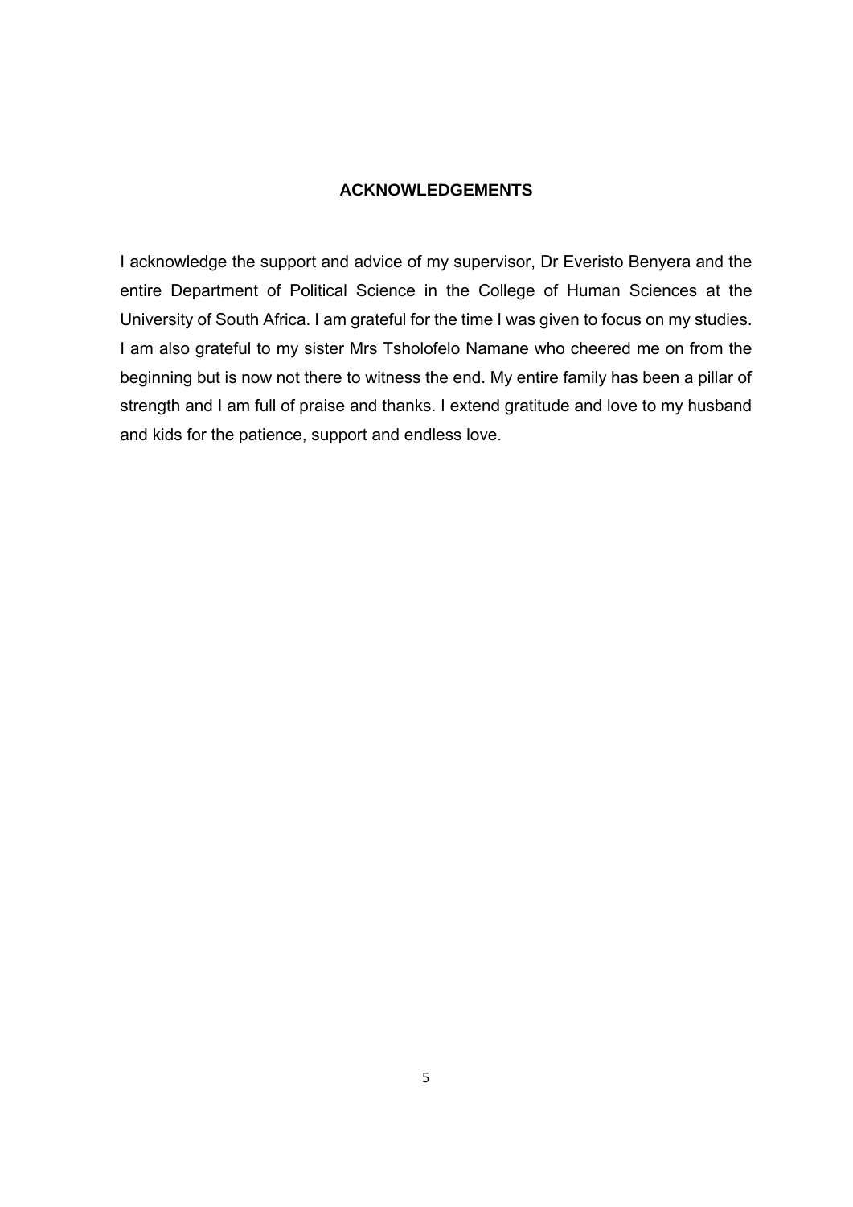## ACKNOWLEDGEMENTS

I acknowledge the support and advice of my supervisor, Dr Everisto Benyera and the entire Department of Political Science in the College of Human Sciences at the University of South Africa. I am grateful for the time I was given to focus on my studies. I am also grateful to my sister Mrs Tsholofelo Namane who cheered me on from the beginning but is now not there to witness the end. My entire family has been a pillar of strength and I am full of praise and thanks. I extend gratitude and love to my husband and kids for the patience, support and endless love.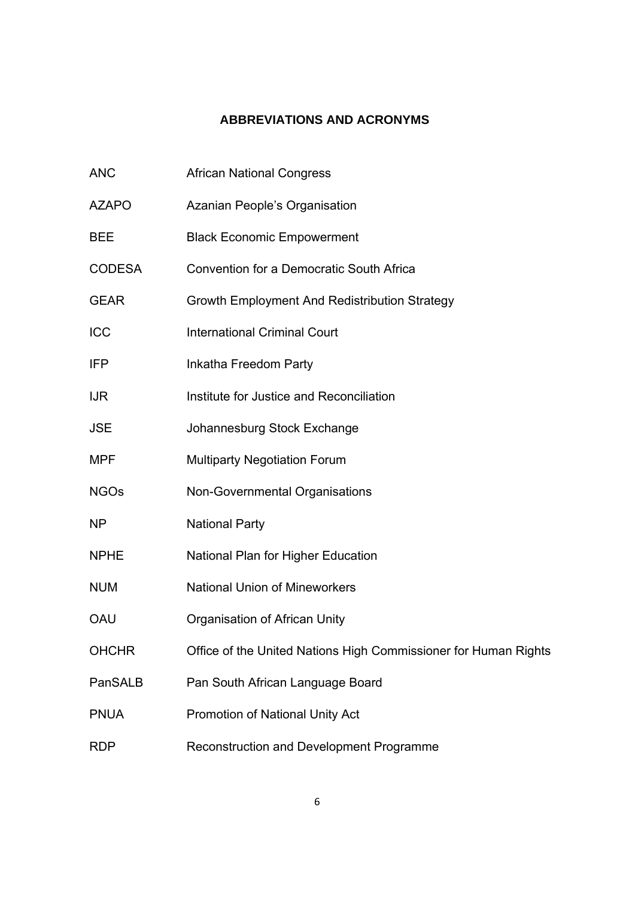## ABBREVIATIONS AND ACRONYMS

| | |
|---|---|
| ANC | African National Congress |
| AZAPO | Azanian People's Organisation |
| BEE | Black Economic Empowerment |
| CODESA | Convention for a Democratic South Africa |
| GEAR | Growth Employment And Redistribution Strategy |
| ICC | International Criminal Court |
| IFP | Inkatha Freedom Party |
| IJR | Institute for Justice and Reconciliation |
| JSE | Johannesburg Stock Exchange |
| MPF | Multiparty Negotiation Forum |
| NGOs | Non-Governmental Organisations |
| NP | National Party |
| NPHE | National Plan for Higher Education |
| NUM | National Union of Mineworkers |
| OAU | Organisation of African Unity |
| OHCHR | Office of the United Nations High Commissioner for Human Rights |
| PanSALB | Pan South African Language Board |
| PNUA | Promotion of National Unity Act |
| RDP | Reconstruction and Development Programme |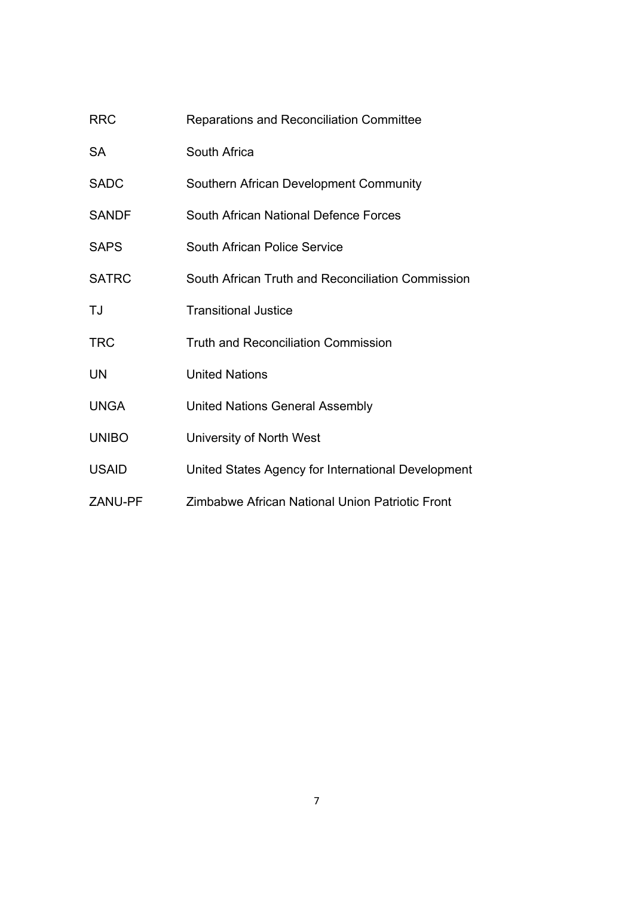| | |
|---|---|
| RRC | Reparations and Reconciliation Committee |
| SA | South Africa |
| SADC | Southern African Development Community |
| SANDF | South African National Defence Forces |
| SAPS | South African Police Service |
| SATRC | South African Truth and Reconciliation Commission |
| TJ | Transitional Justice |
| TRC | Truth and Reconciliation Commission |
| UN | United Nations |
| UNGA | United Nations General Assembly |
| UNIBO | University of North West |
| USAID | United States Agency for International Development |
| ZANU-PF | Zimbabwe African National Union Patriotic Front |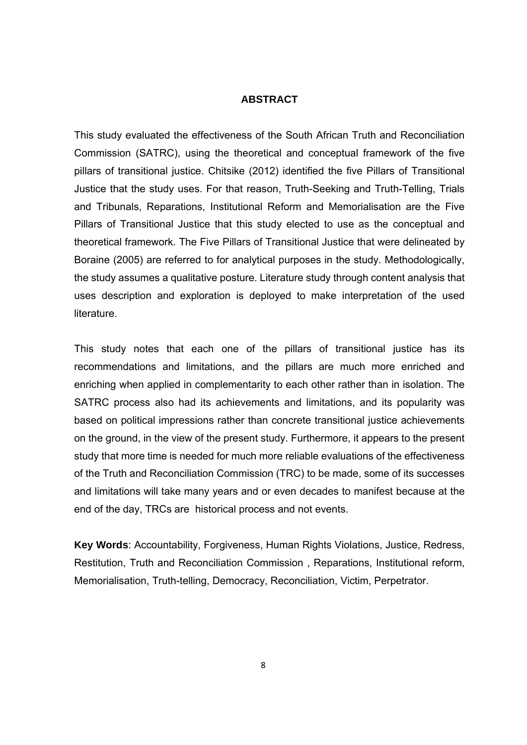# ABSTRACT

This study evaluated the effectiveness of the South African Truth and Reconciliation Commission (SATRC), using the theoretical and conceptual framework of the five pillars of transitional justice. Chitsike (2012) identified the five Pillars of Transitional Justice that the study uses. For that reason, Truth-Seeking and Truth-Telling, Trials and Tribunals, Reparations, Institutional Reform and Memorialisation are the Five Pillars of Transitional Justice that this study elected to use as the conceptual and theoretical framework. The Five Pillars of Transitional Justice that were delineated by Boraine (2005) are referred to for analytical purposes in the study. Methodologically, the study assumes a qualitative posture. Literature study through content analysis that uses description and exploration is deployed to make interpretation of the used literature.

This study notes that each one of the pillars of transitional justice has its recommendations and limitations, and the pillars are much more enriched and enriching when applied in complementarity to each other rather than in isolation. The SATRC process also had its achievements and limitations, and its popularity was based on political impressions rather than concrete transitional justice achievements on the ground, in the view of the present study. Furthermore, it appears to the present study that more time is needed for much more reliable evaluations of the effectiveness of the Truth and Reconciliation Commission (TRC) to be made, some of its successes and limitations will take many years and or even decades to manifest because at the end of the day, TRCs are historical process and not events.

**Key Words**: Accountability, Forgiveness, Human Rights Violations, Justice, Redress, Restitution, Truth and Reconciliation Commission , Reparations, Institutional reform, Memorialisation, Truth-telling, Democracy, Reconciliation, Victim, Perpetrator.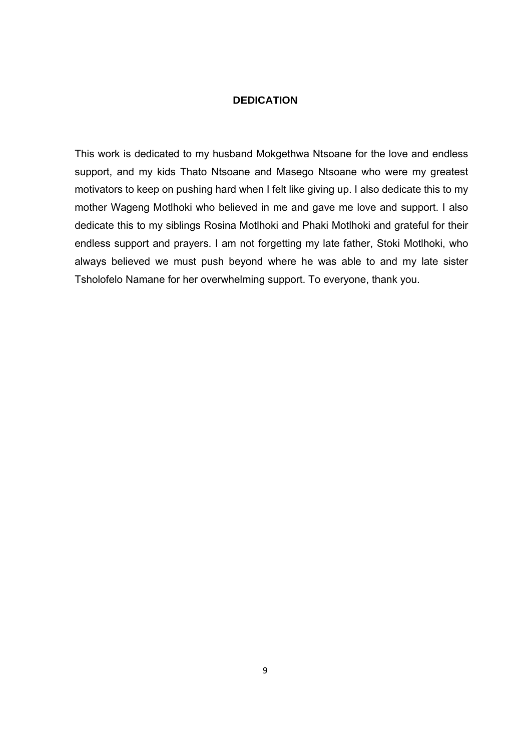# DEDICATION

This work is dedicated to my husband Mokgethwa Ntsoane for the love and endless support, and my kids Thato Ntsoane and Masego Ntsoane who were my greatest motivators to keep on pushing hard when I felt like giving up. I also dedicate this to my mother Wageng Motlhoki who believed in me and gave me love and support. I also dedicate this to my siblings Rosina Motlhoki and Phaki Motlhoki and grateful for their endless support and prayers. I am not forgetting my late father, Stoki Motlhoki, who always believed we must push beyond where he was able to and my late sister Tsholofelo Namane for her overwhelming support. To everyone, thank you.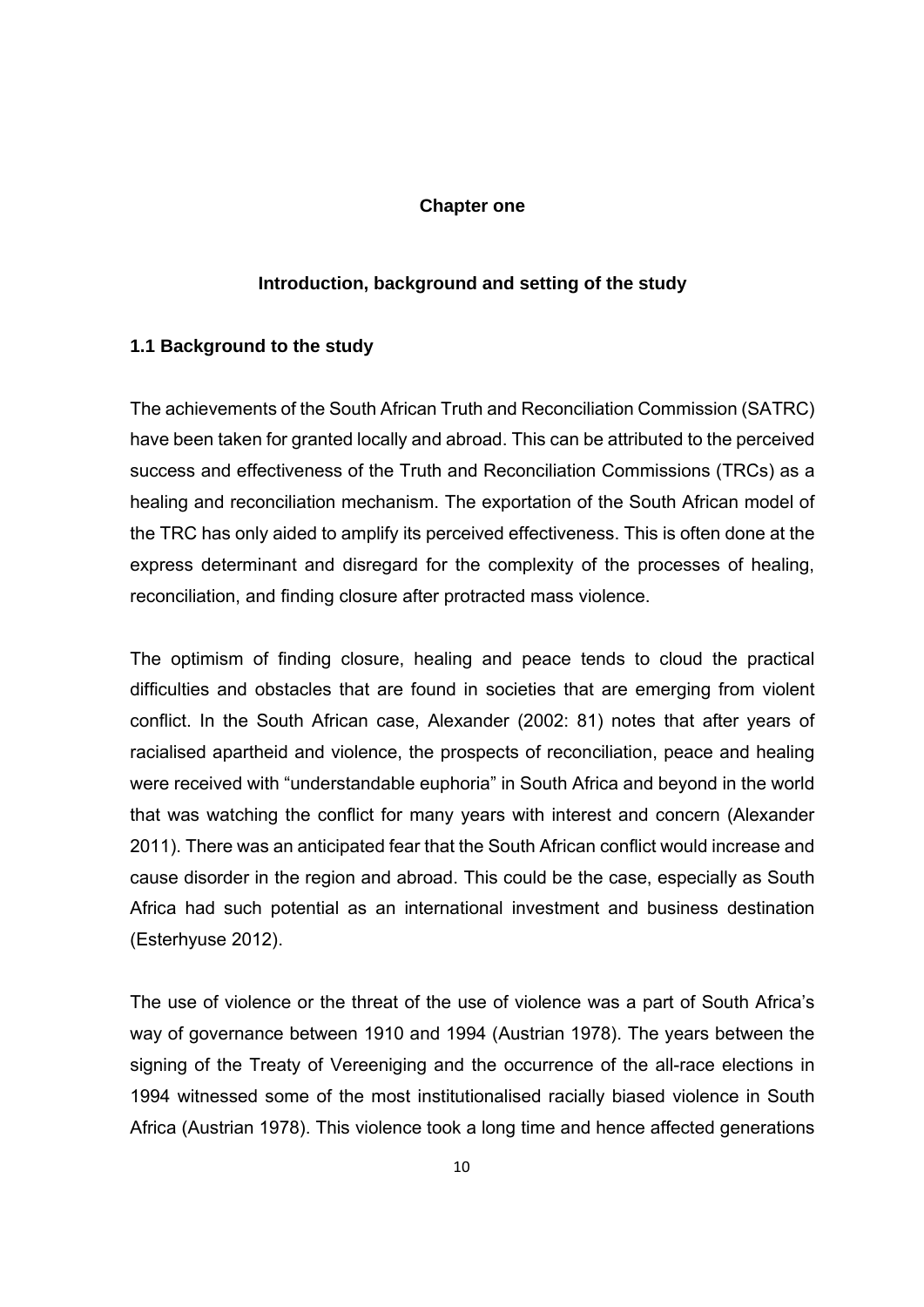# Chapter one

## Introduction, background and setting of the study

### 1.1 Background to the study

The achievements of the South African Truth and Reconciliation Commission (SATRC) have been taken for granted locally and abroad. This can be attributed to the perceived success and effectiveness of the Truth and Reconciliation Commissions (TRCs) as a healing and reconciliation mechanism. The exportation of the South African model of the TRC has only aided to amplify its perceived effectiveness. This is often done at the express determinant and disregard for the complexity of the processes of healing, reconciliation, and finding closure after protracted mass violence.

The optimism of finding closure, healing and peace tends to cloud the practical difficulties and obstacles that are found in societies that are emerging from violent conflict. In the South African case, Alexander (2002: 81) notes that after years of racialised apartheid and violence, the prospects of reconciliation, peace and healing were received with "understandable euphoria" in South Africa and beyond in the world that was watching the conflict for many years with interest and concern (Alexander 2011). There was an anticipated fear that the South African conflict would increase and cause disorder in the region and abroad. This could be the case, especially as South Africa had such potential as an international investment and business destination (Esterhyuse 2012).

The use of violence or the threat of the use of violence was a part of South Africa's way of governance between 1910 and 1994 (Austrian 1978). The years between the signing of the Treaty of Vereeniging and the occurrence of the all-race elections in 1994 witnessed some of the most institutionalised racially biased violence in South Africa (Austrian 1978). This violence took a long time and hence affected generations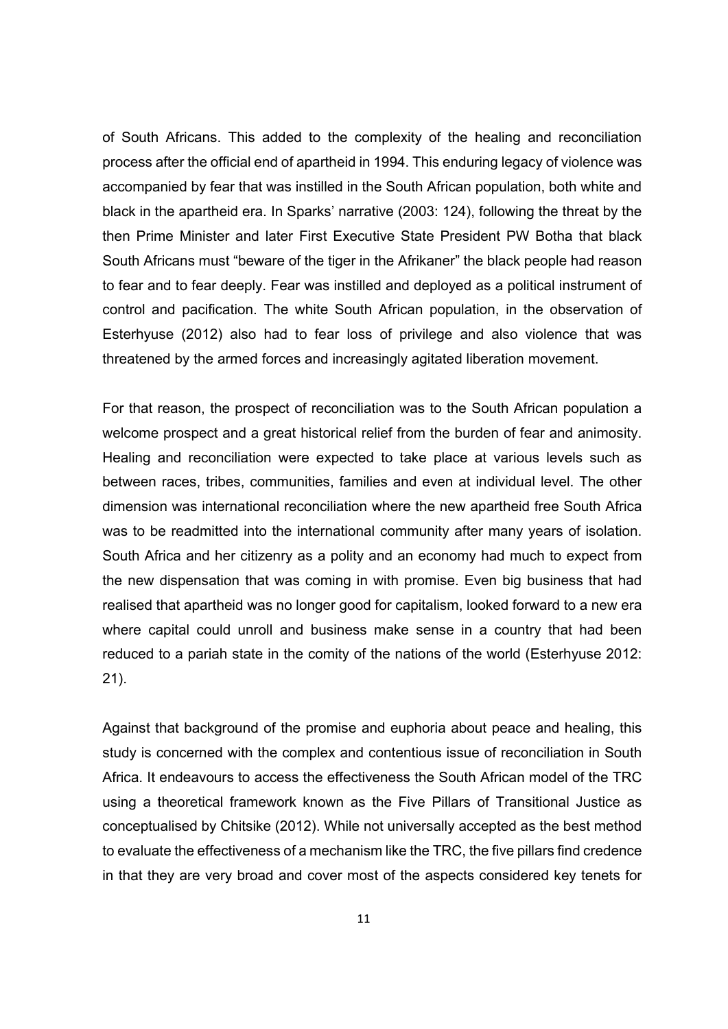of South Africans. This added to the complexity of the healing and reconciliation process after the official end of apartheid in 1994. This enduring legacy of violence was accompanied by fear that was instilled in the South African population, both white and black in the apartheid era. In Sparks' narrative (2003: 124), following the threat by the then Prime Minister and later First Executive State President PW Botha that black South Africans must "beware of the tiger in the Afrikaner" the black people had reason to fear and to fear deeply. Fear was instilled and deployed as a political instrument of control and pacification. The white South African population, in the observation of Esterhyuse (2012) also had to fear loss of privilege and also violence that was threatened by the armed forces and increasingly agitated liberation movement.

For that reason, the prospect of reconciliation was to the South African population a welcome prospect and a great historical relief from the burden of fear and animosity. Healing and reconciliation were expected to take place at various levels such as between races, tribes, communities, families and even at individual level. The other dimension was international reconciliation where the new apartheid free South Africa was to be readmitted into the international community after many years of isolation. South Africa and her citizenry as a polity and an economy had much to expect from the new dispensation that was coming in with promise. Even big business that had realised that apartheid was no longer good for capitalism, looked forward to a new era where capital could unroll and business make sense in a country that had been reduced to a pariah state in the comity of the nations of the world (Esterhyuse 2012: 21).

Against that background of the promise and euphoria about peace and healing, this study is concerned with the complex and contentious issue of reconciliation in South Africa. It endeavours to access the effectiveness the South African model of the TRC using a theoretical framework known as the Five Pillars of Transitional Justice as conceptualised by Chitsike (2012). While not universally accepted as the best method to evaluate the effectiveness of a mechanism like the TRC, the five pillars find credence in that they are very broad and cover most of the aspects considered key tenets for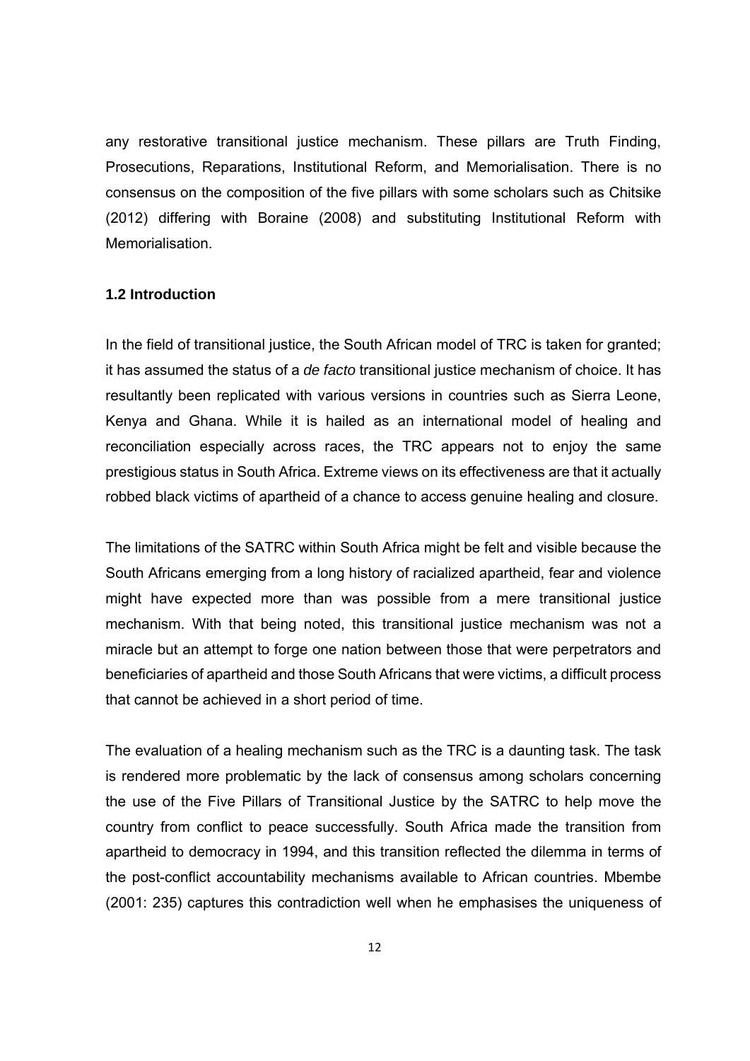any restorative transitional justice mechanism. These pillars are Truth Finding, Prosecutions, Reparations, Institutional Reform, and Memorialisation. There is no consensus on the composition of the five pillars with some scholars such as Chitsike (2012) differing with Boraine (2008) and substituting Institutional Reform with Memorialisation.

### 1.2 Introduction

In the field of transitional justice, the South African model of TRC is taken for granted; it has assumed the status of a *de facto* transitional justice mechanism of choice. It has resultantly been replicated with various versions in countries such as Sierra Leone, Kenya and Ghana. While it is hailed as an international model of healing and reconciliation especially across races, the TRC appears not to enjoy the same prestigious status in South Africa. Extreme views on its effectiveness are that it actually robbed black victims of apartheid of a chance to access genuine healing and closure.

The limitations of the SATRC within South Africa might be felt and visible because the South Africans emerging from a long history of racialized apartheid, fear and violence might have expected more than was possible from a mere transitional justice mechanism. With that being noted, this transitional justice mechanism was not a miracle but an attempt to forge one nation between those that were perpetrators and beneficiaries of apartheid and those South Africans that were victims, a difficult process that cannot be achieved in a short period of time.

The evaluation of a healing mechanism such as the TRC is a daunting task. The task is rendered more problematic by the lack of consensus among scholars concerning the use of the Five Pillars of Transitional Justice by the SATRC to help move the country from conflict to peace successfully. South Africa made the transition from apartheid to democracy in 1994, and this transition reflected the dilemma in terms of the post-conflict accountability mechanisms available to African countries. Mbembe (2001: 235) captures this contradiction well when he emphasises the uniqueness of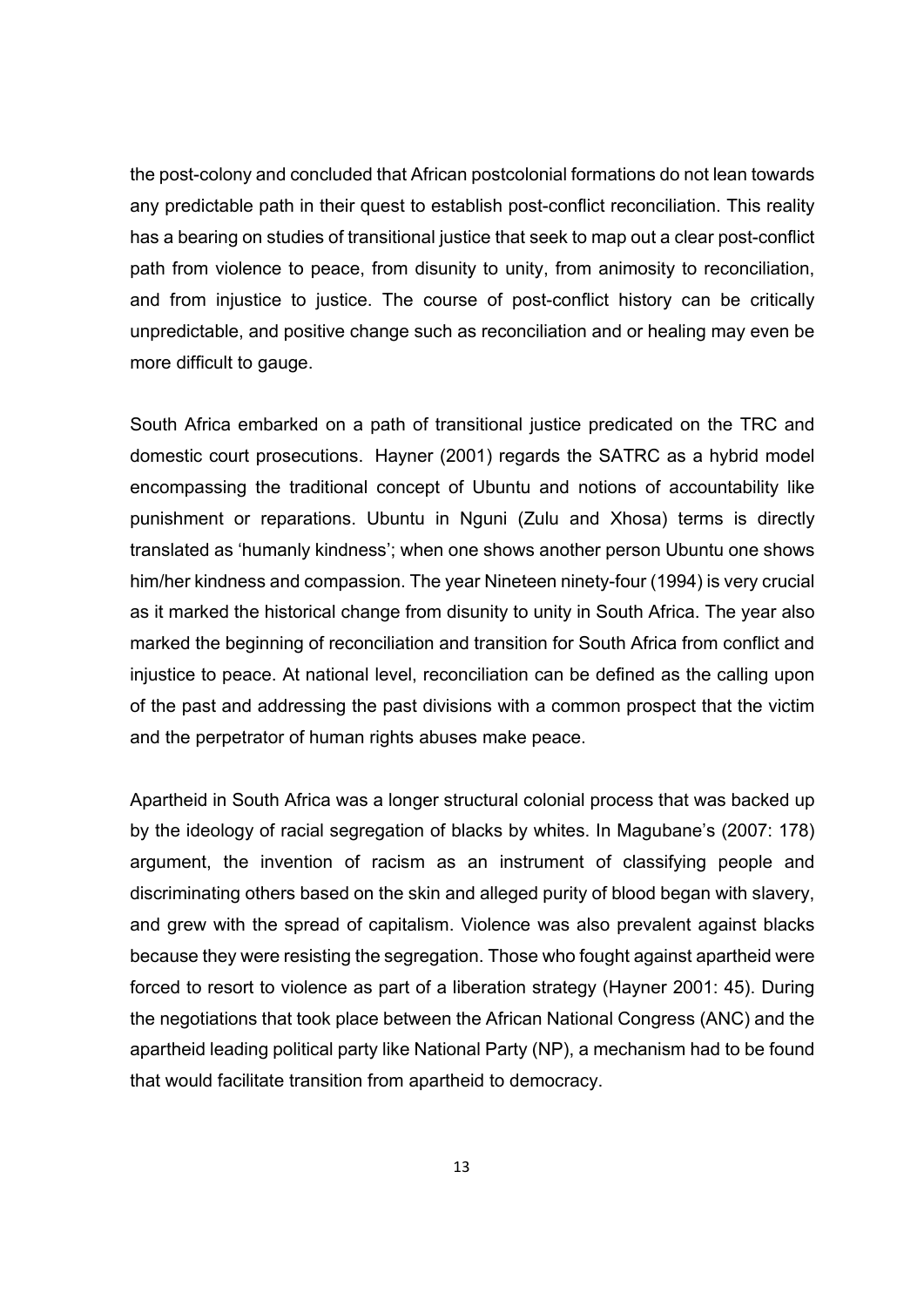the post-colony and concluded that African postcolonial formations do not lean towards any predictable path in their quest to establish post-conflict reconciliation. This reality has a bearing on studies of transitional justice that seek to map out a clear post-conflict path from violence to peace, from disunity to unity, from animosity to reconciliation, and from injustice to justice. The course of post-conflict history can be critically unpredictable, and positive change such as reconciliation and or healing may even be more difficult to gauge.

South Africa embarked on a path of transitional justice predicated on the TRC and domestic court prosecutions. Hayner (2001) regards the SATRC as a hybrid model encompassing the traditional concept of Ubuntu and notions of accountability like punishment or reparations. Ubuntu in Nguni (Zulu and Xhosa) terms is directly translated as 'humanly kindness'; when one shows another person Ubuntu one shows him/her kindness and compassion. The year Nineteen ninety-four (1994) is very crucial as it marked the historical change from disunity to unity in South Africa. The year also marked the beginning of reconciliation and transition for South Africa from conflict and injustice to peace. At national level, reconciliation can be defined as the calling upon of the past and addressing the past divisions with a common prospect that the victim and the perpetrator of human rights abuses make peace.

Apartheid in South Africa was a longer structural colonial process that was backed up by the ideology of racial segregation of blacks by whites. In Magubane's (2007: 178) argument, the invention of racism as an instrument of classifying people and discriminating others based on the skin and alleged purity of blood began with slavery, and grew with the spread of capitalism. Violence was also prevalent against blacks because they were resisting the segregation. Those who fought against apartheid were forced to resort to violence as part of a liberation strategy (Hayner 2001: 45). During the negotiations that took place between the African National Congress (ANC) and the apartheid leading political party like National Party (NP), a mechanism had to be found that would facilitate transition from apartheid to democracy.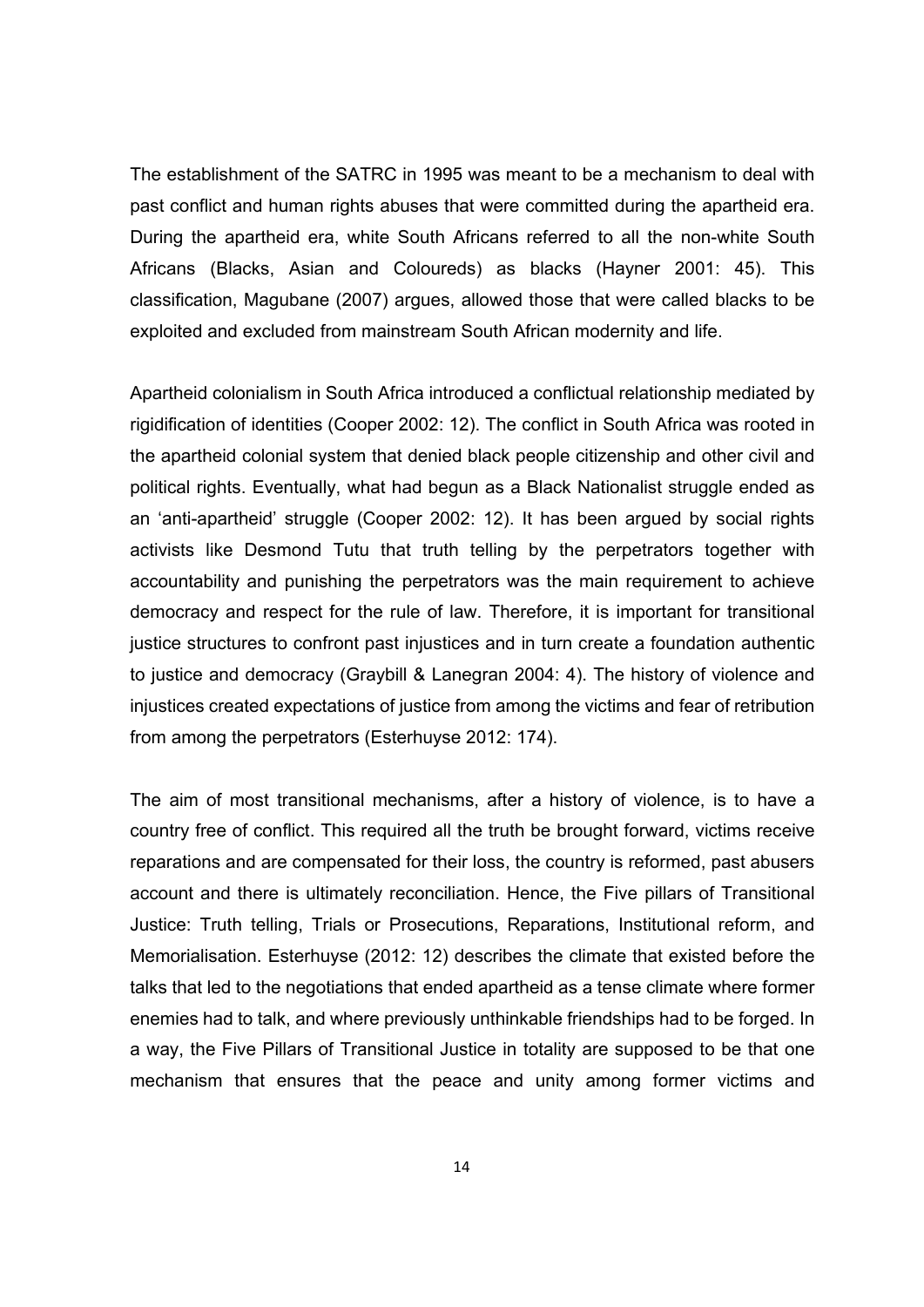The establishment of the SATRC in 1995 was meant to be a mechanism to deal with past conflict and human rights abuses that were committed during the apartheid era. During the apartheid era, white South Africans referred to all the non-white South Africans (Blacks, Asian and Coloureds) as blacks (Hayner 2001: 45). This classification, Magubane (2007) argues, allowed those that were called blacks to be exploited and excluded from mainstream South African modernity and life.

Apartheid colonialism in South Africa introduced a conflictual relationship mediated by rigidification of identities (Cooper 2002: 12). The conflict in South Africa was rooted in the apartheid colonial system that denied black people citizenship and other civil and political rights. Eventually, what had begun as a Black Nationalist struggle ended as an 'anti-apartheid' struggle (Cooper 2002: 12). It has been argued by social rights activists like Desmond Tutu that truth telling by the perpetrators together with accountability and punishing the perpetrators was the main requirement to achieve democracy and respect for the rule of law. Therefore, it is important for transitional justice structures to confront past injustices and in turn create a foundation authentic to justice and democracy (Graybill & Lanegran 2004: 4). The history of violence and injustices created expectations of justice from among the victims and fear of retribution from among the perpetrators (Esterhuyse 2012: 174).

The aim of most transitional mechanisms, after a history of violence, is to have a country free of conflict. This required all the truth be brought forward, victims receive reparations and are compensated for their loss, the country is reformed, past abusers account and there is ultimately reconciliation. Hence, the Five pillars of Transitional Justice: Truth telling, Trials or Prosecutions, Reparations, Institutional reform, and Memorialisation. Esterhuyse (2012: 12) describes the climate that existed before the talks that led to the negotiations that ended apartheid as a tense climate where former enemies had to talk, and where previously unthinkable friendships had to be forged. In a way, the Five Pillars of Transitional Justice in totality are supposed to be that one mechanism that ensures that the peace and unity among former victims and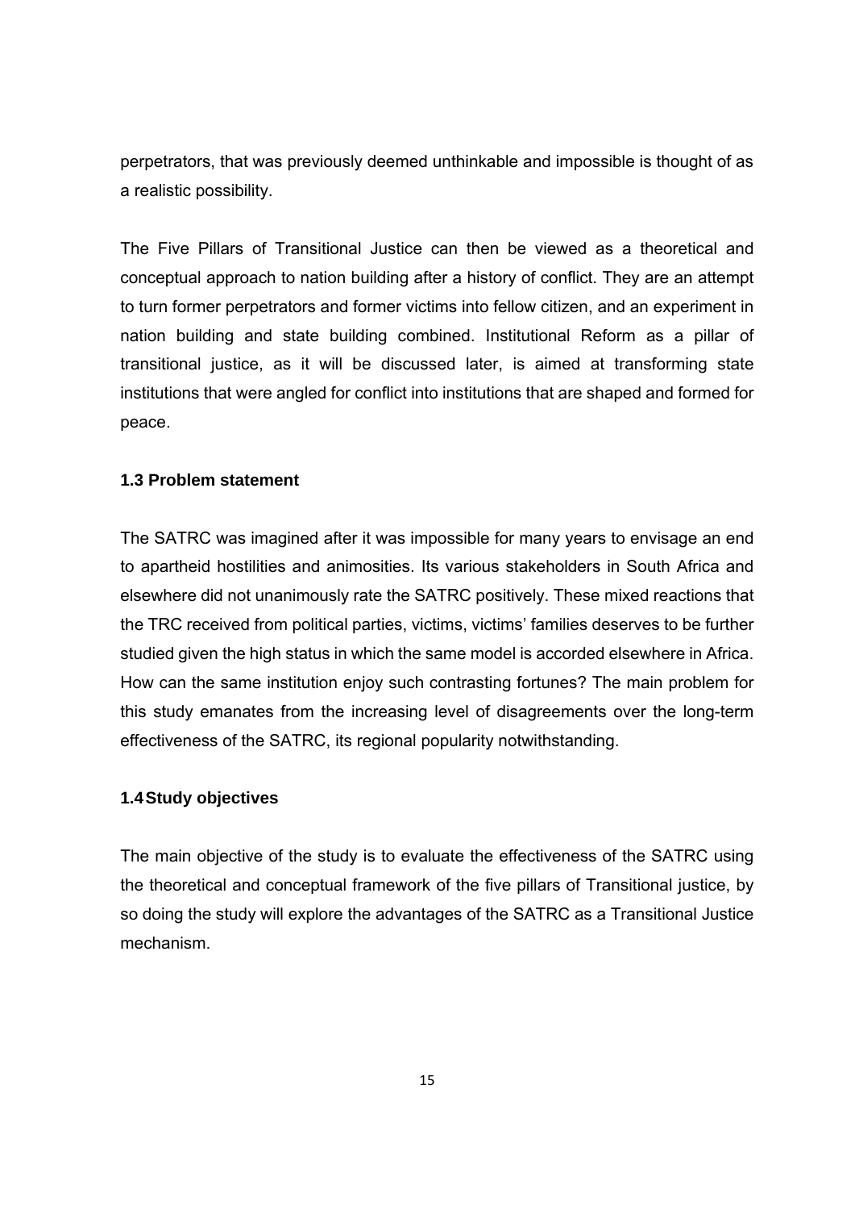perpetrators, that was previously deemed unthinkable and impossible is thought of as a realistic possibility.

The Five Pillars of Transitional Justice can then be viewed as a theoretical and conceptual approach to nation building after a history of conflict. They are an attempt to turn former perpetrators and former victims into fellow citizen, and an experiment in nation building and state building combined. Institutional Reform as a pillar of transitional justice, as it will be discussed later, is aimed at transforming state institutions that were angled for conflict into institutions that are shaped and formed for peace.

### 1.3 Problem statement

The SATRC was imagined after it was impossible for many years to envisage an end to apartheid hostilities and animosities. Its various stakeholders in South Africa and elsewhere did not unanimously rate the SATRC positively. These mixed reactions that the TRC received from political parties, victims, victims' families deserves to be further studied given the high status in which the same model is accorded elsewhere in Africa. How can the same institution enjoy such contrasting fortunes? The main problem for this study emanates from the increasing level of disagreements over the long-term effectiveness of the SATRC, its regional popularity notwithstanding.

### 1.4 Study objectives

The main objective of the study is to evaluate the effectiveness of the SATRC using the theoretical and conceptual framework of the five pillars of Transitional justice, by so doing the study will explore the advantages of the SATRC as a Transitional Justice mechanism.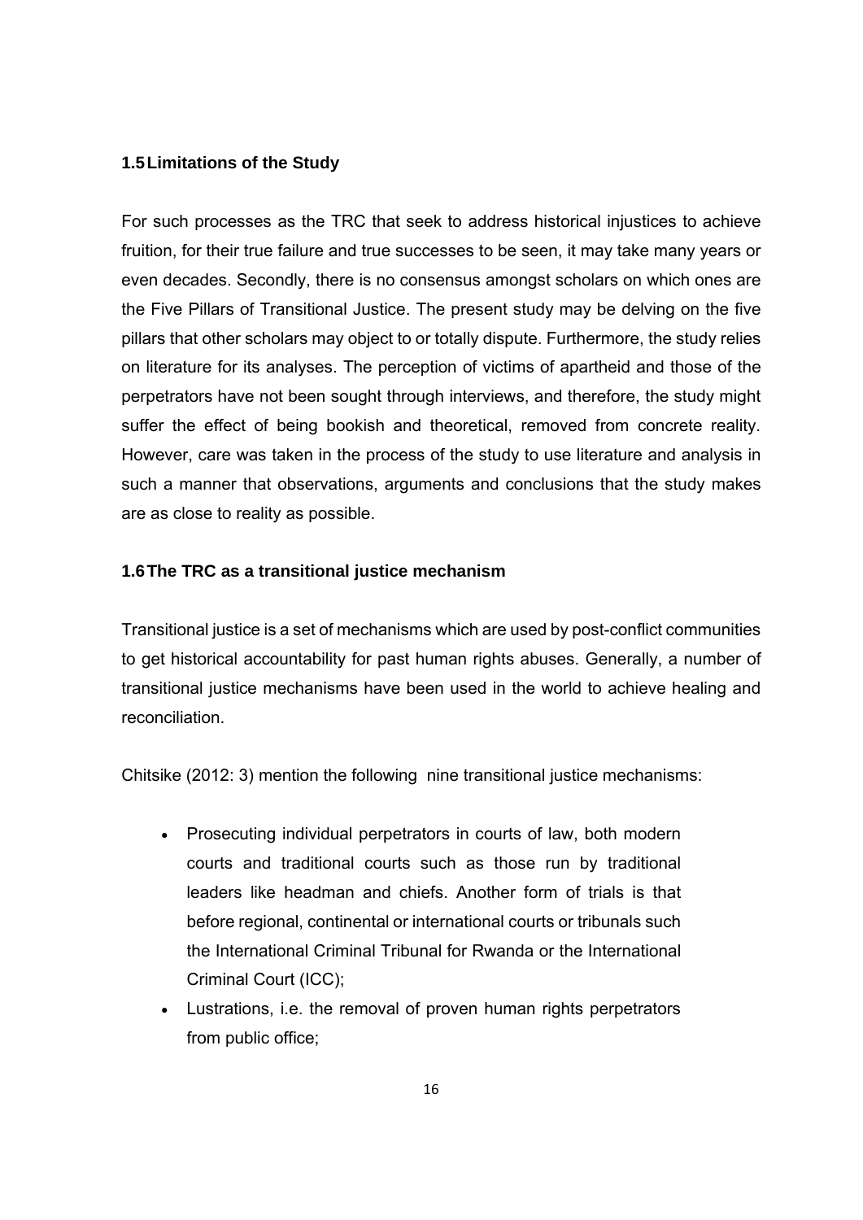### 1.5 Limitations of the Study

For such processes as the TRC that seek to address historical injustices to achieve fruition, for their true failure and true successes to be seen, it may take many years or even decades. Secondly, there is no consensus amongst scholars on which ones are the Five Pillars of Transitional Justice. The present study may be delving on the five pillars that other scholars may object to or totally dispute. Furthermore, the study relies on literature for its analyses. The perception of victims of apartheid and those of the perpetrators have not been sought through interviews, and therefore, the study might suffer the effect of being bookish and theoretical, removed from concrete reality. However, care was taken in the process of the study to use literature and analysis in such a manner that observations, arguments and conclusions that the study makes are as close to reality as possible.

### 1.6 The TRC as a transitional justice mechanism

Transitional justice is a set of mechanisms which are used by post-conflict communities to get historical accountability for past human rights abuses. Generally, a number of transitional justice mechanisms have been used in the world to achieve healing and reconciliation.

Chitsike (2012: 3) mention the following nine transitional justice mechanisms:

- Prosecuting individual perpetrators in courts of law, both modern courts and traditional courts such as those run by traditional leaders like headman and chiefs. Another form of trials is that before regional, continental or international courts or tribunals such the International Criminal Tribunal for Rwanda or the International Criminal Court (ICC);
- Lustrations, i.e. the removal of proven human rights perpetrators from public office;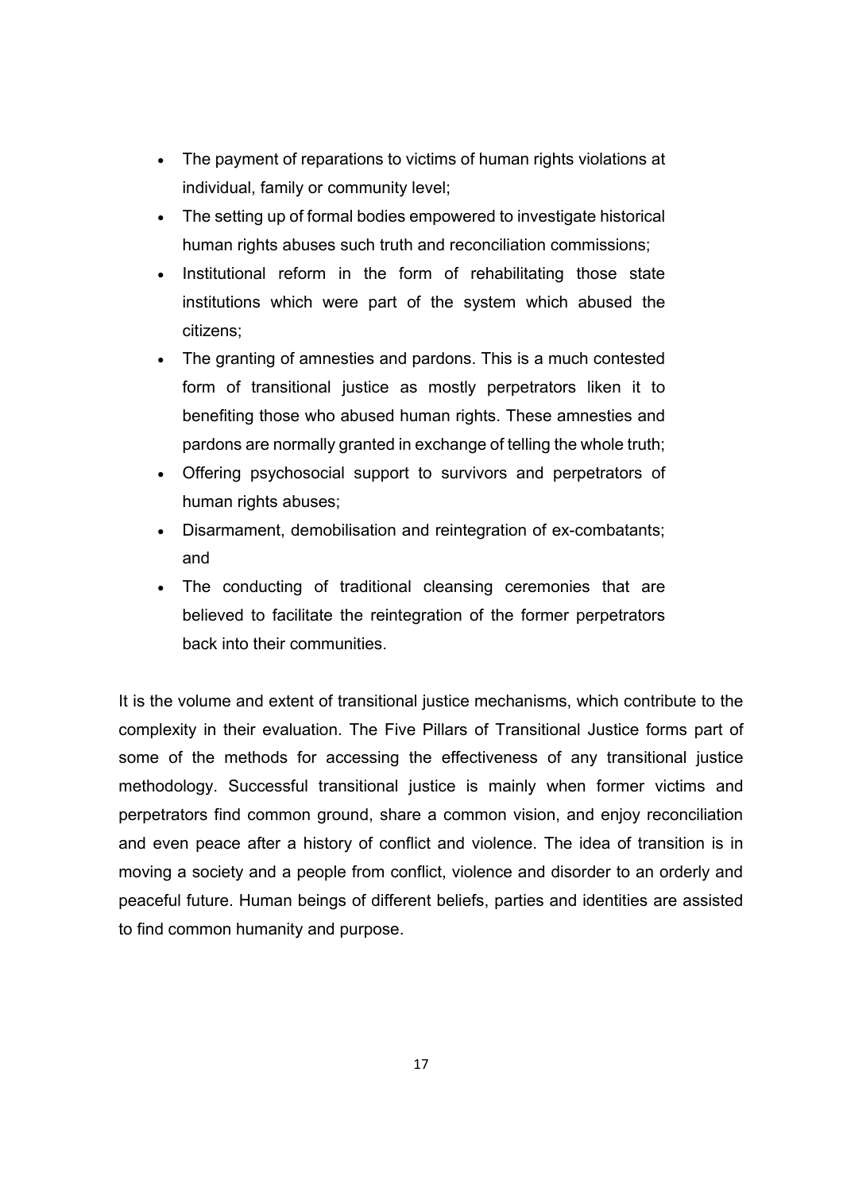- The payment of reparations to victims of human rights violations at individual, family or community level;
- The setting up of formal bodies empowered to investigate historical human rights abuses such truth and reconciliation commissions;
- Institutional reform in the form of rehabilitating those state institutions which were part of the system which abused the citizens;
- The granting of amnesties and pardons. This is a much contested form of transitional justice as mostly perpetrators liken it to benefiting those who abused human rights. These amnesties and pardons are normally granted in exchange of telling the whole truth;
- Offering psychosocial support to survivors and perpetrators of human rights abuses;
- Disarmament, demobilisation and reintegration of ex-combatants; and
- The conducting of traditional cleansing ceremonies that are believed to facilitate the reintegration of the former perpetrators back into their communities.

It is the volume and extent of transitional justice mechanisms, which contribute to the complexity in their evaluation. The Five Pillars of Transitional Justice forms part of some of the methods for accessing the effectiveness of any transitional justice methodology. Successful transitional justice is mainly when former victims and perpetrators find common ground, share a common vision, and enjoy reconciliation and even peace after a history of conflict and violence. The idea of transition is in moving a society and a people from conflict, violence and disorder to an orderly and peaceful future. Human beings of different beliefs, parties and identities are assisted to find common humanity and purpose.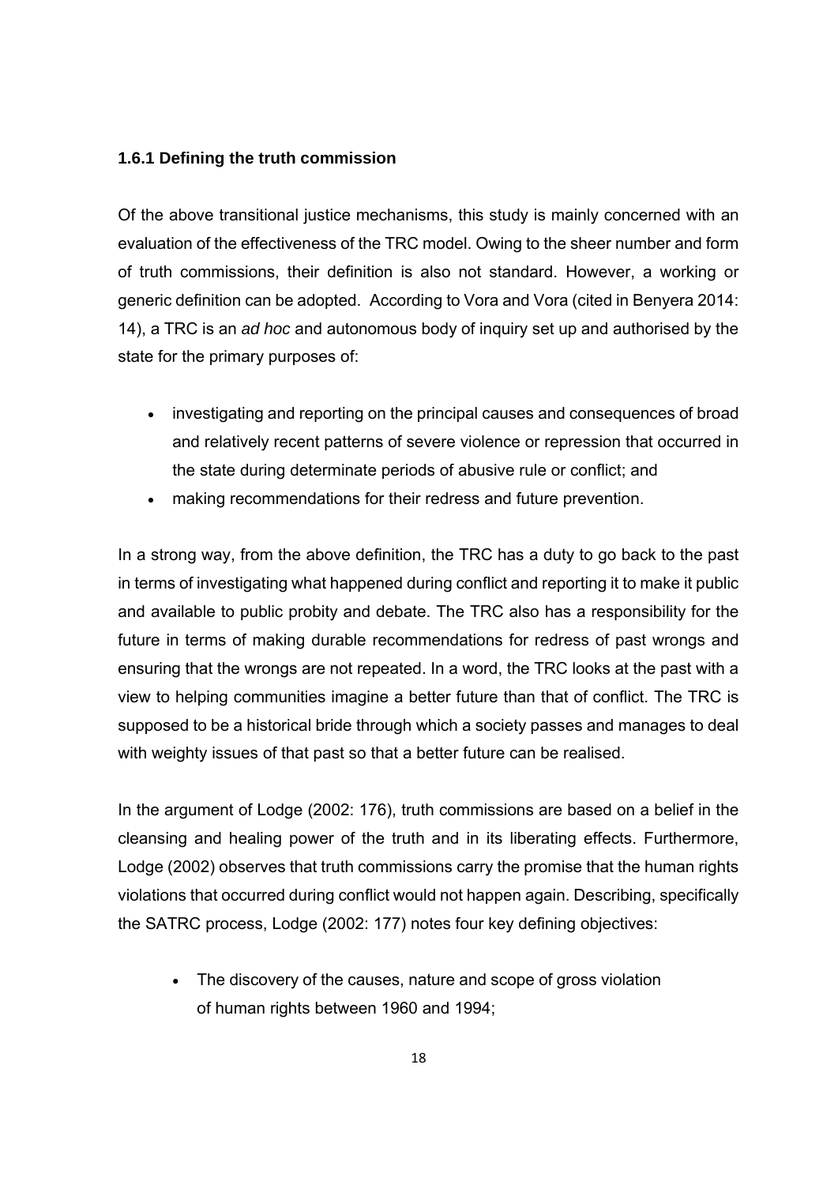### 1.6.1 Defining the truth commission

Of the above transitional justice mechanisms, this study is mainly concerned with an evaluation of the effectiveness of the TRC model. Owing to the sheer number and form of truth commissions, their definition is also not standard. However, a working or generic definition can be adopted. According to Vora and Vora (cited in Benyera 2014: 14), a TRC is an *ad hoc* and autonomous body of inquiry set up and authorised by the state for the primary purposes of:

- investigating and reporting on the principal causes and consequences of broad and relatively recent patterns of severe violence or repression that occurred in the state during determinate periods of abusive rule or conflict; and
- making recommendations for their redress and future prevention.

In a strong way, from the above definition, the TRC has a duty to go back to the past in terms of investigating what happened during conflict and reporting it to make it public and available to public probity and debate. The TRC also has a responsibility for the future in terms of making durable recommendations for redress of past wrongs and ensuring that the wrongs are not repeated. In a word, the TRC looks at the past with a view to helping communities imagine a better future than that of conflict. The TRC is supposed to be a historical bride through which a society passes and manages to deal with weighty issues of that past so that a better future can be realised.

In the argument of Lodge (2002: 176), truth commissions are based on a belief in the cleansing and healing power of the truth and in its liberating effects. Furthermore, Lodge (2002) observes that truth commissions carry the promise that the human rights violations that occurred during conflict would not happen again. Describing, specifically the SATRC process, Lodge (2002: 177) notes four key defining objectives:

- The discovery of the causes, nature and scope of gross violation of human rights between 1960 and 1994;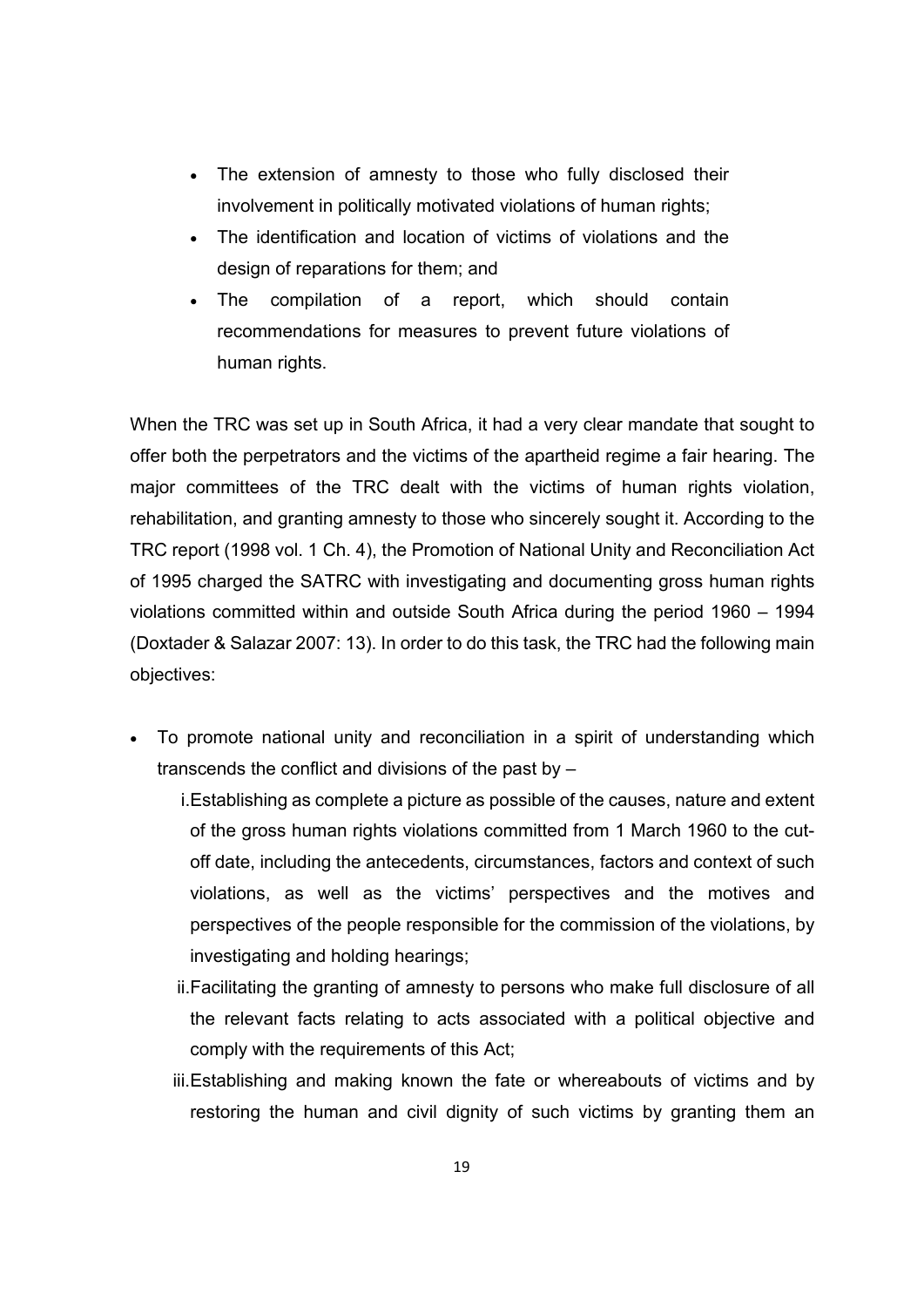- The extension of amnesty to those who fully disclosed their involvement in politically motivated violations of human rights;
- The identification and location of victims of violations and the design of reparations for them; and
- The compilation of a report, which should contain recommendations for measures to prevent future violations of human rights.

When the TRC was set up in South Africa, it had a very clear mandate that sought to offer both the perpetrators and the victims of the apartheid regime a fair hearing. The major committees of the TRC dealt with the victims of human rights violation, rehabilitation, and granting amnesty to those who sincerely sought it. According to the TRC report (1998 vol. 1 Ch. 4), the Promotion of National Unity and Reconciliation Act of 1995 charged the SATRC with investigating and documenting gross human rights violations committed within and outside South Africa during the period 1960 – 1994 (Doxtader & Salazar 2007: 13). In order to do this task, the TRC had the following main objectives:

- To promote national unity and reconciliation in a spirit of understanding which transcends the conflict and divisions of the past by –
    1. Establishing as complete a picture as possible of the causes, nature and extent of the gross human rights violations committed from 1 March 1960 to the cut-off date, including the antecedents, circumstances, factors and context of such violations, as well as the victims' perspectives and the motives and perspectives of the people responsible for the commission of the violations, by investigating and holding hearings;
    2. Facilitating the granting of amnesty to persons who make full disclosure of all the relevant facts relating to acts associated with a political objective and comply with the requirements of this Act;
    3. Establishing and making known the fate or whereabouts of victims and by restoring the human and civil dignity of such victims by granting them an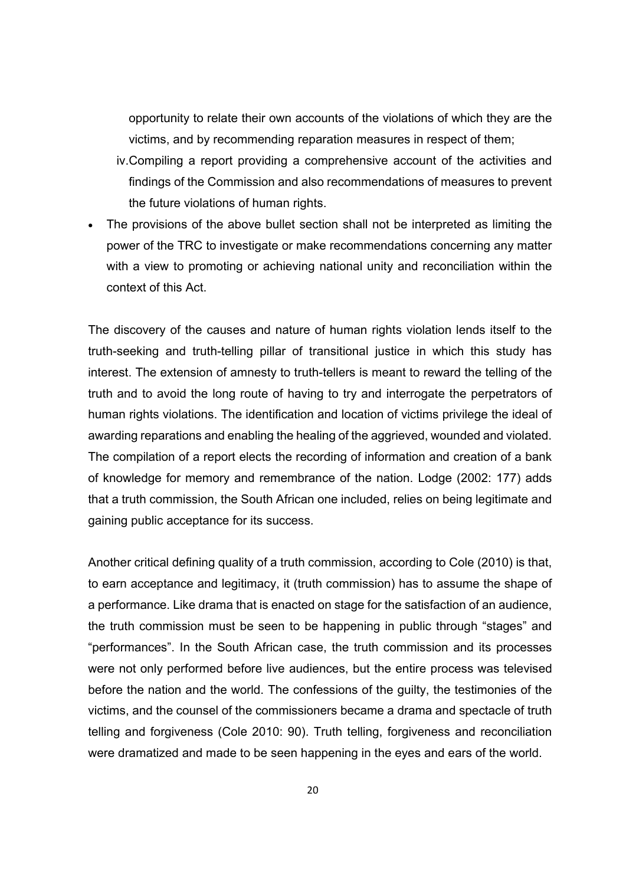opportunity to relate their own accounts of the violations of which they are the victims, and by recommending reparation measures in respect of them;

iv. Compiling a report providing a comprehensive account of the activities and findings of the Commission and also recommendations of measures to prevent the future violations of human rights.

- The provisions of the above bullet section shall not be interpreted as limiting the power of the TRC to investigate or make recommendations concerning any matter with a view to promoting or achieving national unity and reconciliation within the context of this Act.

The discovery of the causes and nature of human rights violation lends itself to the truth-seeking and truth-telling pillar of transitional justice in which this study has interest. The extension of amnesty to truth-tellers is meant to reward the telling of the truth and to avoid the long route of having to try and interrogate the perpetrators of human rights violations. The identification and location of victims privilege the ideal of awarding reparations and enabling the healing of the aggrieved, wounded and violated. The compilation of a report elects the recording of information and creation of a bank of knowledge for memory and remembrance of the nation. Lodge (2002: 177) adds that a truth commission, the South African one included, relies on being legitimate and gaining public acceptance for its success.

Another critical defining quality of a truth commission, according to Cole (2010) is that, to earn acceptance and legitimacy, it (truth commission) has to assume the shape of a performance. Like drama that is enacted on stage for the satisfaction of an audience, the truth commission must be seen to be happening in public through "stages" and "performances". In the South African case, the truth commission and its processes were not only performed before live audiences, but the entire process was televised before the nation and the world. The confessions of the guilty, the testimonies of the victims, and the counsel of the commissioners became a drama and spectacle of truth telling and forgiveness (Cole 2010: 90). Truth telling, forgiveness and reconciliation were dramatized and made to be seen happening in the eyes and ears of the world.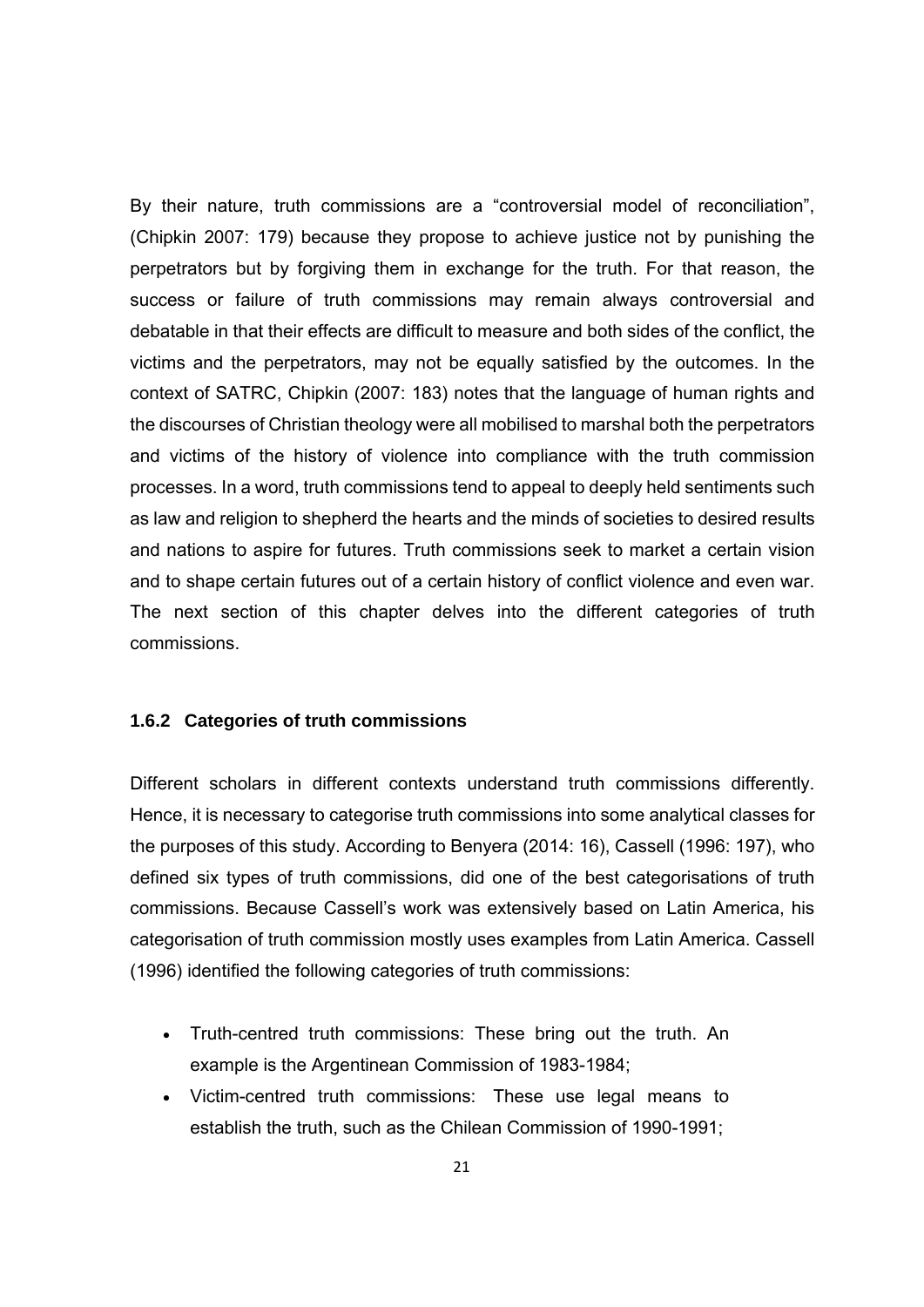By their nature, truth commissions are a "controversial model of reconciliation", (Chipkin 2007: 179) because they propose to achieve justice not by punishing the perpetrators but by forgiving them in exchange for the truth. For that reason, the success or failure of truth commissions may remain always controversial and debatable in that their effects are difficult to measure and both sides of the conflict, the victims and the perpetrators, may not be equally satisfied by the outcomes. In the context of SATRC, Chipkin (2007: 183) notes that the language of human rights and the discourses of Christian theology were all mobilised to marshal both the perpetrators and victims of the history of violence into compliance with the truth commission processes. In a word, truth commissions tend to appeal to deeply held sentiments such as law and religion to shepherd the hearts and the minds of societies to desired results and nations to aspire for futures. Truth commissions seek to market a certain vision and to shape certain futures out of a certain history of conflict violence and even war. The next section of this chapter delves into the different categories of truth commissions.

### 1.6.2 Categories of truth commissions

Different scholars in different contexts understand truth commissions differently. Hence, it is necessary to categorise truth commissions into some analytical classes for the purposes of this study. According to Benyera (2014: 16), Cassell (1996: 197), who defined six types of truth commissions, did one of the best categorisations of truth commissions. Because Cassell's work was extensively based on Latin America, his categorisation of truth commission mostly uses examples from Latin America. Cassell (1996) identified the following categories of truth commissions:

- Truth-centred truth commissions: These bring out the truth. An example is the Argentinean Commission of 1983-1984;
- Victim-centred truth commissions: These use legal means to establish the truth, such as the Chilean Commission of 1990-1991;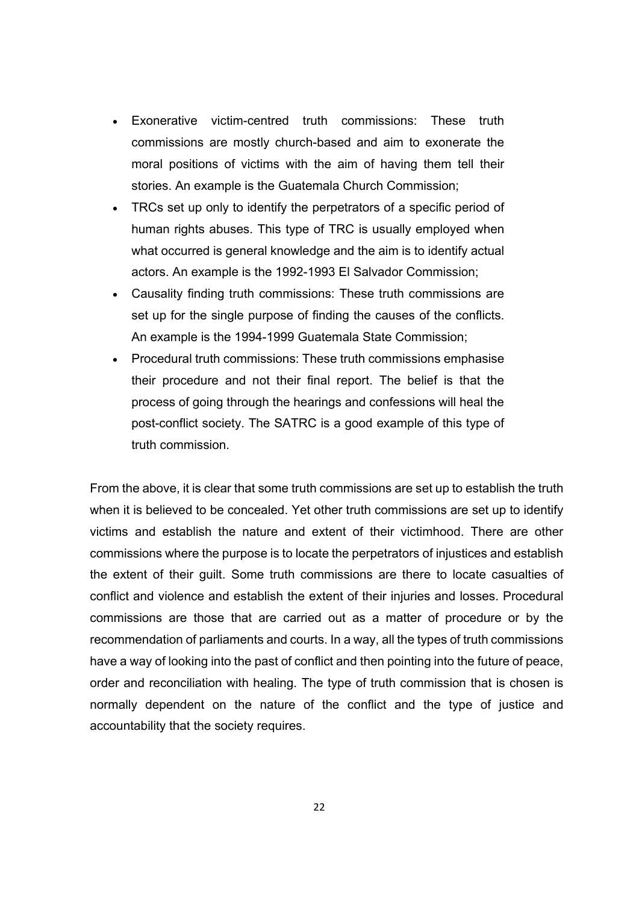- Exonerative victim-centred truth commissions: These truth commissions are mostly church-based and aim to exonerate the moral positions of victims with the aim of having them tell their stories. An example is the Guatemala Church Commission;
- TRCs set up only to identify the perpetrators of a specific period of human rights abuses. This type of TRC is usually employed when what occurred is general knowledge and the aim is to identify actual actors. An example is the 1992-1993 El Salvador Commission;
- Causality finding truth commissions: These truth commissions are set up for the single purpose of finding the causes of the conflicts. An example is the 1994-1999 Guatemala State Commission;
- Procedural truth commissions: These truth commissions emphasise their procedure and not their final report. The belief is that the process of going through the hearings and confessions will heal the post-conflict society. The SATRC is a good example of this type of truth commission.

From the above, it is clear that some truth commissions are set up to establish the truth when it is believed to be concealed. Yet other truth commissions are set up to identify victims and establish the nature and extent of their victimhood. There are other commissions where the purpose is to locate the perpetrators of injustices and establish the extent of their guilt. Some truth commissions are there to locate casualties of conflict and violence and establish the extent of their injuries and losses. Procedural commissions are those that are carried out as a matter of procedure or by the recommendation of parliaments and courts. In a way, all the types of truth commissions have a way of looking into the past of conflict and then pointing into the future of peace, order and reconciliation with healing. The type of truth commission that is chosen is normally dependent on the nature of the conflict and the type of justice and accountability that the society requires.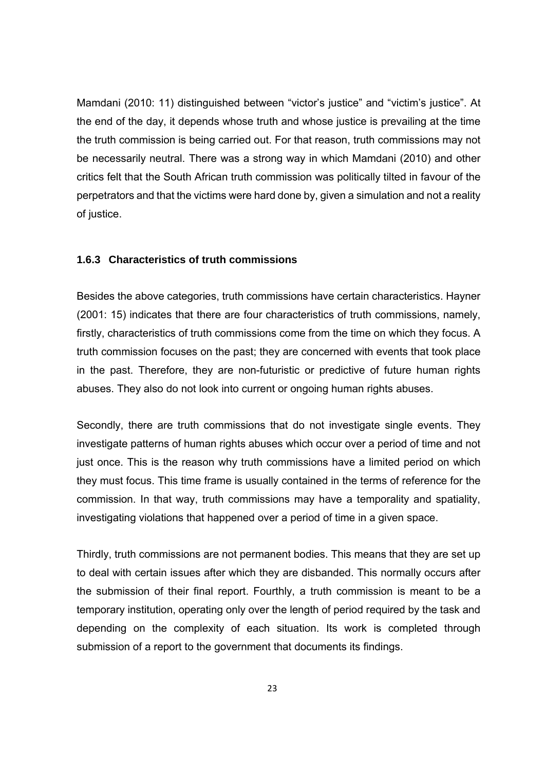Mamdani (2010: 11) distinguished between "victor's justice" and "victim's justice". At the end of the day, it depends whose truth and whose justice is prevailing at the time the truth commission is being carried out. For that reason, truth commissions may not be necessarily neutral. There was a strong way in which Mamdani (2010) and other critics felt that the South African truth commission was politically tilted in favour of the perpetrators and that the victims were hard done by, given a simulation and not a reality of justice.

### 1.6.3 Characteristics of truth commissions

Besides the above categories, truth commissions have certain characteristics. Hayner (2001: 15) indicates that there are four characteristics of truth commissions, namely, firstly, characteristics of truth commissions come from the time on which they focus. A truth commission focuses on the past; they are concerned with events that took place in the past. Therefore, they are non-futuristic or predictive of future human rights abuses. They also do not look into current or ongoing human rights abuses.

Secondly, there are truth commissions that do not investigate single events. They investigate patterns of human rights abuses which occur over a period of time and not just once. This is the reason why truth commissions have a limited period on which they must focus. This time frame is usually contained in the terms of reference for the commission. In that way, truth commissions may have a temporality and spatiality, investigating violations that happened over a period of time in a given space.

Thirdly, truth commissions are not permanent bodies. This means that they are set up to deal with certain issues after which they are disbanded. This normally occurs after the submission of their final report. Fourthly, a truth commission is meant to be a temporary institution, operating only over the length of period required by the task and depending on the complexity of each situation. Its work is completed through submission of a report to the government that documents its findings.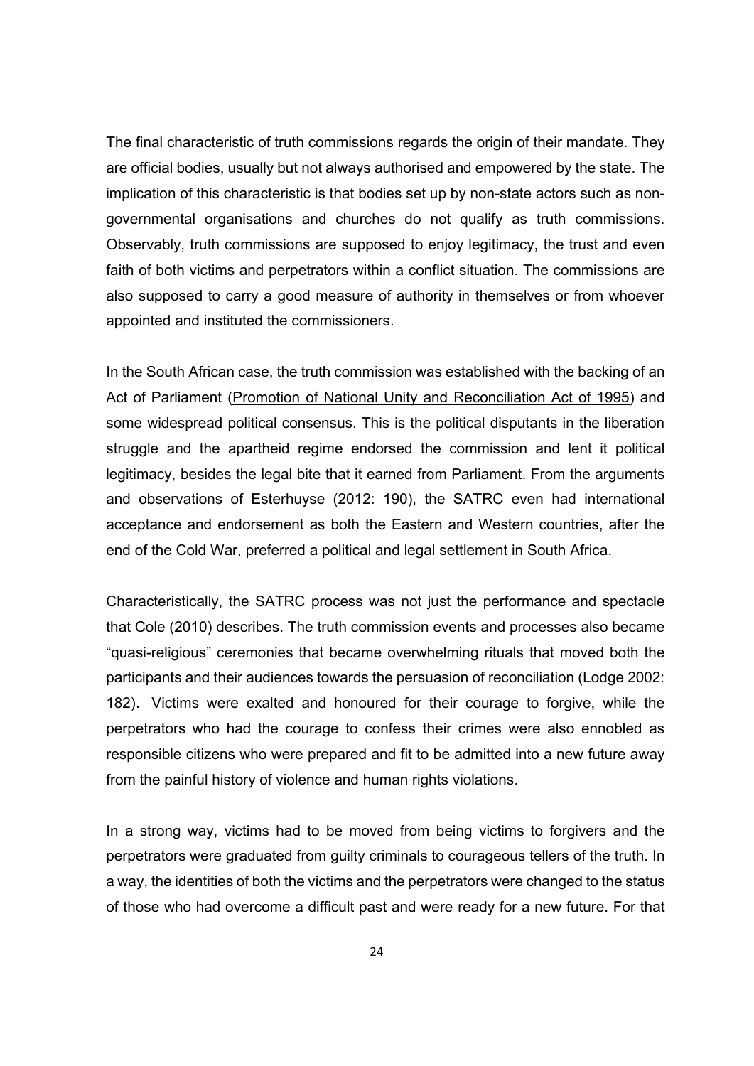The final characteristic of truth commissions regards the origin of their mandate. They are official bodies, usually but not always authorised and empowered by the state. The implication of this characteristic is that bodies set up by non-state actors such as non-governmental organisations and churches do not qualify as truth commissions. Observably, truth commissions are supposed to enjoy legitimacy, the trust and even faith of both victims and perpetrators within a conflict situation. The commissions are also supposed to carry a good measure of authority in themselves or from whoever appointed and instituted the commissioners.

In the South African case, the truth commission was established with the backing of an Act of Parliament (Promotion of National Unity and Reconciliation Act of 1995) and some widespread political consensus. This is the political disputants in the liberation struggle and the apartheid regime endorsed the commission and lent it political legitimacy, besides the legal bite that it earned from Parliament. From the arguments and observations of Esterhuyse (2012: 190), the SATRC even had international acceptance and endorsement as both the Eastern and Western countries, after the end of the Cold War, preferred a political and legal settlement in South Africa.

Characteristically, the SATRC process was not just the performance and spectacle that Cole (2010) describes. The truth commission events and processes also became "quasi-religious" ceremonies that became overwhelming rituals that moved both the participants and their audiences towards the persuasion of reconciliation (Lodge 2002: 182). Victims were exalted and honoured for their courage to forgive, while the perpetrators who had the courage to confess their crimes were also ennobled as responsible citizens who were prepared and fit to be admitted into a new future away from the painful history of violence and human rights violations.

In a strong way, victims had to be moved from being victims to forgivers and the perpetrators were graduated from guilty criminals to courageous tellers of the truth. In a way, the identities of both the victims and the perpetrators were changed to the status of those who had overcome a difficult past and were ready for a new future. For that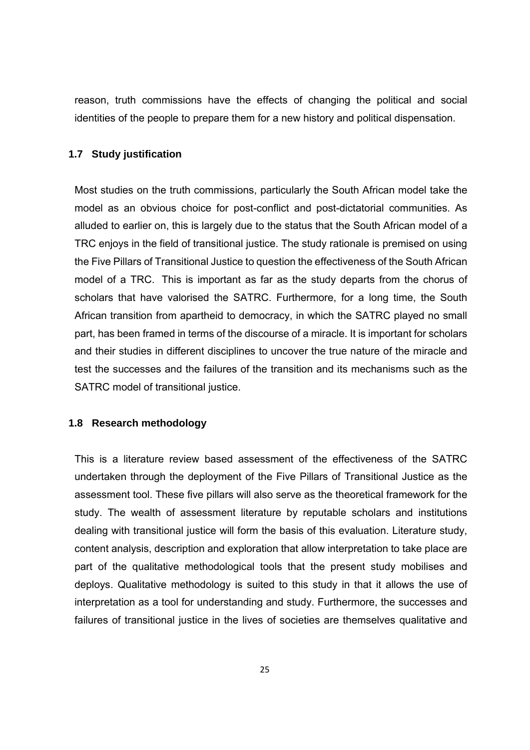reason, truth commissions have the effects of changing the political and social identities of the people to prepare them for a new history and political dispensation.

### 1.7 Study justification

Most studies on the truth commissions, particularly the South African model take the model as an obvious choice for post-conflict and post-dictatorial communities. As alluded to earlier on, this is largely due to the status that the South African model of a TRC enjoys in the field of transitional justice. The study rationale is premised on using the Five Pillars of Transitional Justice to question the effectiveness of the South African model of a TRC. This is important as far as the study departs from the chorus of scholars that have valorised the SATRC. Furthermore, for a long time, the South African transition from apartheid to democracy, in which the SATRC played no small part, has been framed in terms of the discourse of a miracle. It is important for scholars and their studies in different disciplines to uncover the true nature of the miracle and test the successes and the failures of the transition and its mechanisms such as the SATRC model of transitional justice.

### 1.8 Research methodology

This is a literature review based assessment of the effectiveness of the SATRC undertaken through the deployment of the Five Pillars of Transitional Justice as the assessment tool. These five pillars will also serve as the theoretical framework for the study. The wealth of assessment literature by reputable scholars and institutions dealing with transitional justice will form the basis of this evaluation. Literature study, content analysis, description and exploration that allow interpretation to take place are part of the qualitative methodological tools that the present study mobilises and deploys. Qualitative methodology is suited to this study in that it allows the use of interpretation as a tool for understanding and study. Furthermore, the successes and failures of transitional justice in the lives of societies are themselves qualitative and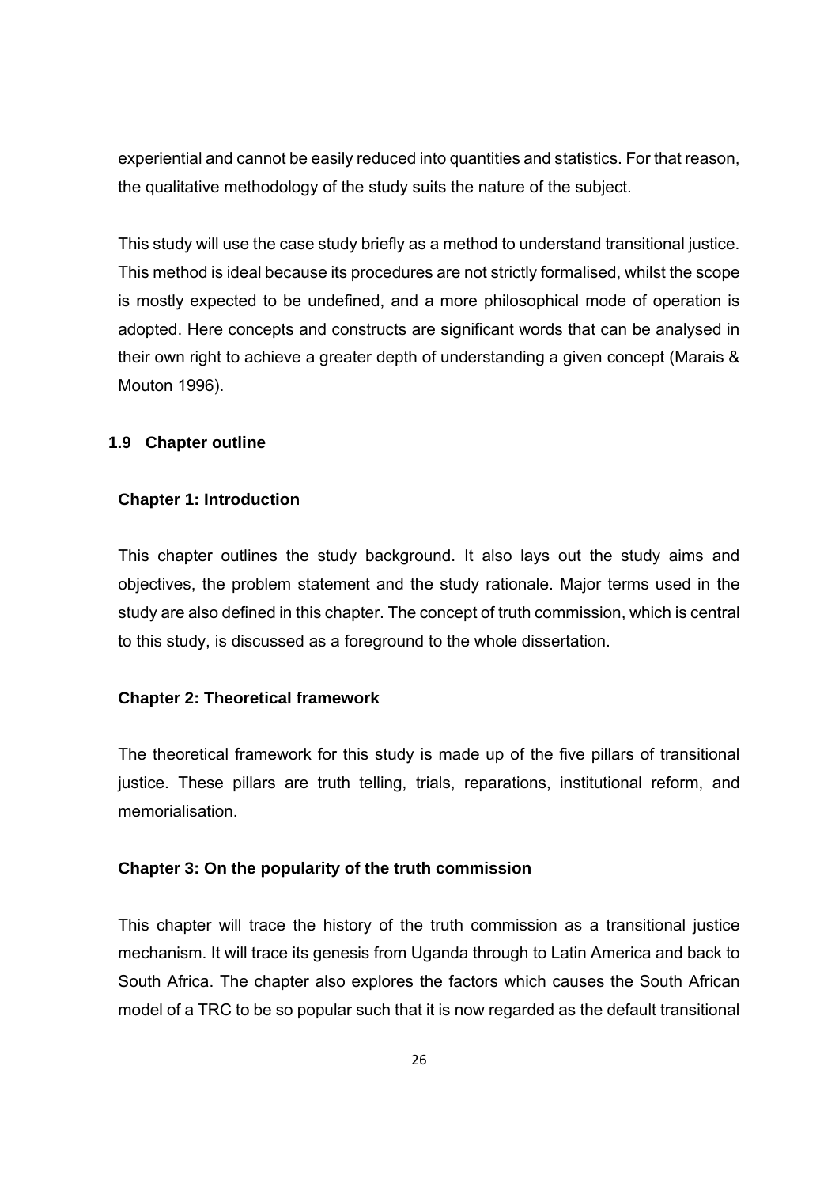experiential and cannot be easily reduced into quantities and statistics. For that reason, the qualitative methodology of the study suits the nature of the subject.

This study will use the case study briefly as a method to understand transitional justice. This method is ideal because its procedures are not strictly formalised, whilst the scope is mostly expected to be undefined, and a more philosophical mode of operation is adopted. Here concepts and constructs are significant words that can be analysed in their own right to achieve a greater depth of understanding a given concept (Marais & Mouton 1996).

## 1.9 Chapter outline

### Chapter 1: Introduction

This chapter outlines the study background. It also lays out the study aims and objectives, the problem statement and the study rationale. Major terms used in the study are also defined in this chapter. The concept of truth commission, which is central to this study, is discussed as a foreground to the whole dissertation.

### Chapter 2: Theoretical framework

The theoretical framework for this study is made up of the five pillars of transitional justice. These pillars are truth telling, trials, reparations, institutional reform, and memorialisation.

### Chapter 3: On the popularity of the truth commission

This chapter will trace the history of the truth commission as a transitional justice mechanism. It will trace its genesis from Uganda through to Latin America and back to South Africa. The chapter also explores the factors which causes the South African model of a TRC to be so popular such that it is now regarded as the default transitional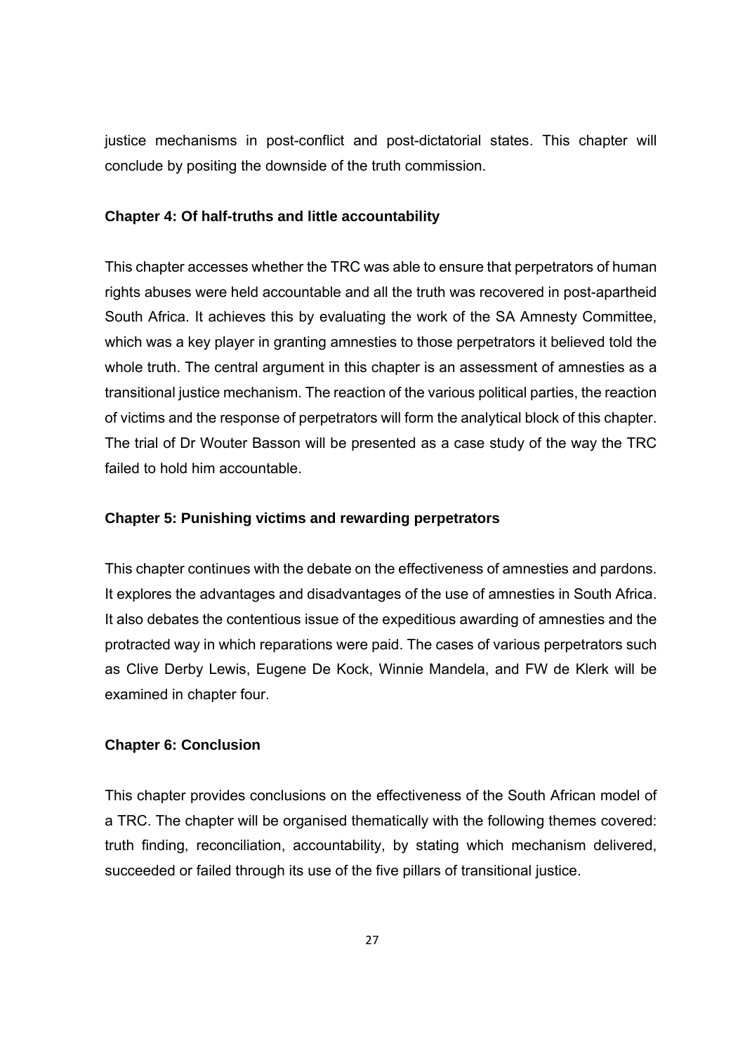justice mechanisms in post-conflict and post-dictatorial states. This chapter will conclude by positing the downside of the truth commission.

### Chapter 4: Of half-truths and little accountability

This chapter accesses whether the TRC was able to ensure that perpetrators of human rights abuses were held accountable and all the truth was recovered in post-apartheid South Africa. It achieves this by evaluating the work of the SA Amnesty Committee, which was a key player in granting amnesties to those perpetrators it believed told the whole truth. The central argument in this chapter is an assessment of amnesties as a transitional justice mechanism. The reaction of the various political parties, the reaction of victims and the response of perpetrators will form the analytical block of this chapter. The trial of Dr Wouter Basson will be presented as a case study of the way the TRC failed to hold him accountable.

### Chapter 5: Punishing victims and rewarding perpetrators

This chapter continues with the debate on the effectiveness of amnesties and pardons. It explores the advantages and disadvantages of the use of amnesties in South Africa. It also debates the contentious issue of the expeditious awarding of amnesties and the protracted way in which reparations were paid. The cases of various perpetrators such as Clive Derby Lewis, Eugene De Kock, Winnie Mandela, and FW de Klerk will be examined in chapter four.

### Chapter 6: Conclusion

This chapter provides conclusions on the effectiveness of the South African model of a TRC. The chapter will be organised thematically with the following themes covered: truth finding, reconciliation, accountability, by stating which mechanism delivered, succeeded or failed through its use of the five pillars of transitional justice.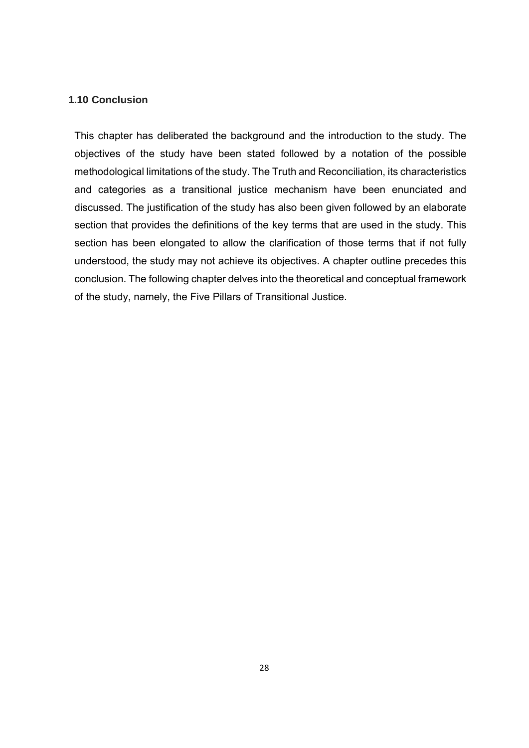### 1.10 Conclusion

This chapter has deliberated the background and the introduction to the study. The objectives of the study have been stated followed by a notation of the possible methodological limitations of the study. The Truth and Reconciliation, its characteristics and categories as a transitional justice mechanism have been enunciated and discussed. The justification of the study has also been given followed by an elaborate section that provides the definitions of the key terms that are used in the study. This section has been elongated to allow the clarification of those terms that if not fully understood, the study may not achieve its objectives. A chapter outline precedes this conclusion. The following chapter delves into the theoretical and conceptual framework of the study, namely, the Five Pillars of Transitional Justice.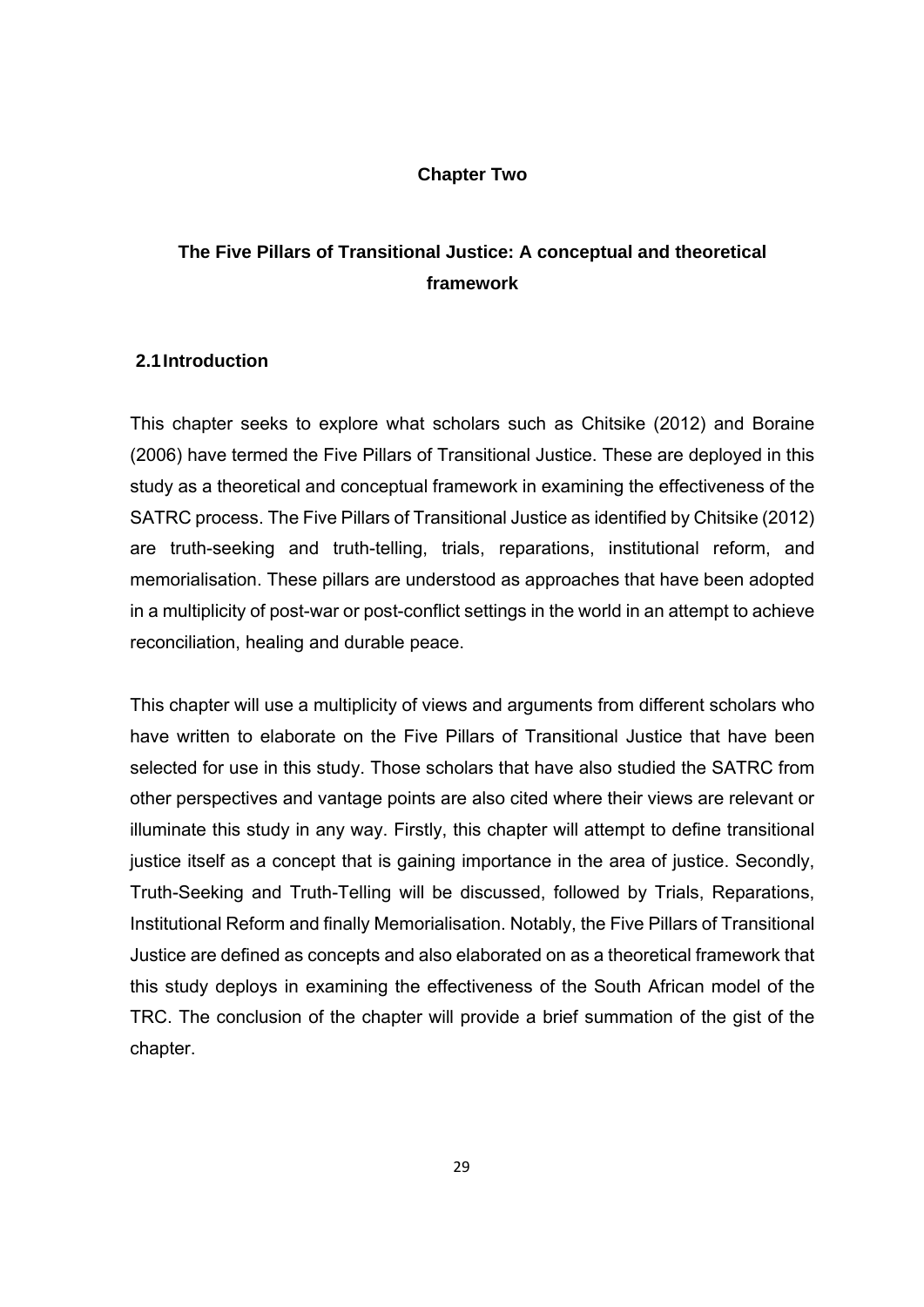# Chapter Two

# The Five Pillars of Transitional Justice: A conceptual and theoretical framework

## 2.1 Introduction

This chapter seeks to explore what scholars such as Chitsike (2012) and Boraine (2006) have termed the Five Pillars of Transitional Justice. These are deployed in this study as a theoretical and conceptual framework in examining the effectiveness of the SATRC process. The Five Pillars of Transitional Justice as identified by Chitsike (2012) are truth-seeking and truth-telling, trials, reparations, institutional reform, and memorialisation. These pillars are understood as approaches that have been adopted in a multiplicity of post-war or post-conflict settings in the world in an attempt to achieve reconciliation, healing and durable peace.

This chapter will use a multiplicity of views and arguments from different scholars who have written to elaborate on the Five Pillars of Transitional Justice that have been selected for use in this study. Those scholars that have also studied the SATRC from other perspectives and vantage points are also cited where their views are relevant or illuminate this study in any way. Firstly, this chapter will attempt to define transitional justice itself as a concept that is gaining importance in the area of justice. Secondly, Truth-Seeking and Truth-Telling will be discussed, followed by Trials, Reparations, Institutional Reform and finally Memorialisation. Notably, the Five Pillars of Transitional Justice are defined as concepts and also elaborated on as a theoretical framework that this study deploys in examining the effectiveness of the South African model of the TRC. The conclusion of the chapter will provide a brief summation of the gist of the chapter.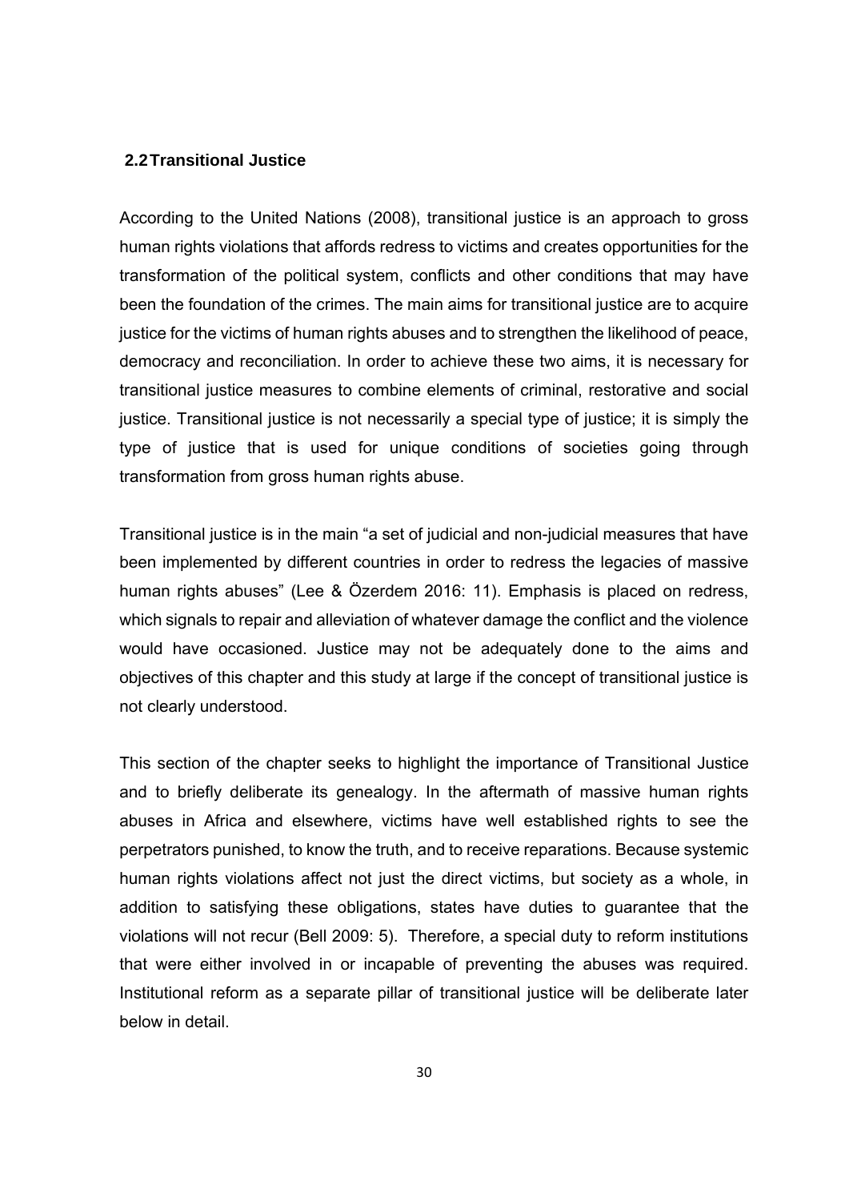## 2.2 Transitional Justice

According to the United Nations (2008), transitional justice is an approach to gross human rights violations that affords redress to victims and creates opportunities for the transformation of the political system, conflicts and other conditions that may have been the foundation of the crimes. The main aims for transitional justice are to acquire justice for the victims of human rights abuses and to strengthen the likelihood of peace, democracy and reconciliation. In order to achieve these two aims, it is necessary for transitional justice measures to combine elements of criminal, restorative and social justice. Transitional justice is not necessarily a special type of justice; it is simply the type of justice that is used for unique conditions of societies going through transformation from gross human rights abuse.

Transitional justice is in the main "a set of judicial and non-judicial measures that have been implemented by different countries in order to redress the legacies of massive human rights abuses" (Lee & Özerdem 2016: 11). Emphasis is placed on redress, which signals to repair and alleviation of whatever damage the conflict and the violence would have occasioned. Justice may not be adequately done to the aims and objectives of this chapter and this study at large if the concept of transitional justice is not clearly understood.

This section of the chapter seeks to highlight the importance of Transitional Justice and to briefly deliberate its genealogy. In the aftermath of massive human rights abuses in Africa and elsewhere, victims have well established rights to see the perpetrators punished, to know the truth, and to receive reparations. Because systemic human rights violations affect not just the direct victims, but society as a whole, in addition to satisfying these obligations, states have duties to guarantee that the violations will not recur (Bell 2009: 5). Therefore, a special duty to reform institutions that were either involved in or incapable of preventing the abuses was required. Institutional reform as a separate pillar of transitional justice will be deliberate later below in detail.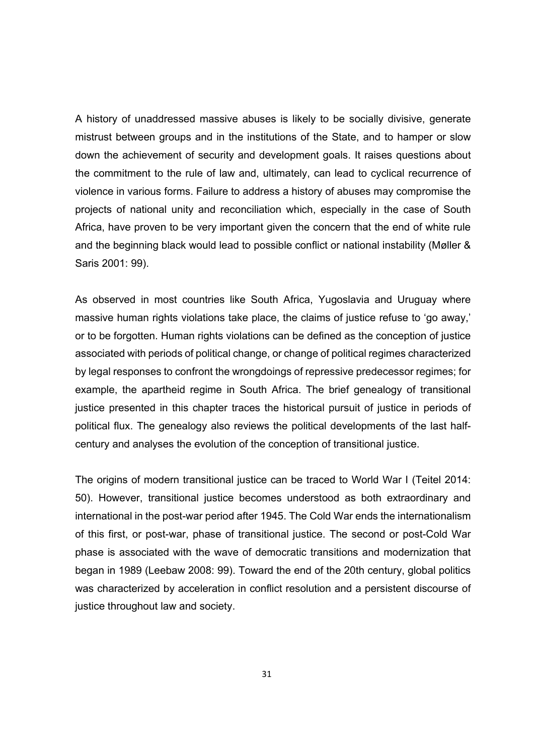A history of unaddressed massive abuses is likely to be socially divisive, generate mistrust between groups and in the institutions of the State, and to hamper or slow down the achievement of security and development goals. It raises questions about the commitment to the rule of law and, ultimately, can lead to cyclical recurrence of violence in various forms. Failure to address a history of abuses may compromise the projects of national unity and reconciliation which, especially in the case of South Africa, have proven to be very important given the concern that the end of white rule and the beginning black would lead to possible conflict or national instability (Møller & Saris 2001: 99).

As observed in most countries like South Africa, Yugoslavia and Uruguay where massive human rights violations take place, the claims of justice refuse to 'go away,' or to be forgotten. Human rights violations can be defined as the conception of justice associated with periods of political change, or change of political regimes characterized by legal responses to confront the wrongdoings of repressive predecessor regimes; for example, the apartheid regime in South Africa. The brief genealogy of transitional justice presented in this chapter traces the historical pursuit of justice in periods of political flux. The genealogy also reviews the political developments of the last half-century and analyses the evolution of the conception of transitional justice.

The origins of modern transitional justice can be traced to World War I (Teitel 2014: 50). However, transitional justice becomes understood as both extraordinary and international in the post-war period after 1945. The Cold War ends the internationalism of this first, or post-war, phase of transitional justice. The second or post-Cold War phase is associated with the wave of democratic transitions and modernization that began in 1989 (Leebaw 2008: 99). Toward the end of the 20th century, global politics was characterized by acceleration in conflict resolution and a persistent discourse of justice throughout law and society.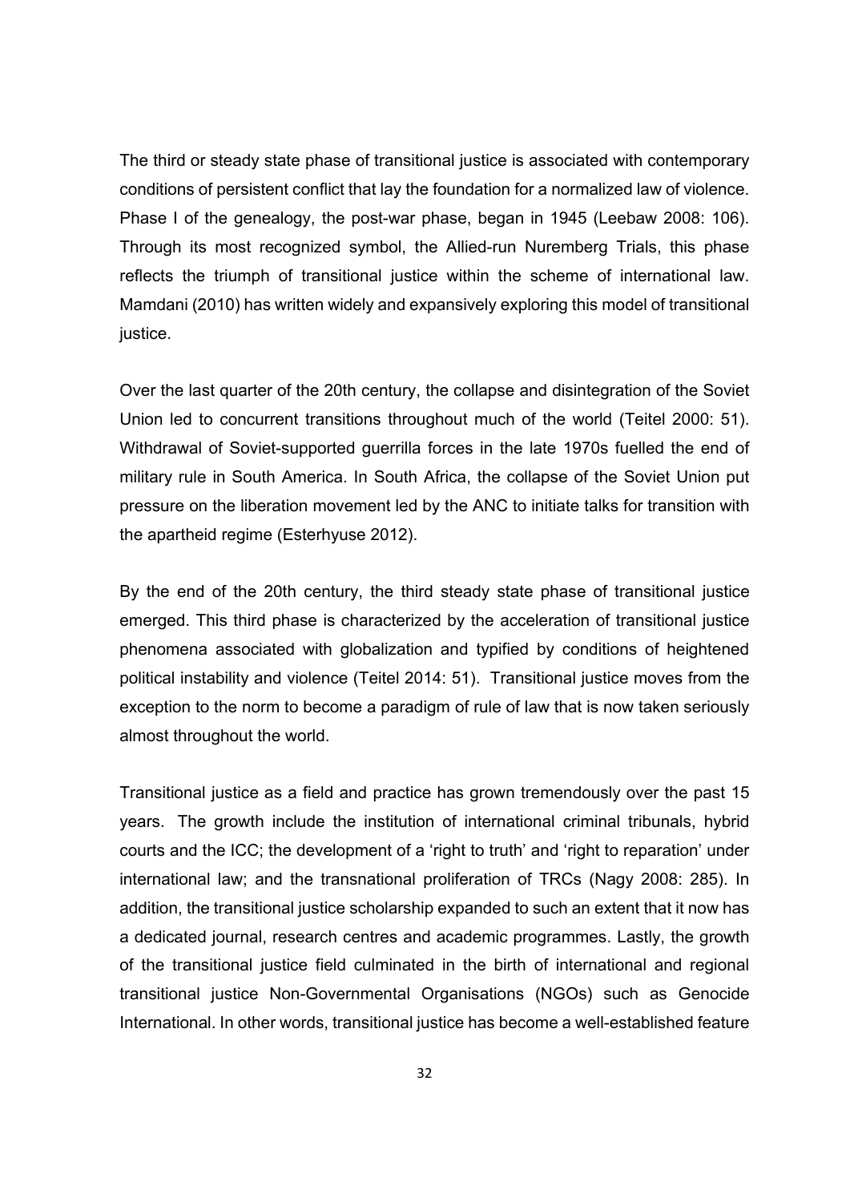The third or steady state phase of transitional justice is associated with contemporary conditions of persistent conflict that lay the foundation for a normalized law of violence. Phase I of the genealogy, the post-war phase, began in 1945 (Leebaw 2008: 106). Through its most recognized symbol, the Allied-run Nuremberg Trials, this phase reflects the triumph of transitional justice within the scheme of international law. Mamdani (2010) has written widely and expansively exploring this model of transitional justice.

Over the last quarter of the 20th century, the collapse and disintegration of the Soviet Union led to concurrent transitions throughout much of the world (Teitel 2000: 51). Withdrawal of Soviet-supported guerrilla forces in the late 1970s fuelled the end of military rule in South America. In South Africa, the collapse of the Soviet Union put pressure on the liberation movement led by the ANC to initiate talks for transition with the apartheid regime (Esterhyuse 2012).

By the end of the 20th century, the third steady state phase of transitional justice emerged. This third phase is characterized by the acceleration of transitional justice phenomena associated with globalization and typified by conditions of heightened political instability and violence (Teitel 2014: 51). Transitional justice moves from the exception to the norm to become a paradigm of rule of law that is now taken seriously almost throughout the world.

Transitional justice as a field and practice has grown tremendously over the past 15 years. The growth include the institution of international criminal tribunals, hybrid courts and the ICC; the development of a 'right to truth' and 'right to reparation' under international law; and the transnational proliferation of TRCs (Nagy 2008: 285). In addition, the transitional justice scholarship expanded to such an extent that it now has a dedicated journal, research centres and academic programmes. Lastly, the growth of the transitional justice field culminated in the birth of international and regional transitional justice Non-Governmental Organisations (NGOs) such as Genocide International. In other words, transitional justice has become a well-established feature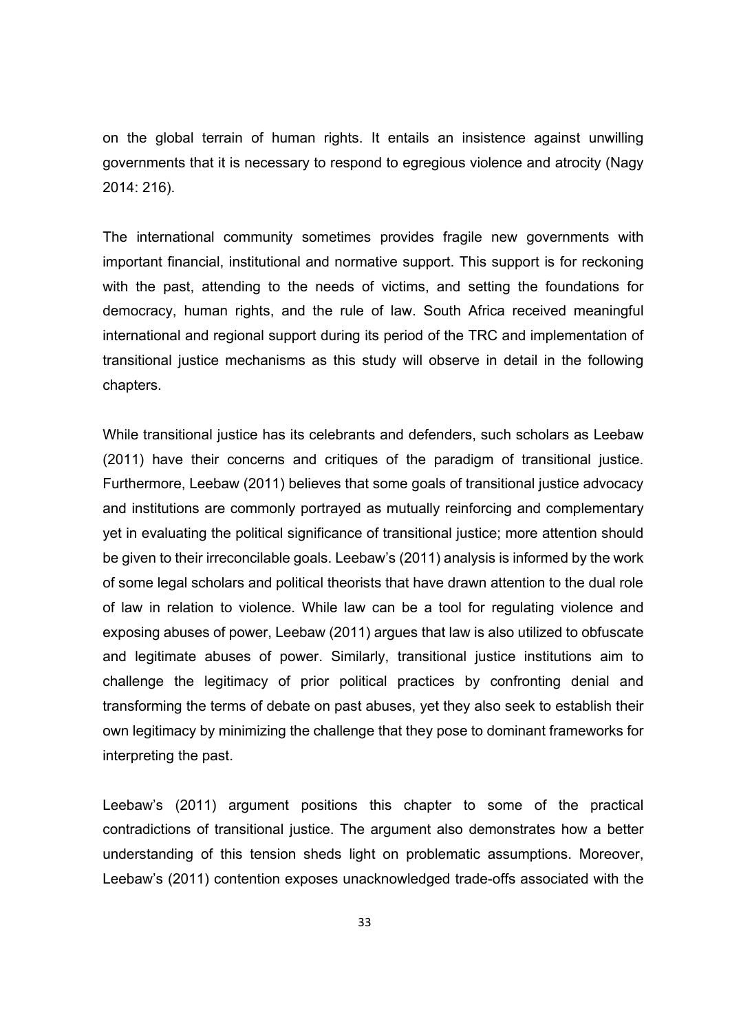on the global terrain of human rights. It entails an insistence against unwilling governments that it is necessary to respond to egregious violence and atrocity (Nagy 2014: 216).

The international community sometimes provides fragile new governments with important financial, institutional and normative support. This support is for reckoning with the past, attending to the needs of victims, and setting the foundations for democracy, human rights, and the rule of law. South Africa received meaningful international and regional support during its period of the TRC and implementation of transitional justice mechanisms as this study will observe in detail in the following chapters.

While transitional justice has its celebrants and defenders, such scholars as Leebaw (2011) have their concerns and critiques of the paradigm of transitional justice. Furthermore, Leebaw (2011) believes that some goals of transitional justice advocacy and institutions are commonly portrayed as mutually reinforcing and complementary yet in evaluating the political significance of transitional justice; more attention should be given to their irreconcilable goals. Leebaw's (2011) analysis is informed by the work of some legal scholars and political theorists that have drawn attention to the dual role of law in relation to violence. While law can be a tool for regulating violence and exposing abuses of power, Leebaw (2011) argues that law is also utilized to obfuscate and legitimate abuses of power. Similarly, transitional justice institutions aim to challenge the legitimacy of prior political practices by confronting denial and transforming the terms of debate on past abuses, yet they also seek to establish their own legitimacy by minimizing the challenge that they pose to dominant frameworks for interpreting the past.

Leebaw's (2011) argument positions this chapter to some of the practical contradictions of transitional justice. The argument also demonstrates how a better understanding of this tension sheds light on problematic assumptions. Moreover, Leebaw's (2011) contention exposes unacknowledged trade-offs associated with the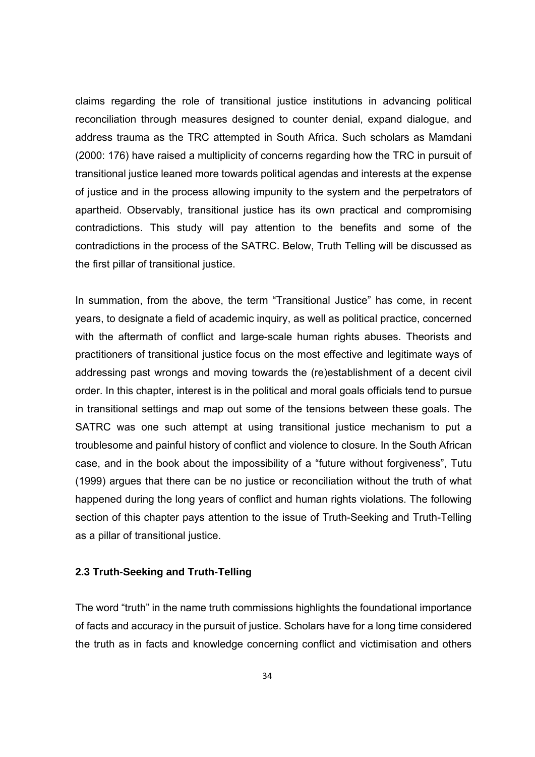claims regarding the role of transitional justice institutions in advancing political reconciliation through measures designed to counter denial, expand dialogue, and address trauma as the TRC attempted in South Africa. Such scholars as Mamdani (2000: 176) have raised a multiplicity of concerns regarding how the TRC in pursuit of transitional justice leaned more towards political agendas and interests at the expense of justice and in the process allowing impunity to the system and the perpetrators of apartheid. Observably, transitional justice has its own practical and compromising contradictions. This study will pay attention to the benefits and some of the contradictions in the process of the SATRC. Below, Truth Telling will be discussed as the first pillar of transitional justice.

In summation, from the above, the term "Transitional Justice" has come, in recent years, to designate a field of academic inquiry, as well as political practice, concerned with the aftermath of conflict and large-scale human rights abuses. Theorists and practitioners of transitional justice focus on the most effective and legitimate ways of addressing past wrongs and moving towards the (re)establishment of a decent civil order. In this chapter, interest is in the political and moral goals officials tend to pursue in transitional settings and map out some of the tensions between these goals. The SATRC was one such attempt at using transitional justice mechanism to put a troublesome and painful history of conflict and violence to closure. In the South African case, and in the book about the impossibility of a "future without forgiveness", Tutu (1999) argues that there can be no justice or reconciliation without the truth of what happened during the long years of conflict and human rights violations. The following section of this chapter pays attention to the issue of Truth-Seeking and Truth-Telling as a pillar of transitional justice.

### 2.3 Truth-Seeking and Truth-Telling

The word "truth" in the name truth commissions highlights the foundational importance of facts and accuracy in the pursuit of justice. Scholars have for a long time considered the truth as in facts and knowledge concerning conflict and victimisation and others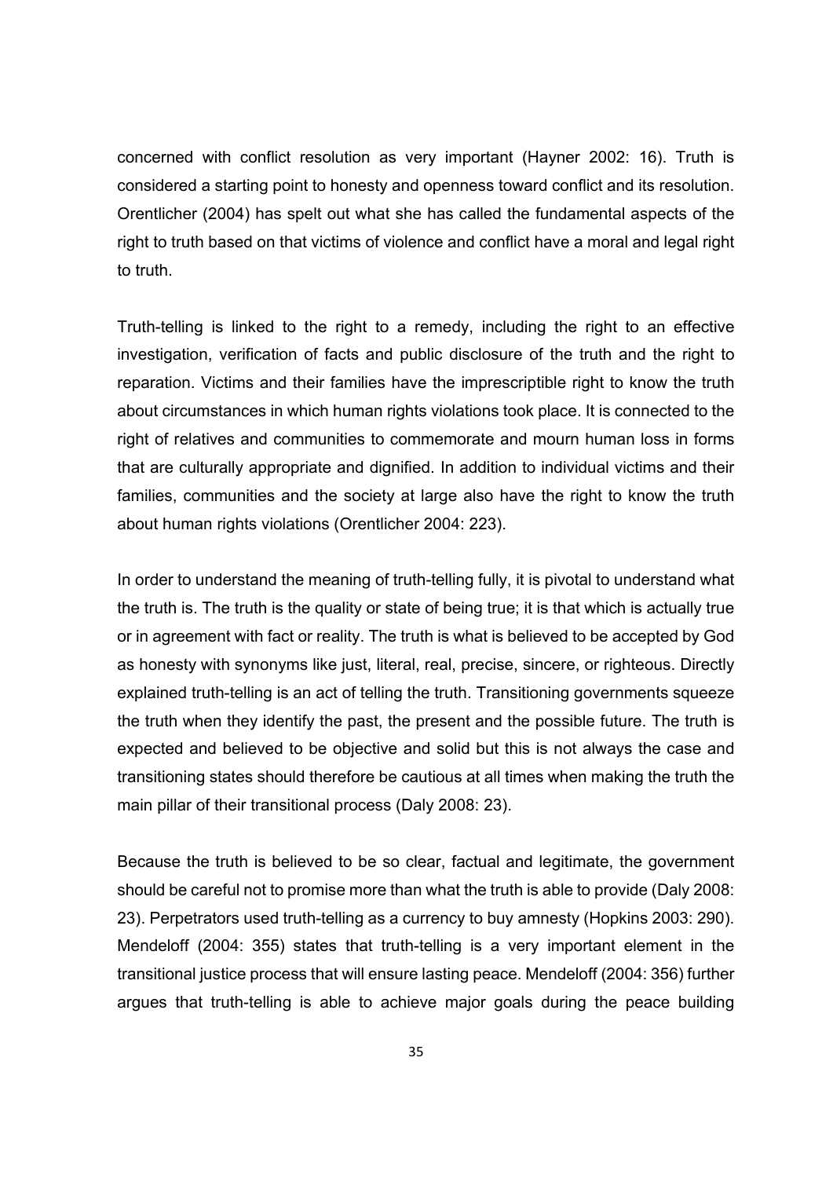concerned with conflict resolution as very important (Hayner 2002: 16). Truth is considered a starting point to honesty and openness toward conflict and its resolution. Orentlicher (2004) has spelt out what she has called the fundamental aspects of the right to truth based on that victims of violence and conflict have a moral and legal right to truth.

Truth-telling is linked to the right to a remedy, including the right to an effective investigation, verification of facts and public disclosure of the truth and the right to reparation. Victims and their families have the imprescriptible right to know the truth about circumstances in which human rights violations took place. It is connected to the right of relatives and communities to commemorate and mourn human loss in forms that are culturally appropriate and dignified. In addition to individual victims and their families, communities and the society at large also have the right to know the truth about human rights violations (Orentlicher 2004: 223).

In order to understand the meaning of truth-telling fully, it is pivotal to understand what the truth is. The truth is the quality or state of being true; it is that which is actually true or in agreement with fact or reality. The truth is what is believed to be accepted by God as honesty with synonyms like just, literal, real, precise, sincere, or righteous. Directly explained truth-telling is an act of telling the truth. Transitioning governments squeeze the truth when they identify the past, the present and the possible future. The truth is expected and believed to be objective and solid but this is not always the case and transitioning states should therefore be cautious at all times when making the truth the main pillar of their transitional process (Daly 2008: 23).

Because the truth is believed to be so clear, factual and legitimate, the government should be careful not to promise more than what the truth is able to provide (Daly 2008: 23). Perpetrators used truth-telling as a currency to buy amnesty (Hopkins 2003: 290). Mendeloff (2004: 355) states that truth-telling is a very important element in the transitional justice process that will ensure lasting peace. Mendeloff (2004: 356) further argues that truth-telling is able to achieve major goals during the peace building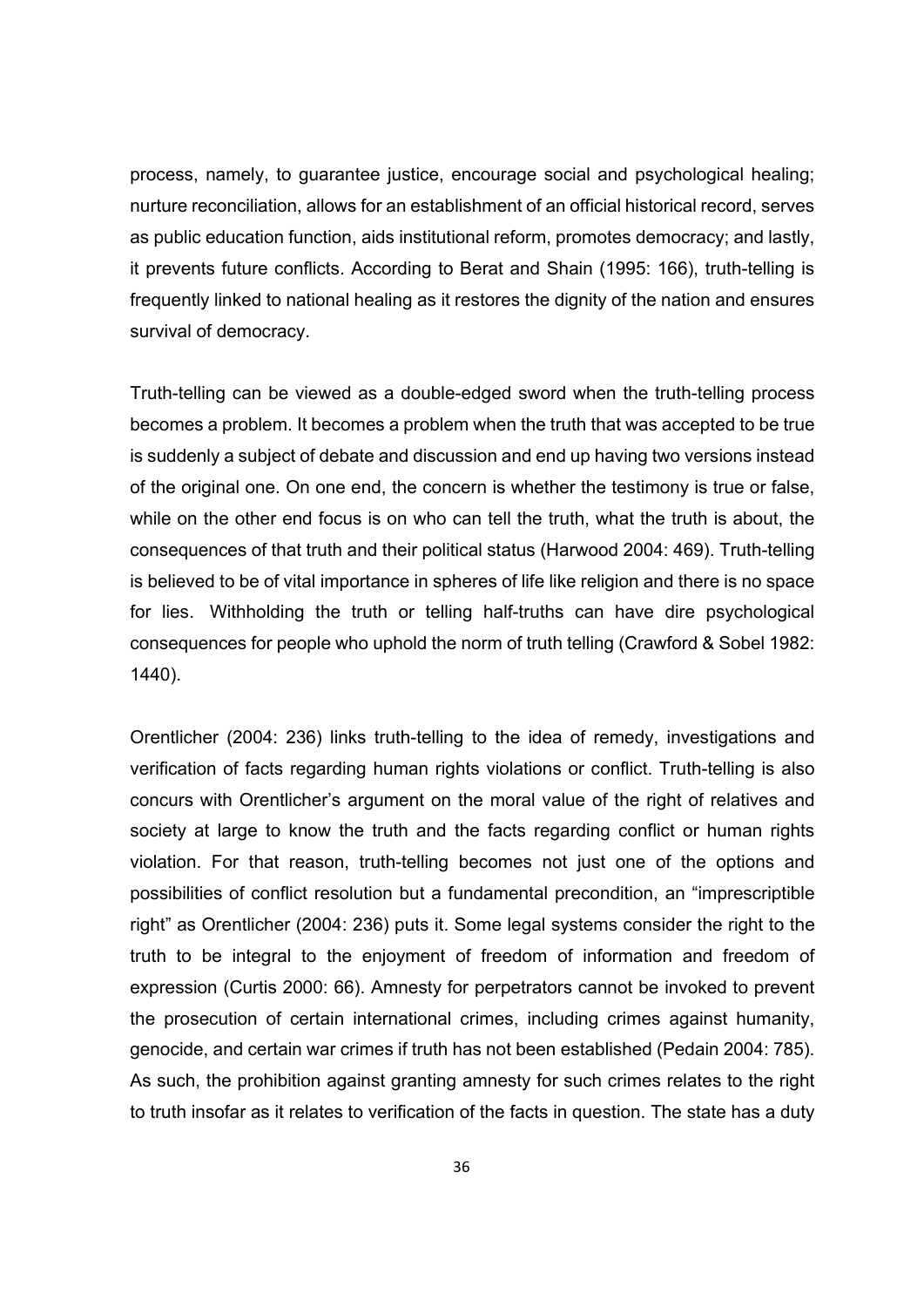process, namely, to guarantee justice, encourage social and psychological healing; nurture reconciliation, allows for an establishment of an official historical record, serves as public education function, aids institutional reform, promotes democracy; and lastly, it prevents future conflicts. According to Berat and Shain (1995: 166), truth-telling is frequently linked to national healing as it restores the dignity of the nation and ensures survival of democracy.

Truth-telling can be viewed as a double-edged sword when the truth-telling process becomes a problem. It becomes a problem when the truth that was accepted to be true is suddenly a subject of debate and discussion and end up having two versions instead of the original one. On one end, the concern is whether the testimony is true or false, while on the other end focus is on who can tell the truth, what the truth is about, the consequences of that truth and their political status (Harwood 2004: 469). Truth-telling is believed to be of vital importance in spheres of life like religion and there is no space for lies. Withholding the truth or telling half-truths can have dire psychological consequences for people who uphold the norm of truth telling (Crawford & Sobel 1982: 1440).

Orentlicher (2004: 236) links truth-telling to the idea of remedy, investigations and verification of facts regarding human rights violations or conflict. Truth-telling is also concurs with Orentlicher's argument on the moral value of the right of relatives and society at large to know the truth and the facts regarding conflict or human rights violation. For that reason, truth-telling becomes not just one of the options and possibilities of conflict resolution but a fundamental precondition, an "imprescriptible right" as Orentlicher (2004: 236) puts it. Some legal systems consider the right to the truth to be integral to the enjoyment of freedom of information and freedom of expression (Curtis 2000: 66). Amnesty for perpetrators cannot be invoked to prevent the prosecution of certain international crimes, including crimes against humanity, genocide, and certain war crimes if truth has not been established (Pedain 2004: 785). As such, the prohibition against granting amnesty for such crimes relates to the right to truth insofar as it relates to verification of the facts in question. The state has a duty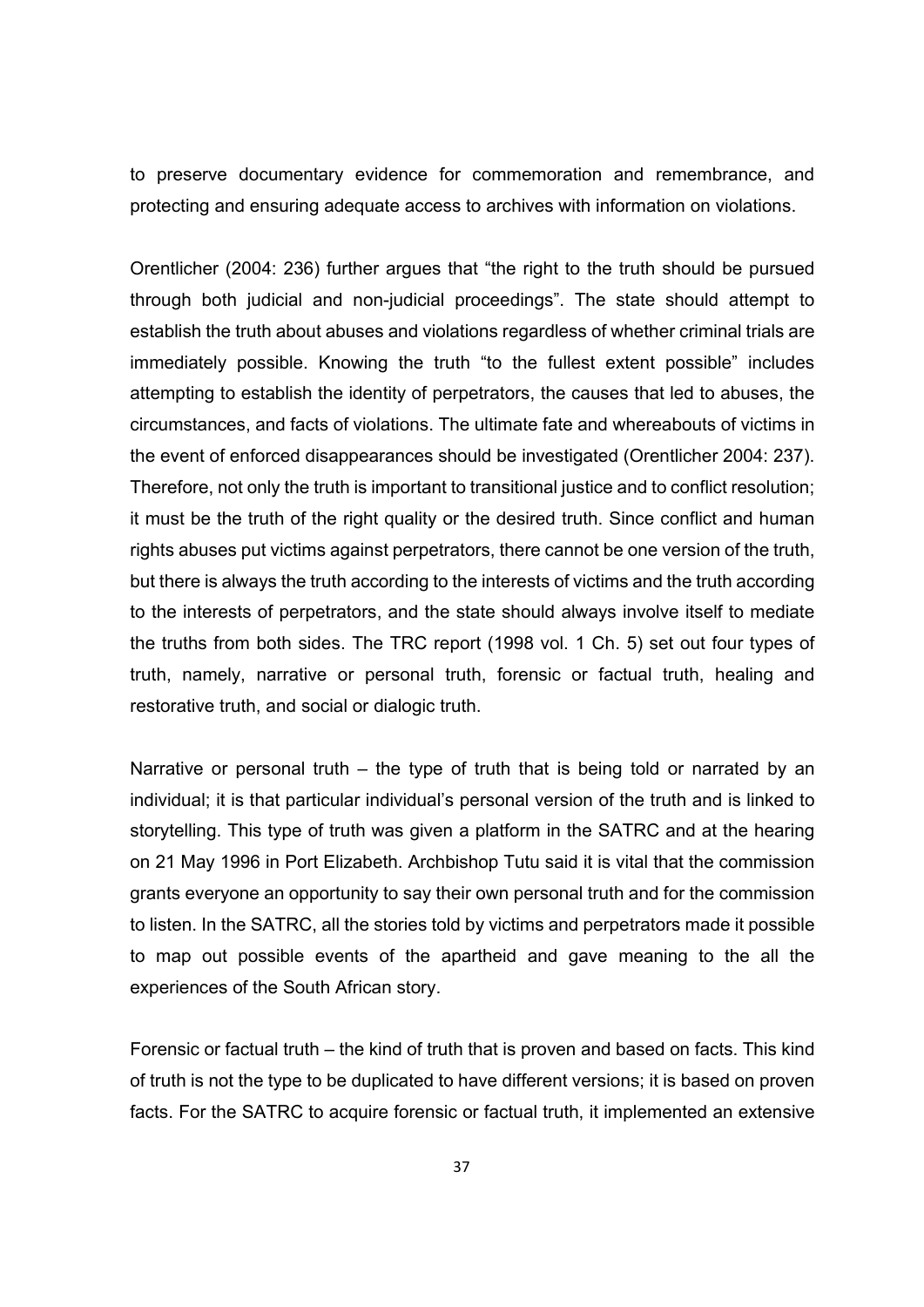to preserve documentary evidence for commemoration and remembrance, and protecting and ensuring adequate access to archives with information on violations.

Orentlicher (2004: 236) further argues that "the right to the truth should be pursued through both judicial and non-judicial proceedings". The state should attempt to establish the truth about abuses and violations regardless of whether criminal trials are immediately possible. Knowing the truth "to the fullest extent possible" includes attempting to establish the identity of perpetrators, the causes that led to abuses, the circumstances, and facts of violations. The ultimate fate and whereabouts of victims in the event of enforced disappearances should be investigated (Orentlicher 2004: 237). Therefore, not only the truth is important to transitional justice and to conflict resolution; it must be the truth of the right quality or the desired truth. Since conflict and human rights abuses put victims against perpetrators, there cannot be one version of the truth, but there is always the truth according to the interests of victims and the truth according to the interests of perpetrators, and the state should always involve itself to mediate the truths from both sides. The TRC report (1998 vol. 1 Ch. 5) set out four types of truth, namely, narrative or personal truth, forensic or factual truth, healing and restorative truth, and social or dialogic truth.

Narrative or personal truth – the type of truth that is being told or narrated by an individual; it is that particular individual's personal version of the truth and is linked to storytelling. This type of truth was given a platform in the SATRC and at the hearing on 21 May 1996 in Port Elizabeth. Archbishop Tutu said it is vital that the commission grants everyone an opportunity to say their own personal truth and for the commission to listen. In the SATRC, all the stories told by victims and perpetrators made it possible to map out possible events of the apartheid and gave meaning to the all the experiences of the South African story.

Forensic or factual truth – the kind of truth that is proven and based on facts. This kind of truth is not the type to be duplicated to have different versions; it is based on proven facts. For the SATRC to acquire forensic or factual truth, it implemented an extensive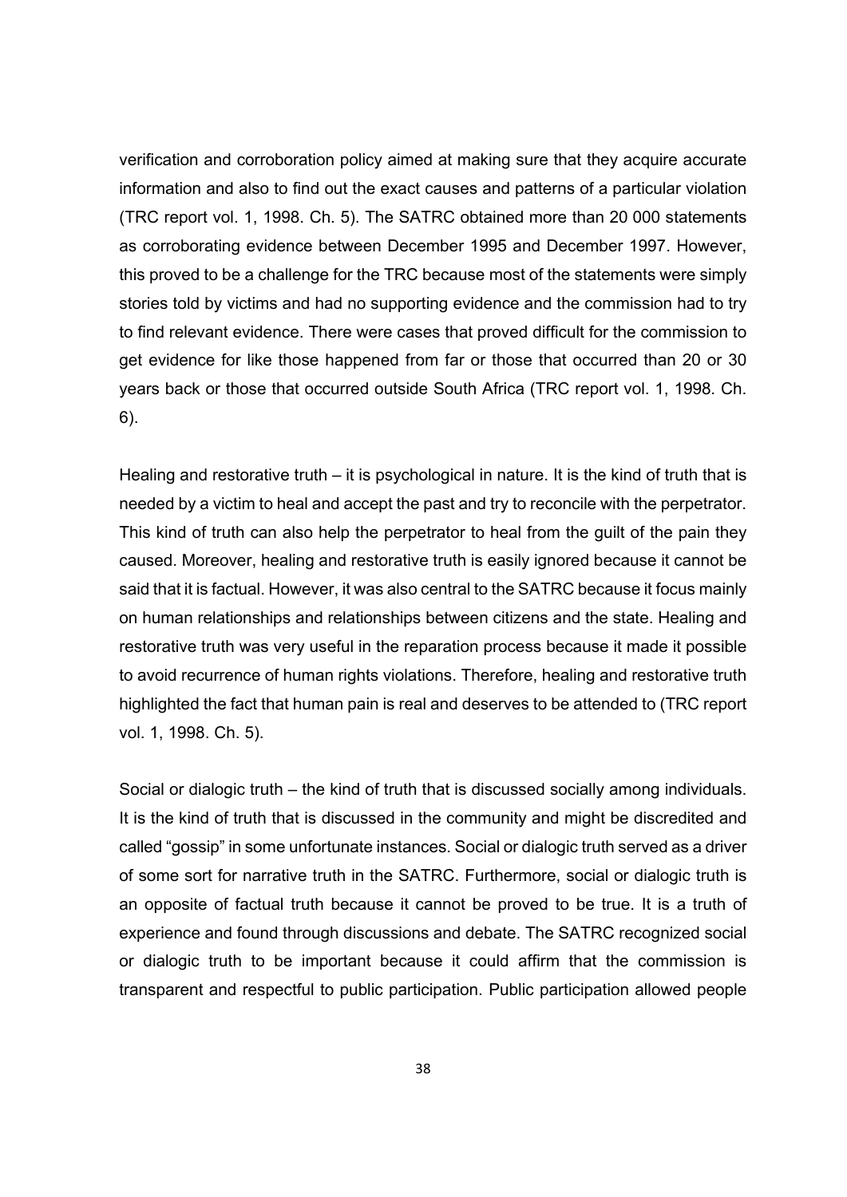verification and corroboration policy aimed at making sure that they acquire accurate information and also to find out the exact causes and patterns of a particular violation (TRC report vol. 1, 1998. Ch. 5). The SATRC obtained more than 20 000 statements as corroborating evidence between December 1995 and December 1997. However, this proved to be a challenge for the TRC because most of the statements were simply stories told by victims and had no supporting evidence and the commission had to try to find relevant evidence. There were cases that proved difficult for the commission to get evidence for like those happened from far or those that occurred than 20 or 30 years back or those that occurred outside South Africa (TRC report vol. 1, 1998. Ch. 6).

Healing and restorative truth – it is psychological in nature. It is the kind of truth that is needed by a victim to heal and accept the past and try to reconcile with the perpetrator. This kind of truth can also help the perpetrator to heal from the guilt of the pain they caused. Moreover, healing and restorative truth is easily ignored because it cannot be said that it is factual. However, it was also central to the SATRC because it focus mainly on human relationships and relationships between citizens and the state. Healing and restorative truth was very useful in the reparation process because it made it possible to avoid recurrence of human rights violations. Therefore, healing and restorative truth highlighted the fact that human pain is real and deserves to be attended to (TRC report vol. 1, 1998. Ch. 5).

Social or dialogic truth – the kind of truth that is discussed socially among individuals. It is the kind of truth that is discussed in the community and might be discredited and called "gossip" in some unfortunate instances. Social or dialogic truth served as a driver of some sort for narrative truth in the SATRC. Furthermore, social or dialogic truth is an opposite of factual truth because it cannot be proved to be true. It is a truth of experience and found through discussions and debate. The SATRC recognized social or dialogic truth to be important because it could affirm that the commission is transparent and respectful to public participation. Public participation allowed people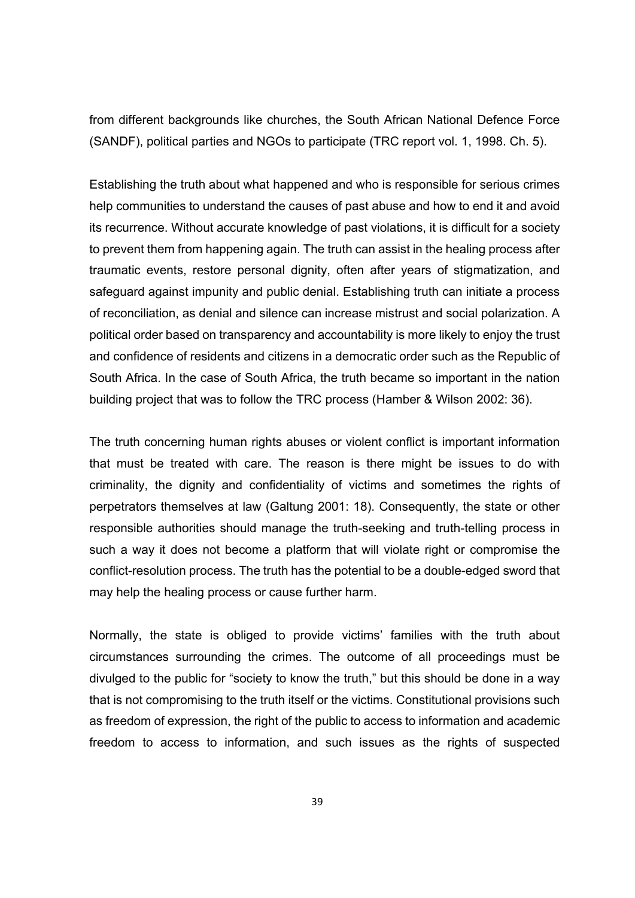from different backgrounds like churches, the South African National Defence Force (SANDF), political parties and NGOs to participate (TRC report vol. 1, 1998. Ch. 5).

Establishing the truth about what happened and who is responsible for serious crimes help communities to understand the causes of past abuse and how to end it and avoid its recurrence. Without accurate knowledge of past violations, it is difficult for a society to prevent them from happening again. The truth can assist in the healing process after traumatic events, restore personal dignity, often after years of stigmatization, and safeguard against impunity and public denial. Establishing truth can initiate a process of reconciliation, as denial and silence can increase mistrust and social polarization. A political order based on transparency and accountability is more likely to enjoy the trust and confidence of residents and citizens in a democratic order such as the Republic of South Africa. In the case of South Africa, the truth became so important in the nation building project that was to follow the TRC process (Hamber & Wilson 2002: 36).

The truth concerning human rights abuses or violent conflict is important information that must be treated with care. The reason is there might be issues to do with criminality, the dignity and confidentiality of victims and sometimes the rights of perpetrators themselves at law (Galtung 2001: 18). Consequently, the state or other responsible authorities should manage the truth-seeking and truth-telling process in such a way it does not become a platform that will violate right or compromise the conflict-resolution process. The truth has the potential to be a double-edged sword that may help the healing process or cause further harm.

Normally, the state is obliged to provide victims' families with the truth about circumstances surrounding the crimes. The outcome of all proceedings must be divulged to the public for "society to know the truth," but this should be done in a way that is not compromising to the truth itself or the victims. Constitutional provisions such as freedom of expression, the right of the public to access to information and academic freedom to access to information, and such issues as the rights of suspected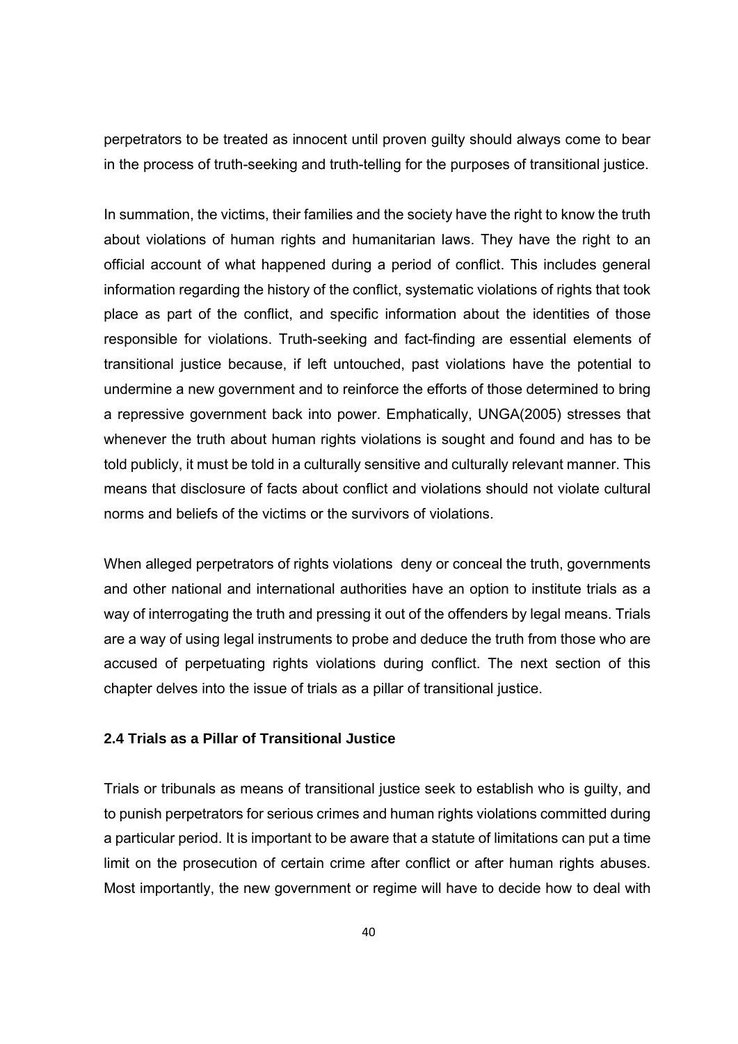perpetrators to be treated as innocent until proven guilty should always come to bear in the process of truth-seeking and truth-telling for the purposes of transitional justice.

In summation, the victims, their families and the society have the right to know the truth about violations of human rights and humanitarian laws. They have the right to an official account of what happened during a period of conflict. This includes general information regarding the history of the conflict, systematic violations of rights that took place as part of the conflict, and specific information about the identities of those responsible for violations. Truth-seeking and fact-finding are essential elements of transitional justice because, if left untouched, past violations have the potential to undermine a new government and to reinforce the efforts of those determined to bring a repressive government back into power. Emphatically, UNGA(2005) stresses that whenever the truth about human rights violations is sought and found and has to be told publicly, it must be told in a culturally sensitive and culturally relevant manner. This means that disclosure of facts about conflict and violations should not violate cultural norms and beliefs of the victims or the survivors of violations.

When alleged perpetrators of rights violations deny or conceal the truth, governments and other national and international authorities have an option to institute trials as a way of interrogating the truth and pressing it out of the offenders by legal means. Trials are a way of using legal instruments to probe and deduce the truth from those who are accused of perpetuating rights violations during conflict. The next section of this chapter delves into the issue of trials as a pillar of transitional justice.

### 2.4 Trials as a Pillar of Transitional Justice

Trials or tribunals as means of transitional justice seek to establish who is guilty, and to punish perpetrators for serious crimes and human rights violations committed during a particular period. It is important to be aware that a statute of limitations can put a time limit on the prosecution of certain crime after conflict or after human rights abuses. Most importantly, the new government or regime will have to decide how to deal with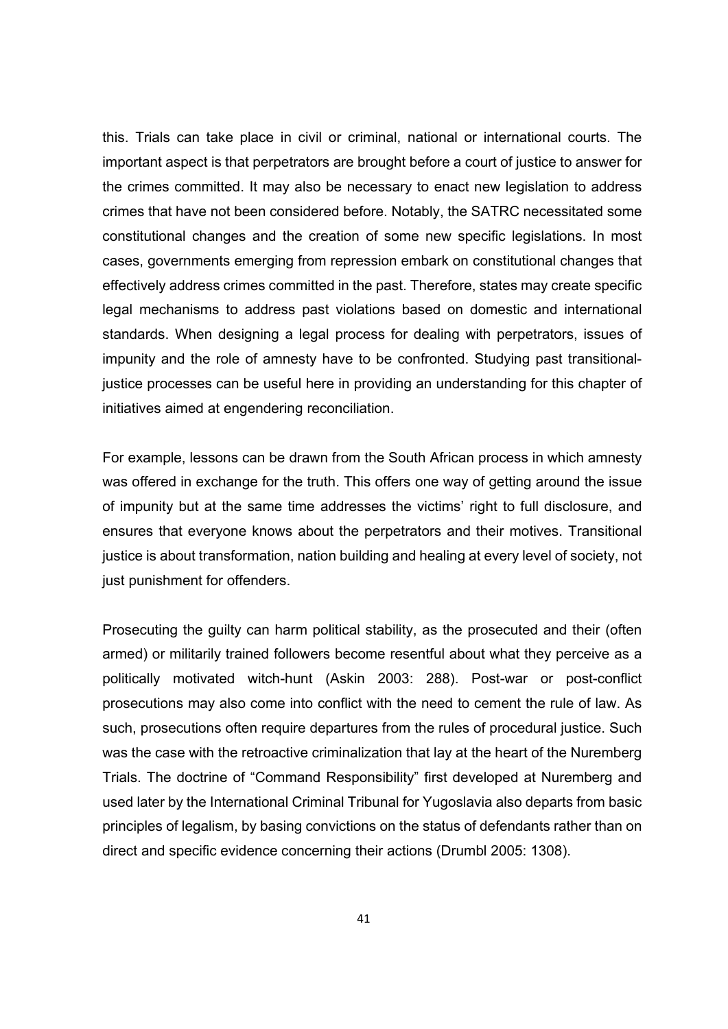this. Trials can take place in civil or criminal, national or international courts. The important aspect is that perpetrators are brought before a court of justice to answer for the crimes committed. It may also be necessary to enact new legislation to address crimes that have not been considered before. Notably, the SATRC necessitated some constitutional changes and the creation of some new specific legislations. In most cases, governments emerging from repression embark on constitutional changes that effectively address crimes committed in the past. Therefore, states may create specific legal mechanisms to address past violations based on domestic and international standards. When designing a legal process for dealing with perpetrators, issues of impunity and the role of amnesty have to be confronted. Studying past transitional-justice processes can be useful here in providing an understanding for this chapter of initiatives aimed at engendering reconciliation.

For example, lessons can be drawn from the South African process in which amnesty was offered in exchange for the truth. This offers one way of getting around the issue of impunity but at the same time addresses the victims' right to full disclosure, and ensures that everyone knows about the perpetrators and their motives. Transitional justice is about transformation, nation building and healing at every level of society, not just punishment for offenders.

Prosecuting the guilty can harm political stability, as the prosecuted and their (often armed) or militarily trained followers become resentful about what they perceive as a politically motivated witch-hunt (Askin 2003: 288). Post-war or post-conflict prosecutions may also come into conflict with the need to cement the rule of law. As such, prosecutions often require departures from the rules of procedural justice. Such was the case with the retroactive criminalization that lay at the heart of the Nuremberg Trials. The doctrine of "Command Responsibility" first developed at Nuremberg and used later by the International Criminal Tribunal for Yugoslavia also departs from basic principles of legalism, by basing convictions on the status of defendants rather than on direct and specific evidence concerning their actions (Drumbl 2005: 1308).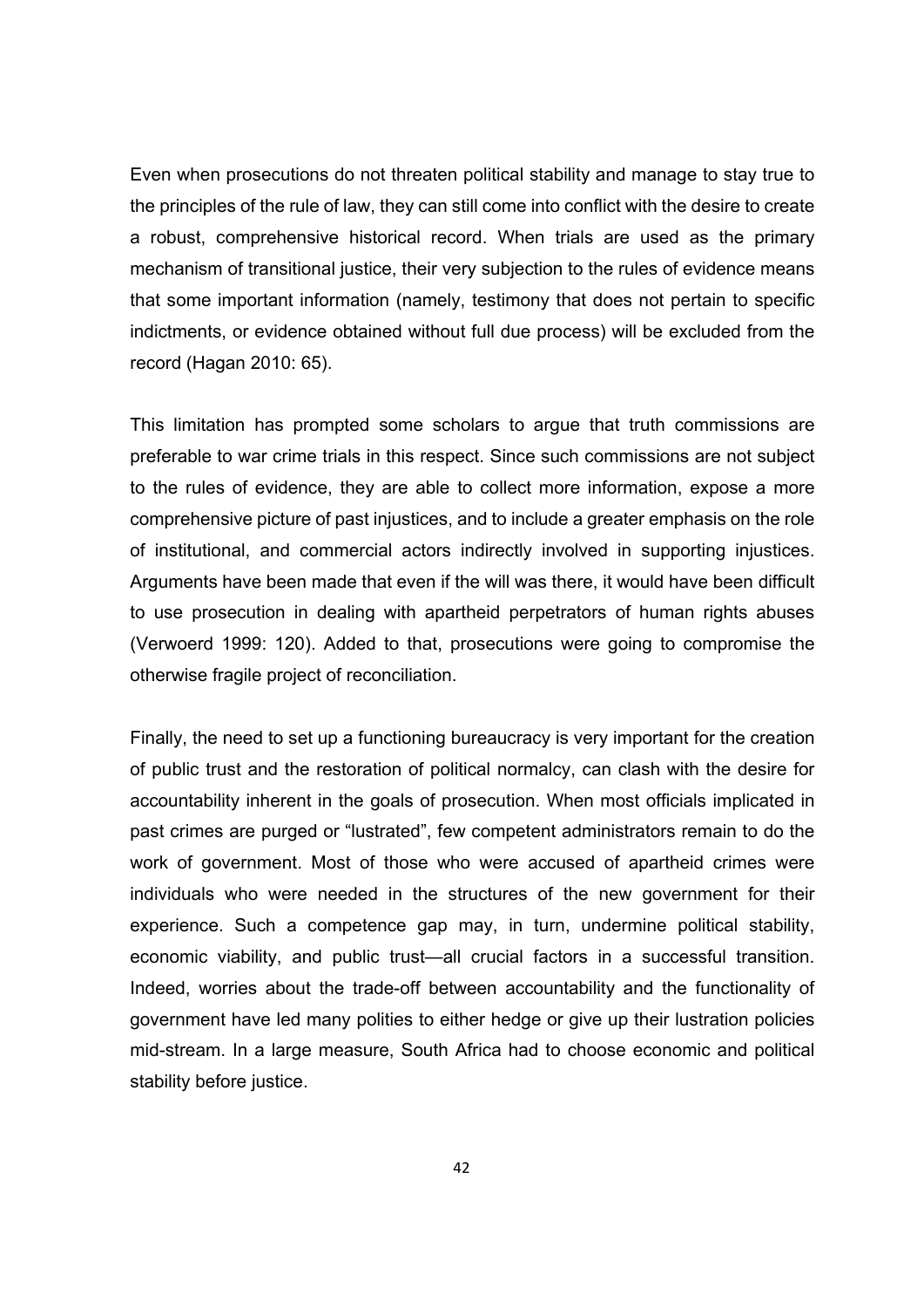Even when prosecutions do not threaten political stability and manage to stay true to the principles of the rule of law, they can still come into conflict with the desire to create a robust, comprehensive historical record. When trials are used as the primary mechanism of transitional justice, their very subjection to the rules of evidence means that some important information (namely, testimony that does not pertain to specific indictments, or evidence obtained without full due process) will be excluded from the record (Hagan 2010: 65).

This limitation has prompted some scholars to argue that truth commissions are preferable to war crime trials in this respect. Since such commissions are not subject to the rules of evidence, they are able to collect more information, expose a more comprehensive picture of past injustices, and to include a greater emphasis on the role of institutional, and commercial actors indirectly involved in supporting injustices. Arguments have been made that even if the will was there, it would have been difficult to use prosecution in dealing with apartheid perpetrators of human rights abuses (Verwoerd 1999: 120). Added to that, prosecutions were going to compromise the otherwise fragile project of reconciliation.

Finally, the need to set up a functioning bureaucracy is very important for the creation of public trust and the restoration of political normalcy, can clash with the desire for accountability inherent in the goals of prosecution. When most officials implicated in past crimes are purged or "lustrated", few competent administrators remain to do the work of government. Most of those who were accused of apartheid crimes were individuals who were needed in the structures of the new government for their experience. Such a competence gap may, in turn, undermine political stability, economic viability, and public trust—all crucial factors in a successful transition. Indeed, worries about the trade-off between accountability and the functionality of government have led many polities to either hedge or give up their lustration policies mid-stream. In a large measure, South Africa had to choose economic and political stability before justice.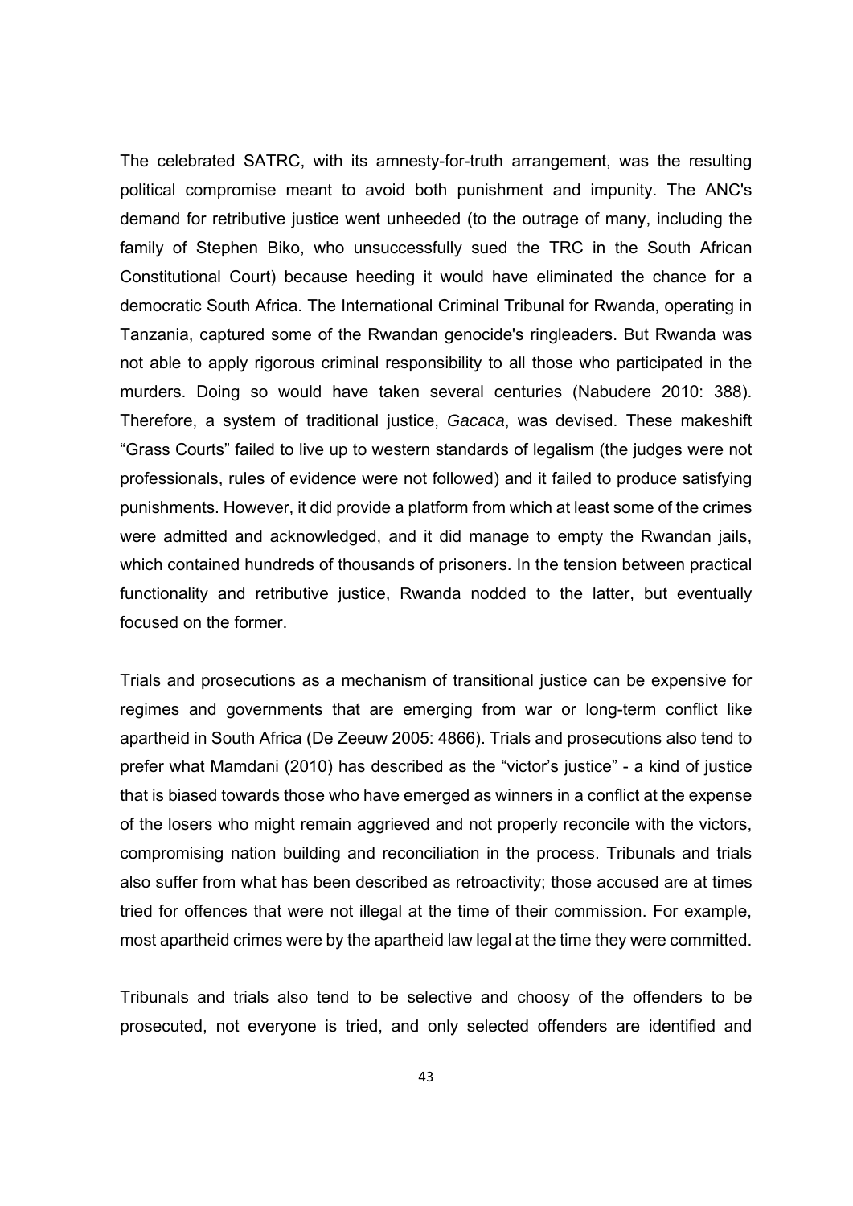The celebrated SATRC, with its amnesty-for-truth arrangement, was the resulting political compromise meant to avoid both punishment and impunity. The ANC's demand for retributive justice went unheeded (to the outrage of many, including the family of Stephen Biko, who unsuccessfully sued the TRC in the South African Constitutional Court) because heeding it would have eliminated the chance for a democratic South Africa. The International Criminal Tribunal for Rwanda, operating in Tanzania, captured some of the Rwandan genocide's ringleaders. But Rwanda was not able to apply rigorous criminal responsibility to all those who participated in the murders. Doing so would have taken several centuries (Nabudere 2010: 388). Therefore, a system of traditional justice, *Gacaca*, was devised. These makeshift "Grass Courts" failed to live up to western standards of legalism (the judges were not professionals, rules of evidence were not followed) and it failed to produce satisfying punishments. However, it did provide a platform from which at least some of the crimes were admitted and acknowledged, and it did manage to empty the Rwandan jails, which contained hundreds of thousands of prisoners. In the tension between practical functionality and retributive justice, Rwanda nodded to the latter, but eventually focused on the former.

Trials and prosecutions as a mechanism of transitional justice can be expensive for regimes and governments that are emerging from war or long-term conflict like apartheid in South Africa (De Zeeuw 2005: 4866). Trials and prosecutions also tend to prefer what Mamdani (2010) has described as the "victor's justice" - a kind of justice that is biased towards those who have emerged as winners in a conflict at the expense of the losers who might remain aggrieved and not properly reconcile with the victors, compromising nation building and reconciliation in the process. Tribunals and trials also suffer from what has been described as retroactivity; those accused are at times tried for offences that were not illegal at the time of their commission. For example, most apartheid crimes were by the apartheid law legal at the time they were committed.

Tribunals and trials also tend to be selective and choosy of the offenders to be prosecuted, not everyone is tried, and only selected offenders are identified and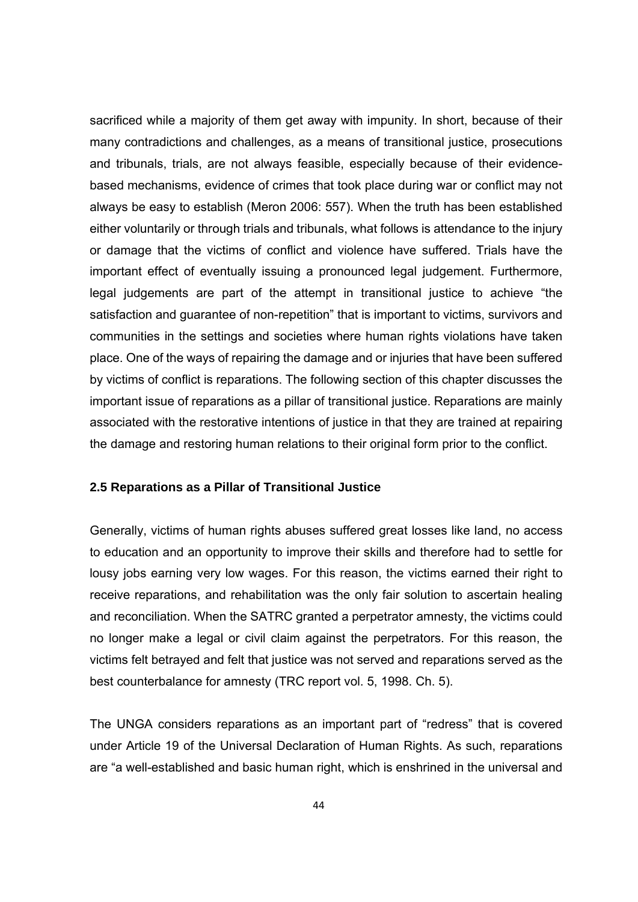sacrificed while a majority of them get away with impunity. In short, because of their many contradictions and challenges, as a means of transitional justice, prosecutions and tribunals, trials, are not always feasible, especially because of their evidence-based mechanisms, evidence of crimes that took place during war or conflict may not always be easy to establish (Meron 2006: 557). When the truth has been established either voluntarily or through trials and tribunals, what follows is attendance to the injury or damage that the victims of conflict and violence have suffered. Trials have the important effect of eventually issuing a pronounced legal judgement. Furthermore, legal judgements are part of the attempt in transitional justice to achieve "the satisfaction and guarantee of non-repetition" that is important to victims, survivors and communities in the settings and societies where human rights violations have taken place. One of the ways of repairing the damage and or injuries that have been suffered by victims of conflict is reparations. The following section of this chapter discusses the important issue of reparations as a pillar of transitional justice. Reparations are mainly associated with the restorative intentions of justice in that they are trained at repairing the damage and restoring human relations to their original form prior to the conflict.

### 2.5 Reparations as a Pillar of Transitional Justice

Generally, victims of human rights abuses suffered great losses like land, no access to education and an opportunity to improve their skills and therefore had to settle for lousy jobs earning very low wages. For this reason, the victims earned their right to receive reparations, and rehabilitation was the only fair solution to ascertain healing and reconciliation. When the SATRC granted a perpetrator amnesty, the victims could no longer make a legal or civil claim against the perpetrators. For this reason, the victims felt betrayed and felt that justice was not served and reparations served as the best counterbalance for amnesty (TRC report vol. 5, 1998. Ch. 5).

The UNGA considers reparations as an important part of "redress" that is covered under Article 19 of the Universal Declaration of Human Rights. As such, reparations are "a well-established and basic human right, which is enshrined in the universal and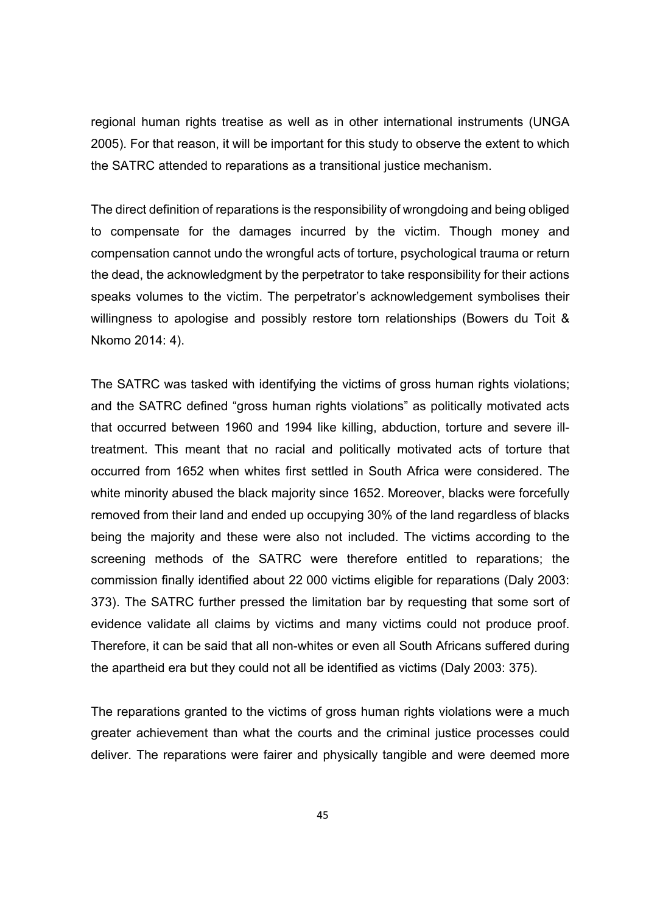regional human rights treatise as well as in other international instruments (UNGA 2005). For that reason, it will be important for this study to observe the extent to which the SATRC attended to reparations as a transitional justice mechanism.

The direct definition of reparations is the responsibility of wrongdoing and being obliged to compensate for the damages incurred by the victim. Though money and compensation cannot undo the wrongful acts of torture, psychological trauma or return the dead, the acknowledgment by the perpetrator to take responsibility for their actions speaks volumes to the victim. The perpetrator's acknowledgement symbolises their willingness to apologise and possibly restore torn relationships (Bowers du Toit & Nkomo 2014: 4).

The SATRC was tasked with identifying the victims of gross human rights violations; and the SATRC defined "gross human rights violations" as politically motivated acts that occurred between 1960 and 1994 like killing, abduction, torture and severe ill-treatment. This meant that no racial and politically motivated acts of torture that occurred from 1652 when whites first settled in South Africa were considered. The white minority abused the black majority since 1652. Moreover, blacks were forcefully removed from their land and ended up occupying 30% of the land regardless of blacks being the majority and these were also not included. The victims according to the screening methods of the SATRC were therefore entitled to reparations; the commission finally identified about 22 000 victims eligible for reparations (Daly 2003: 373). The SATRC further pressed the limitation bar by requesting that some sort of evidence validate all claims by victims and many victims could not produce proof. Therefore, it can be said that all non-whites or even all South Africans suffered during the apartheid era but they could not all be identified as victims (Daly 2003: 375).

The reparations granted to the victims of gross human rights violations were a much greater achievement than what the courts and the criminal justice processes could deliver. The reparations were fairer and physically tangible and were deemed more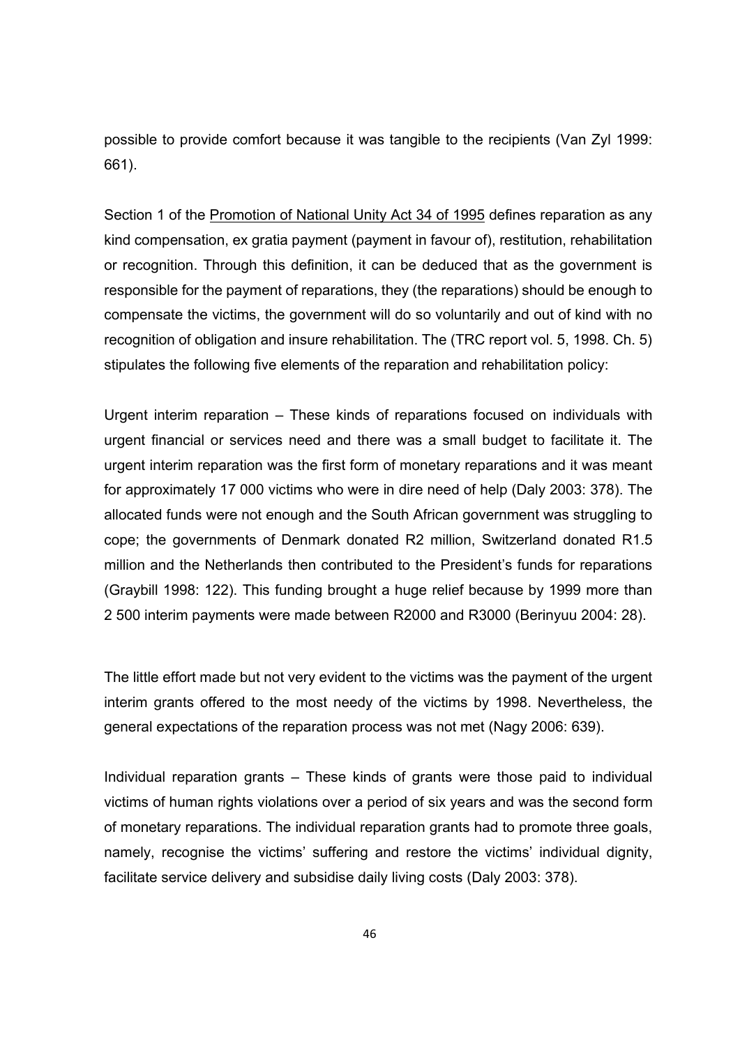possible to provide comfort because it was tangible to the recipients (Van Zyl 1999: 661).

Section 1 of the Promotion of National Unity Act 34 of 1995 defines reparation as any kind compensation, ex gratia payment (payment in favour of), restitution, rehabilitation or recognition. Through this definition, it can be deduced that as the government is responsible for the payment of reparations, they (the reparations) should be enough to compensate the victims, the government will do so voluntarily and out of kind with no recognition of obligation and insure rehabilitation. The (TRC report vol. 5, 1998. Ch. 5) stipulates the following five elements of the reparation and rehabilitation policy:

Urgent interim reparation – These kinds of reparations focused on individuals with urgent financial or services need and there was a small budget to facilitate it. The urgent interim reparation was the first form of monetary reparations and it was meant for approximately 17 000 victims who were in dire need of help (Daly 2003: 378). The allocated funds were not enough and the South African government was struggling to cope; the governments of Denmark donated R2 million, Switzerland donated R1.5 million and the Netherlands then contributed to the President's funds for reparations (Graybill 1998: 122). This funding brought a huge relief because by 1999 more than 2 500 interim payments were made between R2000 and R3000 (Berinyuu 2004: 28).

The little effort made but not very evident to the victims was the payment of the urgent interim grants offered to the most needy of the victims by 1998. Nevertheless, the general expectations of the reparation process was not met (Nagy 2006: 639).

Individual reparation grants – These kinds of grants were those paid to individual victims of human rights violations over a period of six years and was the second form of monetary reparations. The individual reparation grants had to promote three goals, namely, recognise the victims' suffering and restore the victims' individual dignity, facilitate service delivery and subsidise daily living costs (Daly 2003: 378).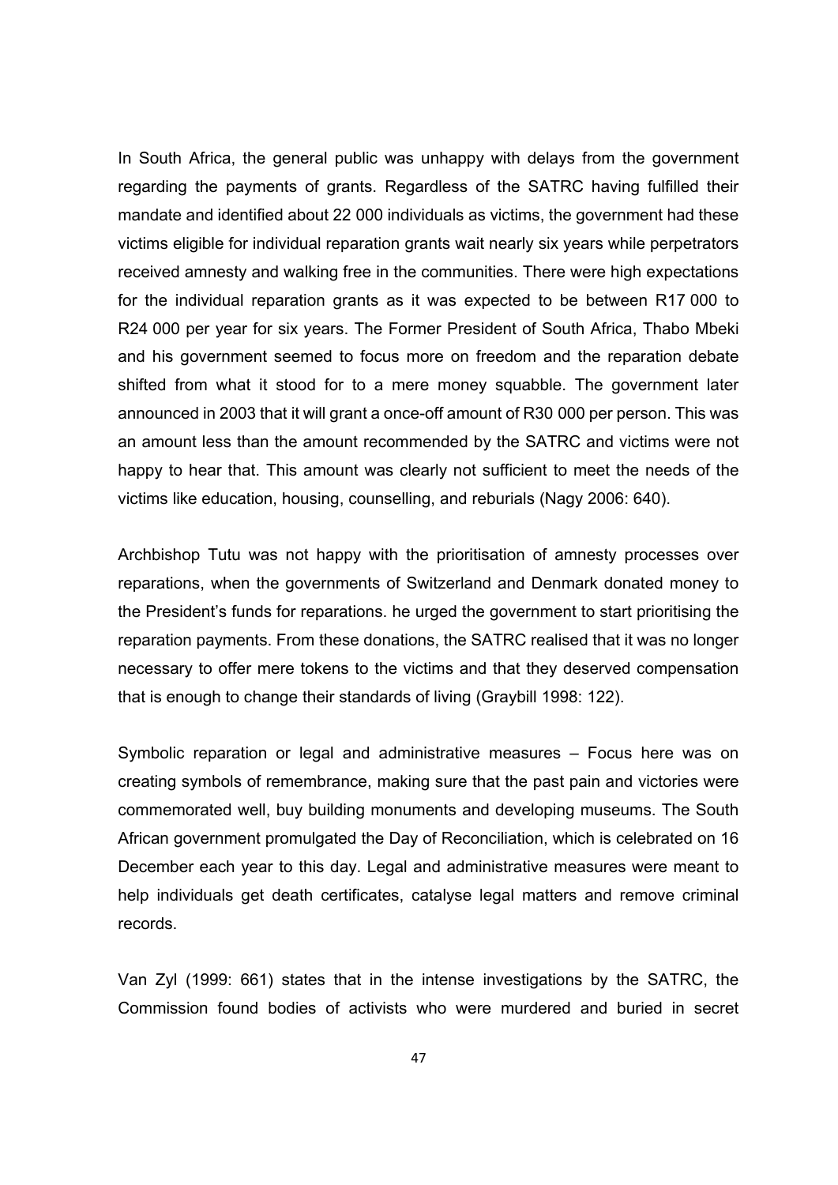In South Africa, the general public was unhappy with delays from the government regarding the payments of grants. Regardless of the SATRC having fulfilled their mandate and identified about 22 000 individuals as victims, the government had these victims eligible for individual reparation grants wait nearly six years while perpetrators received amnesty and walking free in the communities. There were high expectations for the individual reparation grants as it was expected to be between R17 000 to R24 000 per year for six years. The Former President of South Africa, Thabo Mbeki and his government seemed to focus more on freedom and the reparation debate shifted from what it stood for to a mere money squabble. The government later announced in 2003 that it will grant a once-off amount of R30 000 per person. This was an amount less than the amount recommended by the SATRC and victims were not happy to hear that. This amount was clearly not sufficient to meet the needs of the victims like education, housing, counselling, and reburials (Nagy 2006: 640).

Archbishop Tutu was not happy with the prioritisation of amnesty processes over reparations, when the governments of Switzerland and Denmark donated money to the President's funds for reparations. he urged the government to start prioritising the reparation payments. From these donations, the SATRC realised that it was no longer necessary to offer mere tokens to the victims and that they deserved compensation that is enough to change their standards of living (Graybill 1998: 122).

Symbolic reparation or legal and administrative measures – Focus here was on creating symbols of remembrance, making sure that the past pain and victories were commemorated well, buy building monuments and developing museums. The South African government promulgated the Day of Reconciliation, which is celebrated on 16 December each year to this day. Legal and administrative measures were meant to help individuals get death certificates, catalyse legal matters and remove criminal records.

Van Zyl (1999: 661) states that in the intense investigations by the SATRC, the Commission found bodies of activists who were murdered and buried in secret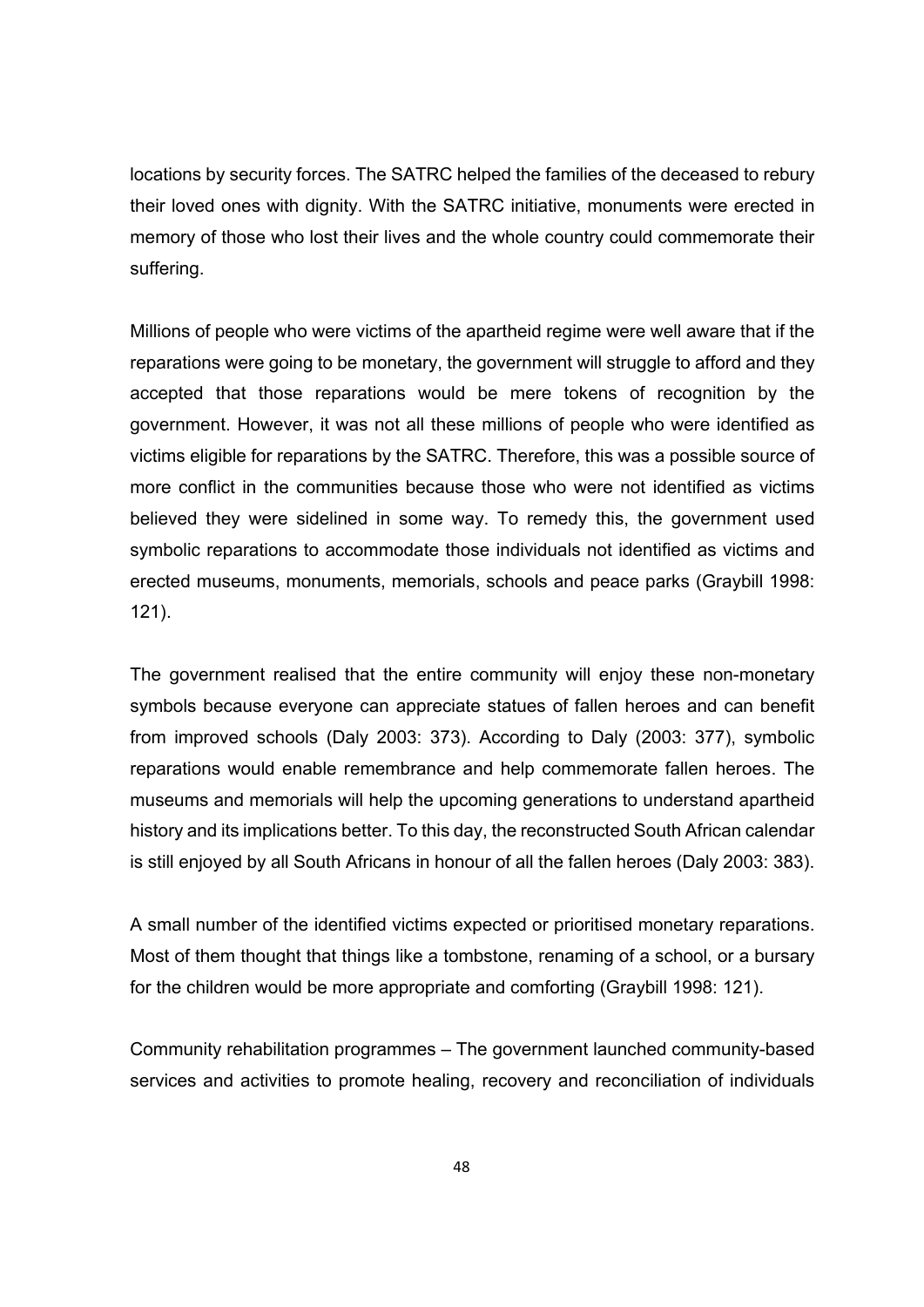locations by security forces. The SATRC helped the families of the deceased to rebury their loved ones with dignity. With the SATRC initiative, monuments were erected in memory of those who lost their lives and the whole country could commemorate their suffering.

Millions of people who were victims of the apartheid regime were well aware that if the reparations were going to be monetary, the government will struggle to afford and they accepted that those reparations would be mere tokens of recognition by the government. However, it was not all these millions of people who were identified as victims eligible for reparations by the SATRC. Therefore, this was a possible source of more conflict in the communities because those who were not identified as victims believed they were sidelined in some way. To remedy this, the government used symbolic reparations to accommodate those individuals not identified as victims and erected museums, monuments, memorials, schools and peace parks (Graybill 1998: 121).

The government realised that the entire community will enjoy these non-monetary symbols because everyone can appreciate statues of fallen heroes and can benefit from improved schools (Daly 2003: 373). According to Daly (2003: 377), symbolic reparations would enable remembrance and help commemorate fallen heroes. The museums and memorials will help the upcoming generations to understand apartheid history and its implications better. To this day, the reconstructed South African calendar is still enjoyed by all South Africans in honour of all the fallen heroes (Daly 2003: 383).

A small number of the identified victims expected or prioritised monetary reparations. Most of them thought that things like a tombstone, renaming of a school, or a bursary for the children would be more appropriate and comforting (Graybill 1998: 121).

Community rehabilitation programmes – The government launched community-based services and activities to promote healing, recovery and reconciliation of individuals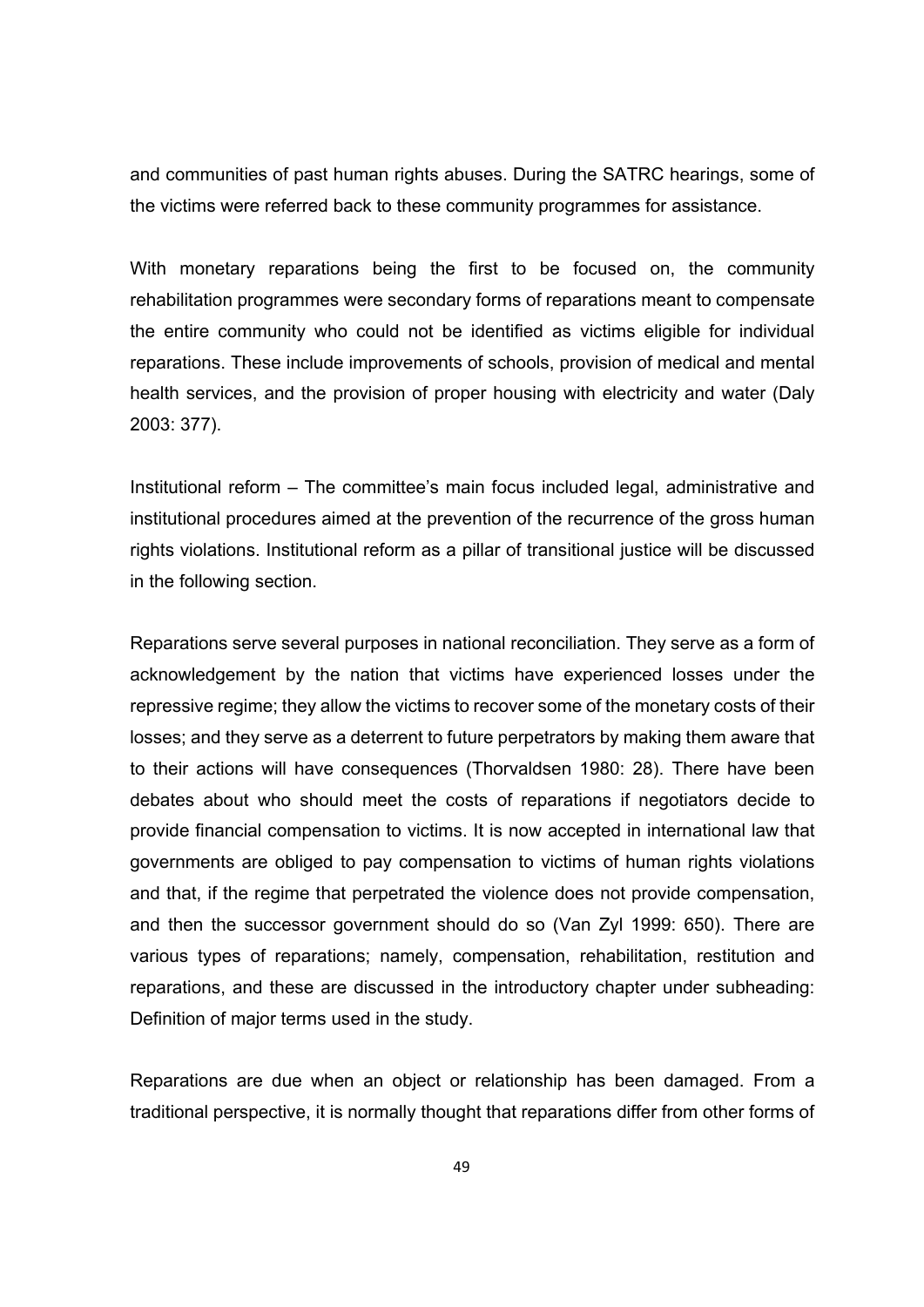and communities of past human rights abuses. During the SATRC hearings, some of the victims were referred back to these community programmes for assistance.

With monetary reparations being the first to be focused on, the community rehabilitation programmes were secondary forms of reparations meant to compensate the entire community who could not be identified as victims eligible for individual reparations. These include improvements of schools, provision of medical and mental health services, and the provision of proper housing with electricity and water (Daly 2003: 377).

Institutional reform – The committee's main focus included legal, administrative and institutional procedures aimed at the prevention of the recurrence of the gross human rights violations. Institutional reform as a pillar of transitional justice will be discussed in the following section.

Reparations serve several purposes in national reconciliation. They serve as a form of acknowledgement by the nation that victims have experienced losses under the repressive regime; they allow the victims to recover some of the monetary costs of their losses; and they serve as a deterrent to future perpetrators by making them aware that to their actions will have consequences (Thorvaldsen 1980: 28). There have been debates about who should meet the costs of reparations if negotiators decide to provide financial compensation to victims. It is now accepted in international law that governments are obliged to pay compensation to victims of human rights violations and that, if the regime that perpetrated the violence does not provide compensation, and then the successor government should do so (Van Zyl 1999: 650). There are various types of reparations; namely, compensation, rehabilitation, restitution and reparations, and these are discussed in the introductory chapter under subheading: Definition of major terms used in the study.

Reparations are due when an object or relationship has been damaged. From a traditional perspective, it is normally thought that reparations differ from other forms of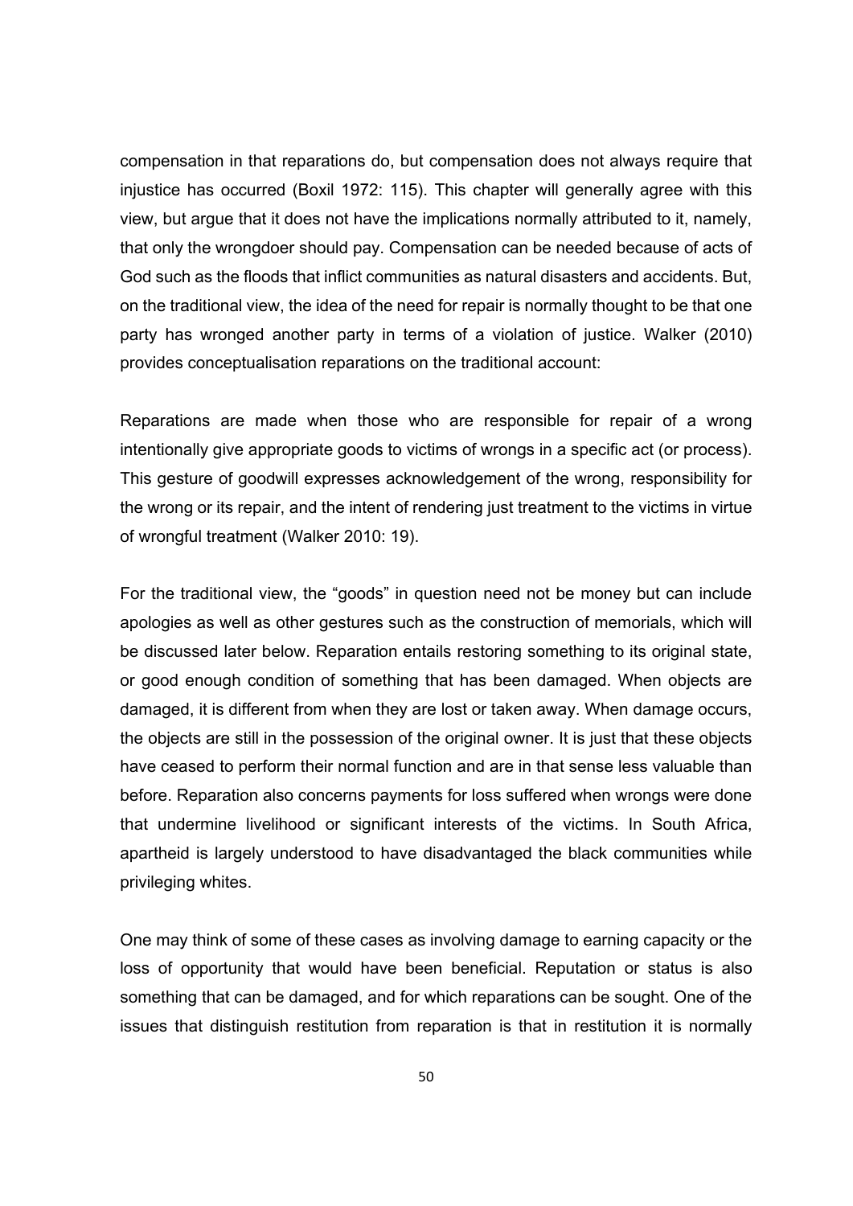compensation in that reparations do, but compensation does not always require that injustice has occurred (Boxil 1972: 115). This chapter will generally agree with this view, but argue that it does not have the implications normally attributed to it, namely, that only the wrongdoer should pay. Compensation can be needed because of acts of God such as the floods that inflict communities as natural disasters and accidents. But, on the traditional view, the idea of the need for repair is normally thought to be that one party has wronged another party in terms of a violation of justice. Walker (2010) provides conceptualisation reparations on the traditional account:

Reparations are made when those who are responsible for repair of a wrong intentionally give appropriate goods to victims of wrongs in a specific act (or process). This gesture of goodwill expresses acknowledgement of the wrong, responsibility for the wrong or its repair, and the intent of rendering just treatment to the victims in virtue of wrongful treatment (Walker 2010: 19).

For the traditional view, the "goods" in question need not be money but can include apologies as well as other gestures such as the construction of memorials, which will be discussed later below. Reparation entails restoring something to its original state, or good enough condition of something that has been damaged. When objects are damaged, it is different from when they are lost or taken away. When damage occurs, the objects are still in the possession of the original owner. It is just that these objects have ceased to perform their normal function and are in that sense less valuable than before. Reparation also concerns payments for loss suffered when wrongs were done that undermine livelihood or significant interests of the victims. In South Africa, apartheid is largely understood to have disadvantaged the black communities while privileging whites.

One may think of some of these cases as involving damage to earning capacity or the loss of opportunity that would have been beneficial. Reputation or status is also something that can be damaged, and for which reparations can be sought. One of the issues that distinguish restitution from reparation is that in restitution it is normally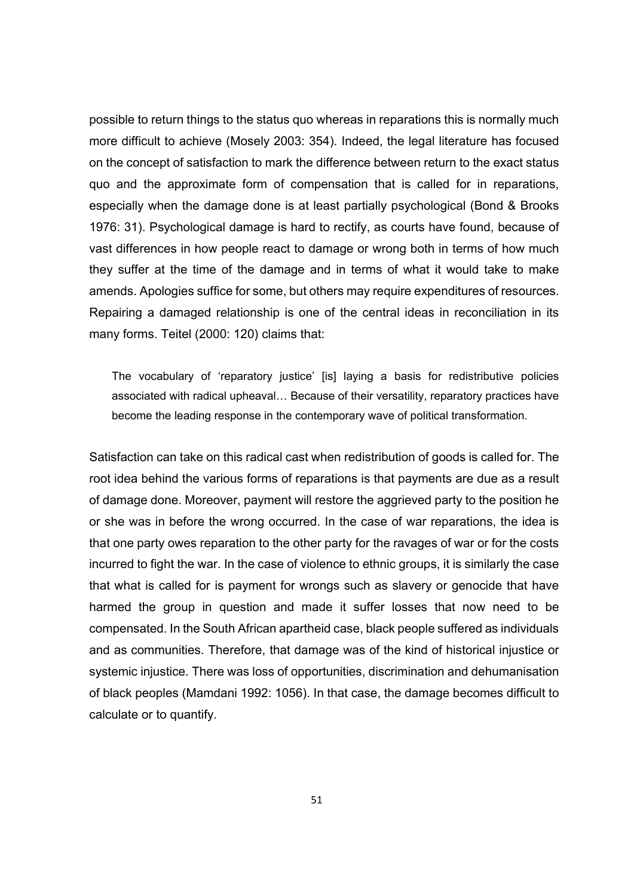possible to return things to the status quo whereas in reparations this is normally much more difficult to achieve (Mosely 2003: 354). Indeed, the legal literature has focused on the concept of satisfaction to mark the difference between return to the exact status quo and the approximate form of compensation that is called for in reparations, especially when the damage done is at least partially psychological (Bond & Brooks 1976: 31). Psychological damage is hard to rectify, as courts have found, because of vast differences in how people react to damage or wrong both in terms of how much they suffer at the time of the damage and in terms of what it would take to make amends. Apologies suffice for some, but others may require expenditures of resources. Repairing a damaged relationship is one of the central ideas in reconciliation in its many forms. Teitel (2000: 120) claims that:

> The vocabulary of 'reparatory justice' [is] laying a basis for redistributive policies associated with radical upheaval… Because of their versatility, reparatory practices have become the leading response in the contemporary wave of political transformation.

Satisfaction can take on this radical cast when redistribution of goods is called for. The root idea behind the various forms of reparations is that payments are due as a result of damage done. Moreover, payment will restore the aggrieved party to the position he or she was in before the wrong occurred. In the case of war reparations, the idea is that one party owes reparation to the other party for the ravages of war or for the costs incurred to fight the war. In the case of violence to ethnic groups, it is similarly the case that what is called for is payment for wrongs such as slavery or genocide that have harmed the group in question and made it suffer losses that now need to be compensated. In the South African apartheid case, black people suffered as individuals and as communities. Therefore, that damage was of the kind of historical injustice or systemic injustice. There was loss of opportunities, discrimination and dehumanisation of black peoples (Mamdani 1992: 1056). In that case, the damage becomes difficult to calculate or to quantify.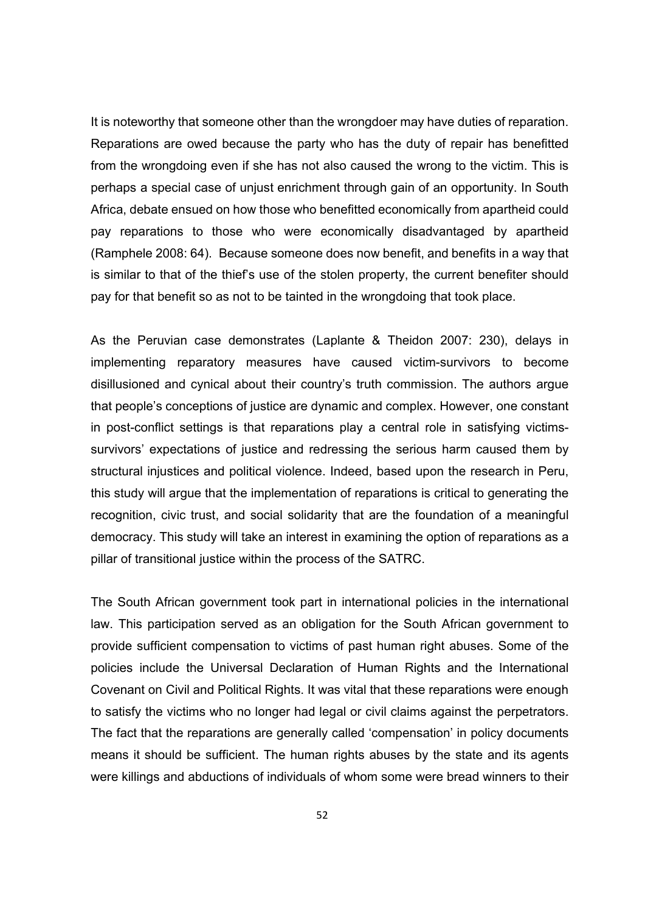It is noteworthy that someone other than the wrongdoer may have duties of reparation. Reparations are owed because the party who has the duty of repair has benefitted from the wrongdoing even if she has not also caused the wrong to the victim. This is perhaps a special case of unjust enrichment through gain of an opportunity. In South Africa, debate ensued on how those who benefitted economically from apartheid could pay reparations to those who were economically disadvantaged by apartheid (Ramphele 2008: 64). Because someone does now benefit, and benefits in a way that is similar to that of the thief's use of the stolen property, the current benefiter should pay for that benefit so as not to be tainted in the wrongdoing that took place.

As the Peruvian case demonstrates (Laplante & Theidon 2007: 230), delays in implementing reparatory measures have caused victim-survivors to become disillusioned and cynical about their country's truth commission. The authors argue that people's conceptions of justice are dynamic and complex. However, one constant in post-conflict settings is that reparations play a central role in satisfying victims-survivors' expectations of justice and redressing the serious harm caused them by structural injustices and political violence. Indeed, based upon the research in Peru, this study will argue that the implementation of reparations is critical to generating the recognition, civic trust, and social solidarity that are the foundation of a meaningful democracy. This study will take an interest in examining the option of reparations as a pillar of transitional justice within the process of the SATRC.

The South African government took part in international policies in the international law. This participation served as an obligation for the South African government to provide sufficient compensation to victims of past human right abuses. Some of the policies include the Universal Declaration of Human Rights and the International Covenant on Civil and Political Rights. It was vital that these reparations were enough to satisfy the victims who no longer had legal or civil claims against the perpetrators. The fact that the reparations are generally called 'compensation' in policy documents means it should be sufficient. The human rights abuses by the state and its agents were killings and abductions of individuals of whom some were bread winners to their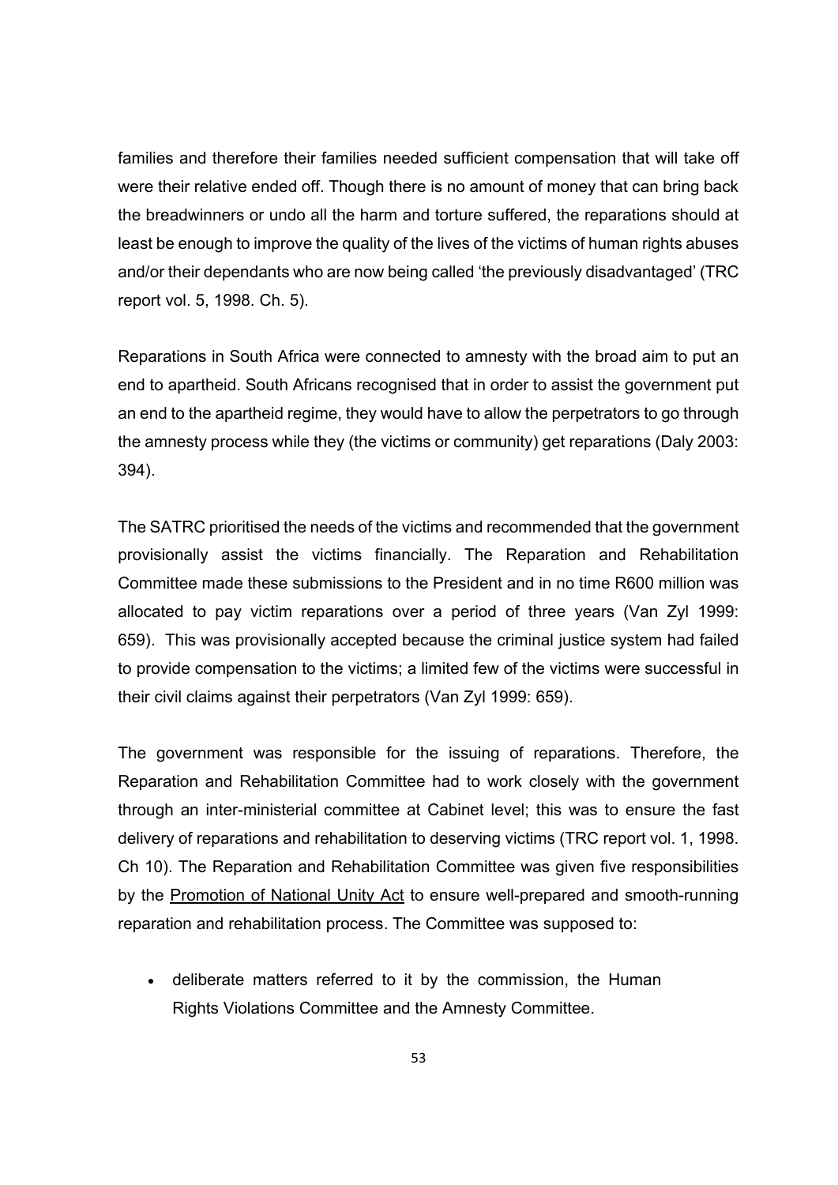families and therefore their families needed sufficient compensation that will take off were their relative ended off. Though there is no amount of money that can bring back the breadwinners or undo all the harm and torture suffered, the reparations should at least be enough to improve the quality of the lives of the victims of human rights abuses and/or their dependants who are now being called 'the previously disadvantaged' (TRC report vol. 5, 1998. Ch. 5).

Reparations in South Africa were connected to amnesty with the broad aim to put an end to apartheid. South Africans recognised that in order to assist the government put an end to the apartheid regime, they would have to allow the perpetrators to go through the amnesty process while they (the victims or community) get reparations (Daly 2003: 394).

The SATRC prioritised the needs of the victims and recommended that the government provisionally assist the victims financially. The Reparation and Rehabilitation Committee made these submissions to the President and in no time R600 million was allocated to pay victim reparations over a period of three years (Van Zyl 1999: 659). This was provisionally accepted because the criminal justice system had failed to provide compensation to the victims; a limited few of the victims were successful in their civil claims against their perpetrators (Van Zyl 1999: 659).

The government was responsible for the issuing of reparations. Therefore, the Reparation and Rehabilitation Committee had to work closely with the government through an inter-ministerial committee at Cabinet level; this was to ensure the fast delivery of reparations and rehabilitation to deserving victims (TRC report vol. 1, 1998. Ch 10). The Reparation and Rehabilitation Committee was given five responsibilities by the Promotion of National Unity Act to ensure well-prepared and smooth-running reparation and rehabilitation process. The Committee was supposed to:

- deliberate matters referred to it by the commission, the Human Rights Violations Committee and the Amnesty Committee.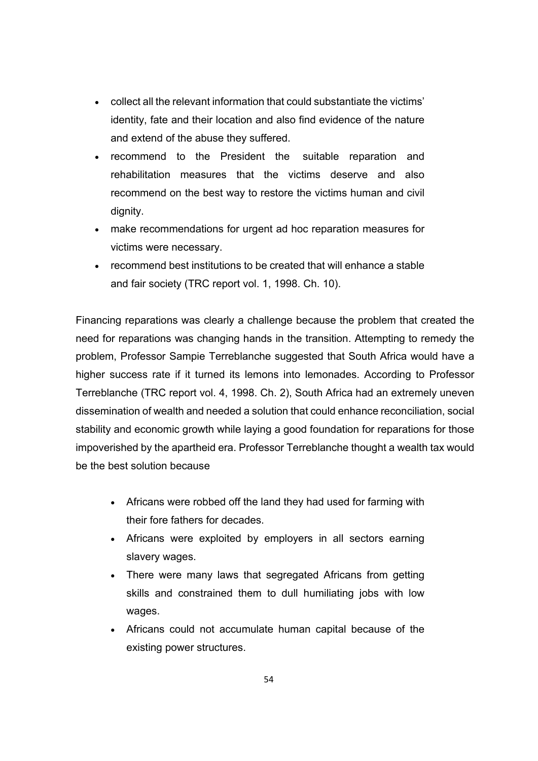- collect all the relevant information that could substantiate the victims' identity, fate and their location and also find evidence of the nature and extend of the abuse they suffered.
- recommend to the President the suitable reparation and rehabilitation measures that the victims deserve and also recommend on the best way to restore the victims human and civil dignity.
- make recommendations for urgent ad hoc reparation measures for victims were necessary.
- recommend best institutions to be created that will enhance a stable and fair society (TRC report vol. 1, 1998. Ch. 10).

Financing reparations was clearly a challenge because the problem that created the need for reparations was changing hands in the transition. Attempting to remedy the problem, Professor Sampie Terreblanche suggested that South Africa would have a higher success rate if it turned its lemons into lemonades. According to Professor Terreblanche (TRC report vol. 4, 1998. Ch. 2), South Africa had an extremely uneven dissemination of wealth and needed a solution that could enhance reconciliation, social stability and economic growth while laying a good foundation for reparations for those impoverished by the apartheid era. Professor Terreblanche thought a wealth tax would be the best solution because

- Africans were robbed off the land they had used for farming with their fore fathers for decades.
- Africans were exploited by employers in all sectors earning slavery wages.
- There were many laws that segregated Africans from getting skills and constrained them to dull humiliating jobs with low wages.
- Africans could not accumulate human capital because of the existing power structures.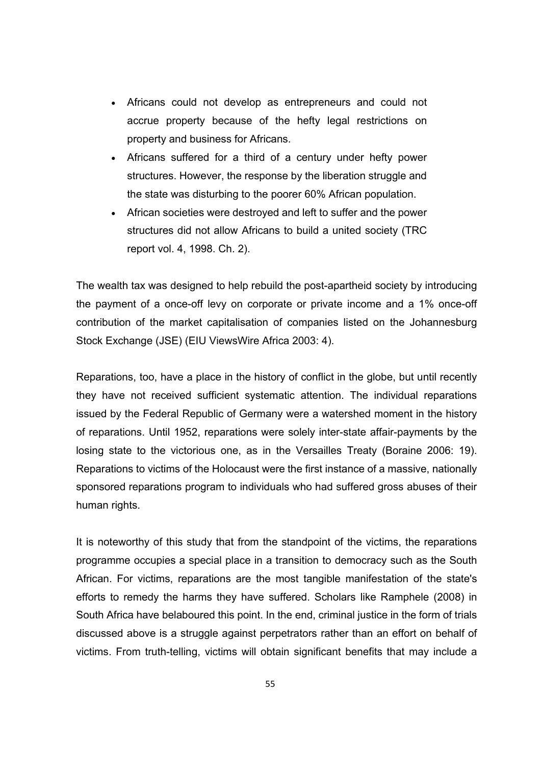- Africans could not develop as entrepreneurs and could not accrue property because of the hefty legal restrictions on property and business for Africans.
- Africans suffered for a third of a century under hefty power structures. However, the response by the liberation struggle and the state was disturbing to the poorer 60% African population.
- African societies were destroyed and left to suffer and the power structures did not allow Africans to build a united society (TRC report vol. 4, 1998. Ch. 2).

The wealth tax was designed to help rebuild the post-apartheid society by introducing the payment of a once-off levy on corporate or private income and a 1% once-off contribution of the market capitalisation of companies listed on the Johannesburg Stock Exchange (JSE) (EIU ViewsWire Africa 2003: 4).

Reparations, too, have a place in the history of conflict in the globe, but until recently they have not received sufficient systematic attention. The individual reparations issued by the Federal Republic of Germany were a watershed moment in the history of reparations. Until 1952, reparations were solely inter-state affair-payments by the losing state to the victorious one, as in the Versailles Treaty (Boraine 2006: 19). Reparations to victims of the Holocaust were the first instance of a massive, nationally sponsored reparations program to individuals who had suffered gross abuses of their human rights.

It is noteworthy of this study that from the standpoint of the victims, the reparations programme occupies a special place in a transition to democracy such as the South African. For victims, reparations are the most tangible manifestation of the state's efforts to remedy the harms they have suffered. Scholars like Ramphele (2008) in South Africa have belaboured this point. In the end, criminal justice in the form of trials discussed above is a struggle against perpetrators rather than an effort on behalf of victims. From truth-telling, victims will obtain significant benefits that may include a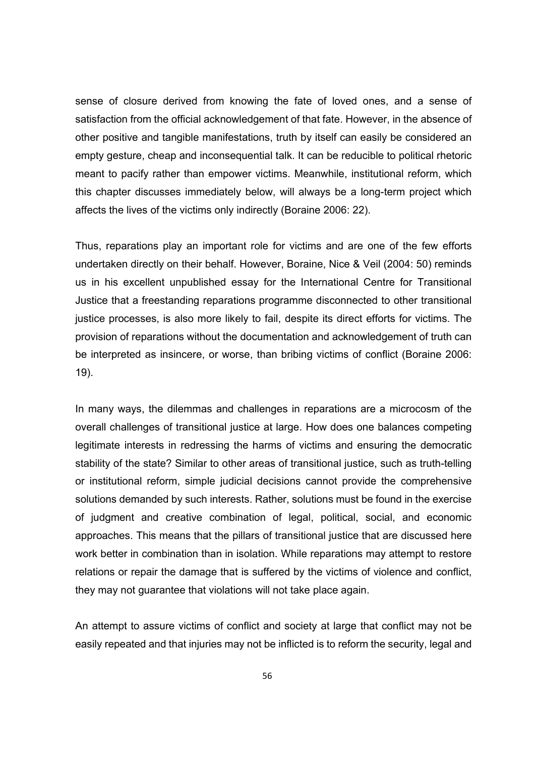sense of closure derived from knowing the fate of loved ones, and a sense of satisfaction from the official acknowledgement of that fate. However, in the absence of other positive and tangible manifestations, truth by itself can easily be considered an empty gesture, cheap and inconsequential talk. It can be reducible to political rhetoric meant to pacify rather than empower victims. Meanwhile, institutional reform, which this chapter discusses immediately below, will always be a long-term project which affects the lives of the victims only indirectly (Boraine 2006: 22).

Thus, reparations play an important role for victims and are one of the few efforts undertaken directly on their behalf. However, Boraine, Nice & Veil (2004: 50) reminds us in his excellent unpublished essay for the International Centre for Transitional Justice that a freestanding reparations programme disconnected to other transitional justice processes, is also more likely to fail, despite its direct efforts for victims. The provision of reparations without the documentation and acknowledgement of truth can be interpreted as insincere, or worse, than bribing victims of conflict (Boraine 2006: 19).

In many ways, the dilemmas and challenges in reparations are a microcosm of the overall challenges of transitional justice at large. How does one balances competing legitimate interests in redressing the harms of victims and ensuring the democratic stability of the state? Similar to other areas of transitional justice, such as truth-telling or institutional reform, simple judicial decisions cannot provide the comprehensive solutions demanded by such interests. Rather, solutions must be found in the exercise of judgment and creative combination of legal, political, social, and economic approaches. This means that the pillars of transitional justice that are discussed here work better in combination than in isolation. While reparations may attempt to restore relations or repair the damage that is suffered by the victims of violence and conflict, they may not guarantee that violations will not take place again.

An attempt to assure victims of conflict and society at large that conflict may not be easily repeated and that injuries may not be inflicted is to reform the security, legal and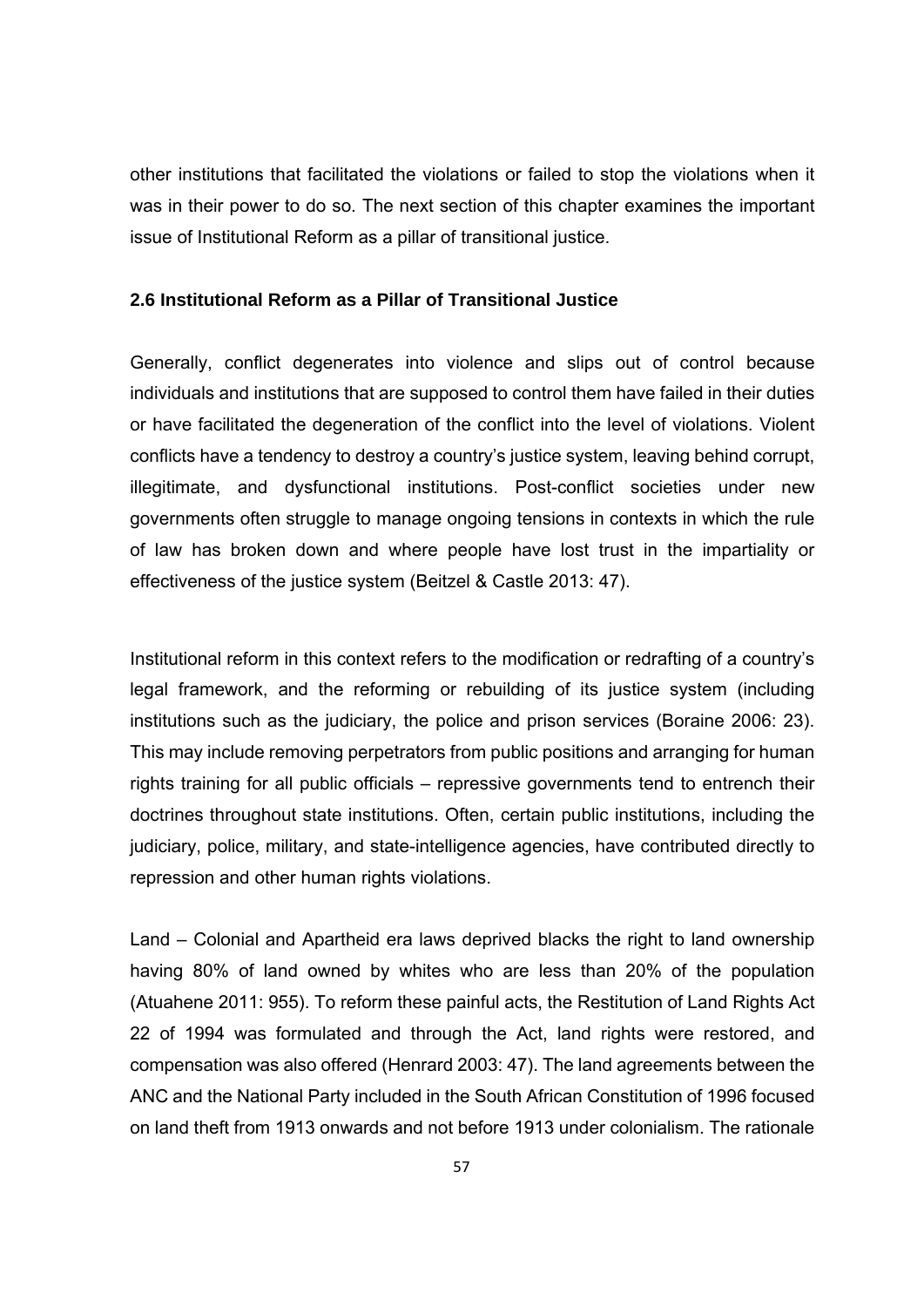other institutions that facilitated the violations or failed to stop the violations when it was in their power to do so. The next section of this chapter examines the important issue of Institutional Reform as a pillar of transitional justice.

### 2.6 Institutional Reform as a Pillar of Transitional Justice

Generally, conflict degenerates into violence and slips out of control because individuals and institutions that are supposed to control them have failed in their duties or have facilitated the degeneration of the conflict into the level of violations. Violent conflicts have a tendency to destroy a country's justice system, leaving behind corrupt, illegitimate, and dysfunctional institutions. Post-conflict societies under new governments often struggle to manage ongoing tensions in contexts in which the rule of law has broken down and where people have lost trust in the impartiality or effectiveness of the justice system (Beitzel & Castle 2013: 47).

Institutional reform in this context refers to the modification or redrafting of a country's legal framework, and the reforming or rebuilding of its justice system (including institutions such as the judiciary, the police and prison services (Boraine 2006: 23). This may include removing perpetrators from public positions and arranging for human rights training for all public officials – repressive governments tend to entrench their doctrines throughout state institutions. Often, certain public institutions, including the judiciary, police, military, and state-intelligence agencies, have contributed directly to repression and other human rights violations.

Land – Colonial and Apartheid era laws deprived blacks the right to land ownership having 80% of land owned by whites who are less than 20% of the population (Atuahene 2011: 955). To reform these painful acts, the Restitution of Land Rights Act 22 of 1994 was formulated and through the Act, land rights were restored, and compensation was also offered (Henrard 2003: 47). The land agreements between the ANC and the National Party included in the South African Constitution of 1996 focused on land theft from 1913 onwards and not before 1913 under colonialism. The rationale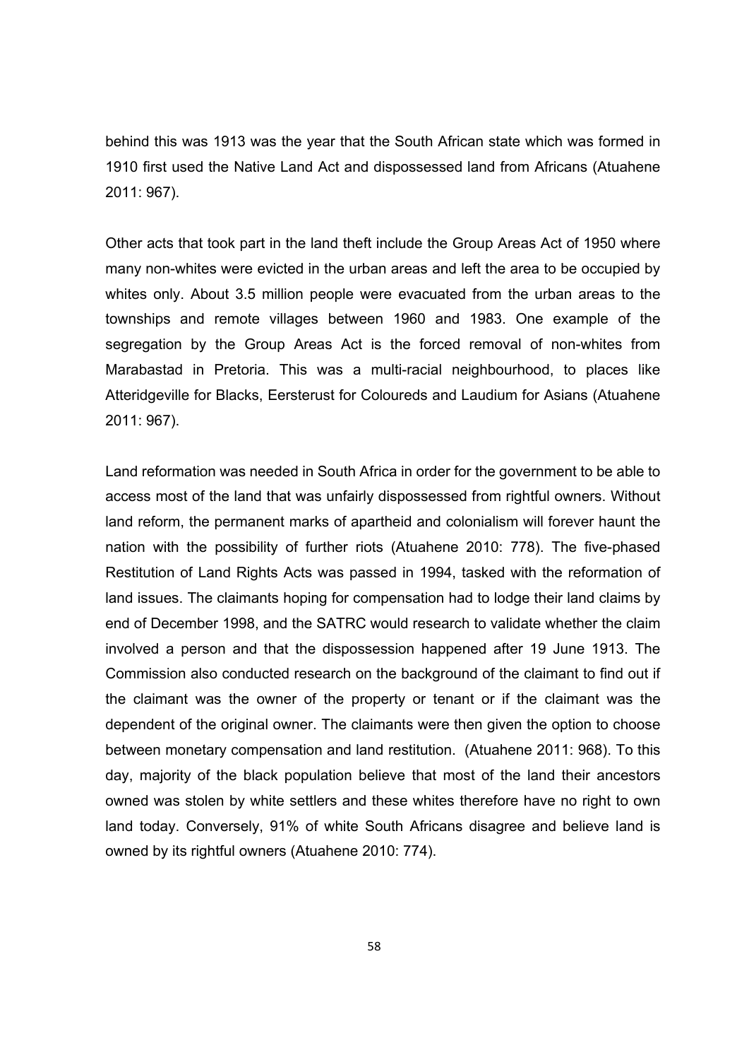behind this was 1913 was the year that the South African state which was formed in 1910 first used the Native Land Act and dispossessed land from Africans (Atuahene 2011: 967).

Other acts that took part in the land theft include the Group Areas Act of 1950 where many non-whites were evicted in the urban areas and left the area to be occupied by whites only. About 3.5 million people were evacuated from the urban areas to the townships and remote villages between 1960 and 1983. One example of the segregation by the Group Areas Act is the forced removal of non-whites from Marabastad in Pretoria. This was a multi-racial neighbourhood, to places like Atteridgeville for Blacks, Eersterust for Coloureds and Laudium for Asians (Atuahene 2011: 967).

Land reformation was needed in South Africa in order for the government to be able to access most of the land that was unfairly dispossessed from rightful owners. Without land reform, the permanent marks of apartheid and colonialism will forever haunt the nation with the possibility of further riots (Atuahene 2010: 778). The five-phased Restitution of Land Rights Acts was passed in 1994, tasked with the reformation of land issues. The claimants hoping for compensation had to lodge their land claims by end of December 1998, and the SATRC would research to validate whether the claim involved a person and that the dispossession happened after 19 June 1913. The Commission also conducted research on the background of the claimant to find out if the claimant was the owner of the property or tenant or if the claimant was the dependent of the original owner. The claimants were then given the option to choose between monetary compensation and land restitution. (Atuahene 2011: 968). To this day, majority of the black population believe that most of the land their ancestors owned was stolen by white settlers and these whites therefore have no right to own land today. Conversely, 91% of white South Africans disagree and believe land is owned by its rightful owners (Atuahene 2010: 774).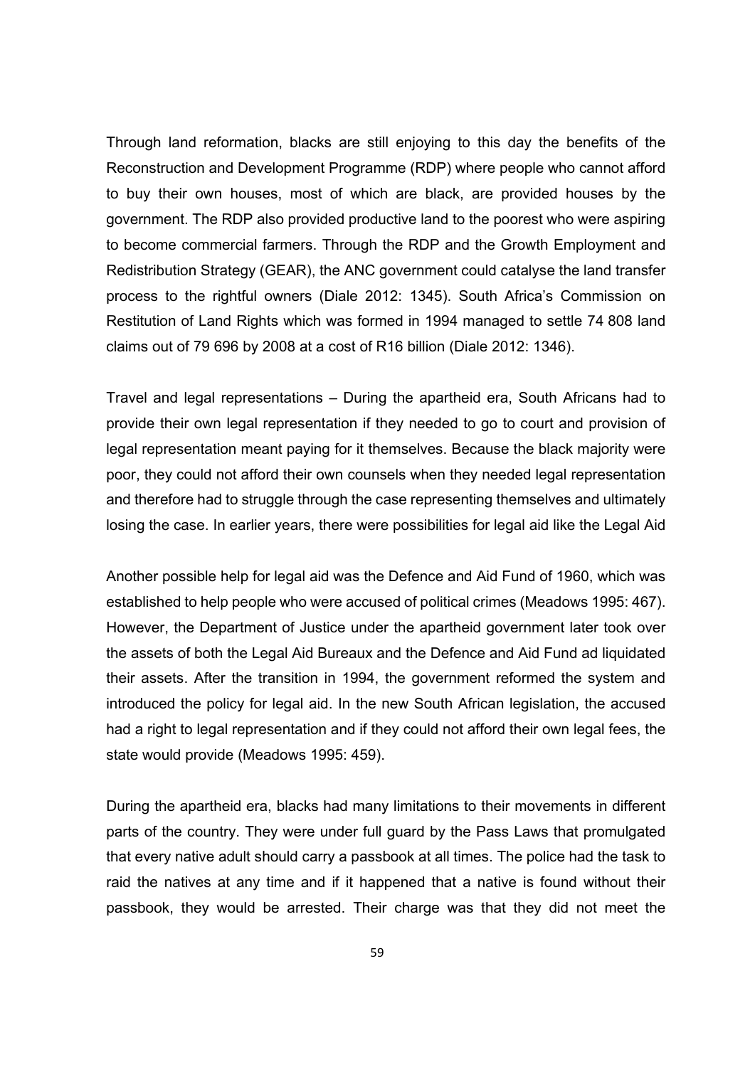Through land reformation, blacks are still enjoying to this day the benefits of the Reconstruction and Development Programme (RDP) where people who cannot afford to buy their own houses, most of which are black, are provided houses by the government. The RDP also provided productive land to the poorest who were aspiring to become commercial farmers. Through the RDP and the Growth Employment and Redistribution Strategy (GEAR), the ANC government could catalyse the land transfer process to the rightful owners (Diale 2012: 1345). South Africa's Commission on Restitution of Land Rights which was formed in 1994 managed to settle 74 808 land claims out of 79 696 by 2008 at a cost of R16 billion (Diale 2012: 1346).

Travel and legal representations – During the apartheid era, South Africans had to provide their own legal representation if they needed to go to court and provision of legal representation meant paying for it themselves. Because the black majority were poor, they could not afford their own counsels when they needed legal representation and therefore had to struggle through the case representing themselves and ultimately losing the case. In earlier years, there were possibilities for legal aid like the Legal Aid

Another possible help for legal aid was the Defence and Aid Fund of 1960, which was established to help people who were accused of political crimes (Meadows 1995: 467). However, the Department of Justice under the apartheid government later took over the assets of both the Legal Aid Bureaux and the Defence and Aid Fund ad liquidated their assets. After the transition in 1994, the government reformed the system and introduced the policy for legal aid. In the new South African legislation, the accused had a right to legal representation and if they could not afford their own legal fees, the state would provide (Meadows 1995: 459).

During the apartheid era, blacks had many limitations to their movements in different parts of the country. They were under full guard by the Pass Laws that promulgated that every native adult should carry a passbook at all times. The police had the task to raid the natives at any time and if it happened that a native is found without their passbook, they would be arrested. Their charge was that they did not meet the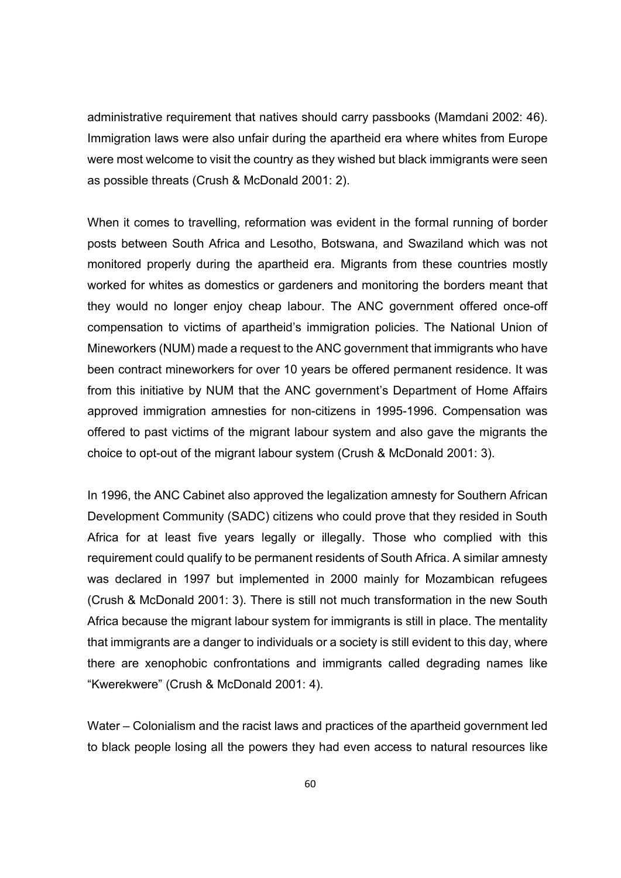administrative requirement that natives should carry passbooks (Mamdani 2002: 46). Immigration laws were also unfair during the apartheid era where whites from Europe were most welcome to visit the country as they wished but black immigrants were seen as possible threats (Crush & McDonald 2001: 2).

When it comes to travelling, reformation was evident in the formal running of border posts between South Africa and Lesotho, Botswana, and Swaziland which was not monitored properly during the apartheid era. Migrants from these countries mostly worked for whites as domestics or gardeners and monitoring the borders meant that they would no longer enjoy cheap labour. The ANC government offered once-off compensation to victims of apartheid's immigration policies. The National Union of Mineworkers (NUM) made a request to the ANC government that immigrants who have been contract mineworkers for over 10 years be offered permanent residence. It was from this initiative by NUM that the ANC government's Department of Home Affairs approved immigration amnesties for non-citizens in 1995-1996. Compensation was offered to past victims of the migrant labour system and also gave the migrants the choice to opt-out of the migrant labour system (Crush & McDonald 2001: 3).

In 1996, the ANC Cabinet also approved the legalization amnesty for Southern African Development Community (SADC) citizens who could prove that they resided in South Africa for at least five years legally or illegally. Those who complied with this requirement could qualify to be permanent residents of South Africa. A similar amnesty was declared in 1997 but implemented in 2000 mainly for Mozambican refugees (Crush & McDonald 2001: 3). There is still not much transformation in the new South Africa because the migrant labour system for immigrants is still in place. The mentality that immigrants are a danger to individuals or a society is still evident to this day, where there are xenophobic confrontations and immigrants called degrading names like "Kwerekwere" (Crush & McDonald 2001: 4).

Water – Colonialism and the racist laws and practices of the apartheid government led to black people losing all the powers they had even access to natural resources like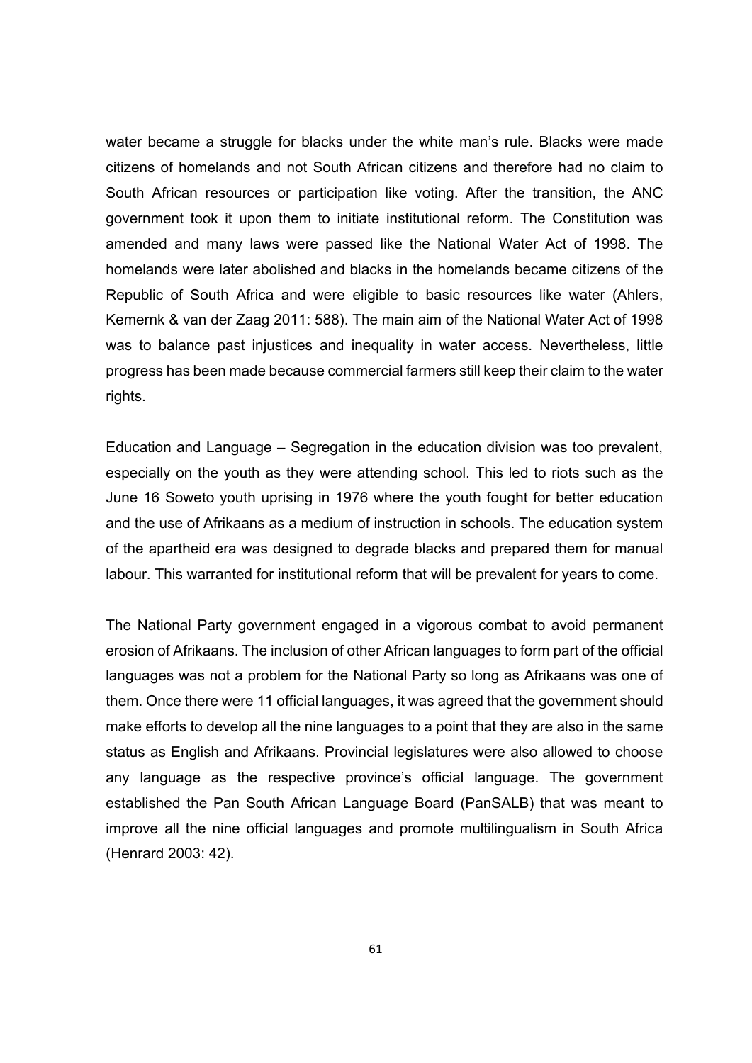water became a struggle for blacks under the white man's rule. Blacks were made citizens of homelands and not South African citizens and therefore had no claim to South African resources or participation like voting. After the transition, the ANC government took it upon them to initiate institutional reform. The Constitution was amended and many laws were passed like the National Water Act of 1998. The homelands were later abolished and blacks in the homelands became citizens of the Republic of South Africa and were eligible to basic resources like water (Ahlers, Kemernk & van der Zaag 2011: 588). The main aim of the National Water Act of 1998 was to balance past injustices and inequality in water access. Nevertheless, little progress has been made because commercial farmers still keep their claim to the water rights.

Education and Language – Segregation in the education division was too prevalent, especially on the youth as they were attending school. This led to riots such as the June 16 Soweto youth uprising in 1976 where the youth fought for better education and the use of Afrikaans as a medium of instruction in schools. The education system of the apartheid era was designed to degrade blacks and prepared them for manual labour. This warranted for institutional reform that will be prevalent for years to come.

The National Party government engaged in a vigorous combat to avoid permanent erosion of Afrikaans. The inclusion of other African languages to form part of the official languages was not a problem for the National Party so long as Afrikaans was one of them. Once there were 11 official languages, it was agreed that the government should make efforts to develop all the nine languages to a point that they are also in the same status as English and Afrikaans. Provincial legislatures were also allowed to choose any language as the respective province's official language. The government established the Pan South African Language Board (PanSALB) that was meant to improve all the nine official languages and promote multilingualism in South Africa (Henrard 2003: 42).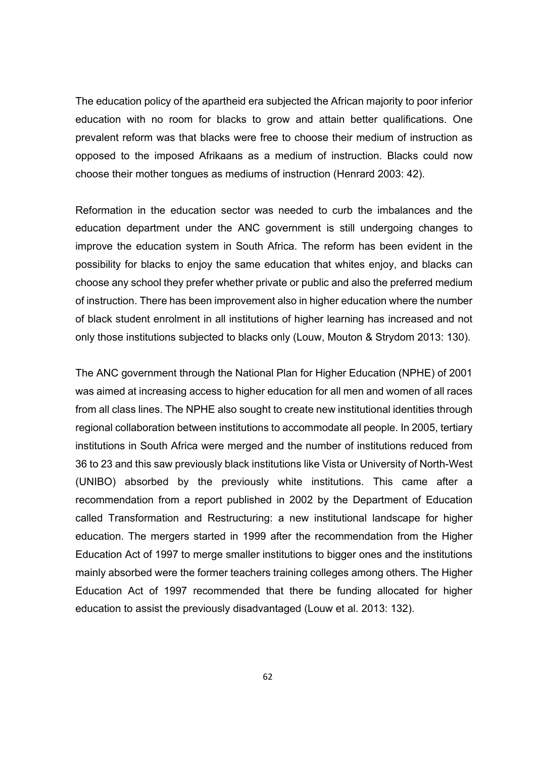The education policy of the apartheid era subjected the African majority to poor inferior education with no room for blacks to grow and attain better qualifications. One prevalent reform was that blacks were free to choose their medium of instruction as opposed to the imposed Afrikaans as a medium of instruction. Blacks could now choose their mother tongues as mediums of instruction (Henrard 2003: 42).

Reformation in the education sector was needed to curb the imbalances and the education department under the ANC government is still undergoing changes to improve the education system in South Africa. The reform has been evident in the possibility for blacks to enjoy the same education that whites enjoy, and blacks can choose any school they prefer whether private or public and also the preferred medium of instruction. There has been improvement also in higher education where the number of black student enrolment in all institutions of higher learning has increased and not only those institutions subjected to blacks only (Louw, Mouton & Strydom 2013: 130).

The ANC government through the National Plan for Higher Education (NPHE) of 2001 was aimed at increasing access to higher education for all men and women of all races from all class lines. The NPHE also sought to create new institutional identities through regional collaboration between institutions to accommodate all people. In 2005, tertiary institutions in South Africa were merged and the number of institutions reduced from 36 to 23 and this saw previously black institutions like Vista or University of North-West (UNIBO) absorbed by the previously white institutions. This came after a recommendation from a report published in 2002 by the Department of Education called Transformation and Restructuring: a new institutional landscape for higher education. The mergers started in 1999 after the recommendation from the Higher Education Act of 1997 to merge smaller institutions to bigger ones and the institutions mainly absorbed were the former teachers training colleges among others. The Higher Education Act of 1997 recommended that there be funding allocated for higher education to assist the previously disadvantaged (Louw et al. 2013: 132).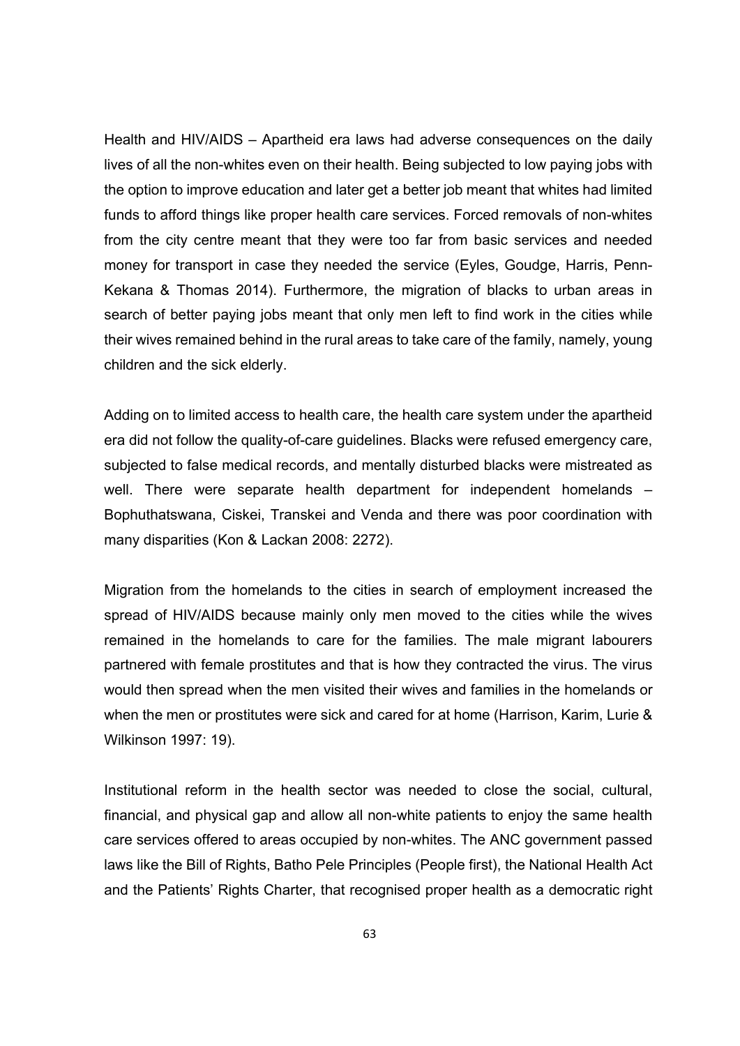Health and HIV/AIDS – Apartheid era laws had adverse consequences on the daily lives of all the non-whites even on their health. Being subjected to low paying jobs with the option to improve education and later get a better job meant that whites had limited funds to afford things like proper health care services. Forced removals of non-whites from the city centre meant that they were too far from basic services and needed money for transport in case they needed the service (Eyles, Goudge, Harris, Penn-Kekana & Thomas 2014). Furthermore, the migration of blacks to urban areas in search of better paying jobs meant that only men left to find work in the cities while their wives remained behind in the rural areas to take care of the family, namely, young children and the sick elderly.

Adding on to limited access to health care, the health care system under the apartheid era did not follow the quality-of-care guidelines. Blacks were refused emergency care, subjected to false medical records, and mentally disturbed blacks were mistreated as well. There were separate health department for independent homelands – Bophuthatswana, Ciskei, Transkei and Venda and there was poor coordination with many disparities (Kon & Lackan 2008: 2272).

Migration from the homelands to the cities in search of employment increased the spread of HIV/AIDS because mainly only men moved to the cities while the wives remained in the homelands to care for the families. The male migrant labourers partnered with female prostitutes and that is how they contracted the virus. The virus would then spread when the men visited their wives and families in the homelands or when the men or prostitutes were sick and cared for at home (Harrison, Karim, Lurie & Wilkinson 1997: 19).

Institutional reform in the health sector was needed to close the social, cultural, financial, and physical gap and allow all non-white patients to enjoy the same health care services offered to areas occupied by non-whites. The ANC government passed laws like the Bill of Rights, Batho Pele Principles (People first), the National Health Act and the Patients' Rights Charter, that recognised proper health as a democratic right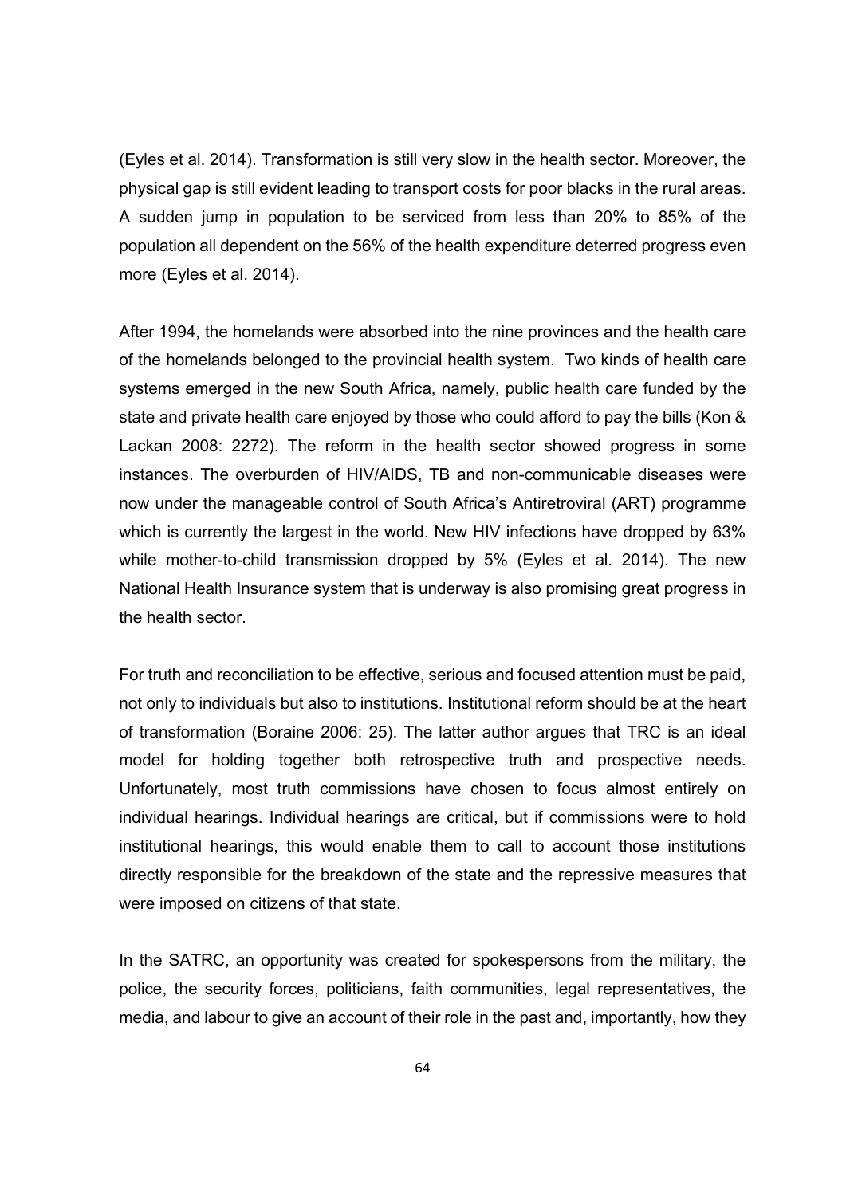(Eyles et al. 2014). Transformation is still very slow in the health sector. Moreover, the physical gap is still evident leading to transport costs for poor blacks in the rural areas. A sudden jump in population to be serviced from less than 20% to 85% of the population all dependent on the 56% of the health expenditure deterred progress even more (Eyles et al. 2014).

After 1994, the homelands were absorbed into the nine provinces and the health care of the homelands belonged to the provincial health system. Two kinds of health care systems emerged in the new South Africa, namely, public health care funded by the state and private health care enjoyed by those who could afford to pay the bills (Kon & Lackan 2008: 2272). The reform in the health sector showed progress in some instances. The overburden of HIV/AIDS, TB and non-communicable diseases were now under the manageable control of South Africa's Antiretroviral (ART) programme which is currently the largest in the world. New HIV infections have dropped by 63% while mother-to-child transmission dropped by 5% (Eyles et al. 2014). The new National Health Insurance system that is underway is also promising great progress in the health sector.

For truth and reconciliation to be effective, serious and focused attention must be paid, not only to individuals but also to institutions. Institutional reform should be at the heart of transformation (Boraine 2006: 25). The latter author argues that TRC is an ideal model for holding together both retrospective truth and prospective needs. Unfortunately, most truth commissions have chosen to focus almost entirely on individual hearings. Individual hearings are critical, but if commissions were to hold institutional hearings, this would enable them to call to account those institutions directly responsible for the breakdown of the state and the repressive measures that were imposed on citizens of that state.

In the SATRC, an opportunity was created for spokespersons from the military, the police, the security forces, politicians, faith communities, legal representatives, the media, and labour to give an account of their role in the past and, importantly, how they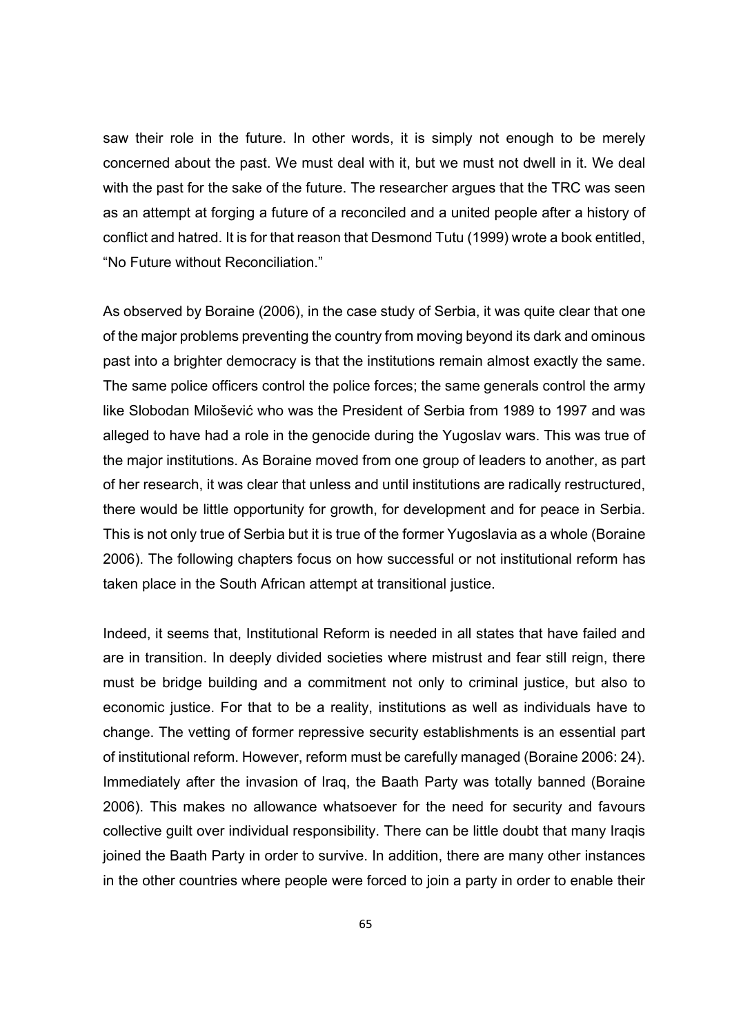saw their role in the future. In other words, it is simply not enough to be merely concerned about the past. We must deal with it, but we must not dwell in it. We deal with the past for the sake of the future. The researcher argues that the TRC was seen as an attempt at forging a future of a reconciled and a united people after a history of conflict and hatred. It is for that reason that Desmond Tutu (1999) wrote a book entitled, "No Future without Reconciliation."

As observed by Boraine (2006), in the case study of Serbia, it was quite clear that one of the major problems preventing the country from moving beyond its dark and ominous past into a brighter democracy is that the institutions remain almost exactly the same. The same police officers control the police forces; the same generals control the army like Slobodan Milošević who was the President of Serbia from 1989 to 1997 and was alleged to have had a role in the genocide during the Yugoslav wars. This was true of the major institutions. As Boraine moved from one group of leaders to another, as part of her research, it was clear that unless and until institutions are radically restructured, there would be little opportunity for growth, for development and for peace in Serbia. This is not only true of Serbia but it is true of the former Yugoslavia as a whole (Boraine 2006). The following chapters focus on how successful or not institutional reform has taken place in the South African attempt at transitional justice.

Indeed, it seems that, Institutional Reform is needed in all states that have failed and are in transition. In deeply divided societies where mistrust and fear still reign, there must be bridge building and a commitment not only to criminal justice, but also to economic justice. For that to be a reality, institutions as well as individuals have to change. The vetting of former repressive security establishments is an essential part of institutional reform. However, reform must be carefully managed (Boraine 2006: 24). Immediately after the invasion of Iraq, the Baath Party was totally banned (Boraine 2006). This makes no allowance whatsoever for the need for security and favours collective guilt over individual responsibility. There can be little doubt that many Iraqis joined the Baath Party in order to survive. In addition, there are many other instances in the other countries where people were forced to join a party in order to enable their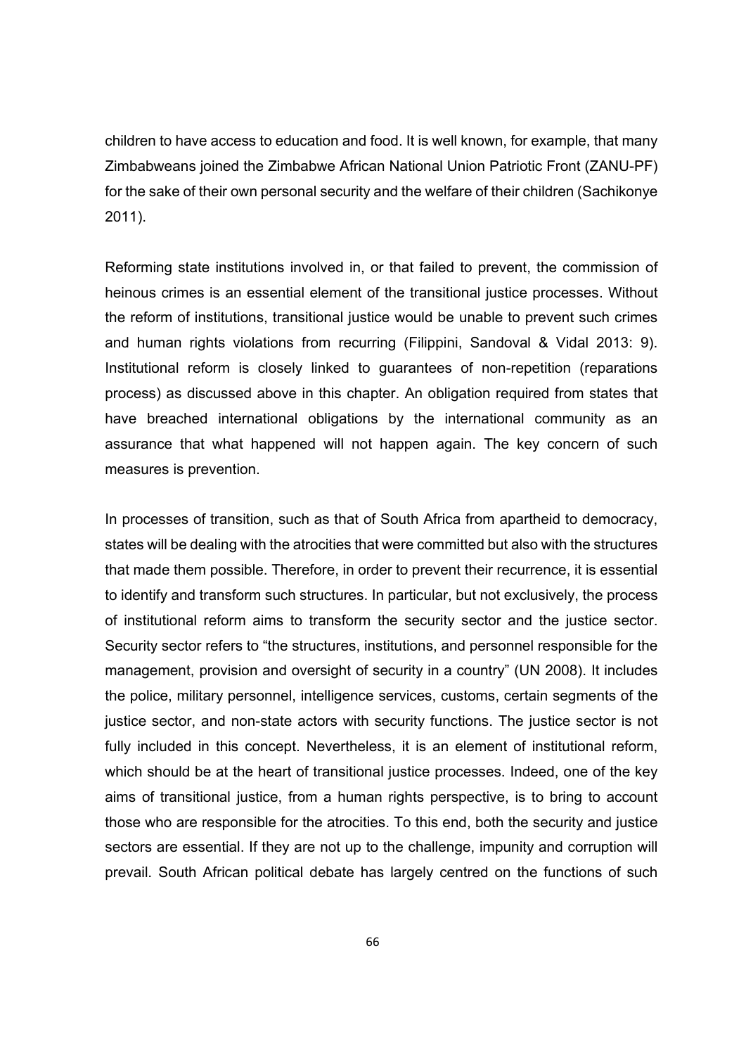children to have access to education and food. It is well known, for example, that many Zimbabweans joined the Zimbabwe African National Union Patriotic Front (ZANU-PF) for the sake of their own personal security and the welfare of their children (Sachikonye 2011).

Reforming state institutions involved in, or that failed to prevent, the commission of heinous crimes is an essential element of the transitional justice processes. Without the reform of institutions, transitional justice would be unable to prevent such crimes and human rights violations from recurring (Filippini, Sandoval & Vidal 2013: 9). Institutional reform is closely linked to guarantees of non-repetition (reparations process) as discussed above in this chapter. An obligation required from states that have breached international obligations by the international community as an assurance that what happened will not happen again. The key concern of such measures is prevention.

In processes of transition, such as that of South Africa from apartheid to democracy, states will be dealing with the atrocities that were committed but also with the structures that made them possible. Therefore, in order to prevent their recurrence, it is essential to identify and transform such structures. In particular, but not exclusively, the process of institutional reform aims to transform the security sector and the justice sector. Security sector refers to "the structures, institutions, and personnel responsible for the management, provision and oversight of security in a country" (UN 2008). It includes the police, military personnel, intelligence services, customs, certain segments of the justice sector, and non-state actors with security functions. The justice sector is not fully included in this concept. Nevertheless, it is an element of institutional reform, which should be at the heart of transitional justice processes. Indeed, one of the key aims of transitional justice, from a human rights perspective, is to bring to account those who are responsible for the atrocities. To this end, both the security and justice sectors are essential. If they are not up to the challenge, impunity and corruption will prevail. South African political debate has largely centred on the functions of such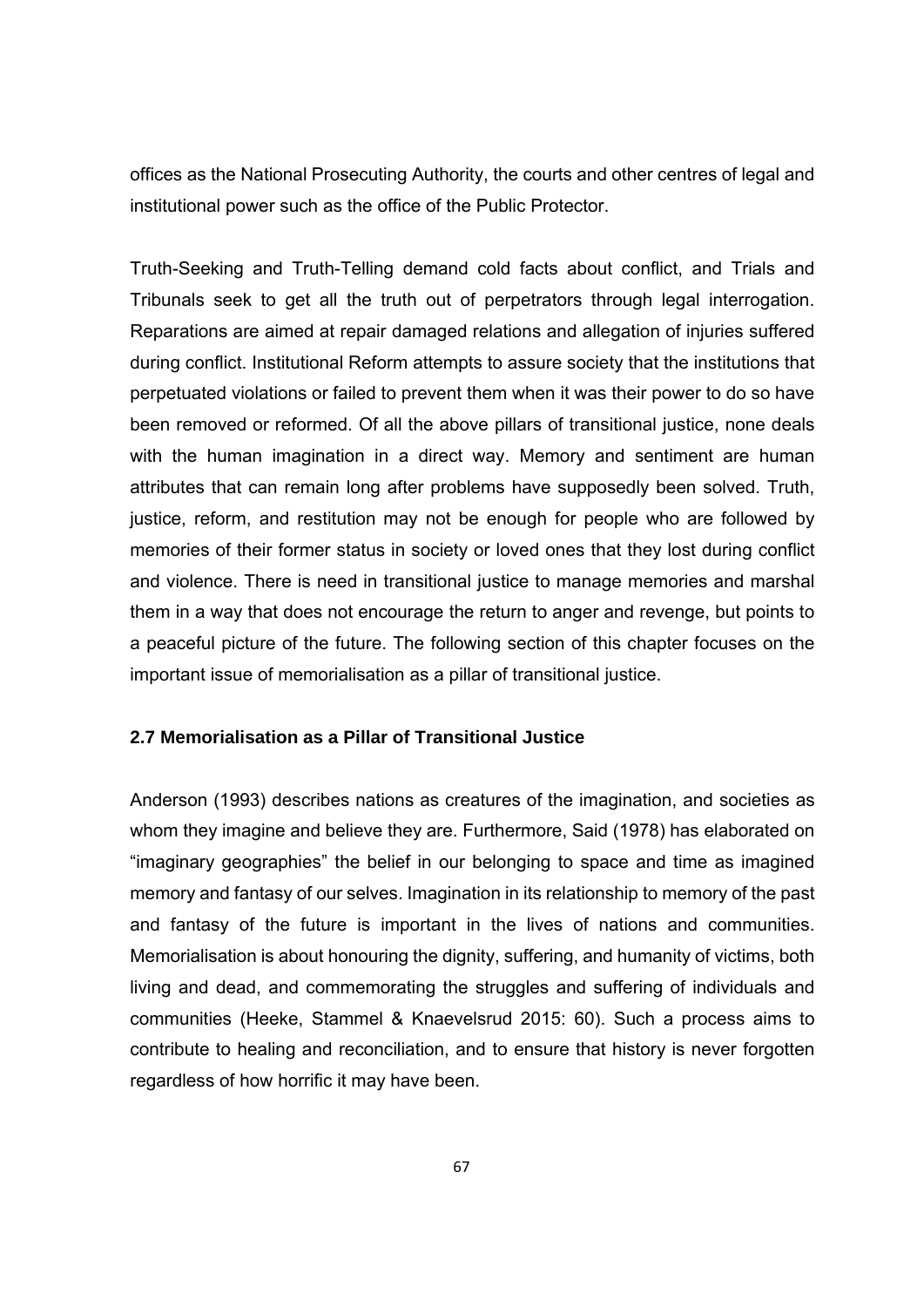offices as the National Prosecuting Authority, the courts and other centres of legal and institutional power such as the office of the Public Protector.

Truth-Seeking and Truth-Telling demand cold facts about conflict, and Trials and Tribunals seek to get all the truth out of perpetrators through legal interrogation. Reparations are aimed at repair damaged relations and allegation of injuries suffered during conflict. Institutional Reform attempts to assure society that the institutions that perpetuated violations or failed to prevent them when it was their power to do so have been removed or reformed. Of all the above pillars of transitional justice, none deals with the human imagination in a direct way. Memory and sentiment are human attributes that can remain long after problems have supposedly been solved. Truth, justice, reform, and restitution may not be enough for people who are followed by memories of their former status in society or loved ones that they lost during conflict and violence. There is need in transitional justice to manage memories and marshal them in a way that does not encourage the return to anger and revenge, but points to a peaceful picture of the future. The following section of this chapter focuses on the important issue of memorialisation as a pillar of transitional justice.

### 2.7 Memorialisation as a Pillar of Transitional Justice

Anderson (1993) describes nations as creatures of the imagination, and societies as whom they imagine and believe they are. Furthermore, Said (1978) has elaborated on "imaginary geographies" the belief in our belonging to space and time as imagined memory and fantasy of our selves. Imagination in its relationship to memory of the past and fantasy of the future is important in the lives of nations and communities. Memorialisation is about honouring the dignity, suffering, and humanity of victims, both living and dead, and commemorating the struggles and suffering of individuals and communities (Heeke, Stammel & Knaevelsrud 2015: 60). Such a process aims to contribute to healing and reconciliation, and to ensure that history is never forgotten regardless of how horrific it may have been.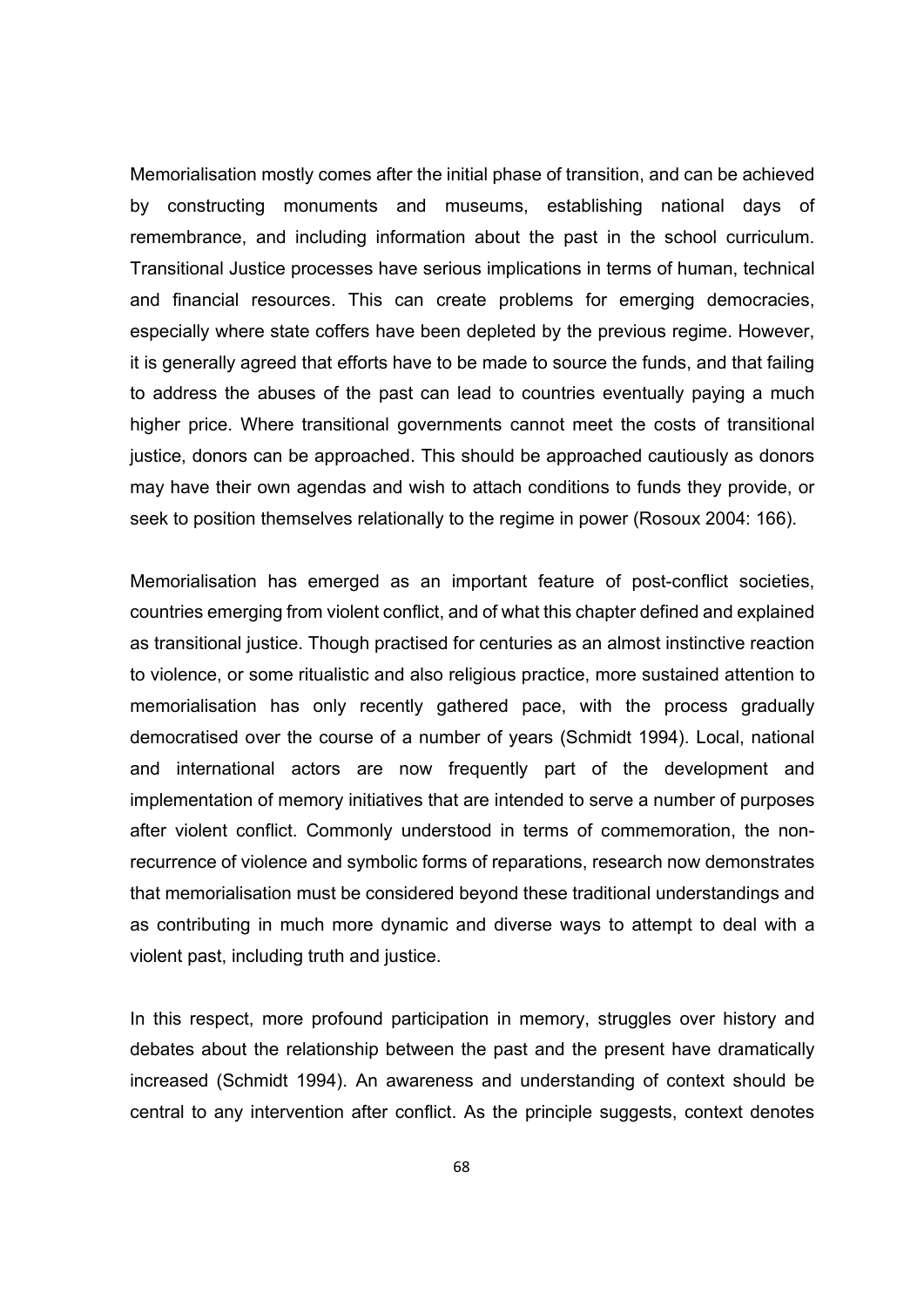Memorialisation mostly comes after the initial phase of transition, and can be achieved by constructing monuments and museums, establishing national days of remembrance, and including information about the past in the school curriculum. Transitional Justice processes have serious implications in terms of human, technical and financial resources. This can create problems for emerging democracies, especially where state coffers have been depleted by the previous regime. However, it is generally agreed that efforts have to be made to source the funds, and that failing to address the abuses of the past can lead to countries eventually paying a much higher price. Where transitional governments cannot meet the costs of transitional justice, donors can be approached. This should be approached cautiously as donors may have their own agendas and wish to attach conditions to funds they provide, or seek to position themselves relationally to the regime in power (Rosoux 2004: 166).

Memorialisation has emerged as an important feature of post-conflict societies, countries emerging from violent conflict, and of what this chapter defined and explained as transitional justice. Though practised for centuries as an almost instinctive reaction to violence, or some ritualistic and also religious practice, more sustained attention to memorialisation has only recently gathered pace, with the process gradually democratised over the course of a number of years (Schmidt 1994). Local, national and international actors are now frequently part of the development and implementation of memory initiatives that are intended to serve a number of purposes after violent conflict. Commonly understood in terms of commemoration, the non-recurrence of violence and symbolic forms of reparations, research now demonstrates that memorialisation must be considered beyond these traditional understandings and as contributing in much more dynamic and diverse ways to attempt to deal with a violent past, including truth and justice.

In this respect, more profound participation in memory, struggles over history and debates about the relationship between the past and the present have dramatically increased (Schmidt 1994). An awareness and understanding of context should be central to any intervention after conflict. As the principle suggests, context denotes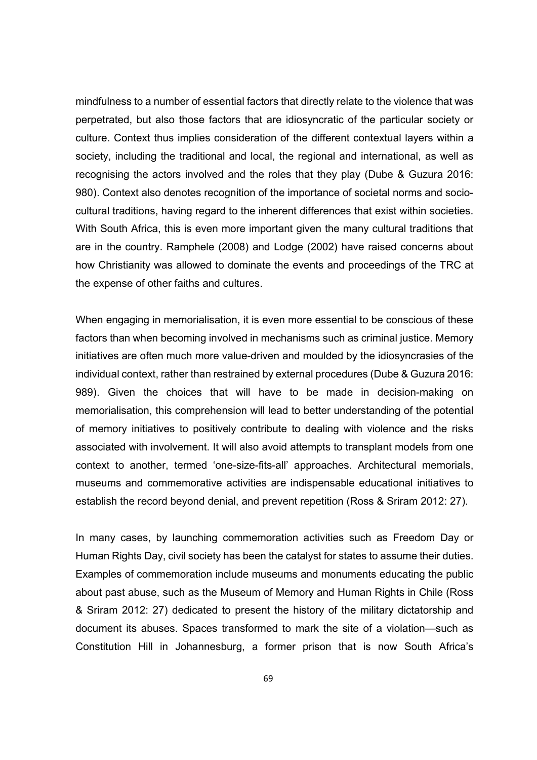mindfulness to a number of essential factors that directly relate to the violence that was perpetrated, but also those factors that are idiosyncratic of the particular society or culture. Context thus implies consideration of the different contextual layers within a society, including the traditional and local, the regional and international, as well as recognising the actors involved and the roles that they play (Dube & Guzura 2016: 980). Context also denotes recognition of the importance of societal norms and socio-cultural traditions, having regard to the inherent differences that exist within societies. With South Africa, this is even more important given the many cultural traditions that are in the country. Ramphele (2008) and Lodge (2002) have raised concerns about how Christianity was allowed to dominate the events and proceedings of the TRC at the expense of other faiths and cultures.

When engaging in memorialisation, it is even more essential to be conscious of these factors than when becoming involved in mechanisms such as criminal justice. Memory initiatives are often much more value-driven and moulded by the idiosyncrasies of the individual context, rather than restrained by external procedures (Dube & Guzura 2016: 989). Given the choices that will have to be made in decision-making on memorialisation, this comprehension will lead to better understanding of the potential of memory initiatives to positively contribute to dealing with violence and the risks associated with involvement. It will also avoid attempts to transplant models from one context to another, termed 'one-size-fits-all' approaches. Architectural memorials, museums and commemorative activities are indispensable educational initiatives to establish the record beyond denial, and prevent repetition (Ross & Sriram 2012: 27).

In many cases, by launching commemoration activities such as Freedom Day or Human Rights Day, civil society has been the catalyst for states to assume their duties. Examples of commemoration include museums and monuments educating the public about past abuse, such as the Museum of Memory and Human Rights in Chile (Ross & Sriram 2012: 27) dedicated to present the history of the military dictatorship and document its abuses. Spaces transformed to mark the site of a violation—such as Constitution Hill in Johannesburg, a former prison that is now South Africa's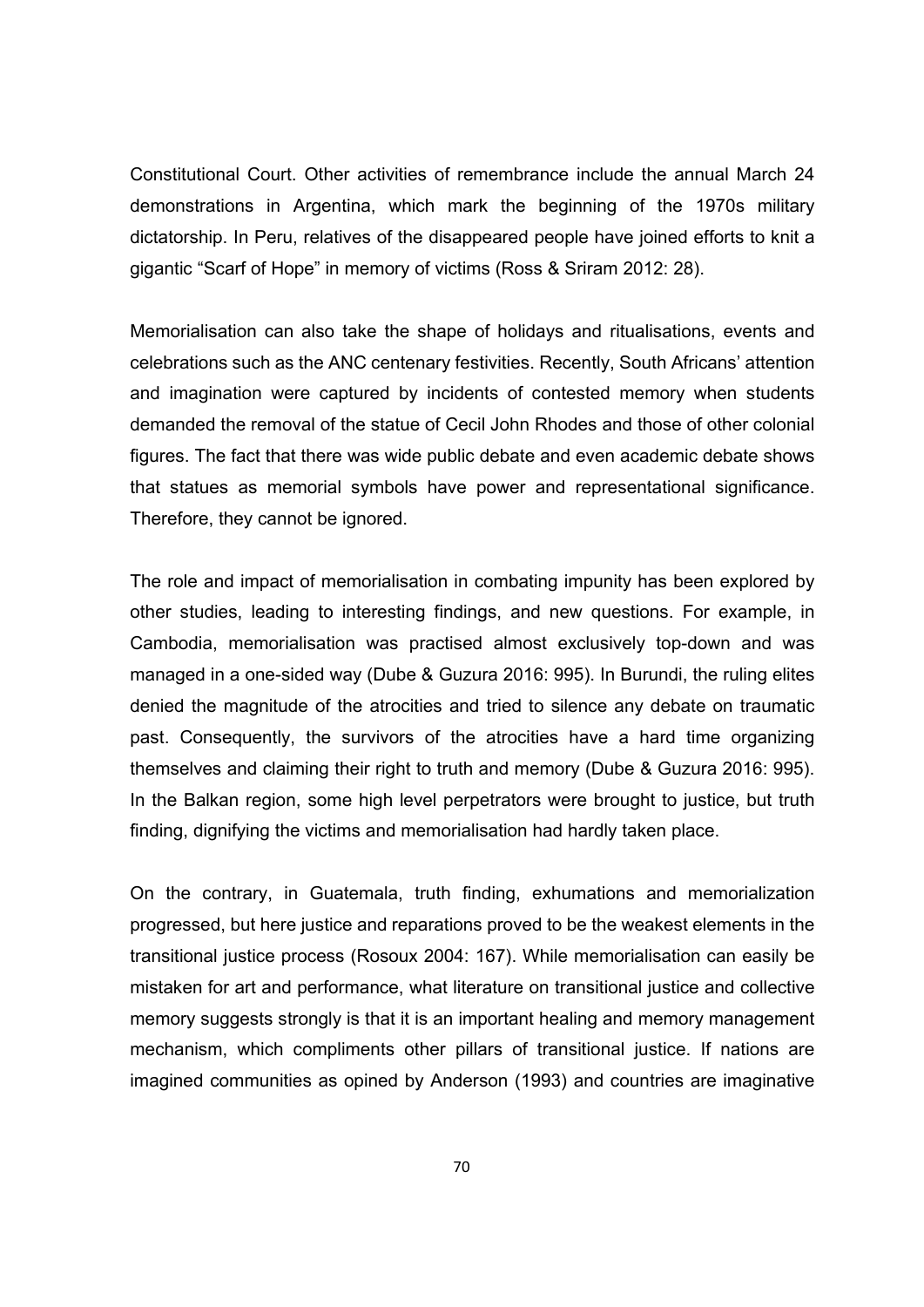Constitutional Court. Other activities of remembrance include the annual March 24 demonstrations in Argentina, which mark the beginning of the 1970s military dictatorship. In Peru, relatives of the disappeared people have joined efforts to knit a gigantic "Scarf of Hope" in memory of victims (Ross & Sriram 2012: 28).

Memorialisation can also take the shape of holidays and ritualisations, events and celebrations such as the ANC centenary festivities. Recently, South Africans' attention and imagination were captured by incidents of contested memory when students demanded the removal of the statue of Cecil John Rhodes and those of other colonial figures. The fact that there was wide public debate and even academic debate shows that statues as memorial symbols have power and representational significance. Therefore, they cannot be ignored.

The role and impact of memorialisation in combating impunity has been explored by other studies, leading to interesting findings, and new questions. For example, in Cambodia, memorialisation was practised almost exclusively top-down and was managed in a one-sided way (Dube & Guzura 2016: 995). In Burundi, the ruling elites denied the magnitude of the atrocities and tried to silence any debate on traumatic past. Consequently, the survivors of the atrocities have a hard time organizing themselves and claiming their right to truth and memory (Dube & Guzura 2016: 995). In the Balkan region, some high level perpetrators were brought to justice, but truth finding, dignifying the victims and memorialisation had hardly taken place.

On the contrary, in Guatemala, truth finding, exhumations and memorialization progressed, but here justice and reparations proved to be the weakest elements in the transitional justice process (Rosoux 2004: 167). While memorialisation can easily be mistaken for art and performance, what literature on transitional justice and collective memory suggests strongly is that it is an important healing and memory management mechanism, which compliments other pillars of transitional justice. If nations are imagined communities as opined by Anderson (1993) and countries are imaginative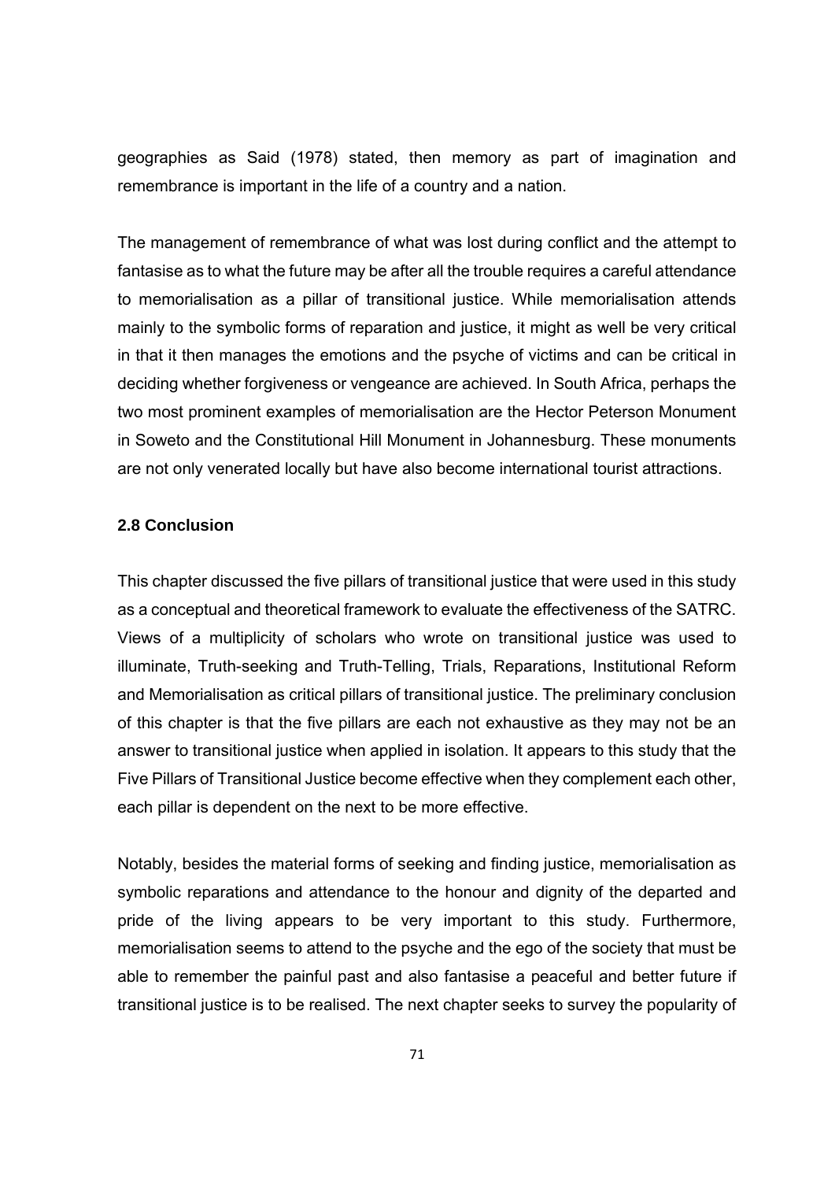geographies as Said (1978) stated, then memory as part of imagination and remembrance is important in the life of a country and a nation.

The management of remembrance of what was lost during conflict and the attempt to fantasise as to what the future may be after all the trouble requires a careful attendance to memorialisation as a pillar of transitional justice. While memorialisation attends mainly to the symbolic forms of reparation and justice, it might as well be very critical in that it then manages the emotions and the psyche of victims and can be critical in deciding whether forgiveness or vengeance are achieved. In South Africa, perhaps the two most prominent examples of memorialisation are the Hector Peterson Monument in Soweto and the Constitutional Hill Monument in Johannesburg. These monuments are not only venerated locally but have also become international tourist attractions.

### 2.8 Conclusion

This chapter discussed the five pillars of transitional justice that were used in this study as a conceptual and theoretical framework to evaluate the effectiveness of the SATRC. Views of a multiplicity of scholars who wrote on transitional justice was used to illuminate, Truth-seeking and Truth-Telling, Trials, Reparations, Institutional Reform and Memorialisation as critical pillars of transitional justice. The preliminary conclusion of this chapter is that the five pillars are each not exhaustive as they may not be an answer to transitional justice when applied in isolation. It appears to this study that the Five Pillars of Transitional Justice become effective when they complement each other, each pillar is dependent on the next to be more effective.

Notably, besides the material forms of seeking and finding justice, memorialisation as symbolic reparations and attendance to the honour and dignity of the departed and pride of the living appears to be very important to this study. Furthermore, memorialisation seems to attend to the psyche and the ego of the society that must be able to remember the painful past and also fantasise a peaceful and better future if transitional justice is to be realised. The next chapter seeks to survey the popularity of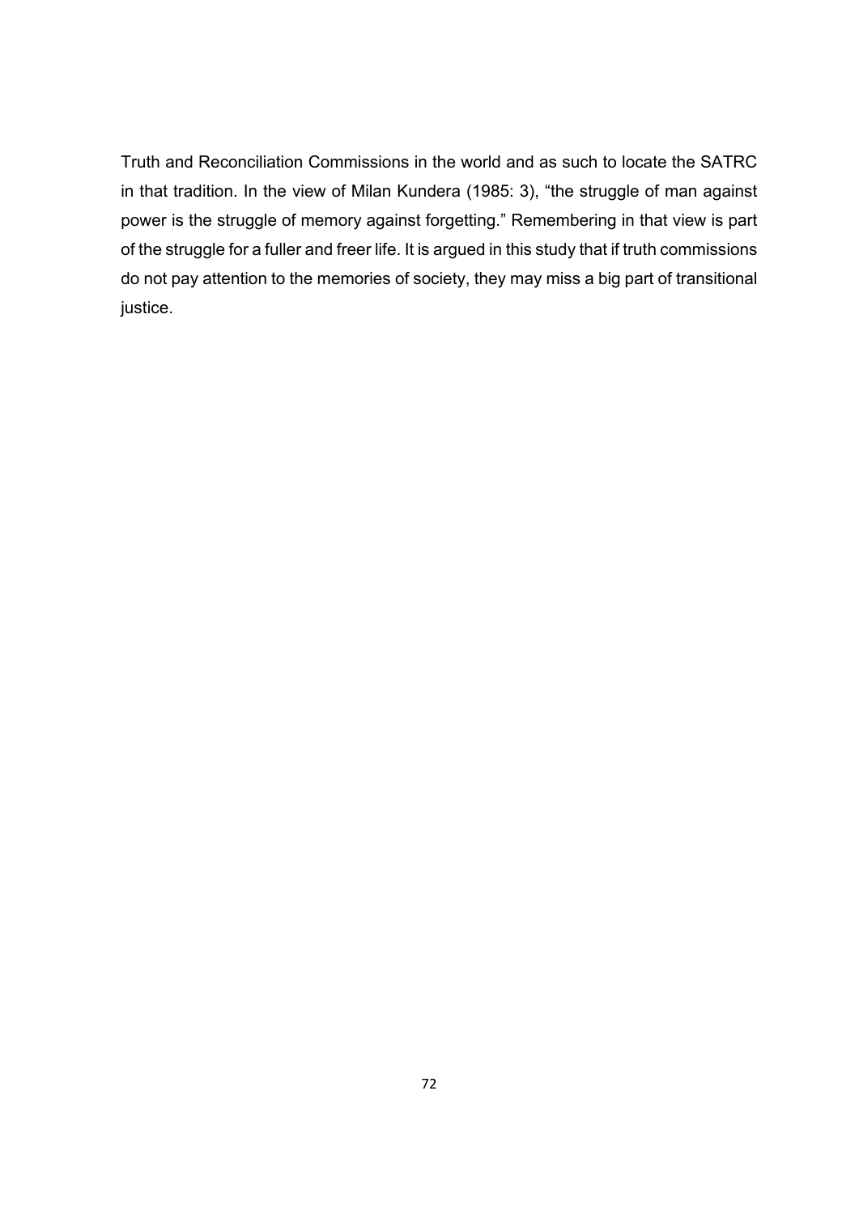Truth and Reconciliation Commissions in the world and as such to locate the SATRC in that tradition. In the view of Milan Kundera (1985: 3), "the struggle of man against power is the struggle of memory against forgetting." Remembering in that view is part of the struggle for a fuller and freer life. It is argued in this study that if truth commissions do not pay attention to the memories of society, they may miss a big part of transitional justice.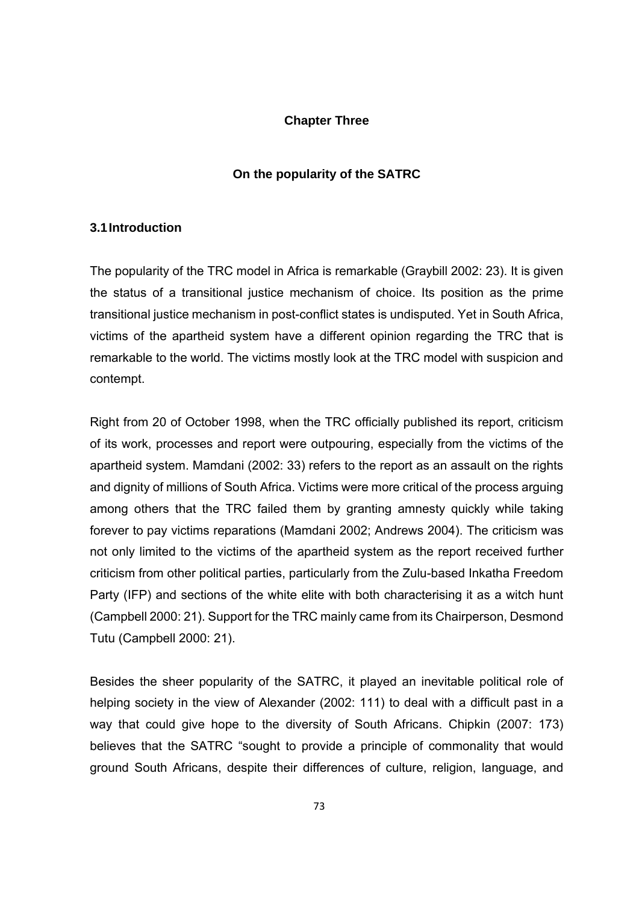# Chapter Three

## On the popularity of the SATRC

### 3.1 Introduction

The popularity of the TRC model in Africa is remarkable (Graybill 2002: 23). It is given the status of a transitional justice mechanism of choice. Its position as the prime transitional justice mechanism in post-conflict states is undisputed. Yet in South Africa, victims of the apartheid system have a different opinion regarding the TRC that is remarkable to the world. The victims mostly look at the TRC model with suspicion and contempt.

Right from 20 of October 1998, when the TRC officially published its report, criticism of its work, processes and report were outpouring, especially from the victims of the apartheid system. Mamdani (2002: 33) refers to the report as an assault on the rights and dignity of millions of South Africa. Victims were more critical of the process arguing among others that the TRC failed them by granting amnesty quickly while taking forever to pay victims reparations (Mamdani 2002; Andrews 2004). The criticism was not only limited to the victims of the apartheid system as the report received further criticism from other political parties, particularly from the Zulu-based Inkatha Freedom Party (IFP) and sections of the white elite with both characterising it as a witch hunt (Campbell 2000: 21). Support for the TRC mainly came from its Chairperson, Desmond Tutu (Campbell 2000: 21).

Besides the sheer popularity of the SATRC, it played an inevitable political role of helping society in the view of Alexander (2002: 111) to deal with a difficult past in a way that could give hope to the diversity of South Africans. Chipkin (2007: 173) believes that the SATRC "sought to provide a principle of commonality that would ground South Africans, despite their differences of culture, religion, language, and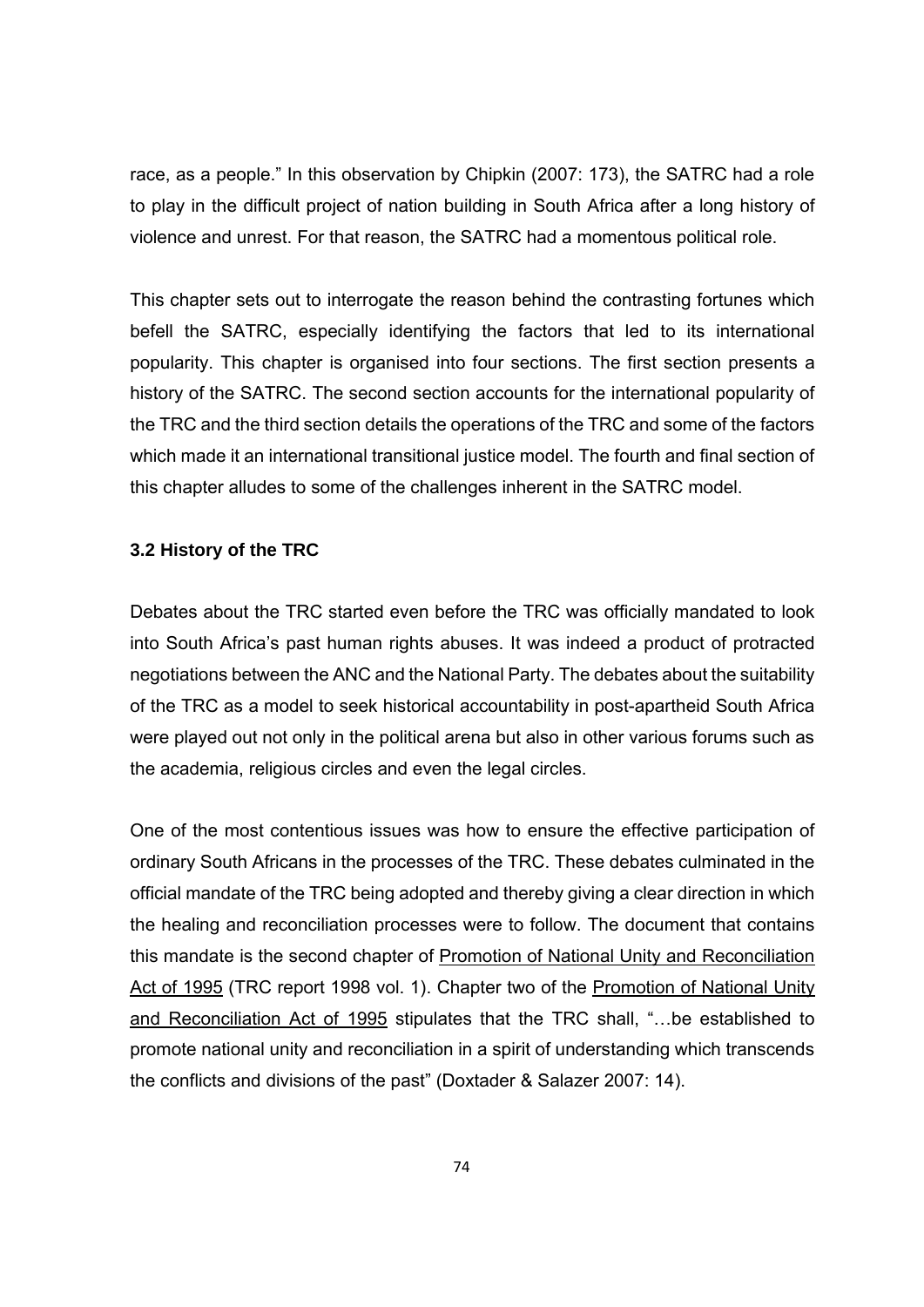race, as a people." In this observation by Chipkin (2007: 173), the SATRC had a role to play in the difficult project of nation building in South Africa after a long history of violence and unrest. For that reason, the SATRC had a momentous political role.

This chapter sets out to interrogate the reason behind the contrasting fortunes which befell the SATRC, especially identifying the factors that led to its international popularity. This chapter is organised into four sections. The first section presents a history of the SATRC. The second section accounts for the international popularity of the TRC and the third section details the operations of the TRC and some of the factors which made it an international transitional justice model. The fourth and final section of this chapter alludes to some of the challenges inherent in the SATRC model.

### 3.2 History of the TRC

Debates about the TRC started even before the TRC was officially mandated to look into South Africa's past human rights abuses. It was indeed a product of protracted negotiations between the ANC and the National Party. The debates about the suitability of the TRC as a model to seek historical accountability in post-apartheid South Africa were played out not only in the political arena but also in other various forums such as the academia, religious circles and even the legal circles.

One of the most contentious issues was how to ensure the effective participation of ordinary South Africans in the processes of the TRC. These debates culminated in the official mandate of the TRC being adopted and thereby giving a clear direction in which the healing and reconciliation processes were to follow. The document that contains this mandate is the second chapter of <u>Promotion of National Unity and Reconciliation Act of 1995</u> (TRC report 1998 vol. 1). Chapter two of the <u>Promotion of National Unity and Reconciliation Act of 1995</u> stipulates that the TRC shall, "…be established to promote national unity and reconciliation in a spirit of understanding which transcends the conflicts and divisions of the past" (Doxtader & Salazer 2007: 14).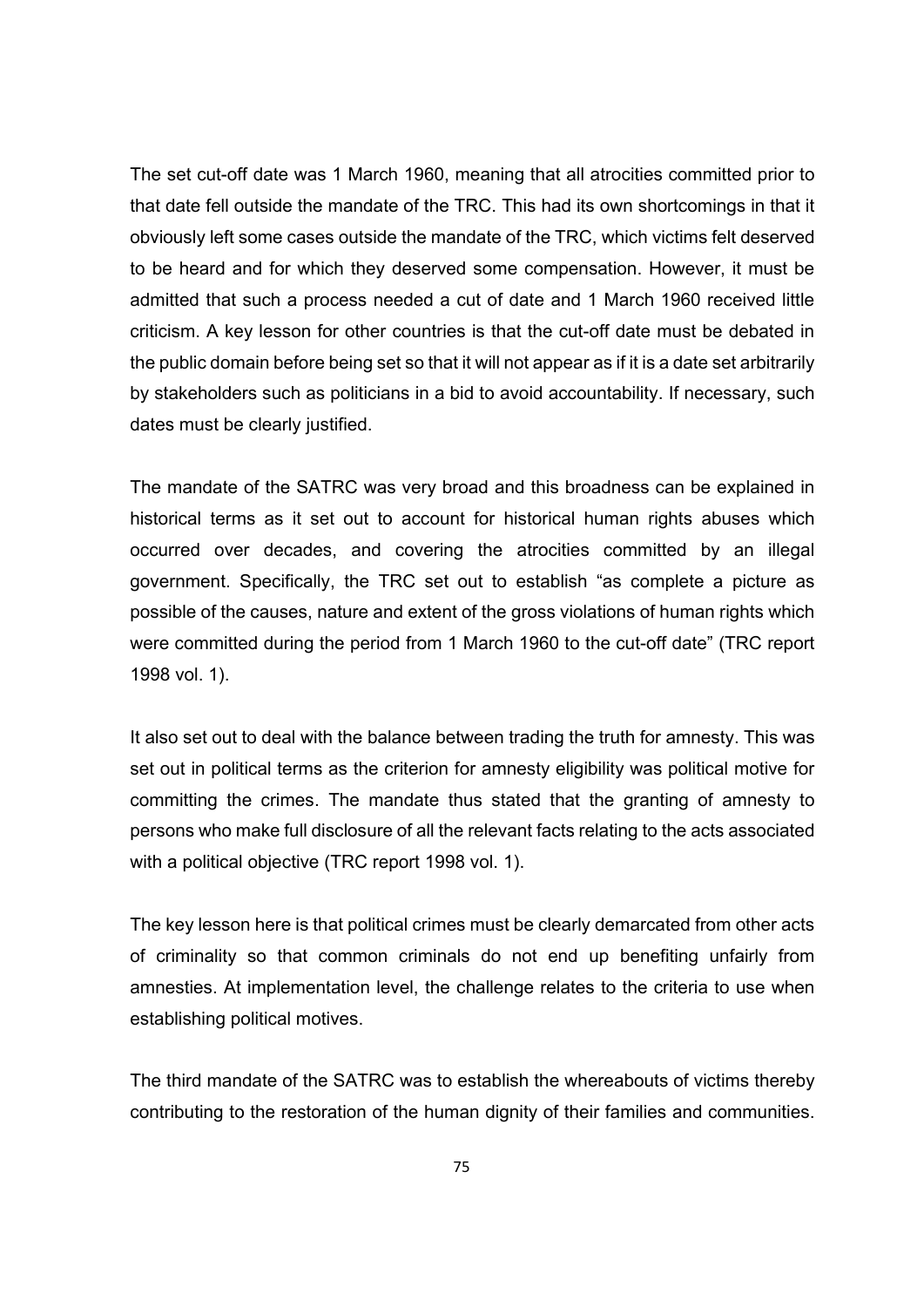The set cut-off date was 1 March 1960, meaning that all atrocities committed prior to that date fell outside the mandate of the TRC. This had its own shortcomings in that it obviously left some cases outside the mandate of the TRC, which victims felt deserved to be heard and for which they deserved some compensation. However, it must be admitted that such a process needed a cut of date and 1 March 1960 received little criticism. A key lesson for other countries is that the cut-off date must be debated in the public domain before being set so that it will not appear as if it is a date set arbitrarily by stakeholders such as politicians in a bid to avoid accountability. If necessary, such dates must be clearly justified.

The mandate of the SATRC was very broad and this broadness can be explained in historical terms as it set out to account for historical human rights abuses which occurred over decades, and covering the atrocities committed by an illegal government. Specifically, the TRC set out to establish "as complete a picture as possible of the causes, nature and extent of the gross violations of human rights which were committed during the period from 1 March 1960 to the cut-off date" (TRC report 1998 vol. 1).

It also set out to deal with the balance between trading the truth for amnesty. This was set out in political terms as the criterion for amnesty eligibility was political motive for committing the crimes. The mandate thus stated that the granting of amnesty to persons who make full disclosure of all the relevant facts relating to the acts associated with a political objective (TRC report 1998 vol. 1).

The key lesson here is that political crimes must be clearly demarcated from other acts of criminality so that common criminals do not end up benefiting unfairly from amnesties. At implementation level, the challenge relates to the criteria to use when establishing political motives.

The third mandate of the SATRC was to establish the whereabouts of victims thereby contributing to the restoration of the human dignity of their families and communities.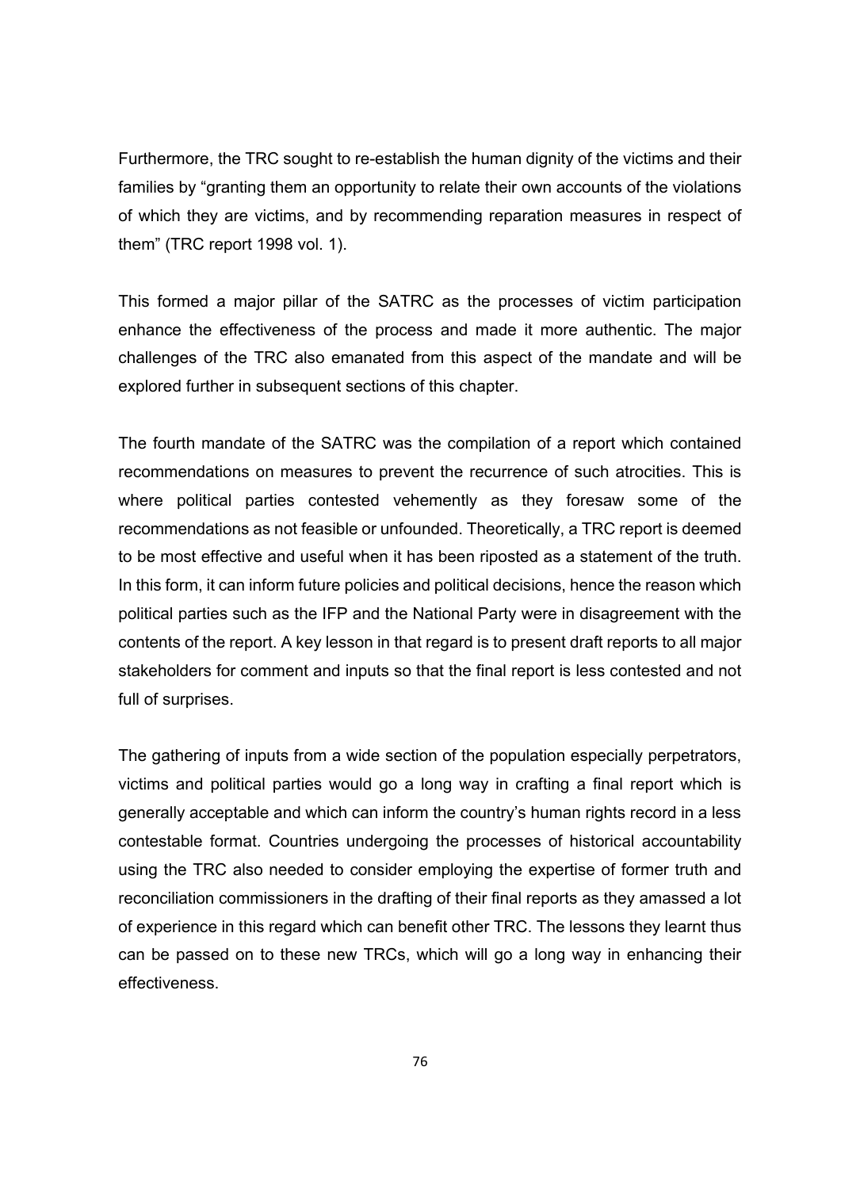Furthermore, the TRC sought to re-establish the human dignity of the victims and their families by "granting them an opportunity to relate their own accounts of the violations of which they are victims, and by recommending reparation measures in respect of them" (TRC report 1998 vol. 1).

This formed a major pillar of the SATRC as the processes of victim participation enhance the effectiveness of the process and made it more authentic. The major challenges of the TRC also emanated from this aspect of the mandate and will be explored further in subsequent sections of this chapter.

The fourth mandate of the SATRC was the compilation of a report which contained recommendations on measures to prevent the recurrence of such atrocities. This is where political parties contested vehemently as they foresaw some of the recommendations as not feasible or unfounded. Theoretically, a TRC report is deemed to be most effective and useful when it has been riposted as a statement of the truth. In this form, it can inform future policies and political decisions, hence the reason which political parties such as the IFP and the National Party were in disagreement with the contents of the report. A key lesson in that regard is to present draft reports to all major stakeholders for comment and inputs so that the final report is less contested and not full of surprises.

The gathering of inputs from a wide section of the population especially perpetrators, victims and political parties would go a long way in crafting a final report which is generally acceptable and which can inform the country's human rights record in a less contestable format. Countries undergoing the processes of historical accountability using the TRC also needed to consider employing the expertise of former truth and reconciliation commissioners in the drafting of their final reports as they amassed a lot of experience in this regard which can benefit other TRC. The lessons they learnt thus can be passed on to these new TRCs, which will go a long way in enhancing their effectiveness.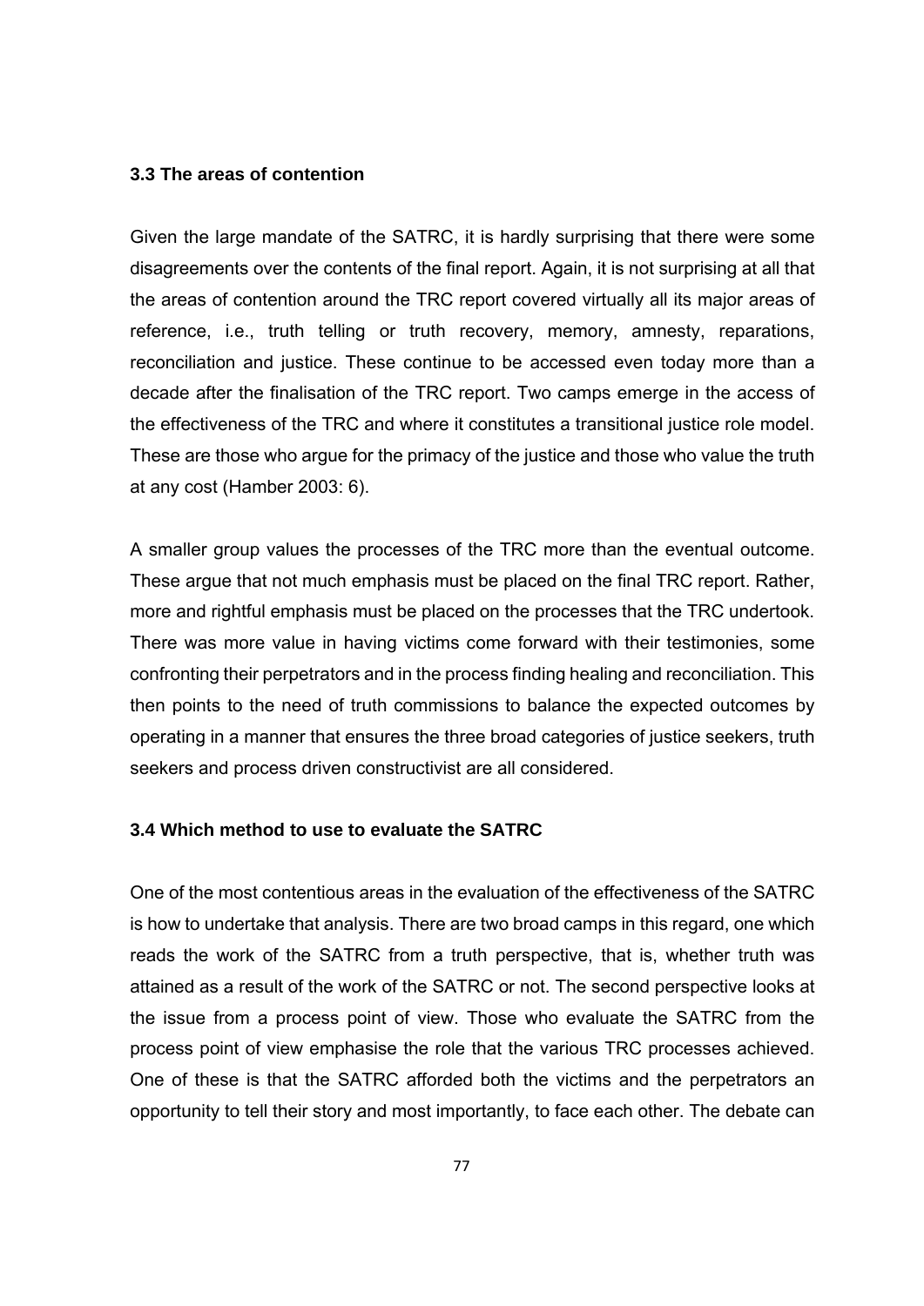### 3.3 The areas of contention

Given the large mandate of the SATRC, it is hardly surprising that there were some disagreements over the contents of the final report. Again, it is not surprising at all that the areas of contention around the TRC report covered virtually all its major areas of reference, i.e., truth telling or truth recovery, memory, amnesty, reparations, reconciliation and justice. These continue to be accessed even today more than a decade after the finalisation of the TRC report. Two camps emerge in the access of the effectiveness of the TRC and where it constitutes a transitional justice role model. These are those who argue for the primacy of the justice and those who value the truth at any cost (Hamber 2003: 6).

A smaller group values the processes of the TRC more than the eventual outcome. These argue that not much emphasis must be placed on the final TRC report. Rather, more and rightful emphasis must be placed on the processes that the TRC undertook. There was more value in having victims come forward with their testimonies, some confronting their perpetrators and in the process finding healing and reconciliation. This then points to the need of truth commissions to balance the expected outcomes by operating in a manner that ensures the three broad categories of justice seekers, truth seekers and process driven constructivist are all considered.

### 3.4 Which method to use to evaluate the SATRC

One of the most contentious areas in the evaluation of the effectiveness of the SATRC is how to undertake that analysis. There are two broad camps in this regard, one which reads the work of the SATRC from a truth perspective, that is, whether truth was attained as a result of the work of the SATRC or not. The second perspective looks at the issue from a process point of view. Those who evaluate the SATRC from the process point of view emphasise the role that the various TRC processes achieved. One of these is that the SATRC afforded both the victims and the perpetrators an opportunity to tell their story and most importantly, to face each other. The debate can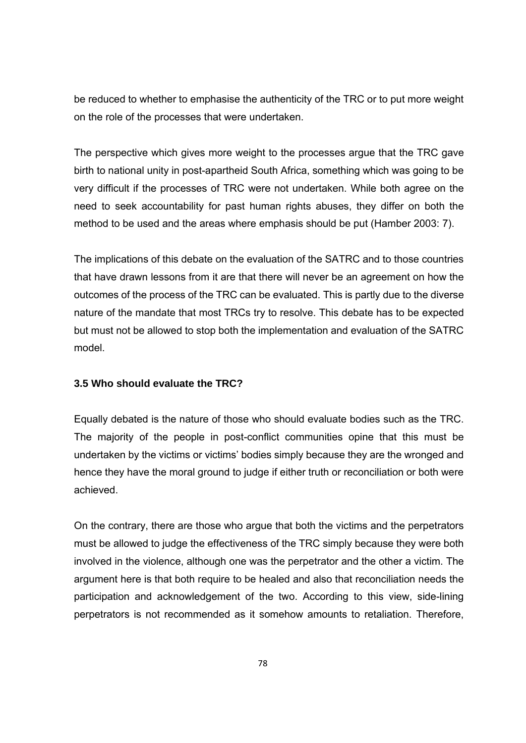be reduced to whether to emphasise the authenticity of the TRC or to put more weight on the role of the processes that were undertaken.

The perspective which gives more weight to the processes argue that the TRC gave birth to national unity in post-apartheid South Africa, something which was going to be very difficult if the processes of TRC were not undertaken. While both agree on the need to seek accountability for past human rights abuses, they differ on both the method to be used and the areas where emphasis should be put (Hamber 2003: 7).

The implications of this debate on the evaluation of the SATRC and to those countries that have drawn lessons from it are that there will never be an agreement on how the outcomes of the process of the TRC can be evaluated. This is partly due to the diverse nature of the mandate that most TRCs try to resolve. This debate has to be expected but must not be allowed to stop both the implementation and evaluation of the SATRC model.

### 3.5 Who should evaluate the TRC?

Equally debated is the nature of those who should evaluate bodies such as the TRC. The majority of the people in post-conflict communities opine that this must be undertaken by the victims or victims' bodies simply because they are the wronged and hence they have the moral ground to judge if either truth or reconciliation or both were achieved.

On the contrary, there are those who argue that both the victims and the perpetrators must be allowed to judge the effectiveness of the TRC simply because they were both involved in the violence, although one was the perpetrator and the other a victim. The argument here is that both require to be healed and also that reconciliation needs the participation and acknowledgement of the two. According to this view, side-lining perpetrators is not recommended as it somehow amounts to retaliation. Therefore,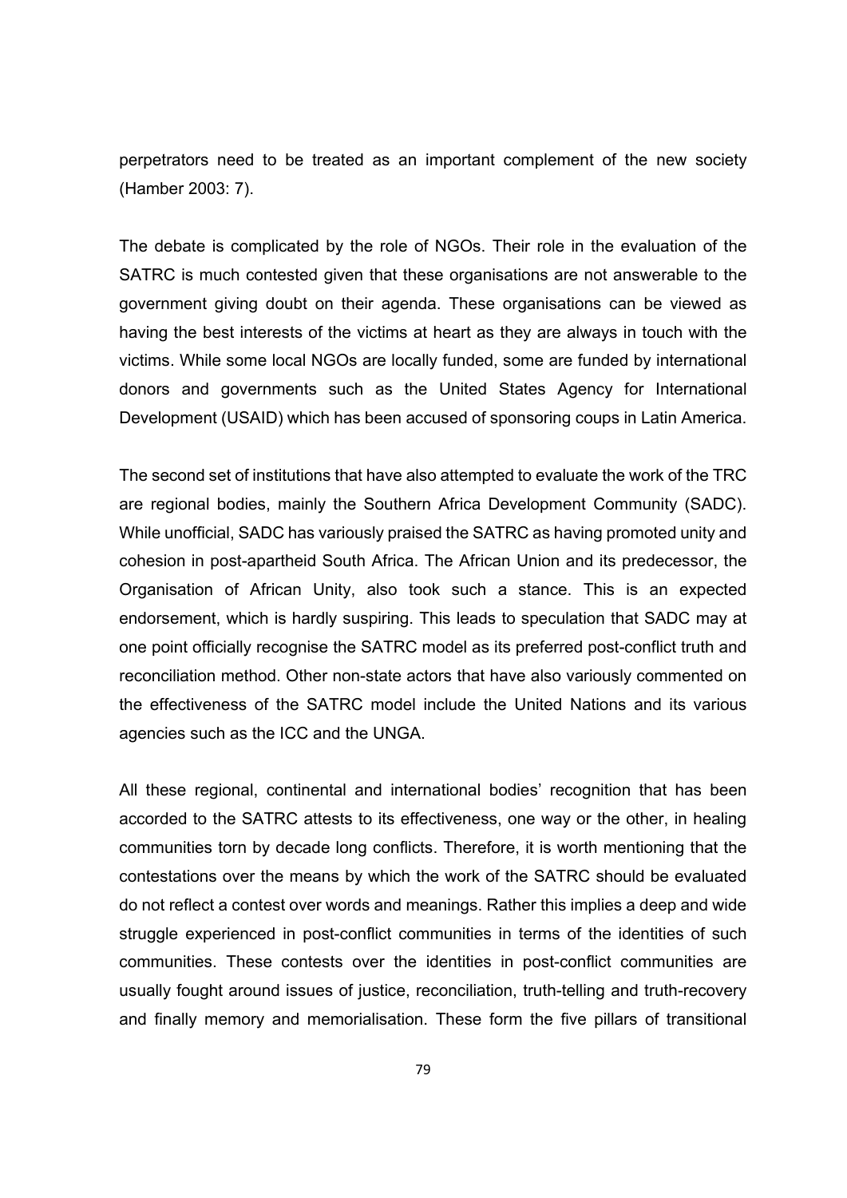perpetrators need to be treated as an important complement of the new society (Hamber 2003: 7).

The debate is complicated by the role of NGOs. Their role in the evaluation of the SATRC is much contested given that these organisations are not answerable to the government giving doubt on their agenda. These organisations can be viewed as having the best interests of the victims at heart as they are always in touch with the victims. While some local NGOs are locally funded, some are funded by international donors and governments such as the United States Agency for International Development (USAID) which has been accused of sponsoring coups in Latin America.

The second set of institutions that have also attempted to evaluate the work of the TRC are regional bodies, mainly the Southern Africa Development Community (SADC). While unofficial, SADC has variously praised the SATRC as having promoted unity and cohesion in post-apartheid South Africa. The African Union and its predecessor, the Organisation of African Unity, also took such a stance. This is an expected endorsement, which is hardly suspiring. This leads to speculation that SADC may at one point officially recognise the SATRC model as its preferred post-conflict truth and reconciliation method. Other non-state actors that have also variously commented on the effectiveness of the SATRC model include the United Nations and its various agencies such as the ICC and the UNGA.

All these regional, continental and international bodies' recognition that has been accorded to the SATRC attests to its effectiveness, one way or the other, in healing communities torn by decade long conflicts. Therefore, it is worth mentioning that the contestations over the means by which the work of the SATRC should be evaluated do not reflect a contest over words and meanings. Rather this implies a deep and wide struggle experienced in post-conflict communities in terms of the identities of such communities. These contests over the identities in post-conflict communities are usually fought around issues of justice, reconciliation, truth-telling and truth-recovery and finally memory and memorialisation. These form the five pillars of transitional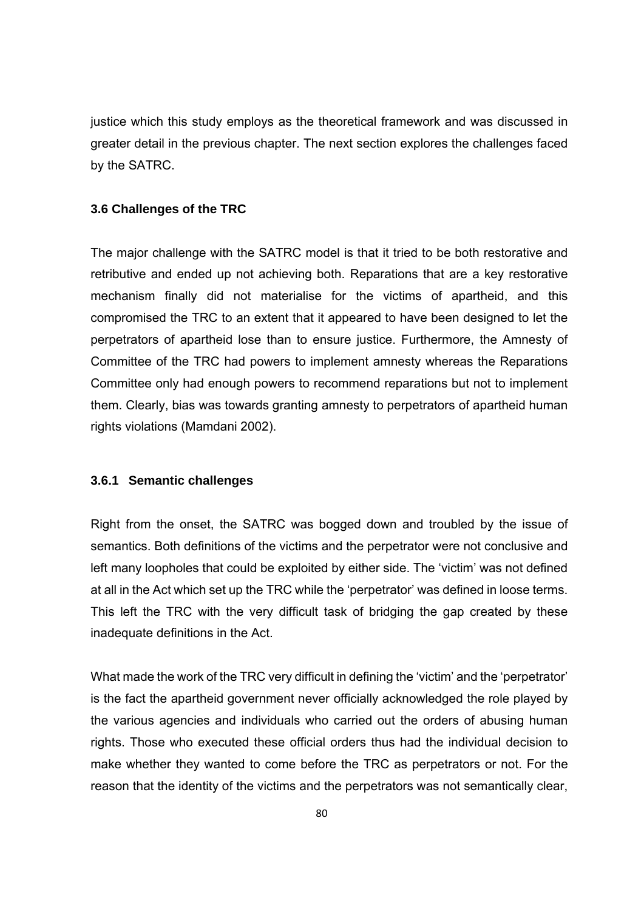justice which this study employs as the theoretical framework and was discussed in greater detail in the previous chapter. The next section explores the challenges faced by the SATRC.

### 3.6 Challenges of the TRC

The major challenge with the SATRC model is that it tried to be both restorative and retributive and ended up not achieving both. Reparations that are a key restorative mechanism finally did not materialise for the victims of apartheid, and this compromised the TRC to an extent that it appeared to have been designed to let the perpetrators of apartheid lose than to ensure justice. Furthermore, the Amnesty of Committee of the TRC had powers to implement amnesty whereas the Reparations Committee only had enough powers to recommend reparations but not to implement them. Clearly, bias was towards granting amnesty to perpetrators of apartheid human rights violations (Mamdani 2002).

#### 3.6.1 Semantic challenges

Right from the onset, the SATRC was bogged down and troubled by the issue of semantics. Both definitions of the victims and the perpetrator were not conclusive and left many loopholes that could be exploited by either side. The 'victim' was not defined at all in the Act which set up the TRC while the 'perpetrator' was defined in loose terms. This left the TRC with the very difficult task of bridging the gap created by these inadequate definitions in the Act.

What made the work of the TRC very difficult in defining the 'victim' and the 'perpetrator' is the fact the apartheid government never officially acknowledged the role played by the various agencies and individuals who carried out the orders of abusing human rights. Those who executed these official orders thus had the individual decision to make whether they wanted to come before the TRC as perpetrators or not. For the reason that the identity of the victims and the perpetrators was not semantically clear,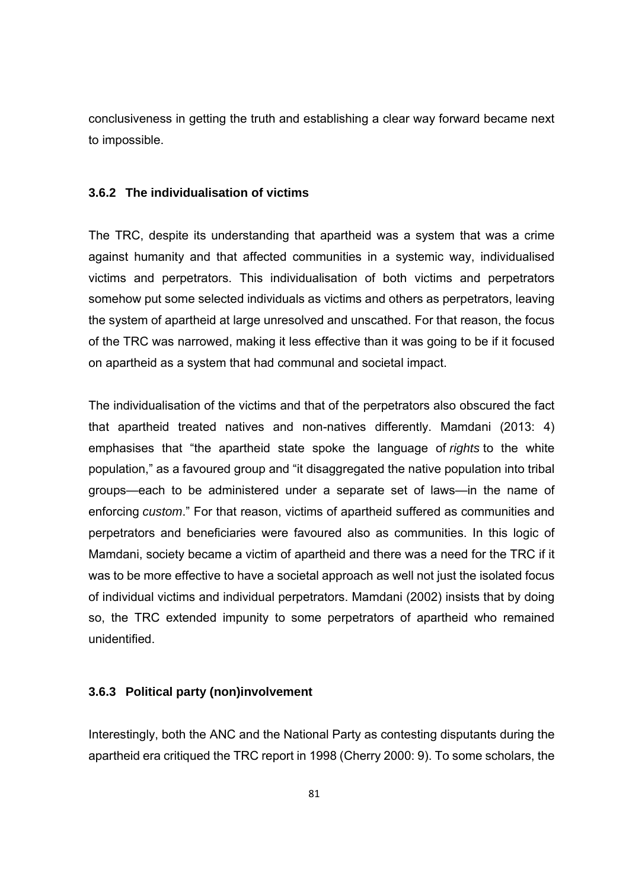conclusiveness in getting the truth and establishing a clear way forward became next to impossible.

### 3.6.2 The individualisation of victims

The TRC, despite its understanding that apartheid was a system that was a crime against humanity and that affected communities in a systemic way, individualised victims and perpetrators. This individualisation of both victims and perpetrators somehow put some selected individuals as victims and others as perpetrators, leaving the system of apartheid at large unresolved and unscathed. For that reason, the focus of the TRC was narrowed, making it less effective than it was going to be if it focused on apartheid as a system that had communal and societal impact.

The individualisation of the victims and that of the perpetrators also obscured the fact that apartheid treated natives and non-natives differently. Mamdani (2013: 4) emphasises that "the apartheid state spoke the language of *rights* to the white population," as a favoured group and "it disaggregated the native population into tribal groups—each to be administered under a separate set of laws—in the name of enforcing *custom*." For that reason, victims of apartheid suffered as communities and perpetrators and beneficiaries were favoured also as communities. In this logic of Mamdani, society became a victim of apartheid and there was a need for the TRC if it was to be more effective to have a societal approach as well not just the isolated focus of individual victims and individual perpetrators. Mamdani (2002) insists that by doing so, the TRC extended impunity to some perpetrators of apartheid who remained unidentified.

### 3.6.3 Political party (non)involvement

Interestingly, both the ANC and the National Party as contesting disputants during the apartheid era critiqued the TRC report in 1998 (Cherry 2000: 9). To some scholars, the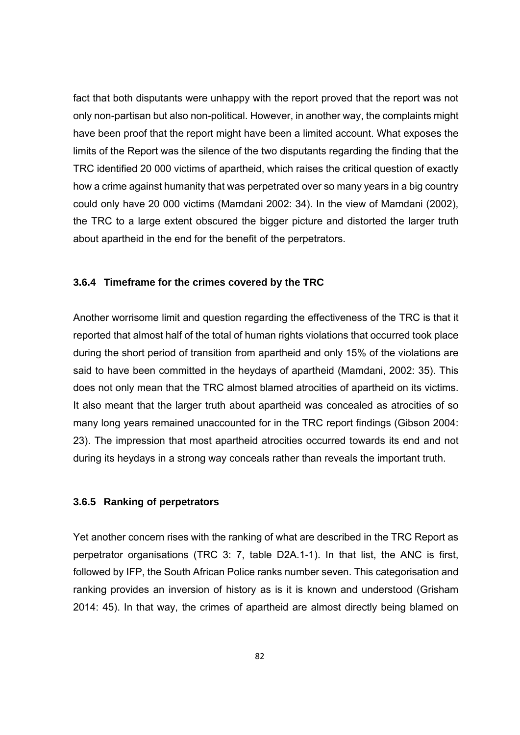fact that both disputants were unhappy with the report proved that the report was not only non-partisan but also non-political. However, in another way, the complaints might have been proof that the report might have been a limited account. What exposes the limits of the Report was the silence of the two disputants regarding the finding that the TRC identified 20 000 victims of apartheid, which raises the critical question of exactly how a crime against humanity that was perpetrated over so many years in a big country could only have 20 000 victims (Mamdani 2002: 34). In the view of Mamdani (2002), the TRC to a large extent obscured the bigger picture and distorted the larger truth about apartheid in the end for the benefit of the perpetrators.

### 3.6.4 Timeframe for the crimes covered by the TRC

Another worrisome limit and question regarding the effectiveness of the TRC is that it reported that almost half of the total of human rights violations that occurred took place during the short period of transition from apartheid and only 15% of the violations are said to have been committed in the heydays of apartheid (Mamdani, 2002: 35). This does not only mean that the TRC almost blamed atrocities of apartheid on its victims. It also meant that the larger truth about apartheid was concealed as atrocities of so many long years remained unaccounted for in the TRC report findings (Gibson 2004: 23). The impression that most apartheid atrocities occurred towards its end and not during its heydays in a strong way conceals rather than reveals the important truth.

### 3.6.5 Ranking of perpetrators

Yet another concern rises with the ranking of what are described in the TRC Report as perpetrator organisations (TRC 3: 7, table D2A.1-1). In that list, the ANC is first, followed by IFP, the South African Police ranks number seven. This categorisation and ranking provides an inversion of history as is it is known and understood (Grisham 2014: 45). In that way, the crimes of apartheid are almost directly being blamed on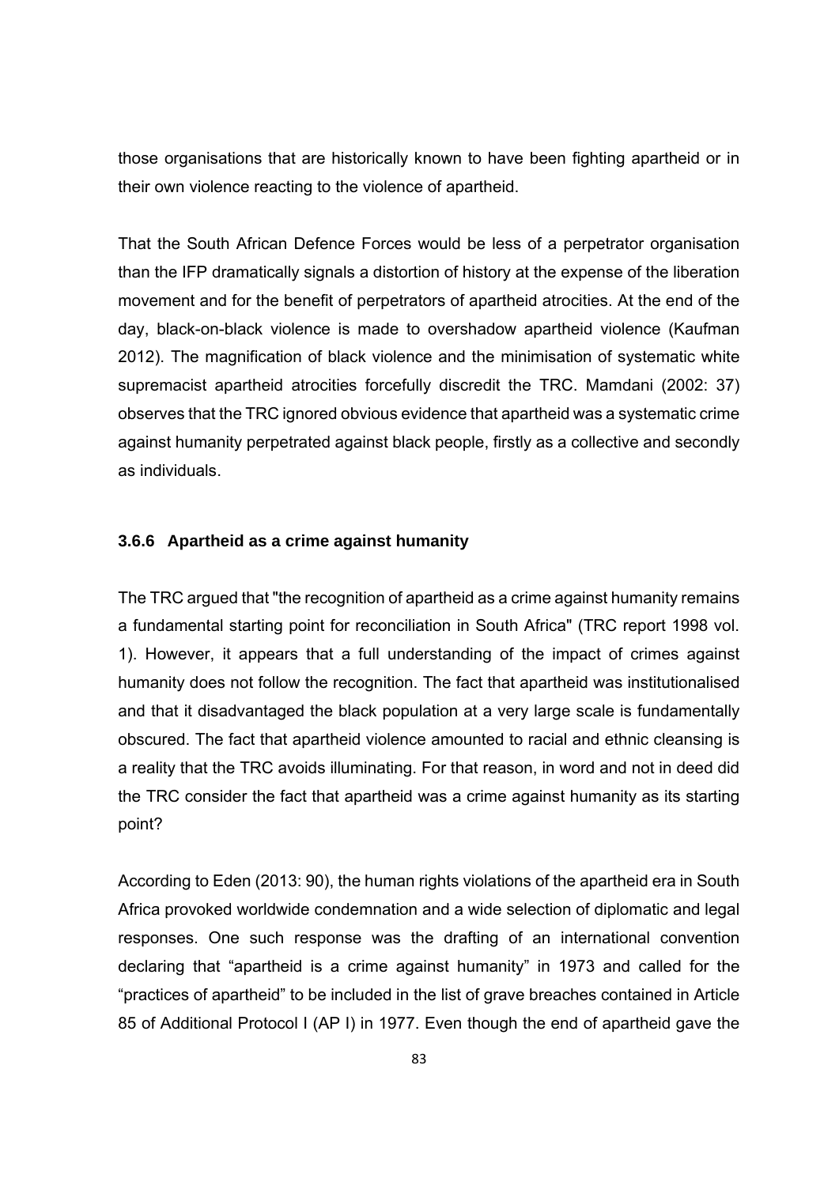those organisations that are historically known to have been fighting apartheid or in their own violence reacting to the violence of apartheid.

That the South African Defence Forces would be less of a perpetrator organisation than the IFP dramatically signals a distortion of history at the expense of the liberation movement and for the benefit of perpetrators of apartheid atrocities. At the end of the day, black-on-black violence is made to overshadow apartheid violence (Kaufman 2012). The magnification of black violence and the minimisation of systematic white supremacist apartheid atrocities forcefully discredit the TRC. Mamdani (2002: 37) observes that the TRC ignored obvious evidence that apartheid was a systematic crime against humanity perpetrated against black people, firstly as a collective and secondly as individuals.

### 3.6.6 Apartheid as a crime against humanity

The TRC argued that "the recognition of apartheid as a crime against humanity remains a fundamental starting point for reconciliation in South Africa" (TRC report 1998 vol. 1). However, it appears that a full understanding of the impact of crimes against humanity does not follow the recognition. The fact that apartheid was institutionalised and that it disadvantaged the black population at a very large scale is fundamentally obscured. The fact that apartheid violence amounted to racial and ethnic cleansing is a reality that the TRC avoids illuminating. For that reason, in word and not in deed did the TRC consider the fact that apartheid was a crime against humanity as its starting point?

According to Eden (2013: 90), the human rights violations of the apartheid era in South Africa provoked worldwide condemnation and a wide selection of diplomatic and legal responses. One such response was the drafting of an international convention declaring that "apartheid is a crime against humanity" in 1973 and called for the "practices of apartheid" to be included in the list of grave breaches contained in Article 85 of Additional Protocol I (AP I) in 1977. Even though the end of apartheid gave the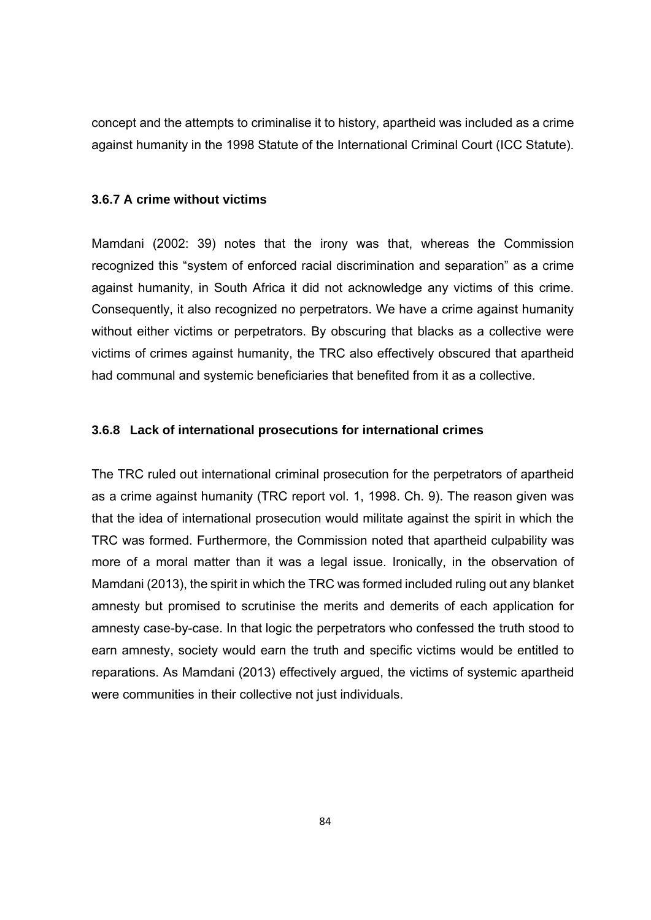concept and the attempts to criminalise it to history, apartheid was included as a crime against humanity in the 1998 Statute of the International Criminal Court (ICC Statute).

### 3.6.7 A crime without victims

Mamdani (2002: 39) notes that the irony was that, whereas the Commission recognized this "system of enforced racial discrimination and separation" as a crime against humanity, in South Africa it did not acknowledge any victims of this crime. Consequently, it also recognized no perpetrators. We have a crime against humanity without either victims or perpetrators. By obscuring that blacks as a collective were victims of crimes against humanity, the TRC also effectively obscured that apartheid had communal and systemic beneficiaries that benefited from it as a collective.

### 3.6.8 Lack of international prosecutions for international crimes

The TRC ruled out international criminal prosecution for the perpetrators of apartheid as a crime against humanity (TRC report vol. 1, 1998. Ch. 9). The reason given was that the idea of international prosecution would militate against the spirit in which the TRC was formed. Furthermore, the Commission noted that apartheid culpability was more of a moral matter than it was a legal issue. Ironically, in the observation of Mamdani (2013), the spirit in which the TRC was formed included ruling out any blanket amnesty but promised to scrutinise the merits and demerits of each application for amnesty case-by-case. In that logic the perpetrators who confessed the truth stood to earn amnesty, society would earn the truth and specific victims would be entitled to reparations. As Mamdani (2013) effectively argued, the victims of systemic apartheid were communities in their collective not just individuals.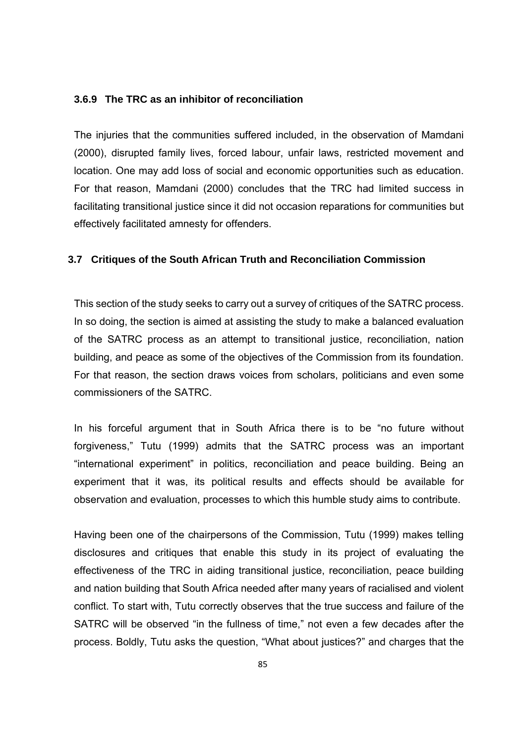### 3.6.9 The TRC as an inhibitor of reconciliation

The injuries that the communities suffered included, in the observation of Mamdani (2000), disrupted family lives, forced labour, unfair laws, restricted movement and location. One may add loss of social and economic opportunities such as education. For that reason, Mamdani (2000) concludes that the TRC had limited success in facilitating transitional justice since it did not occasion reparations for communities but effectively facilitated amnesty for offenders.

## 3.7 Critiques of the South African Truth and Reconciliation Commission

This section of the study seeks to carry out a survey of critiques of the SATRC process. In so doing, the section is aimed at assisting the study to make a balanced evaluation of the SATRC process as an attempt to transitional justice, reconciliation, nation building, and peace as some of the objectives of the Commission from its foundation. For that reason, the section draws voices from scholars, politicians and even some commissioners of the SATRC.

In his forceful argument that in South Africa there is to be "no future without forgiveness," Tutu (1999) admits that the SATRC process was an important "international experiment" in politics, reconciliation and peace building. Being an experiment that it was, its political results and effects should be available for observation and evaluation, processes to which this humble study aims to contribute.

Having been one of the chairpersons of the Commission, Tutu (1999) makes telling disclosures and critiques that enable this study in its project of evaluating the effectiveness of the TRC in aiding transitional justice, reconciliation, peace building and nation building that South Africa needed after many years of racialised and violent conflict. To start with, Tutu correctly observes that the true success and failure of the SATRC will be observed "in the fullness of time," not even a few decades after the process. Boldly, Tutu asks the question, "What about justices?" and charges that the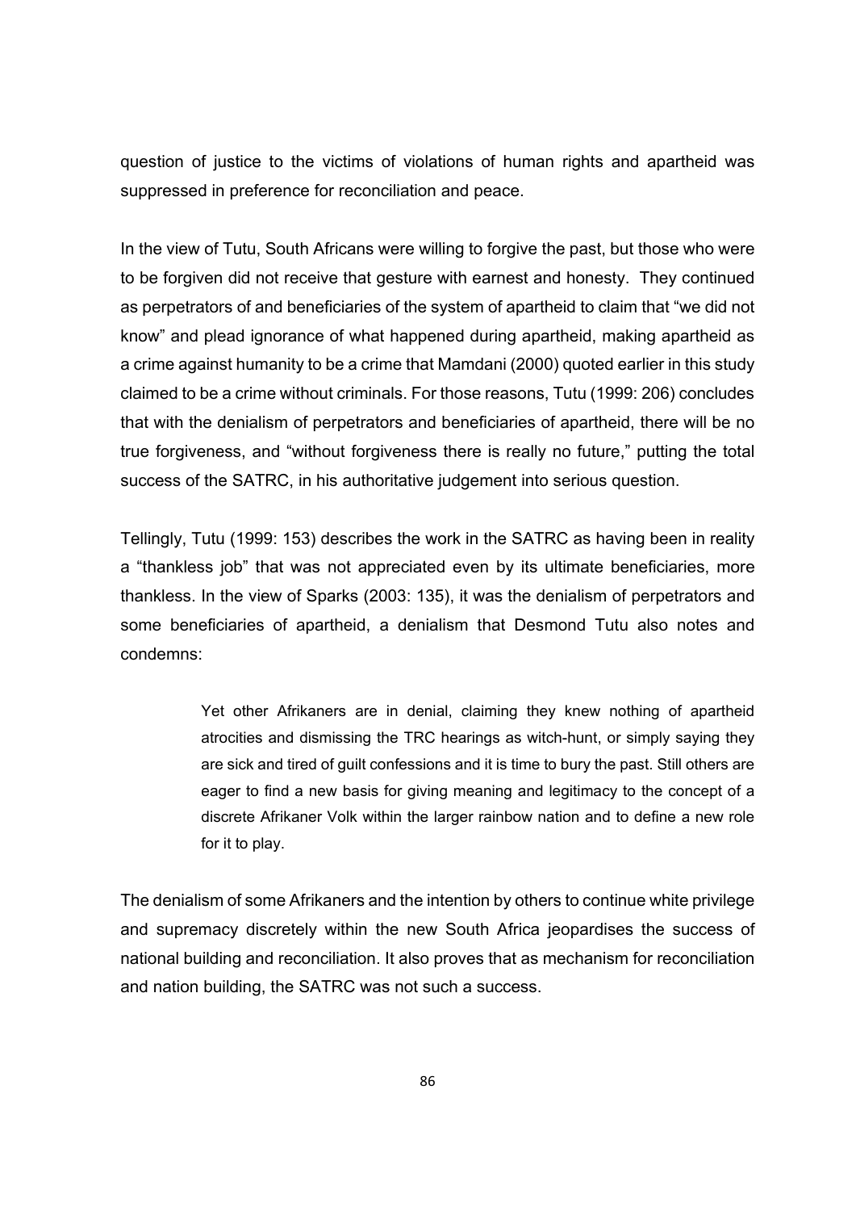question of justice to the victims of violations of human rights and apartheid was suppressed in preference for reconciliation and peace.

In the view of Tutu, South Africans were willing to forgive the past, but those who were to be forgiven did not receive that gesture with earnest and honesty. They continued as perpetrators of and beneficiaries of the system of apartheid to claim that "we did not know" and plead ignorance of what happened during apartheid, making apartheid as a crime against humanity to be a crime that Mamdani (2000) quoted earlier in this study claimed to be a crime without criminals. For those reasons, Tutu (1999: 206) concludes that with the denialism of perpetrators and beneficiaries of apartheid, there will be no true forgiveness, and "without forgiveness there is really no future," putting the total success of the SATRC, in his authoritative judgement into serious question.

Tellingly, Tutu (1999: 153) describes the work in the SATRC as having been in reality a "thankless job" that was not appreciated even by its ultimate beneficiaries, more thankless. In the view of Sparks (2003: 135), it was the denialism of perpetrators and some beneficiaries of apartheid, a denialism that Desmond Tutu also notes and condemns:

> Yet other Afrikaners are in denial, claiming they knew nothing of apartheid atrocities and dismissing the TRC hearings as witch-hunt, or simply saying they are sick and tired of guilt confessions and it is time to bury the past. Still others are eager to find a new basis for giving meaning and legitimacy to the concept of a discrete Afrikaner Volk within the larger rainbow nation and to define a new role for it to play.

The denialism of some Afrikaners and the intention by others to continue white privilege and supremacy discretely within the new South Africa jeopardises the success of national building and reconciliation. It also proves that as mechanism for reconciliation and nation building, the SATRC was not such a success.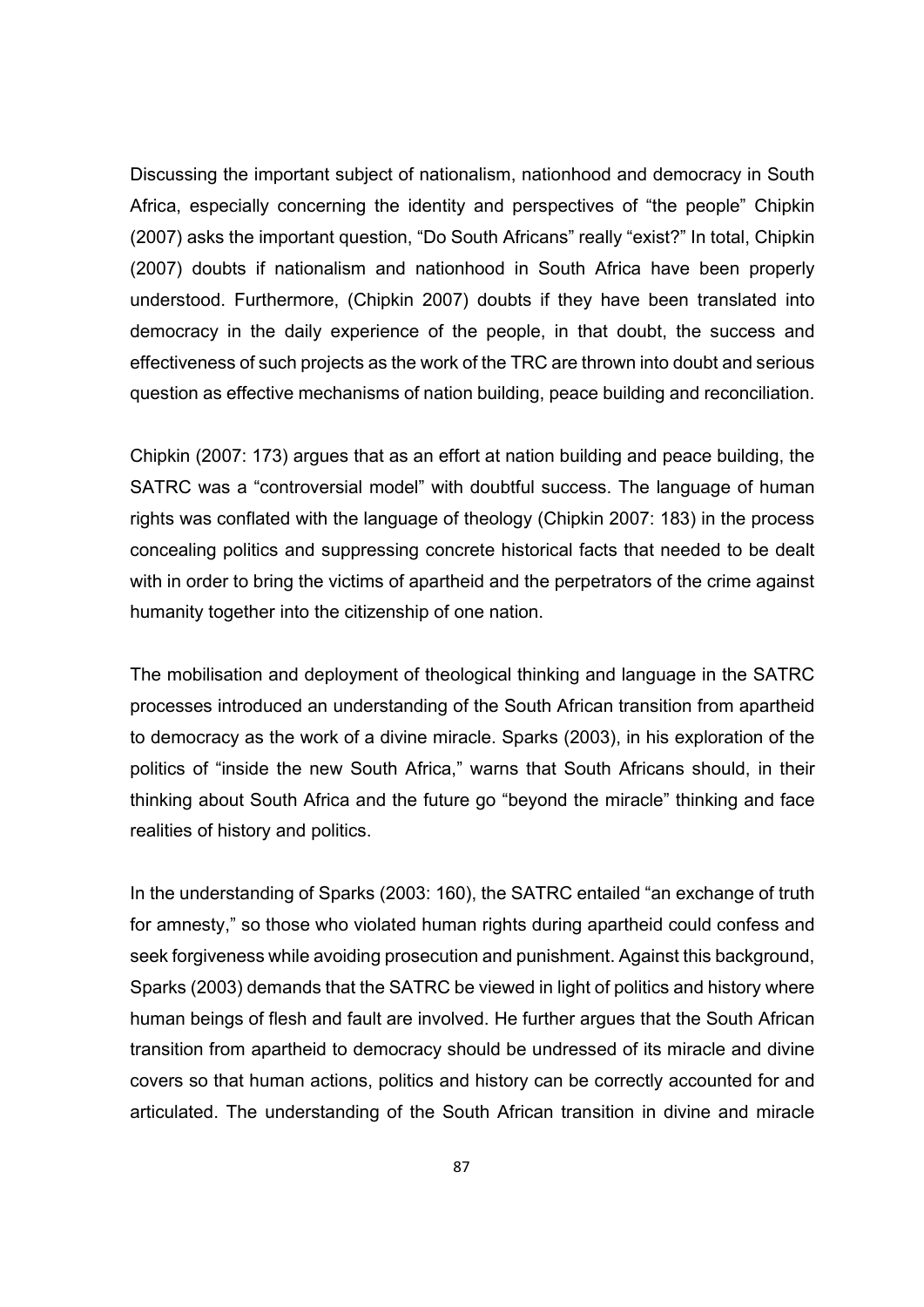Discussing the important subject of nationalism, nationhood and democracy in South Africa, especially concerning the identity and perspectives of "the people" Chipkin (2007) asks the important question, "Do South Africans" really "exist?" In total, Chipkin (2007) doubts if nationalism and nationhood in South Africa have been properly understood. Furthermore, (Chipkin 2007) doubts if they have been translated into democracy in the daily experience of the people, in that doubt, the success and effectiveness of such projects as the work of the TRC are thrown into doubt and serious question as effective mechanisms of nation building, peace building and reconciliation.

Chipkin (2007: 173) argues that as an effort at nation building and peace building, the SATRC was a "controversial model" with doubtful success. The language of human rights was conflated with the language of theology (Chipkin 2007: 183) in the process concealing politics and suppressing concrete historical facts that needed to be dealt with in order to bring the victims of apartheid and the perpetrators of the crime against humanity together into the citizenship of one nation.

The mobilisation and deployment of theological thinking and language in the SATRC processes introduced an understanding of the South African transition from apartheid to democracy as the work of a divine miracle. Sparks (2003), in his exploration of the politics of "inside the new South Africa," warns that South Africans should, in their thinking about South Africa and the future go "beyond the miracle" thinking and face realities of history and politics.

In the understanding of Sparks (2003: 160), the SATRC entailed "an exchange of truth for amnesty," so those who violated human rights during apartheid could confess and seek forgiveness while avoiding prosecution and punishment. Against this background, Sparks (2003) demands that the SATRC be viewed in light of politics and history where human beings of flesh and fault are involved. He further argues that the South African transition from apartheid to democracy should be undressed of its miracle and divine covers so that human actions, politics and history can be correctly accounted for and articulated. The understanding of the South African transition in divine and miracle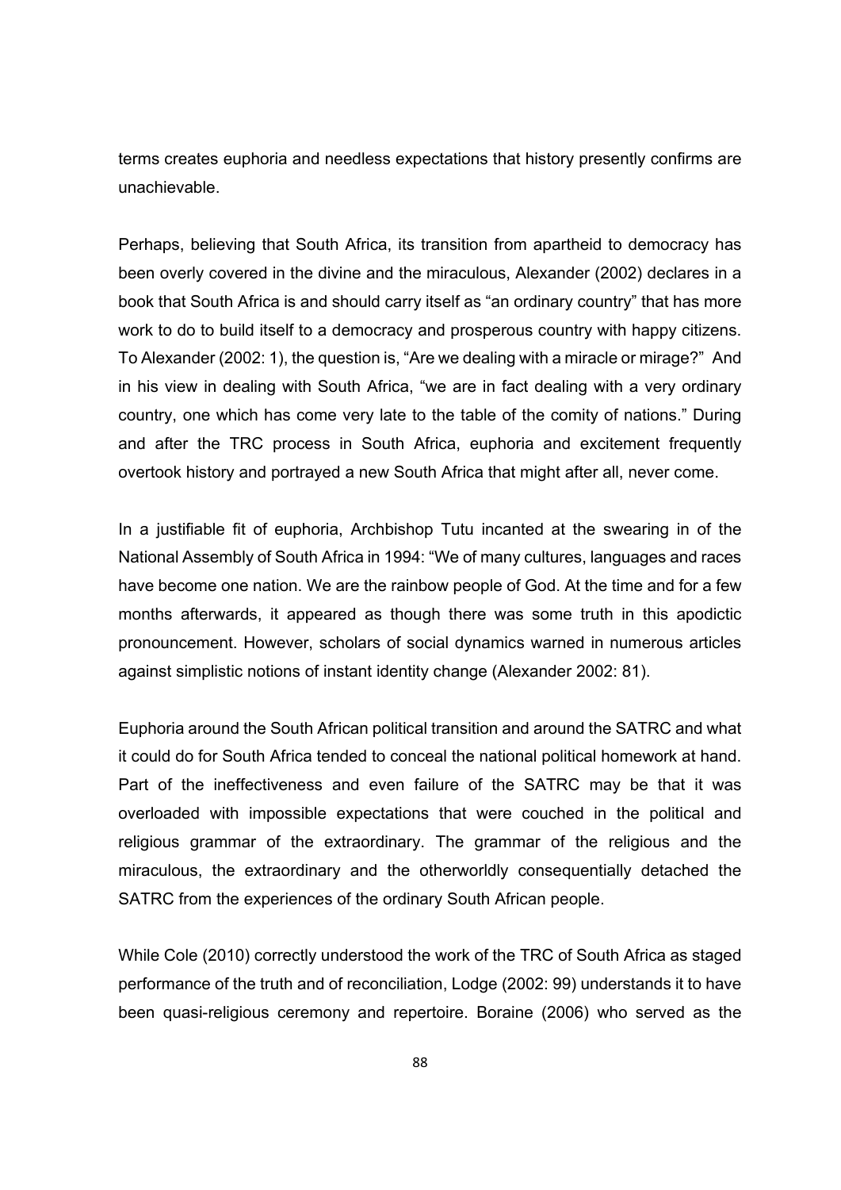terms creates euphoria and needless expectations that history presently confirms are unachievable.

Perhaps, believing that South Africa, its transition from apartheid to democracy has been overly covered in the divine and the miraculous, Alexander (2002) declares in a book that South Africa is and should carry itself as "an ordinary country" that has more work to do to build itself to a democracy and prosperous country with happy citizens. To Alexander (2002: 1), the question is, "Are we dealing with a miracle or mirage?" And in his view in dealing with South Africa, "we are in fact dealing with a very ordinary country, one which has come very late to the table of the comity of nations." During and after the TRC process in South Africa, euphoria and excitement frequently overtook history and portrayed a new South Africa that might after all, never come.

In a justifiable fit of euphoria, Archbishop Tutu incanted at the swearing in of the National Assembly of South Africa in 1994: "We of many cultures, languages and races have become one nation. We are the rainbow people of God. At the time and for a few months afterwards, it appeared as though there was some truth in this apodictic pronouncement. However, scholars of social dynamics warned in numerous articles against simplistic notions of instant identity change (Alexander 2002: 81).

Euphoria around the South African political transition and around the SATRC and what it could do for South Africa tended to conceal the national political homework at hand. Part of the ineffectiveness and even failure of the SATRC may be that it was overloaded with impossible expectations that were couched in the political and religious grammar of the extraordinary. The grammar of the religious and the miraculous, the extraordinary and the otherworldly consequentially detached the SATRC from the experiences of the ordinary South African people.

While Cole (2010) correctly understood the work of the TRC of South Africa as staged performance of the truth and of reconciliation, Lodge (2002: 99) understands it to have been quasi-religious ceremony and repertoire. Boraine (2006) who served as the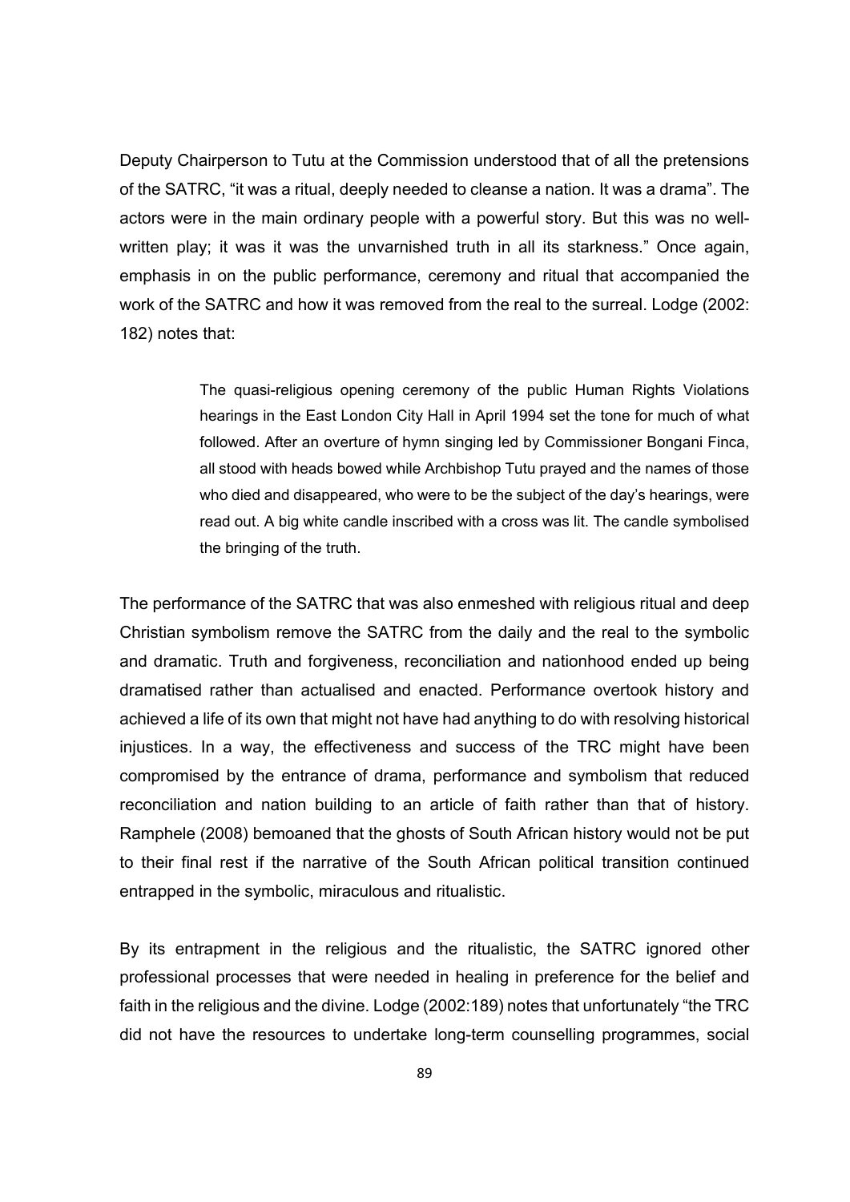Deputy Chairperson to Tutu at the Commission understood that of all the pretensions of the SATRC, “it was a ritual, deeply needed to cleanse a nation. It was a drama”. The actors were in the main ordinary people with a powerful story. But this was no well-written play; it was it was the unvarnished truth in all its starkness.” Once again, emphasis in on the public performance, ceremony and ritual that accompanied the work of the SATRC and how it was removed from the real to the surreal. Lodge (2002: 182) notes that:

> The quasi-religious opening ceremony of the public Human Rights Violations hearings in the East London City Hall in April 1994 set the tone for much of what followed. After an overture of hymn singing led by Commissioner Bongani Finca, all stood with heads bowed while Archbishop Tutu prayed and the names of those who died and disappeared, who were to be the subject of the day’s hearings, were read out. A big white candle inscribed with a cross was lit. The candle symbolised the bringing of the truth.

The performance of the SATRC that was also enmeshed with religious ritual and deep Christian symbolism remove the SATRC from the daily and the real to the symbolic and dramatic. Truth and forgiveness, reconciliation and nationhood ended up being dramatised rather than actualised and enacted. Performance overtook history and achieved a life of its own that might not have had anything to do with resolving historical injustices. In a way, the effectiveness and success of the TRC might have been compromised by the entrance of drama, performance and symbolism that reduced reconciliation and nation building to an article of faith rather than that of history. Ramphele (2008) bemoaned that the ghosts of South African history would not be put to their final rest if the narrative of the South African political transition continued entrapped in the symbolic, miraculous and ritualistic.

By its entrapment in the religious and the ritualistic, the SATRC ignored other professional processes that were needed in healing in preference for the belief and faith in the religious and the divine. Lodge (2002:189) notes that unfortunately “the TRC did not have the resources to undertake long-term counselling programmes, social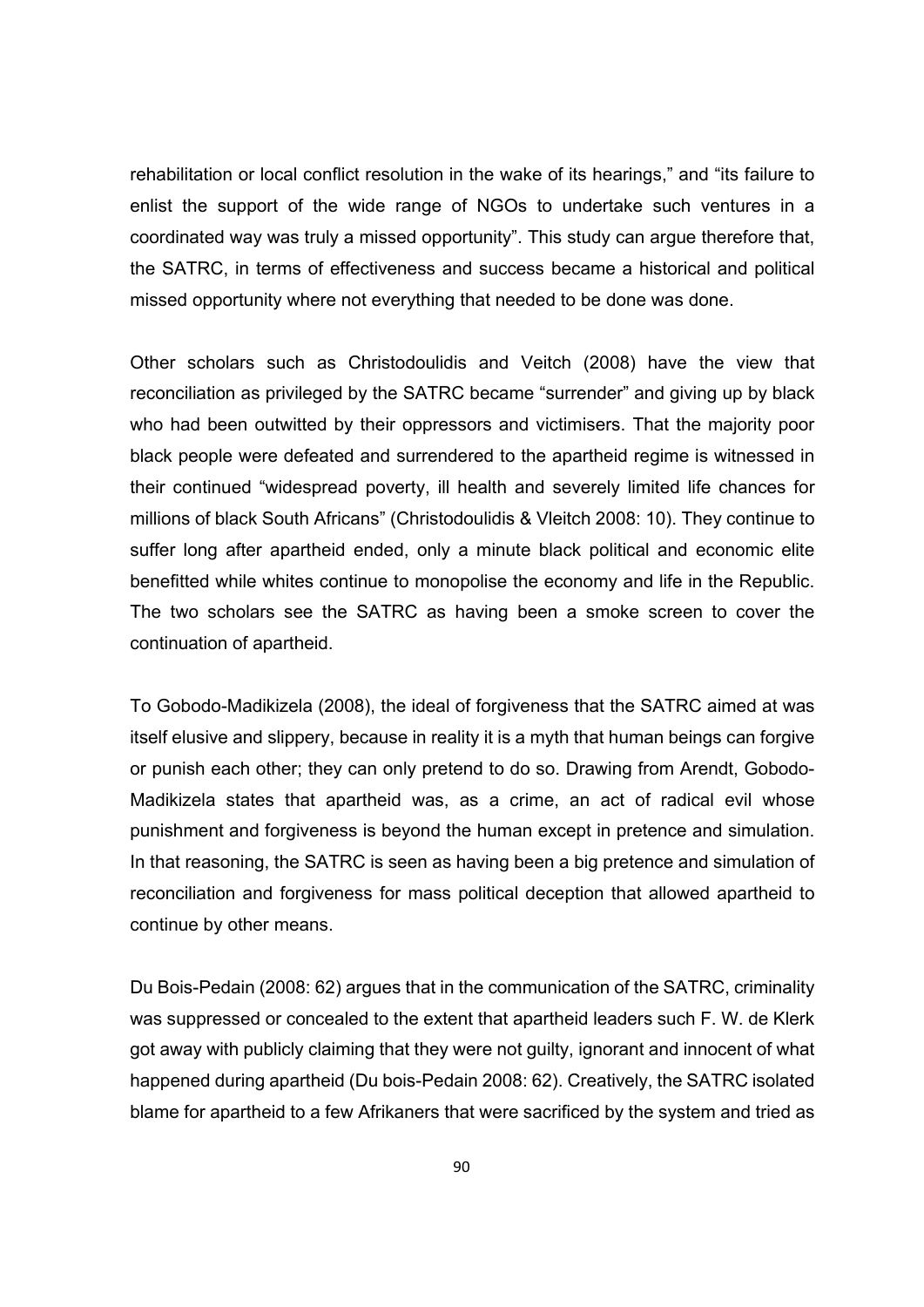rehabilitation or local conflict resolution in the wake of its hearings," and "its failure to enlist the support of the wide range of NGOs to undertake such ventures in a coordinated way was truly a missed opportunity". This study can argue therefore that, the SATRC, in terms of effectiveness and success became a historical and political missed opportunity where not everything that needed to be done was done.

Other scholars such as Christodoulidis and Veitch (2008) have the view that reconciliation as privileged by the SATRC became "surrender" and giving up by black who had been outwitted by their oppressors and victimisers. That the majority poor black people were defeated and surrendered to the apartheid regime is witnessed in their continued "widespread poverty, ill health and severely limited life chances for millions of black South Africans" (Christodoulidis & Vleitch 2008: 10). They continue to suffer long after apartheid ended, only a minute black political and economic elite benefitted while whites continue to monopolise the economy and life in the Republic. The two scholars see the SATRC as having been a smoke screen to cover the continuation of apartheid.

To Gobodo-Madikizela (2008), the ideal of forgiveness that the SATRC aimed at was itself elusive and slippery, because in reality it is a myth that human beings can forgive or punish each other; they can only pretend to do so. Drawing from Arendt, Gobodo-Madikizela states that apartheid was, as a crime, an act of radical evil whose punishment and forgiveness is beyond the human except in pretence and simulation. In that reasoning, the SATRC is seen as having been a big pretence and simulation of reconciliation and forgiveness for mass political deception that allowed apartheid to continue by other means.

Du Bois-Pedain (2008: 62) argues that in the communication of the SATRC, criminality was suppressed or concealed to the extent that apartheid leaders such F. W. de Klerk got away with publicly claiming that they were not guilty, ignorant and innocent of what happened during apartheid (Du bois-Pedain 2008: 62). Creatively, the SATRC isolated blame for apartheid to a few Afrikaners that were sacrificed by the system and tried as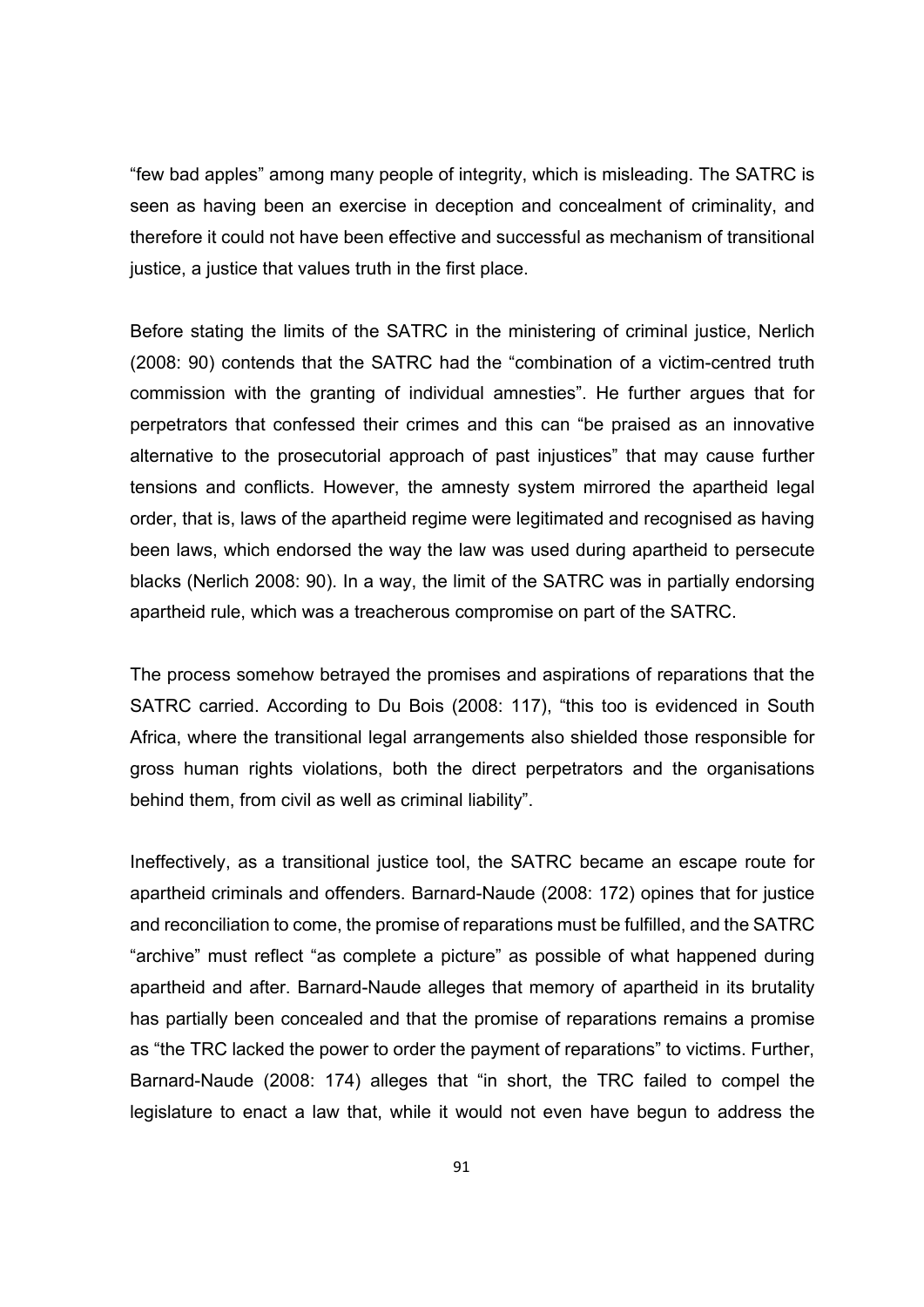"few bad apples" among many people of integrity, which is misleading. The SATRC is seen as having been an exercise in deception and concealment of criminality, and therefore it could not have been effective and successful as mechanism of transitional justice, a justice that values truth in the first place.

Before stating the limits of the SATRC in the ministering of criminal justice, Nerlich (2008: 90) contends that the SATRC had the "combination of a victim-centred truth commission with the granting of individual amnesties". He further argues that for perpetrators that confessed their crimes and this can "be praised as an innovative alternative to the prosecutorial approach of past injustices" that may cause further tensions and conflicts. However, the amnesty system mirrored the apartheid legal order, that is, laws of the apartheid regime were legitimated and recognised as having been laws, which endorsed the way the law was used during apartheid to persecute blacks (Nerlich 2008: 90). In a way, the limit of the SATRC was in partially endorsing apartheid rule, which was a treacherous compromise on part of the SATRC.

The process somehow betrayed the promises and aspirations of reparations that the SATRC carried. According to Du Bois (2008: 117), "this too is evidenced in South Africa, where the transitional legal arrangements also shielded those responsible for gross human rights violations, both the direct perpetrators and the organisations behind them, from civil as well as criminal liability".

Ineffectively, as a transitional justice tool, the SATRC became an escape route for apartheid criminals and offenders. Barnard-Naude (2008: 172) opines that for justice and reconciliation to come, the promise of reparations must be fulfilled, and the SATRC "archive" must reflect "as complete a picture" as possible of what happened during apartheid and after. Barnard-Naude alleges that memory of apartheid in its brutality has partially been concealed and that the promise of reparations remains a promise as "the TRC lacked the power to order the payment of reparations" to victims. Further, Barnard-Naude (2008: 174) alleges that "in short, the TRC failed to compel the legislature to enact a law that, while it would not even have begun to address the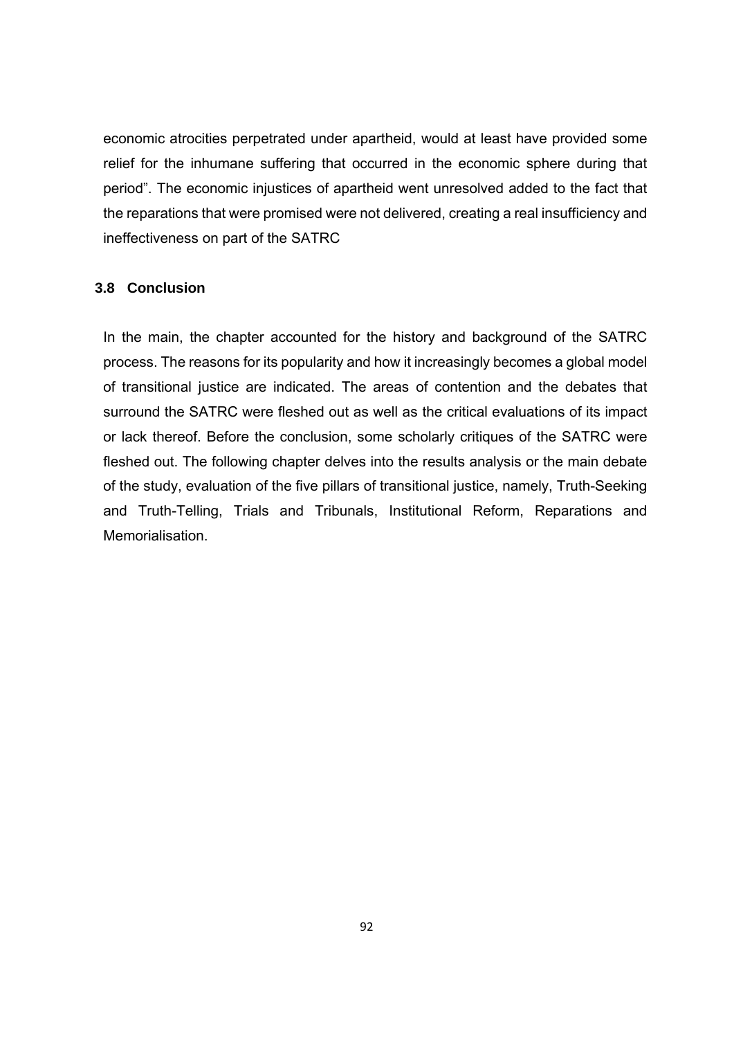economic atrocities perpetrated under apartheid, would at least have provided some relief for the inhumane suffering that occurred in the economic sphere during that period". The economic injustices of apartheid went unresolved added to the fact that the reparations that were promised were not delivered, creating a real insufficiency and ineffectiveness on part of the SATRC

## 3.8 Conclusion

In the main, the chapter accounted for the history and background of the SATRC process. The reasons for its popularity and how it increasingly becomes a global model of transitional justice are indicated. The areas of contention and the debates that surround the SATRC were fleshed out as well as the critical evaluations of its impact or lack thereof. Before the conclusion, some scholarly critiques of the SATRC were fleshed out. The following chapter delves into the results analysis or the main debate of the study, evaluation of the five pillars of transitional justice, namely, Truth-Seeking and Truth-Telling, Trials and Tribunals, Institutional Reform, Reparations and Memorialisation.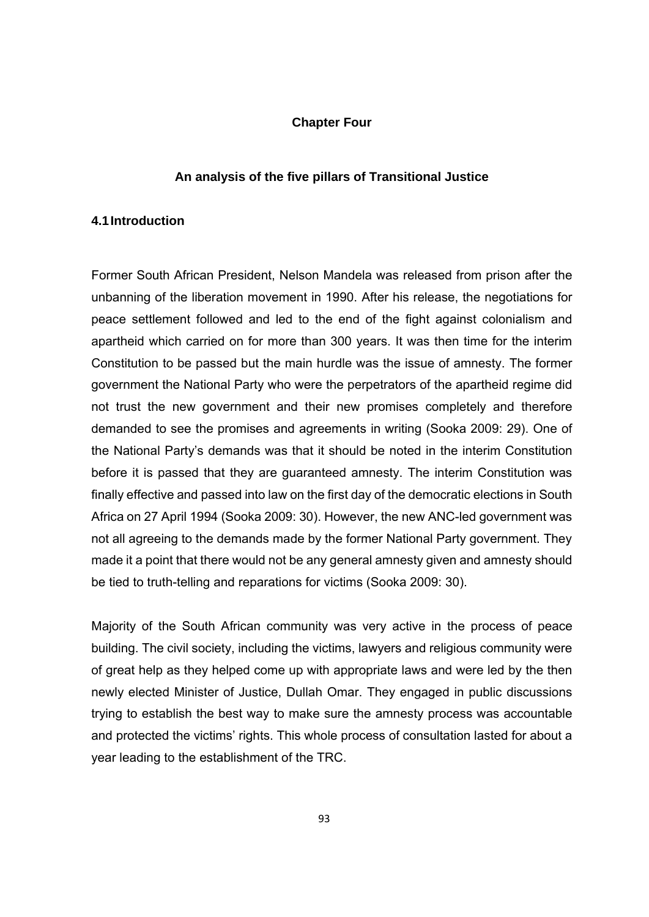# Chapter Four

## An analysis of the five pillars of Transitional Justice

### 4.1 Introduction

Former South African President, Nelson Mandela was released from prison after the unbanning of the liberation movement in 1990. After his release, the negotiations for peace settlement followed and led to the end of the fight against colonialism and apartheid which carried on for more than 300 years. It was then time for the interim Constitution to be passed but the main hurdle was the issue of amnesty. The former government the National Party who were the perpetrators of the apartheid regime did not trust the new government and their new promises completely and therefore demanded to see the promises and agreements in writing (Sooka 2009: 29). One of the National Party's demands was that it should be noted in the interim Constitution before it is passed that they are guaranteed amnesty. The interim Constitution was finally effective and passed into law on the first day of the democratic elections in South Africa on 27 April 1994 (Sooka 2009: 30). However, the new ANC-led government was not all agreeing to the demands made by the former National Party government. They made it a point that there would not be any general amnesty given and amnesty should be tied to truth-telling and reparations for victims (Sooka 2009: 30).

Majority of the South African community was very active in the process of peace building. The civil society, including the victims, lawyers and religious community were of great help as they helped come up with appropriate laws and were led by the then newly elected Minister of Justice, Dullah Omar. They engaged in public discussions trying to establish the best way to make sure the amnesty process was accountable and protected the victims' rights. This whole process of consultation lasted for about a year leading to the establishment of the TRC.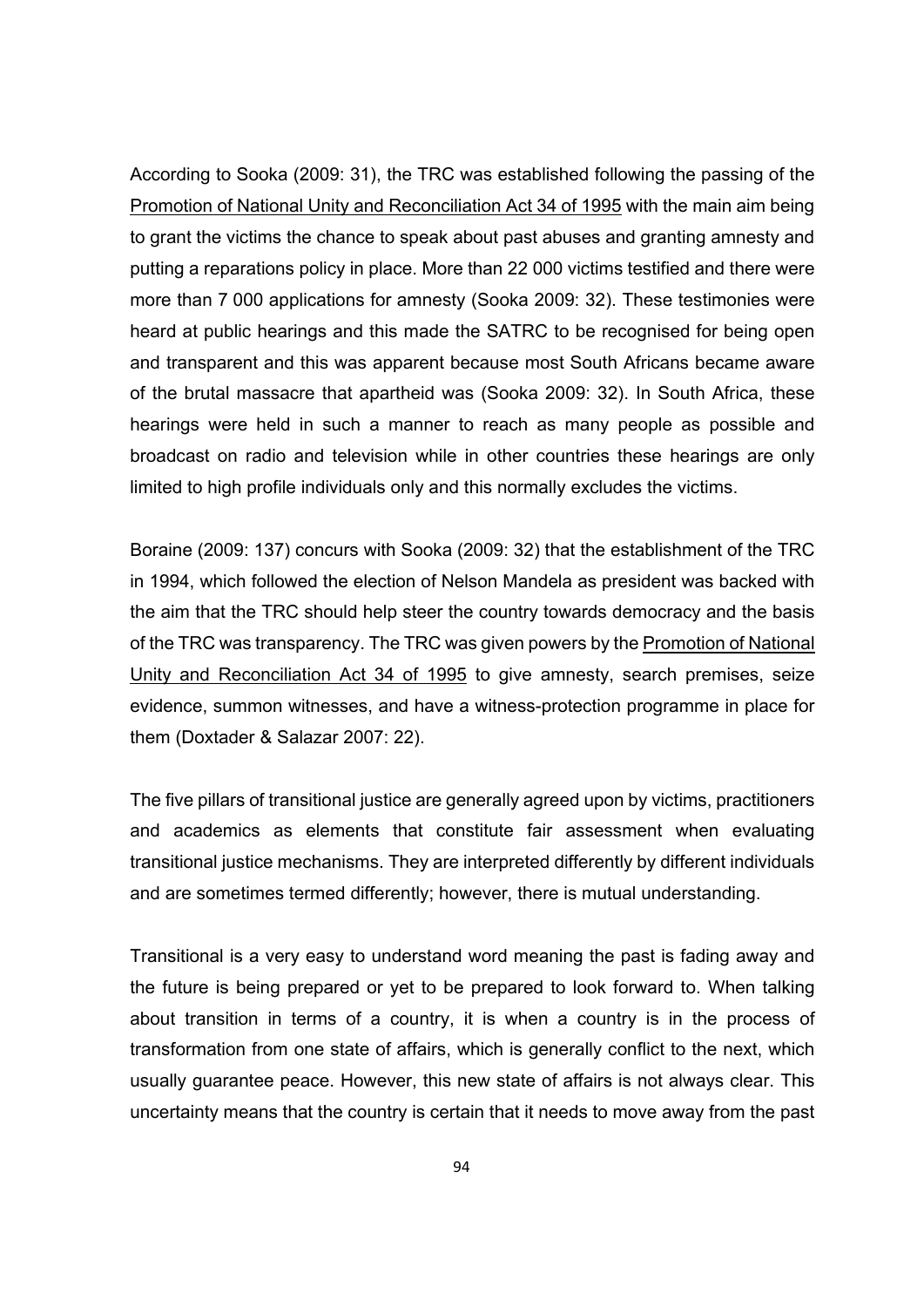According to Sooka (2009: 31), the TRC was established following the passing of the <u>Promotion of National Unity and Reconciliation Act 34 of 1995</u> with the main aim being to grant the victims the chance to speak about past abuses and granting amnesty and putting a reparations policy in place. More than 22 000 victims testified and there were more than 7 000 applications for amnesty (Sooka 2009: 32). These testimonies were heard at public hearings and this made the SATRC to be recognised for being open and transparent and this was apparent because most South Africans became aware of the brutal massacre that apartheid was (Sooka 2009: 32). In South Africa, these hearings were held in such a manner to reach as many people as possible and broadcast on radio and television while in other countries these hearings are only limited to high profile individuals only and this normally excludes the victims.

Boraine (2009: 137) concurs with Sooka (2009: 32) that the establishment of the TRC in 1994, which followed the election of Nelson Mandela as president was backed with the aim that the TRC should help steer the country towards democracy and the basis of the TRC was transparency. The TRC was given powers by the <u>Promotion of National Unity and Reconciliation Act 34 of 1995</u> to give amnesty, search premises, seize evidence, summon witnesses, and have a witness-protection programme in place for them (Doxtader & Salazar 2007: 22).

The five pillars of transitional justice are generally agreed upon by victims, practitioners and academics as elements that constitute fair assessment when evaluating transitional justice mechanisms. They are interpreted differently by different individuals and are sometimes termed differently; however, there is mutual understanding.

Transitional is a very easy to understand word meaning the past is fading away and the future is being prepared or yet to be prepared to look forward to. When talking about transition in terms of a country, it is when a country is in the process of transformation from one state of affairs, which is generally conflict to the next, which usually guarantee peace. However, this new state of affairs is not always clear. This uncertainty means that the country is certain that it needs to move away from the past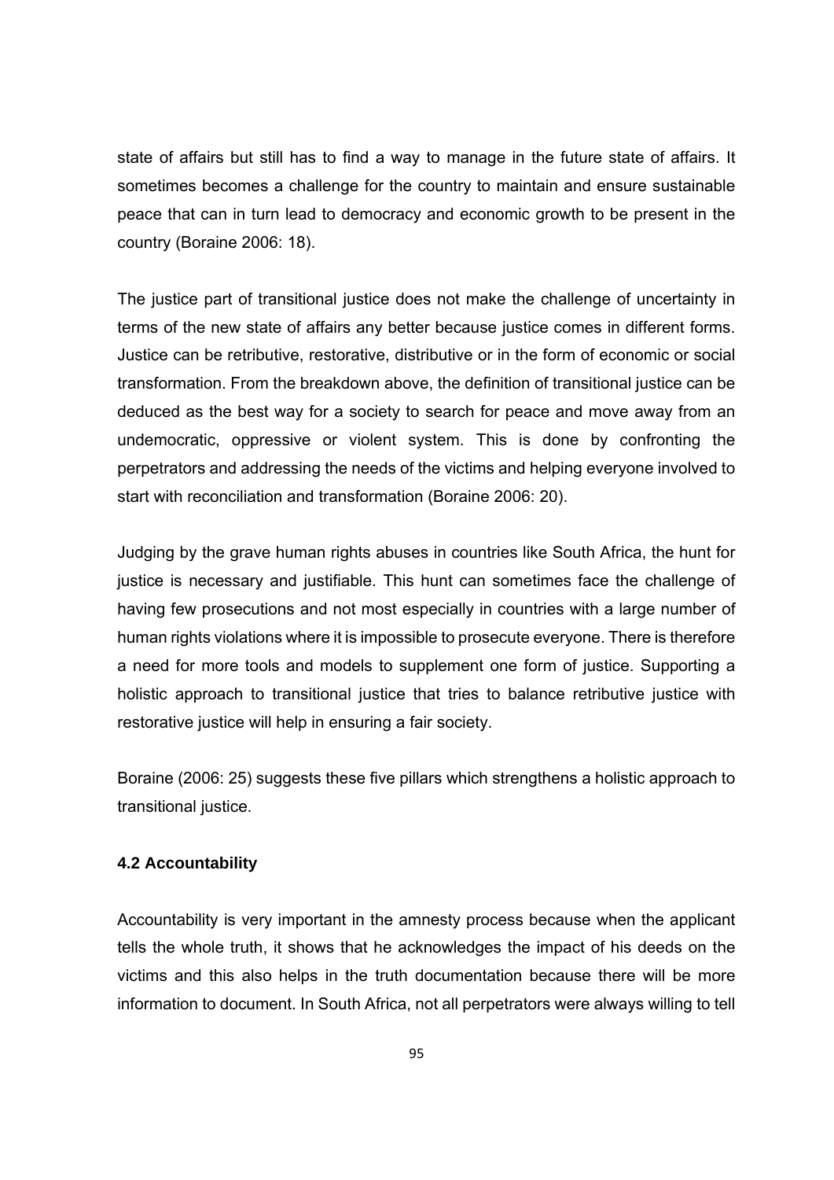state of affairs but still has to find a way to manage in the future state of affairs. It sometimes becomes a challenge for the country to maintain and ensure sustainable peace that can in turn lead to democracy and economic growth to be present in the country (Boraine 2006: 18).

The justice part of transitional justice does not make the challenge of uncertainty in terms of the new state of affairs any better because justice comes in different forms. Justice can be retributive, restorative, distributive or in the form of economic or social transformation. From the breakdown above, the definition of transitional justice can be deduced as the best way for a society to search for peace and move away from an undemocratic, oppressive or violent system. This is done by confronting the perpetrators and addressing the needs of the victims and helping everyone involved to start with reconciliation and transformation (Boraine 2006: 20).

Judging by the grave human rights abuses in countries like South Africa, the hunt for justice is necessary and justifiable. This hunt can sometimes face the challenge of having few prosecutions and not most especially in countries with a large number of human rights violations where it is impossible to prosecute everyone. There is therefore a need for more tools and models to supplement one form of justice. Supporting a holistic approach to transitional justice that tries to balance retributive justice with restorative justice will help in ensuring a fair society.

Boraine (2006: 25) suggests these five pillars which strengthens a holistic approach to transitional justice.

### 4.2 Accountability

Accountability is very important in the amnesty process because when the applicant tells the whole truth, it shows that he acknowledges the impact of his deeds on the victims and this also helps in the truth documentation because there will be more information to document. In South Africa, not all perpetrators were always willing to tell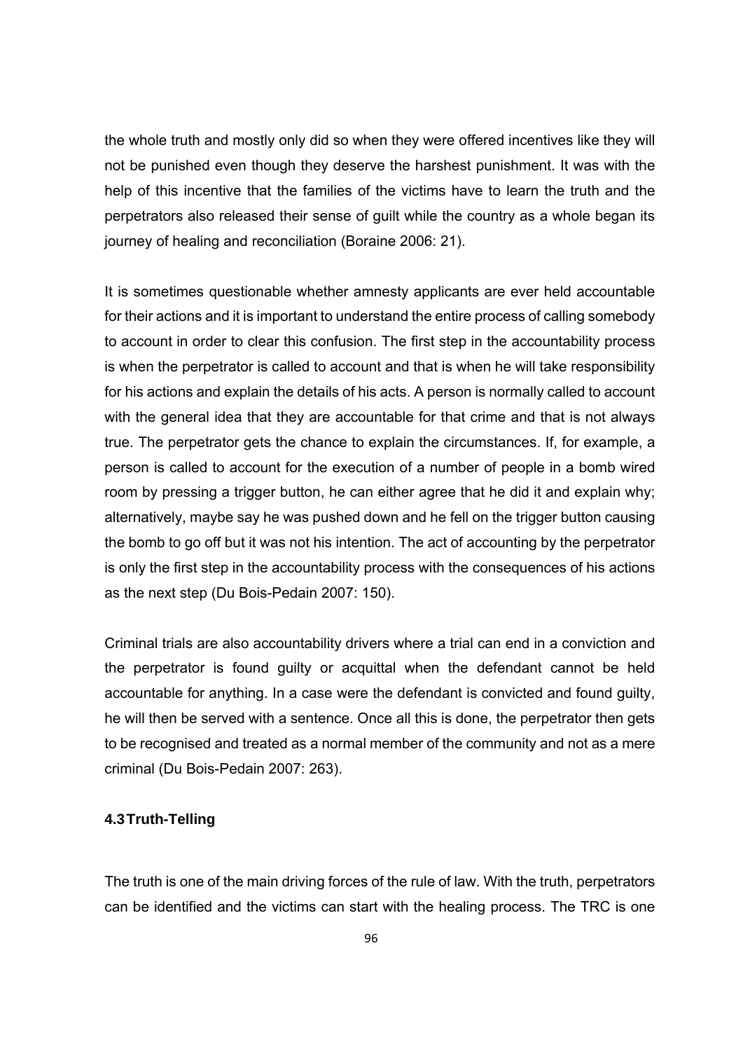the whole truth and mostly only did so when they were offered incentives like they will not be punished even though they deserve the harshest punishment. It was with the help of this incentive that the families of the victims have to learn the truth and the perpetrators also released their sense of guilt while the country as a whole began its journey of healing and reconciliation (Boraine 2006: 21).

It is sometimes questionable whether amnesty applicants are ever held accountable for their actions and it is important to understand the entire process of calling somebody to account in order to clear this confusion. The first step in the accountability process is when the perpetrator is called to account and that is when he will take responsibility for his actions and explain the details of his acts. A person is normally called to account with the general idea that they are accountable for that crime and that is not always true. The perpetrator gets the chance to explain the circumstances. If, for example, a person is called to account for the execution of a number of people in a bomb wired room by pressing a trigger button, he can either agree that he did it and explain why; alternatively, maybe say he was pushed down and he fell on the trigger button causing the bomb to go off but it was not his intention. The act of accounting by the perpetrator is only the first step in the accountability process with the consequences of his actions as the next step (Du Bois-Pedain 2007: 150).

Criminal trials are also accountability drivers where a trial can end in a conviction and the perpetrator is found guilty or acquittal when the defendant cannot be held accountable for anything. In a case were the defendant is convicted and found guilty, he will then be served with a sentence. Once all this is done, the perpetrator then gets to be recognised and treated as a normal member of the community and not as a mere criminal (Du Bois-Pedain 2007: 263).

### 4.3 Truth-Telling

The truth is one of the main driving forces of the rule of law. With the truth, perpetrators can be identified and the victims can start with the healing process. The TRC is one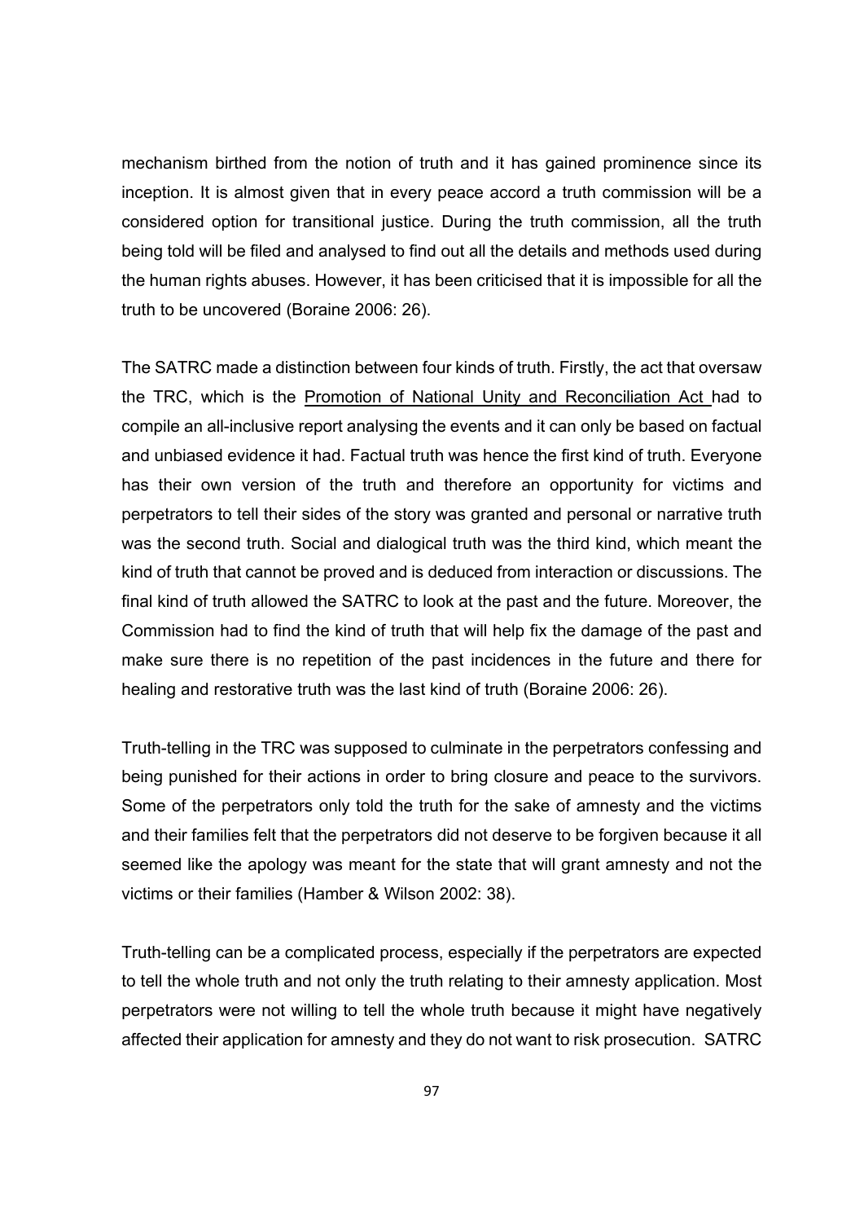mechanism birthed from the notion of truth and it has gained prominence since its inception. It is almost given that in every peace accord a truth commission will be a considered option for transitional justice. During the truth commission, all the truth being told will be filed and analysed to find out all the details and methods used during the human rights abuses. However, it has been criticised that it is impossible for all the truth to be uncovered (Boraine 2006: 26).

The SATRC made a distinction between four kinds of truth. Firstly, the act that oversaw the TRC, which is the Promotion of National Unity and Reconciliation Act had to compile an all-inclusive report analysing the events and it can only be based on factual and unbiased evidence it had. Factual truth was hence the first kind of truth. Everyone has their own version of the truth and therefore an opportunity for victims and perpetrators to tell their sides of the story was granted and personal or narrative truth was the second truth. Social and dialogical truth was the third kind, which meant the kind of truth that cannot be proved and is deduced from interaction or discussions. The final kind of truth allowed the SATRC to look at the past and the future. Moreover, the Commission had to find the kind of truth that will help fix the damage of the past and make sure there is no repetition of the past incidences in the future and there for healing and restorative truth was the last kind of truth (Boraine 2006: 26).

Truth-telling in the TRC was supposed to culminate in the perpetrators confessing and being punished for their actions in order to bring closure and peace to the survivors. Some of the perpetrators only told the truth for the sake of amnesty and the victims and their families felt that the perpetrators did not deserve to be forgiven because it all seemed like the apology was meant for the state that will grant amnesty and not the victims or their families (Hamber & Wilson 2002: 38).

Truth-telling can be a complicated process, especially if the perpetrators are expected to tell the whole truth and not only the truth relating to their amnesty application. Most perpetrators were not willing to tell the whole truth because it might have negatively affected their application for amnesty and they do not want to risk prosecution. SATRC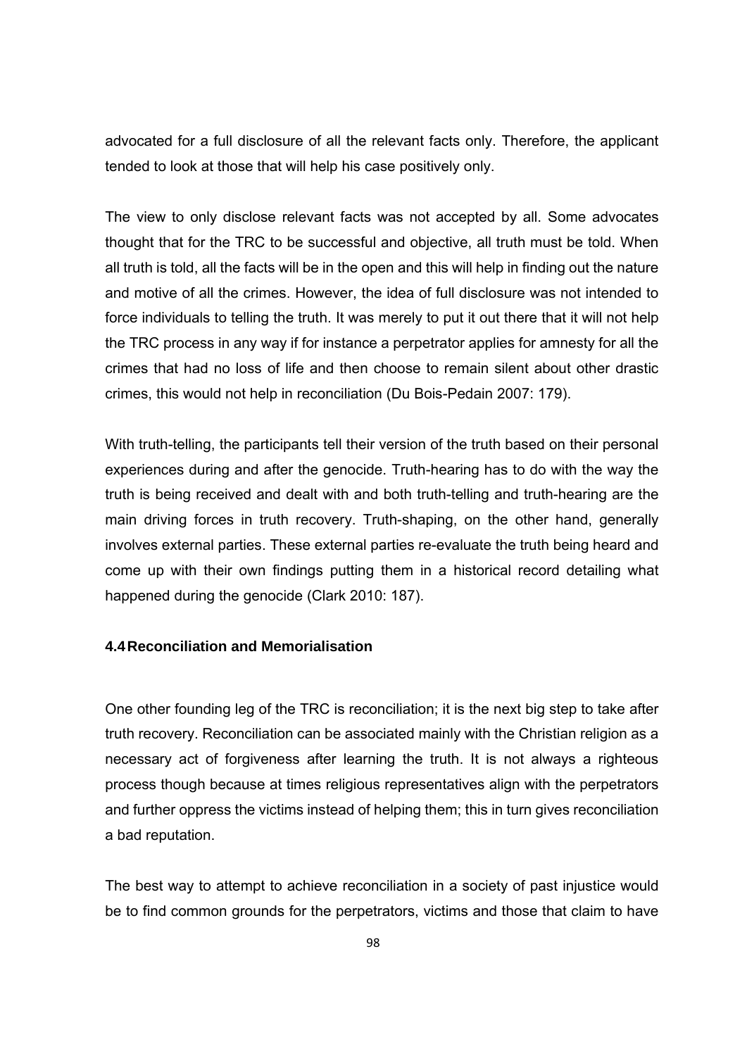advocated for a full disclosure of all the relevant facts only. Therefore, the applicant tended to look at those that will help his case positively only.

The view to only disclose relevant facts was not accepted by all. Some advocates thought that for the TRC to be successful and objective, all truth must be told. When all truth is told, all the facts will be in the open and this will help in finding out the nature and motive of all the crimes. However, the idea of full disclosure was not intended to force individuals to telling the truth. It was merely to put it out there that it will not help the TRC process in any way if for instance a perpetrator applies for amnesty for all the crimes that had no loss of life and then choose to remain silent about other drastic crimes, this would not help in reconciliation (Du Bois-Pedain 2007: 179).

With truth-telling, the participants tell their version of the truth based on their personal experiences during and after the genocide. Truth-hearing has to do with the way the truth is being received and dealt with and both truth-telling and truth-hearing are the main driving forces in truth recovery. Truth-shaping, on the other hand, generally involves external parties. These external parties re-evaluate the truth being heard and come up with their own findings putting them in a historical record detailing what happened during the genocide (Clark 2010: 187).

### 4.4 Reconciliation and Memorialisation

One other founding leg of the TRC is reconciliation; it is the next big step to take after truth recovery. Reconciliation can be associated mainly with the Christian religion as a necessary act of forgiveness after learning the truth. It is not always a righteous process though because at times religious representatives align with the perpetrators and further oppress the victims instead of helping them; this in turn gives reconciliation a bad reputation.

The best way to attempt to achieve reconciliation in a society of past injustice would be to find common grounds for the perpetrators, victims and those that claim to have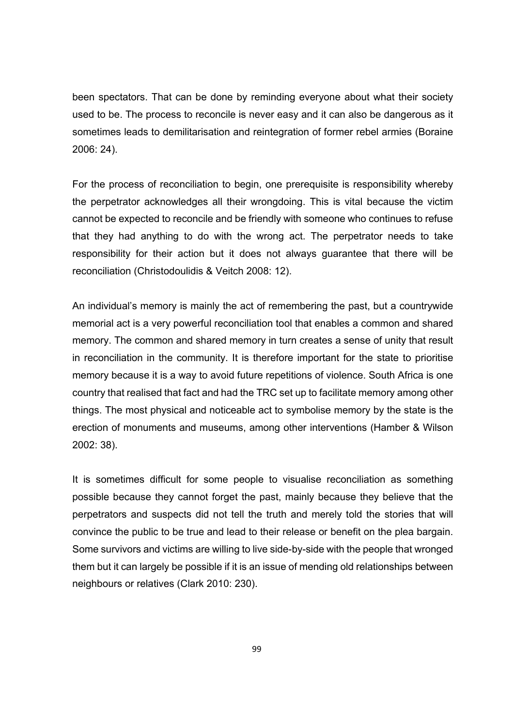been spectators. That can be done by reminding everyone about what their society used to be. The process to reconcile is never easy and it can also be dangerous as it sometimes leads to demilitarisation and reintegration of former rebel armies (Boraine 2006: 24).

For the process of reconciliation to begin, one prerequisite is responsibility whereby the perpetrator acknowledges all their wrongdoing. This is vital because the victim cannot be expected to reconcile and be friendly with someone who continues to refuse that they had anything to do with the wrong act. The perpetrator needs to take responsibility for their action but it does not always guarantee that there will be reconciliation (Christodoulidis & Veitch 2008: 12).

An individual's memory is mainly the act of remembering the past, but a countrywide memorial act is a very powerful reconciliation tool that enables a common and shared memory. The common and shared memory in turn creates a sense of unity that result in reconciliation in the community. It is therefore important for the state to prioritise memory because it is a way to avoid future repetitions of violence. South Africa is one country that realised that fact and had the TRC set up to facilitate memory among other things. The most physical and noticeable act to symbolise memory by the state is the erection of monuments and museums, among other interventions (Hamber & Wilson 2002: 38).

It is sometimes difficult for some people to visualise reconciliation as something possible because they cannot forget the past, mainly because they believe that the perpetrators and suspects did not tell the truth and merely told the stories that will convince the public to be true and lead to their release or benefit on the plea bargain. Some survivors and victims are willing to live side-by-side with the people that wronged them but it can largely be possible if it is an issue of mending old relationships between neighbours or relatives (Clark 2010: 230).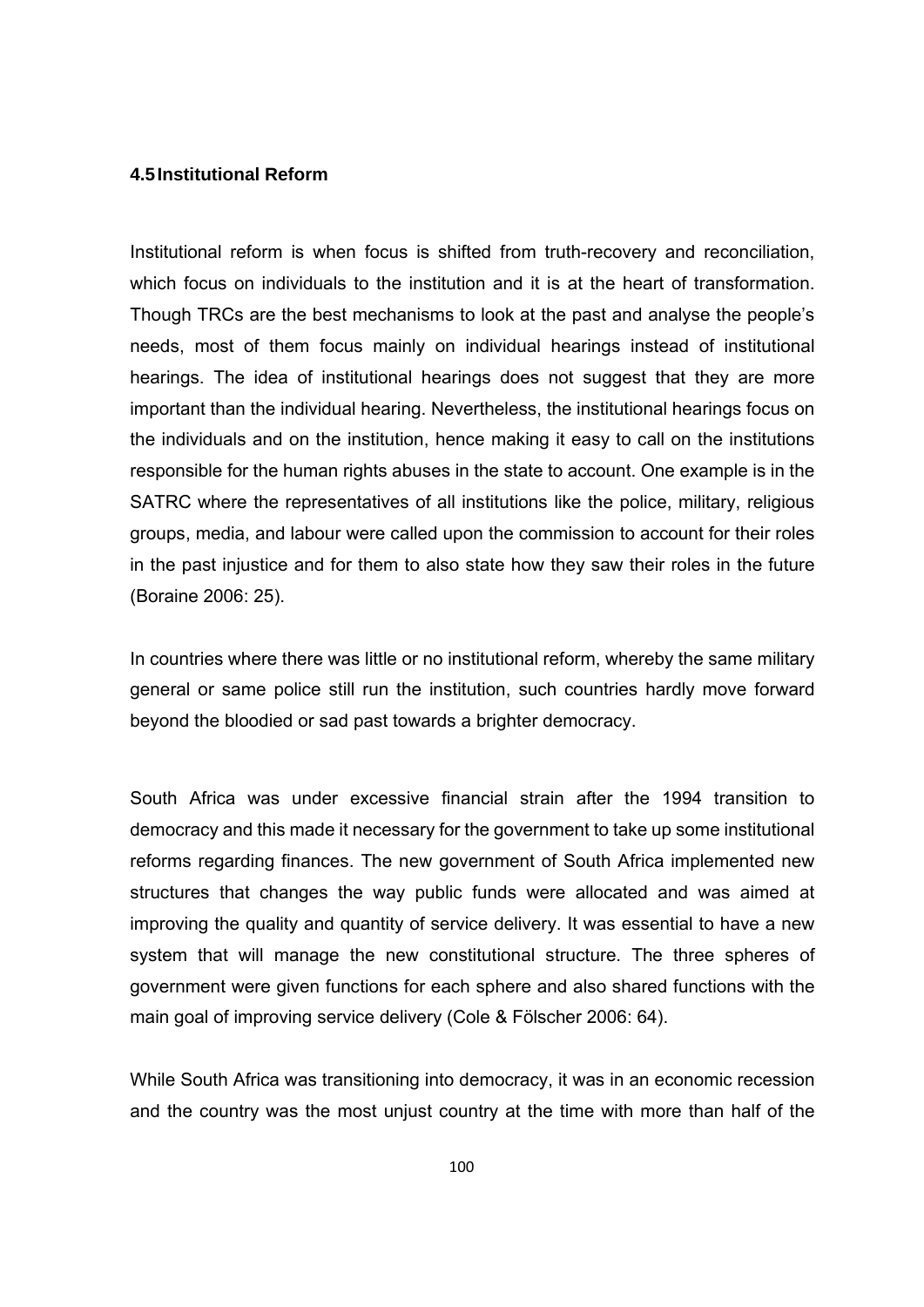### 4.5 Institutional Reform

Institutional reform is when focus is shifted from truth-recovery and reconciliation, which focus on individuals to the institution and it is at the heart of transformation. Though TRCs are the best mechanisms to look at the past and analyse the people's needs, most of them focus mainly on individual hearings instead of institutional hearings. The idea of institutional hearings does not suggest that they are more important than the individual hearing. Nevertheless, the institutional hearings focus on the individuals and on the institution, hence making it easy to call on the institutions responsible for the human rights abuses in the state to account. One example is in the SATRC where the representatives of all institutions like the police, military, religious groups, media, and labour were called upon the commission to account for their roles in the past injustice and for them to also state how they saw their roles in the future (Boraine 2006: 25).

In countries where there was little or no institutional reform, whereby the same military general or same police still run the institution, such countries hardly move forward beyond the bloodied or sad past towards a brighter democracy.

South Africa was under excessive financial strain after the 1994 transition to democracy and this made it necessary for the government to take up some institutional reforms regarding finances. The new government of South Africa implemented new structures that changes the way public funds were allocated and was aimed at improving the quality and quantity of service delivery. It was essential to have a new system that will manage the new constitutional structure. The three spheres of government were given functions for each sphere and also shared functions with the main goal of improving service delivery (Cole & Fölscher 2006: 64).

While South Africa was transitioning into democracy, it was in an economic recession and the country was the most unjust country at the time with more than half of the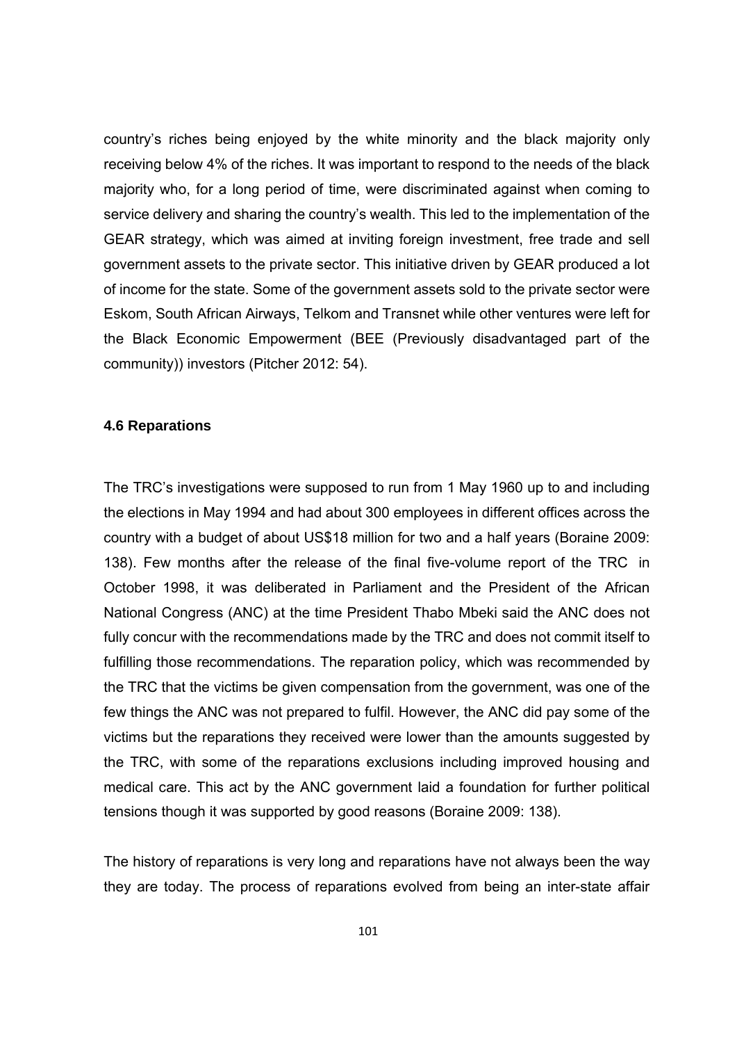country's riches being enjoyed by the white minority and the black majority only receiving below 4% of the riches. It was important to respond to the needs of the black majority who, for a long period of time, were discriminated against when coming to service delivery and sharing the country's wealth. This led to the implementation of the GEAR strategy, which was aimed at inviting foreign investment, free trade and sell government assets to the private sector. This initiative driven by GEAR produced a lot of income for the state. Some of the government assets sold to the private sector were Eskom, South African Airways, Telkom and Transnet while other ventures were left for the Black Economic Empowerment (BEE (Previously disadvantaged part of the community)) investors (Pitcher 2012: 54).

### 4.6 Reparations

The TRC's investigations were supposed to run from 1 May 1960 up to and including the elections in May 1994 and had about 300 employees in different offices across the country with a budget of about US$18 million for two and a half years (Boraine 2009: 138). Few months after the release of the final five-volume report of the TRC in October 1998, it was deliberated in Parliament and the President of the African National Congress (ANC) at the time President Thabo Mbeki said the ANC does not fully concur with the recommendations made by the TRC and does not commit itself to fulfilling those recommendations. The reparation policy, which was recommended by the TRC that the victims be given compensation from the government, was one of the few things the ANC was not prepared to fulfil. However, the ANC did pay some of the victims but the reparations they received were lower than the amounts suggested by the TRC, with some of the reparations exclusions including improved housing and medical care. This act by the ANC government laid a foundation for further political tensions though it was supported by good reasons (Boraine 2009: 138).

The history of reparations is very long and reparations have not always been the way they are today. The process of reparations evolved from being an inter-state affair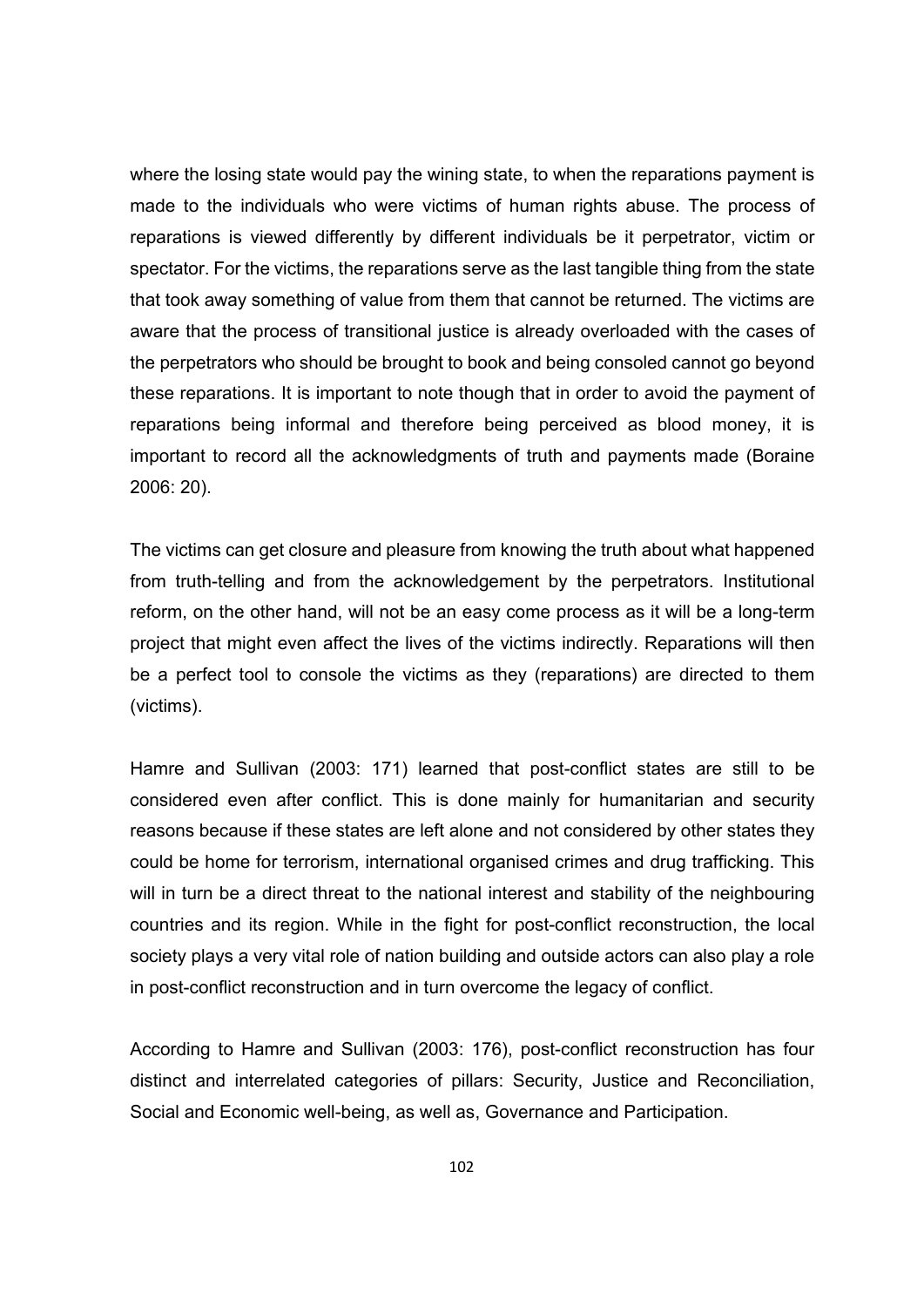where the losing state would pay the wining state, to when the reparations payment is made to the individuals who were victims of human rights abuse. The process of reparations is viewed differently by different individuals be it perpetrator, victim or spectator. For the victims, the reparations serve as the last tangible thing from the state that took away something of value from them that cannot be returned. The victims are aware that the process of transitional justice is already overloaded with the cases of the perpetrators who should be brought to book and being consoled cannot go beyond these reparations. It is important to note though that in order to avoid the payment of reparations being informal and therefore being perceived as blood money, it is important to record all the acknowledgments of truth and payments made (Boraine 2006: 20).

The victims can get closure and pleasure from knowing the truth about what happened from truth-telling and from the acknowledgement by the perpetrators. Institutional reform, on the other hand, will not be an easy come process as it will be a long-term project that might even affect the lives of the victims indirectly. Reparations will then be a perfect tool to console the victims as they (reparations) are directed to them (victims).

Hamre and Sullivan (2003: 171) learned that post-conflict states are still to be considered even after conflict. This is done mainly for humanitarian and security reasons because if these states are left alone and not considered by other states they could be home for terrorism, international organised crimes and drug trafficking. This will in turn be a direct threat to the national interest and stability of the neighbouring countries and its region. While in the fight for post-conflict reconstruction, the local society plays a very vital role of nation building and outside actors can also play a role in post-conflict reconstruction and in turn overcome the legacy of conflict.

According to Hamre and Sullivan (2003: 176), post-conflict reconstruction has four distinct and interrelated categories of pillars: Security, Justice and Reconciliation, Social and Economic well-being, as well as, Governance and Participation.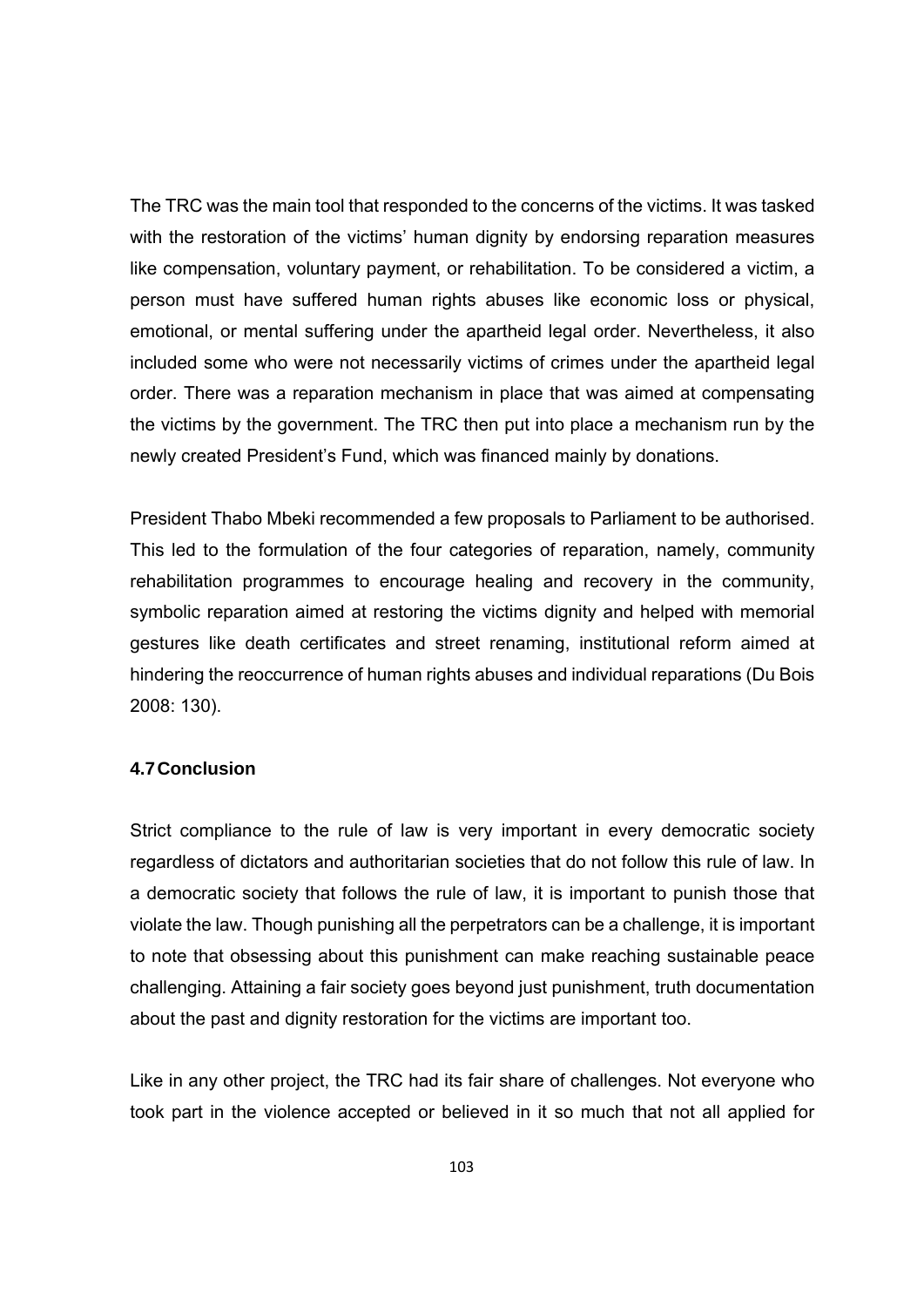The TRC was the main tool that responded to the concerns of the victims. It was tasked with the restoration of the victims' human dignity by endorsing reparation measures like compensation, voluntary payment, or rehabilitation. To be considered a victim, a person must have suffered human rights abuses like economic loss or physical, emotional, or mental suffering under the apartheid legal order. Nevertheless, it also included some who were not necessarily victims of crimes under the apartheid legal order. There was a reparation mechanism in place that was aimed at compensating the victims by the government. The TRC then put into place a mechanism run by the newly created President's Fund, which was financed mainly by donations.

President Thabo Mbeki recommended a few proposals to Parliament to be authorised. This led to the formulation of the four categories of reparation, namely, community rehabilitation programmes to encourage healing and recovery in the community, symbolic reparation aimed at restoring the victims dignity and helped with memorial gestures like death certificates and street renaming, institutional reform aimed at hindering the reoccurrence of human rights abuses and individual reparations (Du Bois 2008: 130).

### 4.7 Conclusion

Strict compliance to the rule of law is very important in every democratic society regardless of dictators and authoritarian societies that do not follow this rule of law. In a democratic society that follows the rule of law, it is important to punish those that violate the law. Though punishing all the perpetrators can be a challenge, it is important to note that obsessing about this punishment can make reaching sustainable peace challenging. Attaining a fair society goes beyond just punishment, truth documentation about the past and dignity restoration for the victims are important too.

Like in any other project, the TRC had its fair share of challenges. Not everyone who took part in the violence accepted or believed in it so much that not all applied for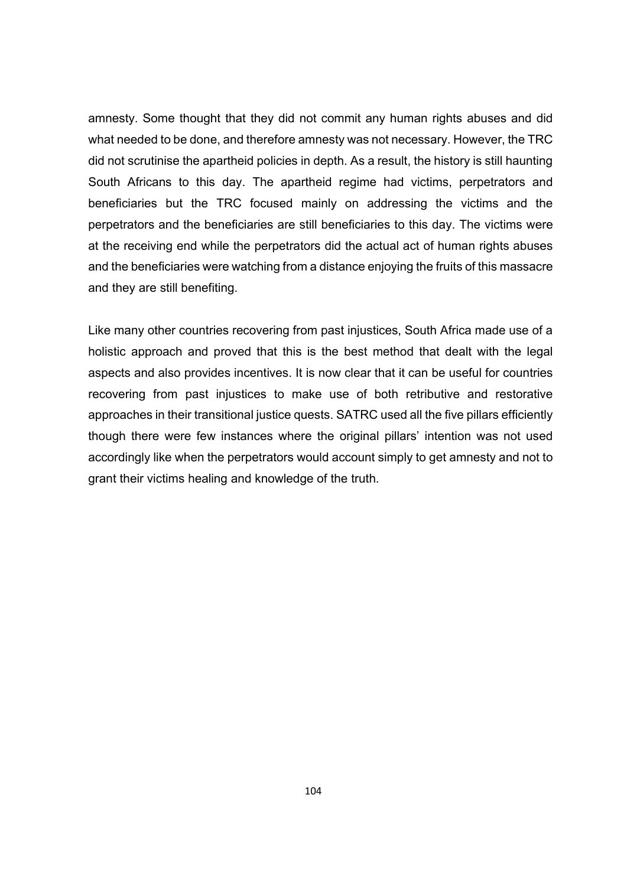amnesty. Some thought that they did not commit any human rights abuses and did what needed to be done, and therefore amnesty was not necessary. However, the TRC did not scrutinise the apartheid policies in depth. As a result, the history is still haunting South Africans to this day. The apartheid regime had victims, perpetrators and beneficiaries but the TRC focused mainly on addressing the victims and the perpetrators and the beneficiaries are still beneficiaries to this day. The victims were at the receiving end while the perpetrators did the actual act of human rights abuses and the beneficiaries were watching from a distance enjoying the fruits of this massacre and they are still benefiting.

Like many other countries recovering from past injustices, South Africa made use of a holistic approach and proved that this is the best method that dealt with the legal aspects and also provides incentives. It is now clear that it can be useful for countries recovering from past injustices to make use of both retributive and restorative approaches in their transitional justice quests. SATRC used all the five pillars efficiently though there were few instances where the original pillars' intention was not used accordingly like when the perpetrators would account simply to get amnesty and not to grant their victims healing and knowledge of the truth.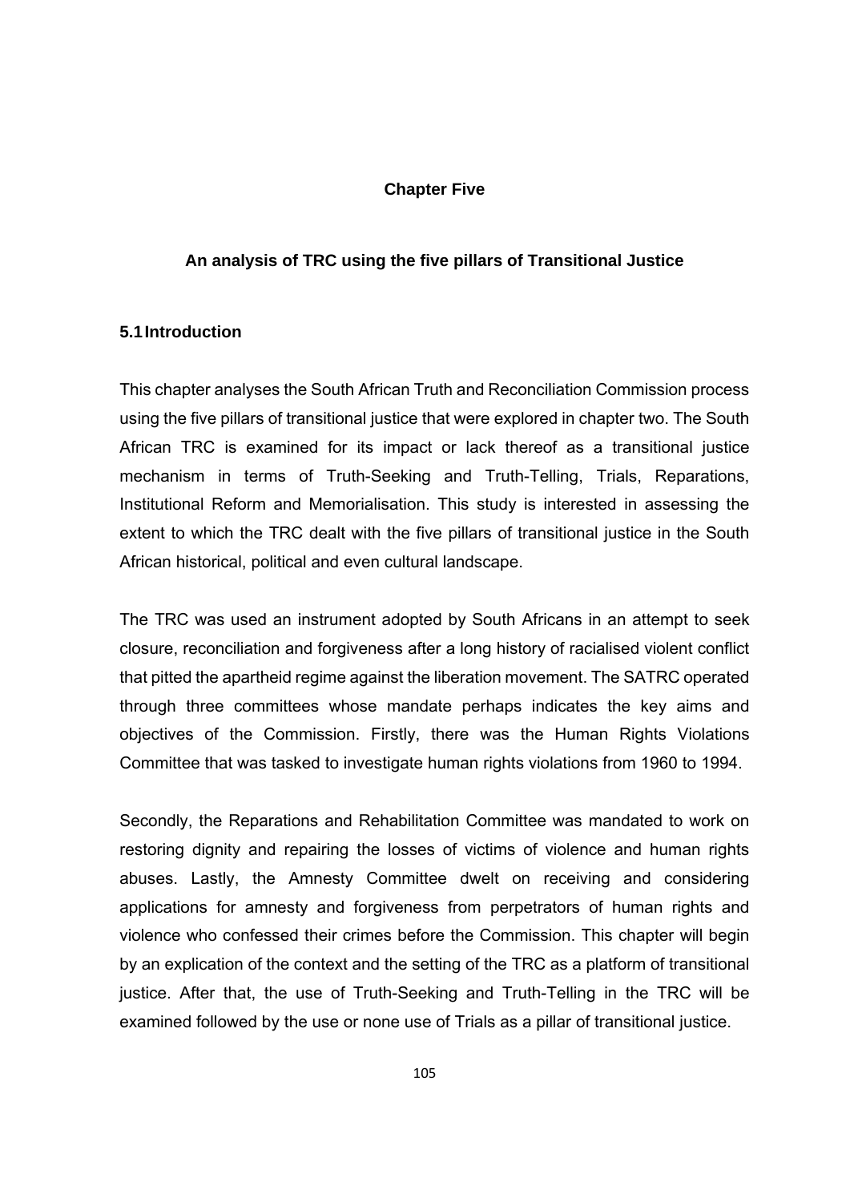# Chapter Five

## An analysis of TRC using the five pillars of Transitional Justice

### 5.1 Introduction

This chapter analyses the South African Truth and Reconciliation Commission process using the five pillars of transitional justice that were explored in chapter two. The South African TRC is examined for its impact or lack thereof as a transitional justice mechanism in terms of Truth-Seeking and Truth-Telling, Trials, Reparations, Institutional Reform and Memorialisation. This study is interested in assessing the extent to which the TRC dealt with the five pillars of transitional justice in the South African historical, political and even cultural landscape.

The TRC was used an instrument adopted by South Africans in an attempt to seek closure, reconciliation and forgiveness after a long history of racialised violent conflict that pitted the apartheid regime against the liberation movement. The SATRC operated through three committees whose mandate perhaps indicates the key aims and objectives of the Commission. Firstly, there was the Human Rights Violations Committee that was tasked to investigate human rights violations from 1960 to 1994.

Secondly, the Reparations and Rehabilitation Committee was mandated to work on restoring dignity and repairing the losses of victims of violence and human rights abuses. Lastly, the Amnesty Committee dwelt on receiving and considering applications for amnesty and forgiveness from perpetrators of human rights and violence who confessed their crimes before the Commission. This chapter will begin by an explication of the context and the setting of the TRC as a platform of transitional justice. After that, the use of Truth-Seeking and Truth-Telling in the TRC will be examined followed by the use or none use of Trials as a pillar of transitional justice.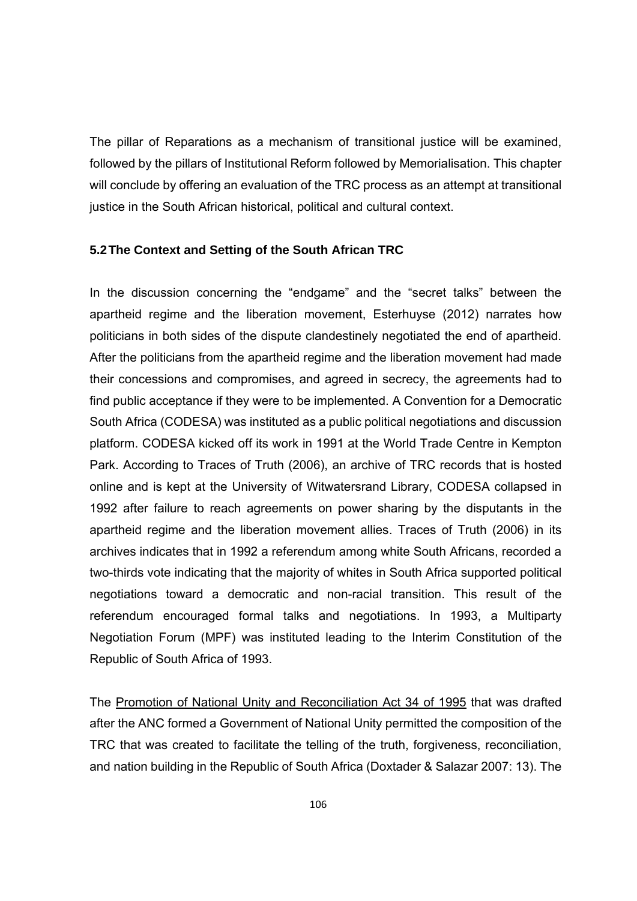The pillar of Reparations as a mechanism of transitional justice will be examined, followed by the pillars of Institutional Reform followed by Memorialisation. This chapter will conclude by offering an evaluation of the TRC process as an attempt at transitional justice in the South African historical, political and cultural context.

## 5.2 The Context and Setting of the South African TRC

In the discussion concerning the "endgame" and the "secret talks" between the apartheid regime and the liberation movement, Esterhuyse (2012) narrates how politicians in both sides of the dispute clandestinely negotiated the end of apartheid. After the politicians from the apartheid regime and the liberation movement had made their concessions and compromises, and agreed in secrecy, the agreements had to find public acceptance if they were to be implemented. A Convention for a Democratic South Africa (CODESA) was instituted as a public political negotiations and discussion platform. CODESA kicked off its work in 1991 at the World Trade Centre in Kempton Park. According to Traces of Truth (2006), an archive of TRC records that is hosted online and is kept at the University of Witwatersrand Library, CODESA collapsed in 1992 after failure to reach agreements on power sharing by the disputants in the apartheid regime and the liberation movement allies. Traces of Truth (2006) in its archives indicates that in 1992 a referendum among white South Africans, recorded a two-thirds vote indicating that the majority of whites in South Africa supported political negotiations toward a democratic and non-racial transition. This result of the referendum encouraged formal talks and negotiations. In 1993, a Multiparty Negotiation Forum (MPF) was instituted leading to the Interim Constitution of the Republic of South Africa of 1993.

The Promotion of National Unity and Reconciliation Act 34 of 1995 that was drafted after the ANC formed a Government of National Unity permitted the composition of the TRC that was created to facilitate the telling of the truth, forgiveness, reconciliation, and nation building in the Republic of South Africa (Doxtader & Salazar 2007: 13). The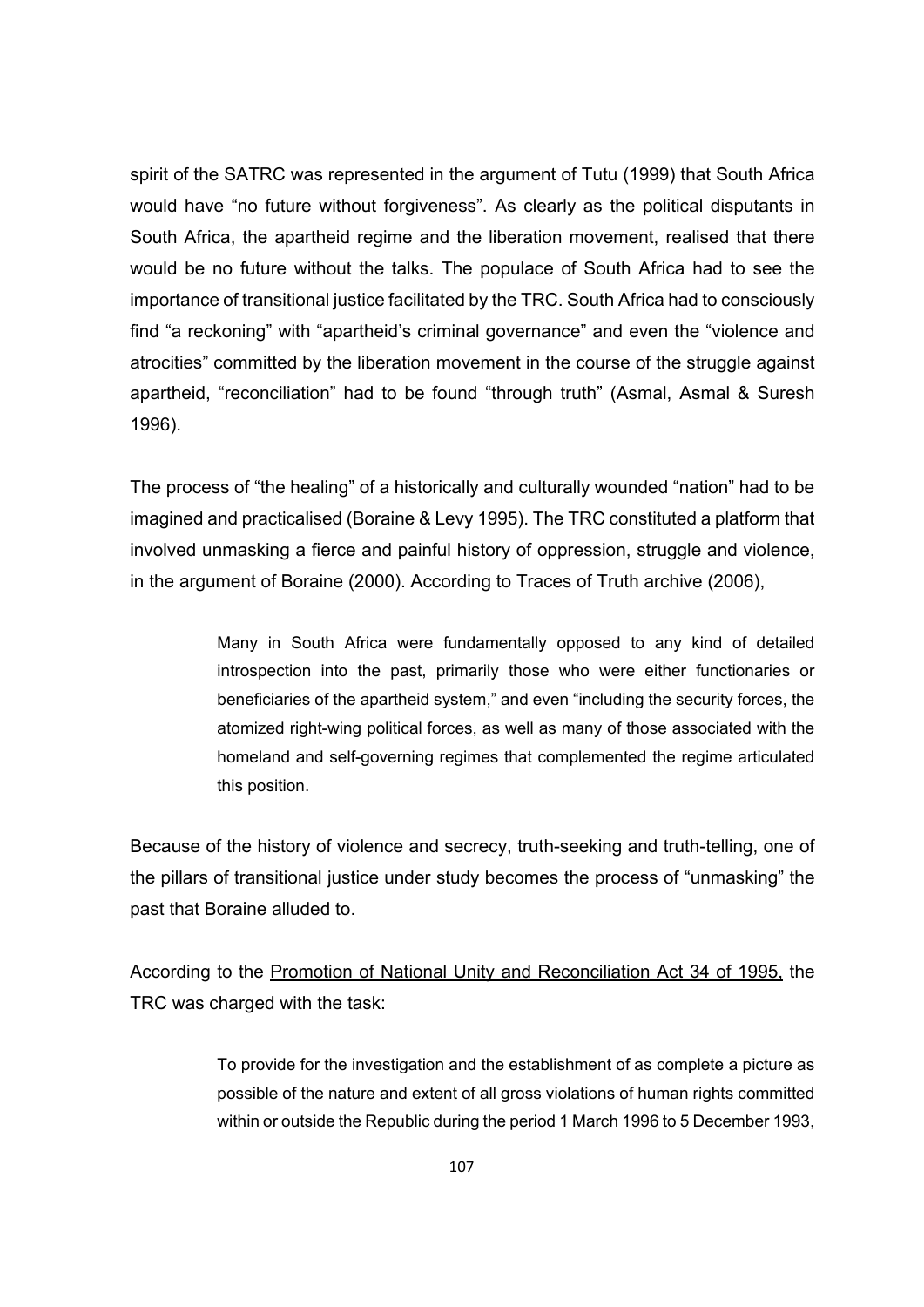spirit of the SATRC was represented in the argument of Tutu (1999) that South Africa would have "no future without forgiveness". As clearly as the political disputants in South Africa, the apartheid regime and the liberation movement, realised that there would be no future without the talks. The populace of South Africa had to see the importance of transitional justice facilitated by the TRC. South Africa had to consciously find "a reckoning" with "apartheid's criminal governance" and even the "violence and atrocities" committed by the liberation movement in the course of the struggle against apartheid, "reconciliation" had to be found "through truth" (Asmal, Asmal & Suresh 1996).

The process of "the healing" of a historically and culturally wounded "nation" had to be imagined and practicalised (Boraine & Levy 1995). The TRC constituted a platform that involved unmasking a fierce and painful history of oppression, struggle and violence, in the argument of Boraine (2000). According to Traces of Truth archive (2006),

> Many in South Africa were fundamentally opposed to any kind of detailed introspection into the past, primarily those who were either functionaries or beneficiaries of the apartheid system," and even "including the security forces, the atomized right-wing political forces, as well as many of those associated with the homeland and self-governing regimes that complemented the regime articulated this position.

Because of the history of violence and secrecy, truth-seeking and truth-telling, one of the pillars of transitional justice under study becomes the process of "unmasking" the past that Boraine alluded to.

According to the <u>Promotion of National Unity and Reconciliation Act 34 of 1995,</u> the TRC was charged with the task:

> To provide for the investigation and the establishment of as complete a picture as possible of the nature and extent of all gross violations of human rights committed within or outside the Republic during the period 1 March 1996 to 5 December 1993,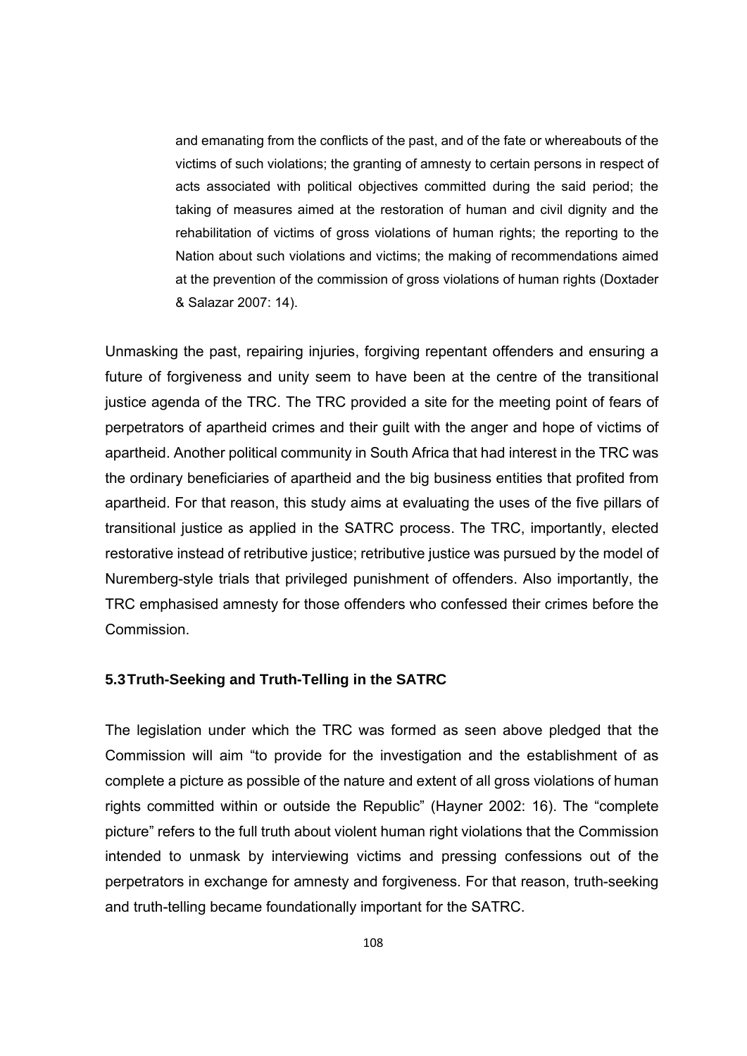> and emanating from the conflicts of the past, and of the fate or whereabouts of the victims of such violations; the granting of amnesty to certain persons in respect of acts associated with political objectives committed during the said period; the taking of measures aimed at the restoration of human and civil dignity and the rehabilitation of victims of gross violations of human rights; the reporting to the Nation about such violations and victims; the making of recommendations aimed at the prevention of the commission of gross violations of human rights (Doxtader & Salazar 2007: 14).

Unmasking the past, repairing injuries, forgiving repentant offenders and ensuring a future of forgiveness and unity seem to have been at the centre of the transitional justice agenda of the TRC. The TRC provided a site for the meeting point of fears of perpetrators of apartheid crimes and their guilt with the anger and hope of victims of apartheid. Another political community in South Africa that had interest in the TRC was the ordinary beneficiaries of apartheid and the big business entities that profited from apartheid. For that reason, this study aims at evaluating the uses of the five pillars of transitional justice as applied in the SATRC process. The TRC, importantly, elected restorative instead of retributive justice; retributive justice was pursued by the model of Nuremberg-style trials that privileged punishment of offenders. Also importantly, the TRC emphasised amnesty for those offenders who confessed their crimes before the Commission.

### 5.3 Truth-Seeking and Truth-Telling in the SATRC

The legislation under which the TRC was formed as seen above pledged that the Commission will aim "to provide for the investigation and the establishment of as complete a picture as possible of the nature and extent of all gross violations of human rights committed within or outside the Republic" (Hayner 2002: 16). The "complete picture" refers to the full truth about violent human right violations that the Commission intended to unmask by interviewing victims and pressing confessions out of the perpetrators in exchange for amnesty and forgiveness. For that reason, truth-seeking and truth-telling became foundationally important for the SATRC.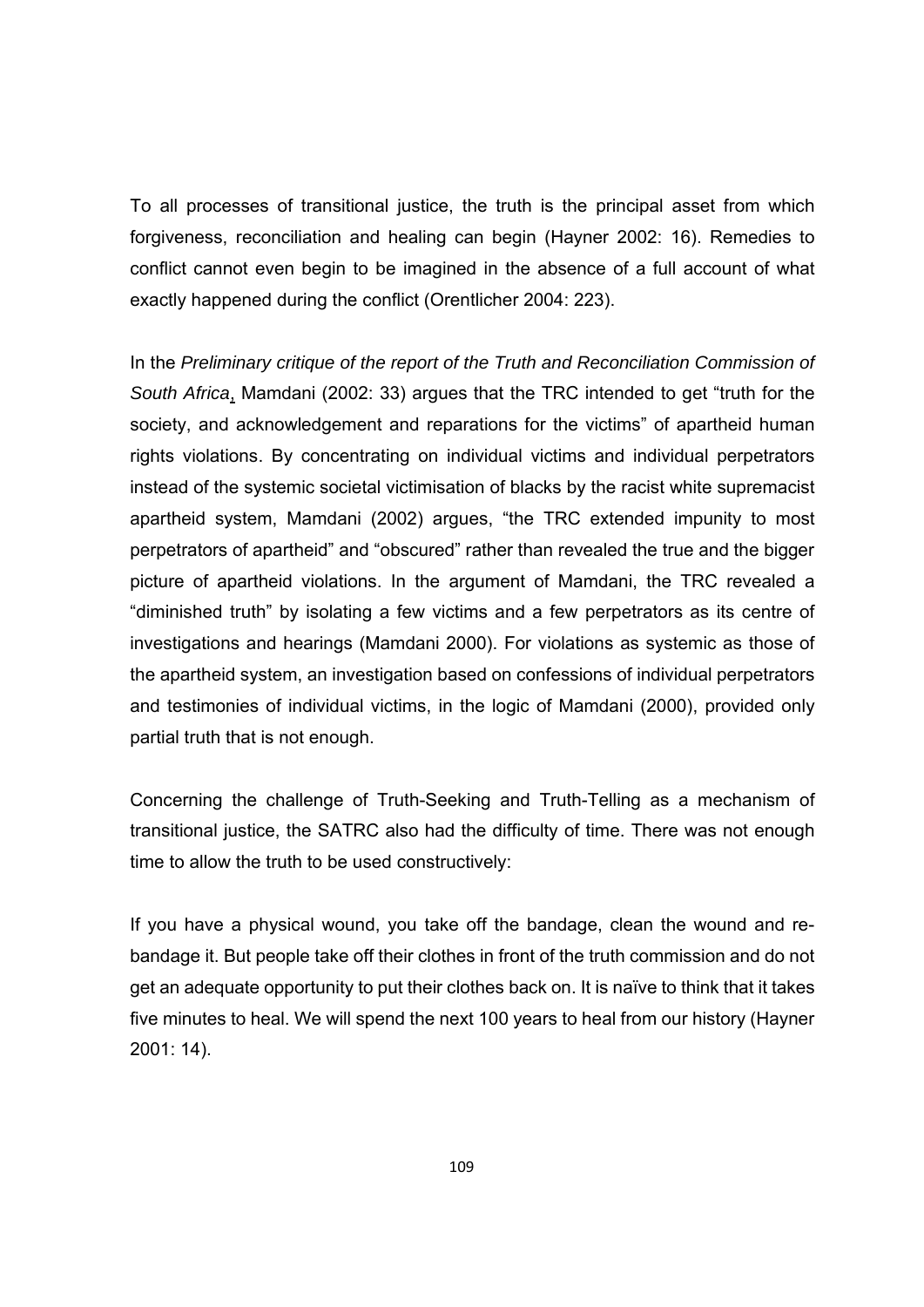To all processes of transitional justice, the truth is the principal asset from which forgiveness, reconciliation and healing can begin (Hayner 2002: 16). Remedies to conflict cannot even begin to be imagined in the absence of a full account of what exactly happened during the conflict (Orentlicher 2004: 223).

In the *Preliminary critique of the report of the Truth and Reconciliation Commission of South Africa*, Mamdani (2002: 33) argues that the TRC intended to get "truth for the society, and acknowledgement and reparations for the victims" of apartheid human rights violations. By concentrating on individual victims and individual perpetrators instead of the systemic societal victimisation of blacks by the racist white supremacist apartheid system, Mamdani (2002) argues, "the TRC extended impunity to most perpetrators of apartheid" and "obscured" rather than revealed the true and the bigger picture of apartheid violations. In the argument of Mamdani, the TRC revealed a "diminished truth" by isolating a few victims and a few perpetrators as its centre of investigations and hearings (Mamdani 2000). For violations as systemic as those of the apartheid system, an investigation based on confessions of individual perpetrators and testimonies of individual victims, in the logic of Mamdani (2000), provided only partial truth that is not enough.

Concerning the challenge of Truth-Seeking and Truth-Telling as a mechanism of transitional justice, the SATRC also had the difficulty of time. There was not enough time to allow the truth to be used constructively:

If you have a physical wound, you take off the bandage, clean the wound and re-bandage it. But people take off their clothes in front of the truth commission and do not get an adequate opportunity to put their clothes back on. It is naïve to think that it takes five minutes to heal. We will spend the next 100 years to heal from our history (Hayner 2001: 14).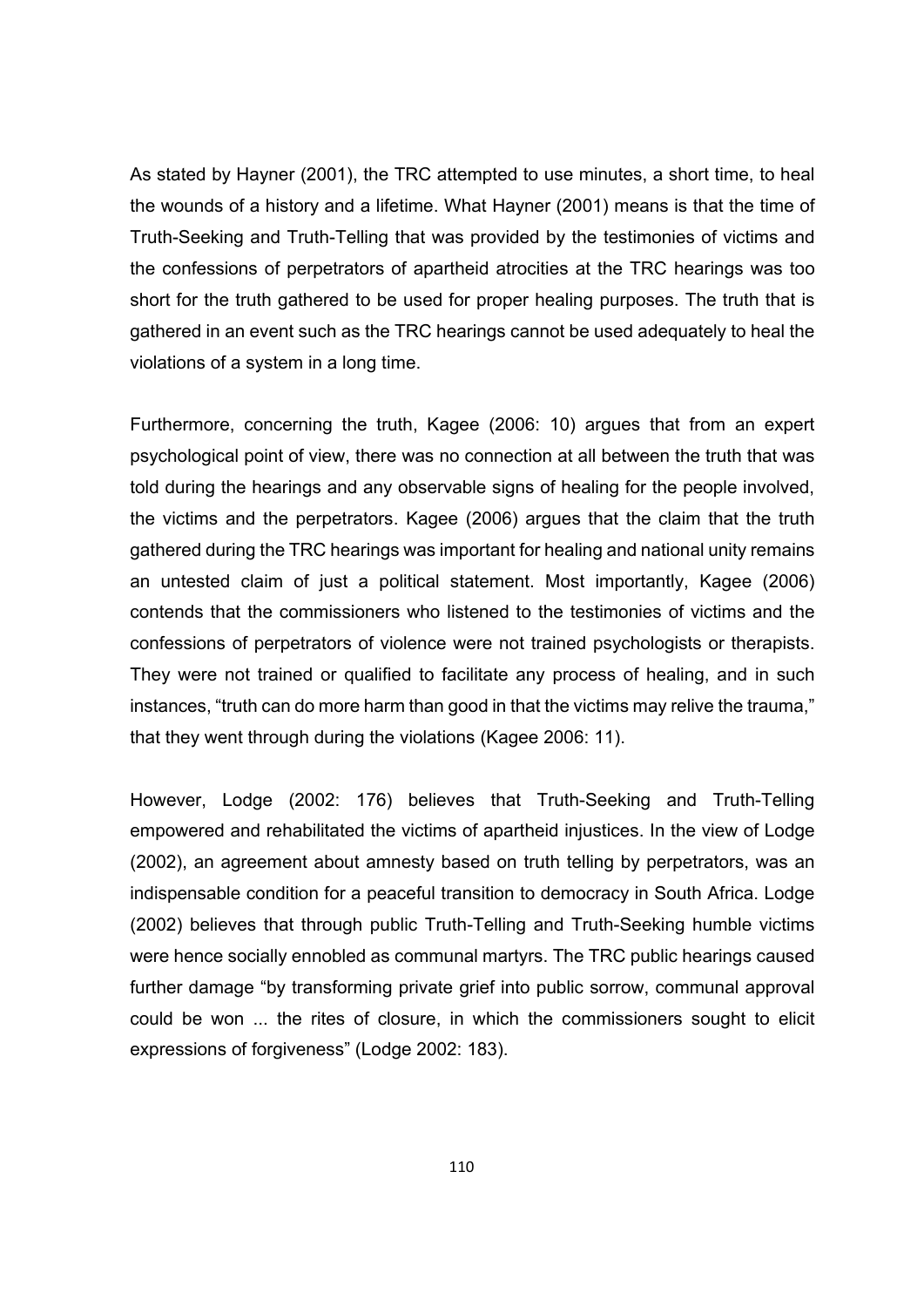As stated by Hayner (2001), the TRC attempted to use minutes, a short time, to heal the wounds of a history and a lifetime. What Hayner (2001) means is that the time of Truth-Seeking and Truth-Telling that was provided by the testimonies of victims and the confessions of perpetrators of apartheid atrocities at the TRC hearings was too short for the truth gathered to be used for proper healing purposes. The truth that is gathered in an event such as the TRC hearings cannot be used adequately to heal the violations of a system in a long time.

Furthermore, concerning the truth, Kagee (2006: 10) argues that from an expert psychological point of view, there was no connection at all between the truth that was told during the hearings and any observable signs of healing for the people involved, the victims and the perpetrators. Kagee (2006) argues that the claim that the truth gathered during the TRC hearings was important for healing and national unity remains an untested claim of just a political statement. Most importantly, Kagee (2006) contends that the commissioners who listened to the testimonies of victims and the confessions of perpetrators of violence were not trained psychologists or therapists. They were not trained or qualified to facilitate any process of healing, and in such instances, "truth can do more harm than good in that the victims may relive the trauma," that they went through during the violations (Kagee 2006: 11).

However, Lodge (2002: 176) believes that Truth-Seeking and Truth-Telling empowered and rehabilitated the victims of apartheid injustices. In the view of Lodge (2002), an agreement about amnesty based on truth telling by perpetrators, was an indispensable condition for a peaceful transition to democracy in South Africa. Lodge (2002) believes that through public Truth-Telling and Truth-Seeking humble victims were hence socially ennobled as communal martyrs. The TRC public hearings caused further damage "by transforming private grief into public sorrow, communal approval could be won ... the rites of closure, in which the commissioners sought to elicit expressions of forgiveness" (Lodge 2002: 183).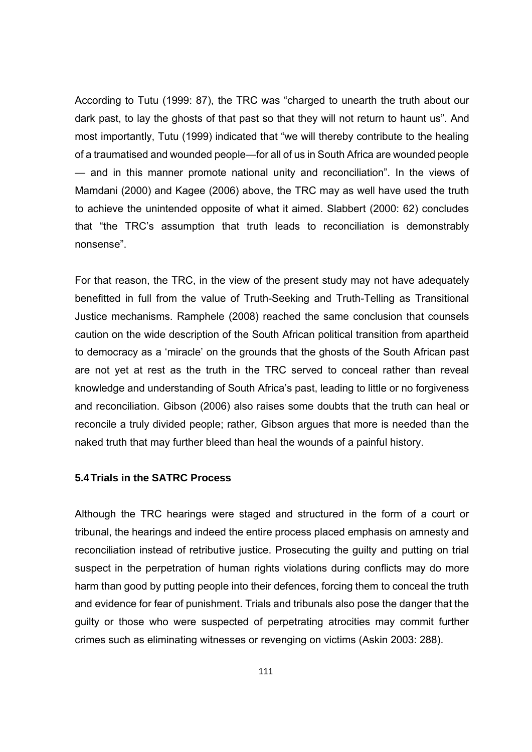According to Tutu (1999: 87), the TRC was "charged to unearth the truth about our dark past, to lay the ghosts of that past so that they will not return to haunt us". And most importantly, Tutu (1999) indicated that "we will thereby contribute to the healing of a traumatised and wounded people—for all of us in South Africa are wounded people — and in this manner promote national unity and reconciliation". In the views of Mamdani (2000) and Kagee (2006) above, the TRC may as well have used the truth to achieve the unintended opposite of what it aimed. Slabbert (2000: 62) concludes that "the TRC's assumption that truth leads to reconciliation is demonstrably nonsense".

For that reason, the TRC, in the view of the present study may not have adequately benefitted in full from the value of Truth-Seeking and Truth-Telling as Transitional Justice mechanisms. Ramphele (2008) reached the same conclusion that counsels caution on the wide description of the South African political transition from apartheid to democracy as a 'miracle' on the grounds that the ghosts of the South African past are not yet at rest as the truth in the TRC served to conceal rather than reveal knowledge and understanding of South Africa's past, leading to little or no forgiveness and reconciliation. Gibson (2006) also raises some doubts that the truth can heal or reconcile a truly divided people; rather, Gibson argues that more is needed than the naked truth that may further bleed than heal the wounds of a painful history.

### 5.4 Trials in the SATRC Process

Although the TRC hearings were staged and structured in the form of a court or tribunal, the hearings and indeed the entire process placed emphasis on amnesty and reconciliation instead of retributive justice. Prosecuting the guilty and putting on trial suspect in the perpetration of human rights violations during conflicts may do more harm than good by putting people into their defences, forcing them to conceal the truth and evidence for fear of punishment. Trials and tribunals also pose the danger that the guilty or those who were suspected of perpetrating atrocities may commit further crimes such as eliminating witnesses or revenging on victims (Askin 2003: 288).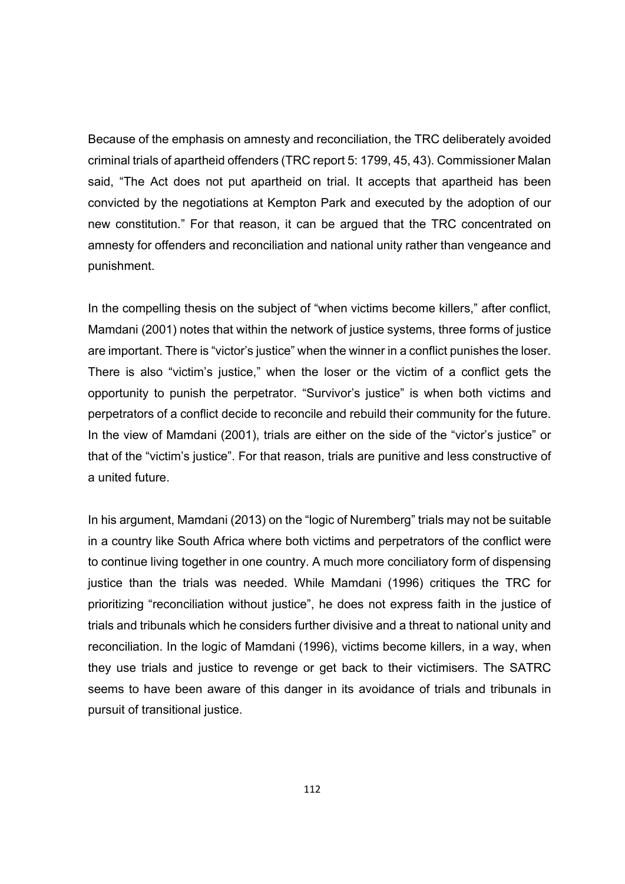Because of the emphasis on amnesty and reconciliation, the TRC deliberately avoided criminal trials of apartheid offenders (TRC report 5: 1799, 45, 43). Commissioner Malan said, "The Act does not put apartheid on trial. It accepts that apartheid has been convicted by the negotiations at Kempton Park and executed by the adoption of our new constitution." For that reason, it can be argued that the TRC concentrated on amnesty for offenders and reconciliation and national unity rather than vengeance and punishment.

In the compelling thesis on the subject of "when victims become killers," after conflict, Mamdani (2001) notes that within the network of justice systems, three forms of justice are important. There is "victor's justice" when the winner in a conflict punishes the loser. There is also "victim's justice," when the loser or the victim of a conflict gets the opportunity to punish the perpetrator. "Survivor's justice" is when both victims and perpetrators of a conflict decide to reconcile and rebuild their community for the future. In the view of Mamdani (2001), trials are either on the side of the "victor's justice" or that of the "victim's justice". For that reason, trials are punitive and less constructive of a united future.

In his argument, Mamdani (2013) on the "logic of Nuremberg" trials may not be suitable in a country like South Africa where both victims and perpetrators of the conflict were to continue living together in one country. A much more conciliatory form of dispensing justice than the trials was needed. While Mamdani (1996) critiques the TRC for prioritizing "reconciliation without justice", he does not express faith in the justice of trials and tribunals which he considers further divisive and a threat to national unity and reconciliation. In the logic of Mamdani (1996), victims become killers, in a way, when they use trials and justice to revenge or get back to their victimisers. The SATRC seems to have been aware of this danger in its avoidance of trials and tribunals in pursuit of transitional justice.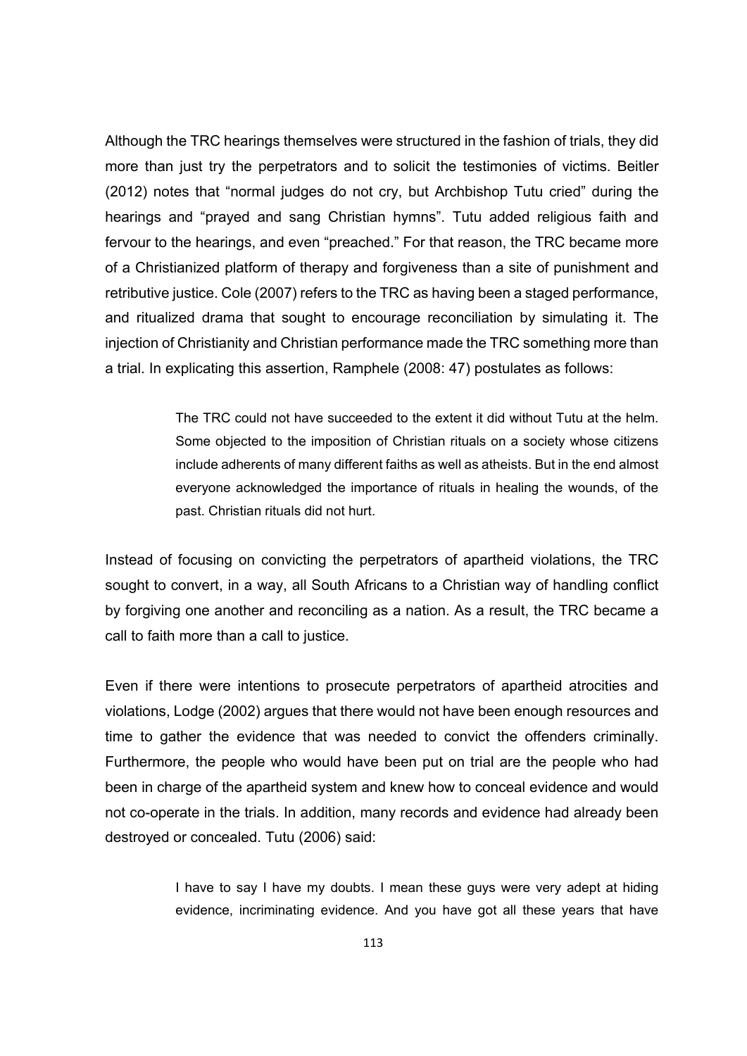Although the TRC hearings themselves were structured in the fashion of trials, they did more than just try the perpetrators and to solicit the testimonies of victims. Beitler (2012) notes that "normal judges do not cry, but Archbishop Tutu cried" during the hearings and "prayed and sang Christian hymns". Tutu added religious faith and fervour to the hearings, and even "preached." For that reason, the TRC became more of a Christianized platform of therapy and forgiveness than a site of punishment and retributive justice. Cole (2007) refers to the TRC as having been a staged performance, and ritualized drama that sought to encourage reconciliation by simulating it. The injection of Christianity and Christian performance made the TRC something more than a trial. In explicating this assertion, Ramphele (2008: 47) postulates as follows:

> The TRC could not have succeeded to the extent it did without Tutu at the helm. Some objected to the imposition of Christian rituals on a society whose citizens include adherents of many different faiths as well as atheists. But in the end almost everyone acknowledged the importance of rituals in healing the wounds, of the past. Christian rituals did not hurt.

Instead of focusing on convicting the perpetrators of apartheid violations, the TRC sought to convert, in a way, all South Africans to a Christian way of handling conflict by forgiving one another and reconciling as a nation. As a result, the TRC became a call to faith more than a call to justice.

Even if there were intentions to prosecute perpetrators of apartheid atrocities and violations, Lodge (2002) argues that there would not have been enough resources and time to gather the evidence that was needed to convict the offenders criminally. Furthermore, the people who would have been put on trial are the people who had been in charge of the apartheid system and knew how to conceal evidence and would not co-operate in the trials. In addition, many records and evidence had already been destroyed or concealed. Tutu (2006) said:

> I have to say I have my doubts. I mean these guys were very adept at hiding evidence, incriminating evidence. And you have got all these years that have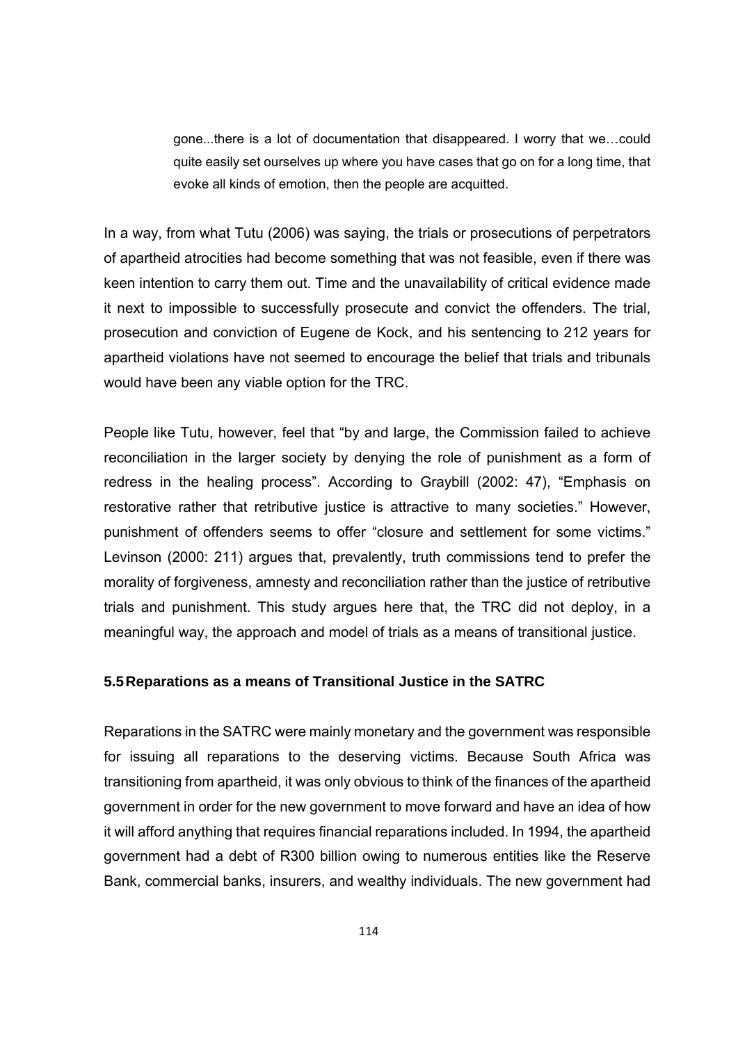> gone...there is a lot of documentation that disappeared. I worry that we…could quite easily set ourselves up where you have cases that go on for a long time, that evoke all kinds of emotion, then the people are acquitted.

In a way, from what Tutu (2006) was saying, the trials or prosecutions of perpetrators of apartheid atrocities had become something that was not feasible, even if there was keen intention to carry them out. Time and the unavailability of critical evidence made it next to impossible to successfully prosecute and convict the offenders. The trial, prosecution and conviction of Eugene de Kock, and his sentencing to 212 years for apartheid violations have not seemed to encourage the belief that trials and tribunals would have been any viable option for the TRC.

People like Tutu, however, feel that "by and large, the Commission failed to achieve reconciliation in the larger society by denying the role of punishment as a form of redress in the healing process". According to Graybill (2002: 47), "Emphasis on restorative rather that retributive justice is attractive to many societies." However, punishment of offenders seems to offer "closure and settlement for some victims." Levinson (2000: 211) argues that, prevalently, truth commissions tend to prefer the morality of forgiveness, amnesty and reconciliation rather than the justice of retributive trials and punishment. This study argues here that, the TRC did not deploy, in a meaningful way, the approach and model of trials as a means of transitional justice.

### 5.5 Reparations as a means of Transitional Justice in the SATRC

Reparations in the SATRC were mainly monetary and the government was responsible for issuing all reparations to the deserving victims. Because South Africa was transitioning from apartheid, it was only obvious to think of the finances of the apartheid government in order for the new government to move forward and have an idea of how it will afford anything that requires financial reparations included. In 1994, the apartheid government had a debt of R300 billion owing to numerous entities like the Reserve Bank, commercial banks, insurers, and wealthy individuals. The new government had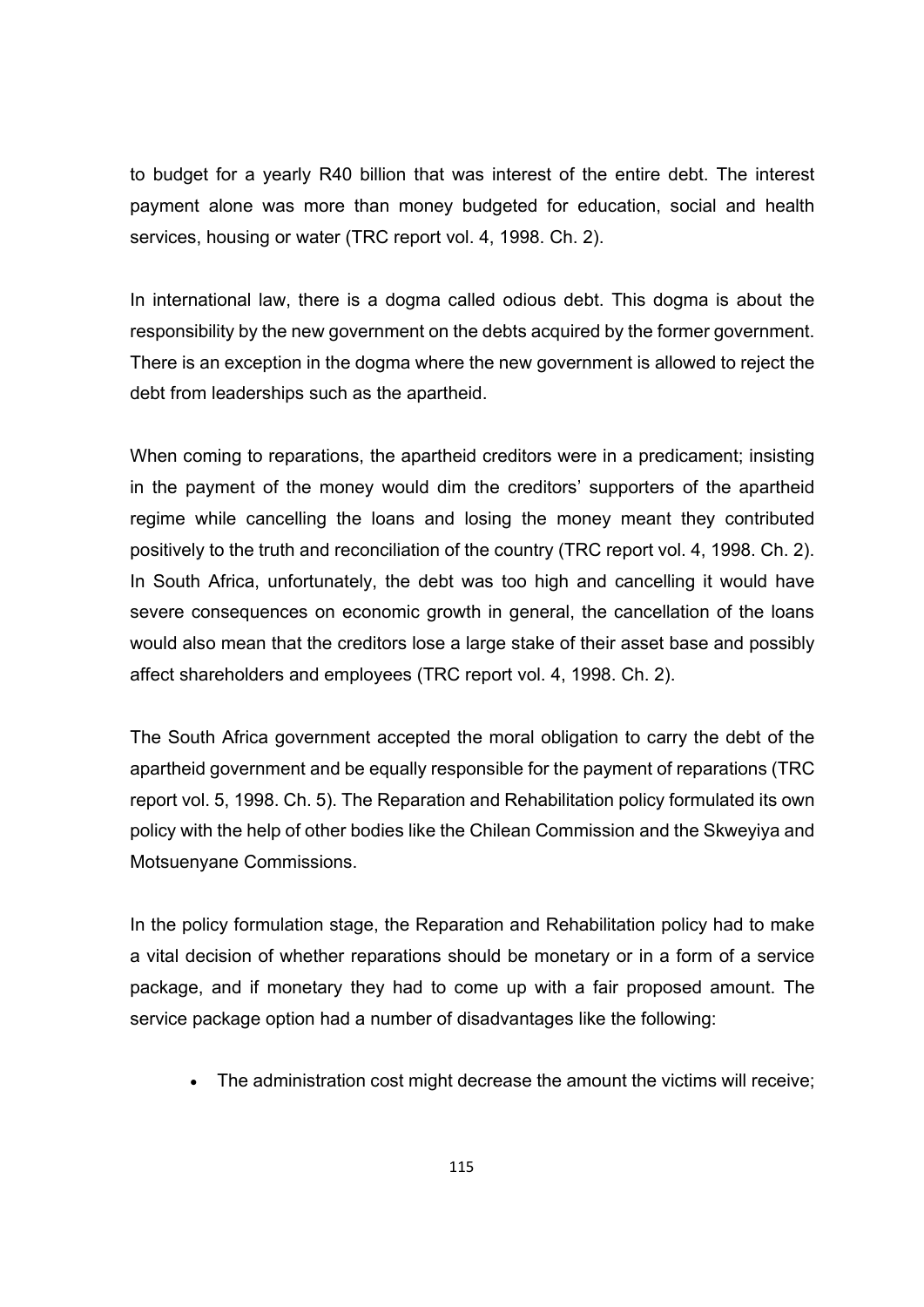to budget for a yearly R40 billion that was interest of the entire debt. The interest payment alone was more than money budgeted for education, social and health services, housing or water (TRC report vol. 4, 1998. Ch. 2).

In international law, there is a dogma called odious debt. This dogma is about the responsibility by the new government on the debts acquired by the former government. There is an exception in the dogma where the new government is allowed to reject the debt from leaderships such as the apartheid.

When coming to reparations, the apartheid creditors were in a predicament; insisting in the payment of the money would dim the creditors' supporters of the apartheid regime while cancelling the loans and losing the money meant they contributed positively to the truth and reconciliation of the country (TRC report vol. 4, 1998. Ch. 2). In South Africa, unfortunately, the debt was too high and cancelling it would have severe consequences on economic growth in general, the cancellation of the loans would also mean that the creditors lose a large stake of their asset base and possibly affect shareholders and employees (TRC report vol. 4, 1998. Ch. 2).

The South Africa government accepted the moral obligation to carry the debt of the apartheid government and be equally responsible for the payment of reparations (TRC report vol. 5, 1998. Ch. 5). The Reparation and Rehabilitation policy formulated its own policy with the help of other bodies like the Chilean Commission and the Skweyiya and Motsuenyane Commissions.

In the policy formulation stage, the Reparation and Rehabilitation policy had to make a vital decision of whether reparations should be monetary or in a form of a service package, and if monetary they had to come up with a fair proposed amount. The service package option had a number of disadvantages like the following:

- The administration cost might decrease the amount the victims will receive;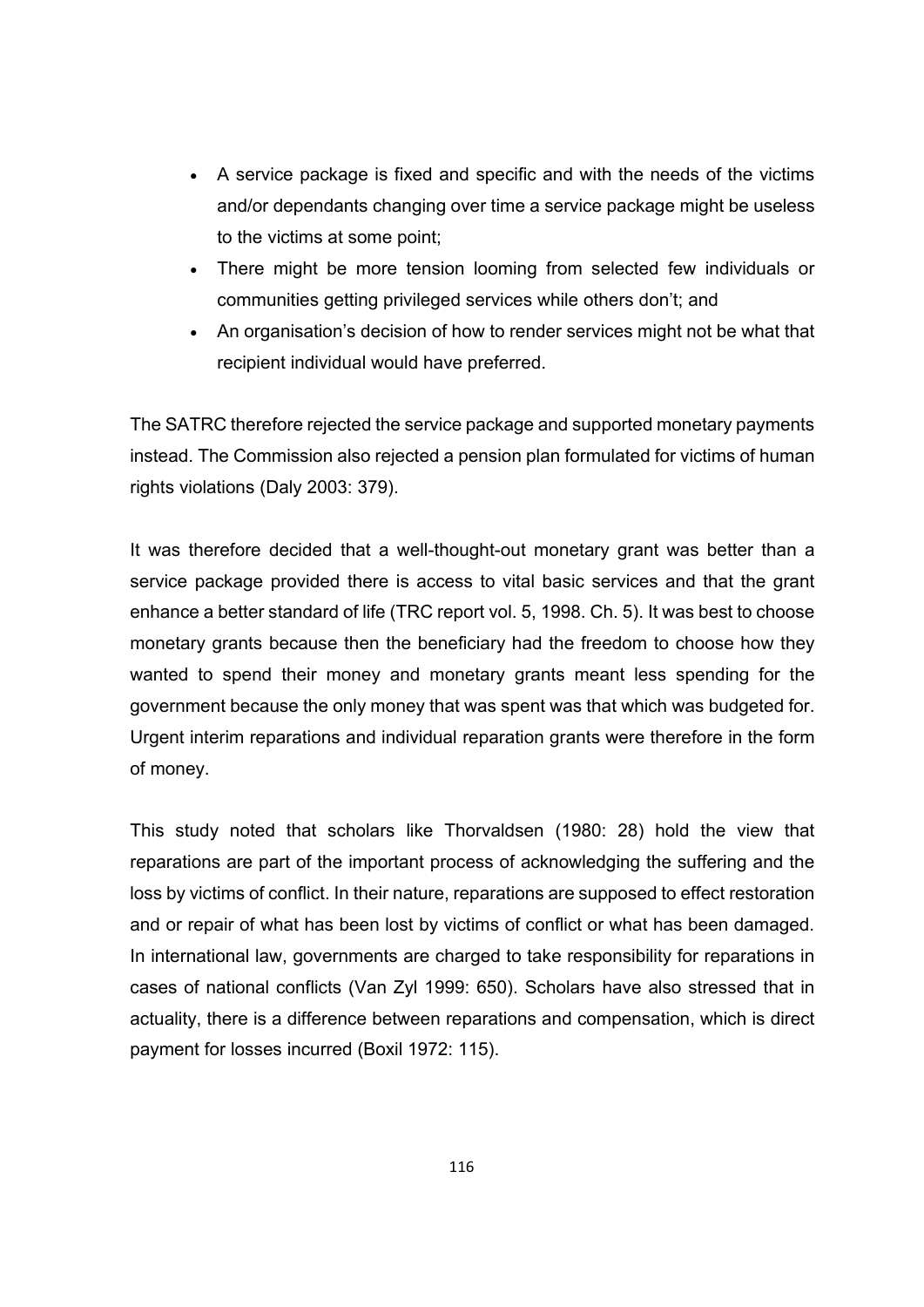- A service package is fixed and specific and with the needs of the victims and/or dependants changing over time a service package might be useless to the victims at some point;
- There might be more tension looming from selected few individuals or communities getting privileged services while others don't; and
- An organisation's decision of how to render services might not be what that recipient individual would have preferred.

The SATRC therefore rejected the service package and supported monetary payments instead. The Commission also rejected a pension plan formulated for victims of human rights violations (Daly 2003: 379).

It was therefore decided that a well-thought-out monetary grant was better than a service package provided there is access to vital basic services and that the grant enhance a better standard of life (TRC report vol. 5, 1998. Ch. 5). It was best to choose monetary grants because then the beneficiary had the freedom to choose how they wanted to spend their money and monetary grants meant less spending for the government because the only money that was spent was that which was budgeted for. Urgent interim reparations and individual reparation grants were therefore in the form of money.

This study noted that scholars like Thorvaldsen (1980: 28) hold the view that reparations are part of the important process of acknowledging the suffering and the loss by victims of conflict. In their nature, reparations are supposed to effect restoration and or repair of what has been lost by victims of conflict or what has been damaged. In international law, governments are charged to take responsibility for reparations in cases of national conflicts (Van Zyl 1999: 650). Scholars have also stressed that in actuality, there is a difference between reparations and compensation, which is direct payment for losses incurred (Boxil 1972: 115).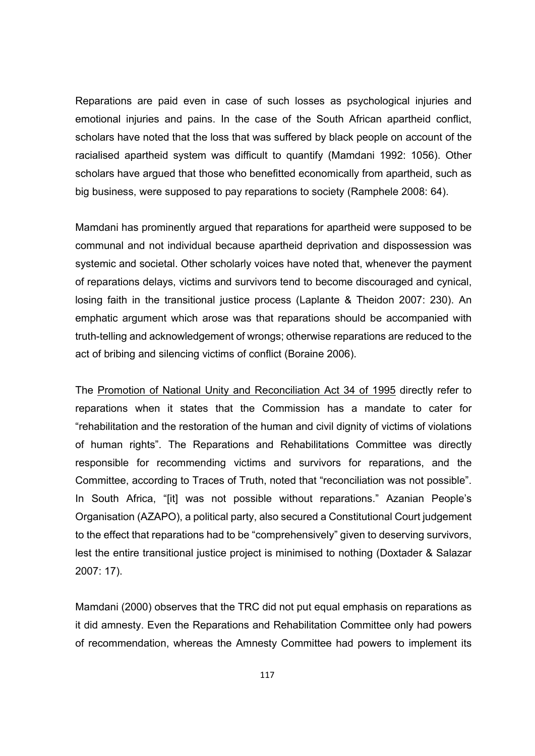Reparations are paid even in case of such losses as psychological injuries and emotional injuries and pains. In the case of the South African apartheid conflict, scholars have noted that the loss that was suffered by black people on account of the racialised apartheid system was difficult to quantify (Mamdani 1992: 1056). Other scholars have argued that those who benefitted economically from apartheid, such as big business, were supposed to pay reparations to society (Ramphele 2008: 64).

Mamdani has prominently argued that reparations for apartheid were supposed to be communal and not individual because apartheid deprivation and dispossession was systemic and societal. Other scholarly voices have noted that, whenever the payment of reparations delays, victims and survivors tend to become discouraged and cynical, losing faith in the transitional justice process (Laplante & Theidon 2007: 230). An emphatic argument which arose was that reparations should be accompanied with truth-telling and acknowledgement of wrongs; otherwise reparations are reduced to the act of bribing and silencing victims of conflict (Boraine 2006).

The Promotion of National Unity and Reconciliation Act 34 of 1995 directly refer to reparations when it states that the Commission has a mandate to cater for "rehabilitation and the restoration of the human and civil dignity of victims of violations of human rights". The Reparations and Rehabilitations Committee was directly responsible for recommending victims and survivors for reparations, and the Committee, according to Traces of Truth, noted that "reconciliation was not possible". In South Africa, "[it] was not possible without reparations." Azanian People's Organisation (AZAPO), a political party, also secured a Constitutional Court judgement to the effect that reparations had to be "comprehensively" given to deserving survivors, lest the entire transitional justice project is minimised to nothing (Doxtader & Salazar 2007: 17).

Mamdani (2000) observes that the TRC did not put equal emphasis on reparations as it did amnesty. Even the Reparations and Rehabilitation Committee only had powers of recommendation, whereas the Amnesty Committee had powers to implement its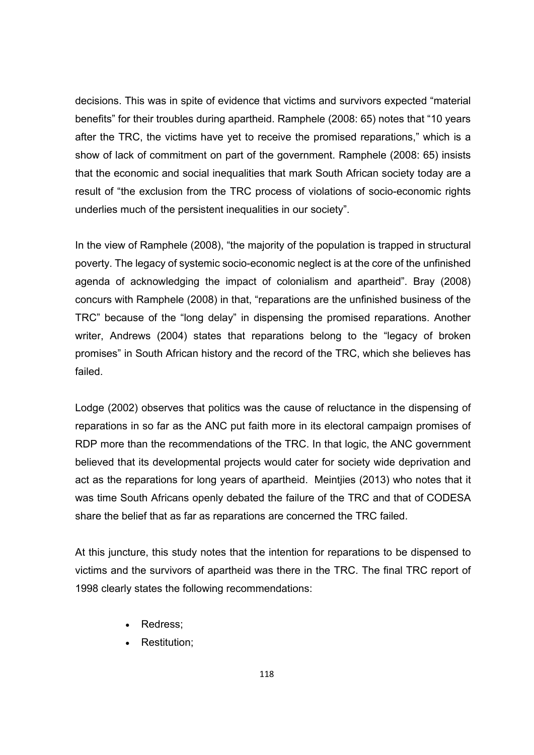decisions. This was in spite of evidence that victims and survivors expected "material benefits" for their troubles during apartheid. Ramphele (2008: 65) notes that "10 years after the TRC, the victims have yet to receive the promised reparations," which is a show of lack of commitment on part of the government. Ramphele (2008: 65) insists that the economic and social inequalities that mark South African society today are a result of "the exclusion from the TRC process of violations of socio-economic rights underlies much of the persistent inequalities in our society".

In the view of Ramphele (2008), "the majority of the population is trapped in structural poverty. The legacy of systemic socio-economic neglect is at the core of the unfinished agenda of acknowledging the impact of colonialism and apartheid". Bray (2008) concurs with Ramphele (2008) in that, "reparations are the unfinished business of the TRC" because of the "long delay" in dispensing the promised reparations. Another writer, Andrews (2004) states that reparations belong to the "legacy of broken promises" in South African history and the record of the TRC, which she believes has failed.

Lodge (2002) observes that politics was the cause of reluctance in the dispensing of reparations in so far as the ANC put faith more in its electoral campaign promises of RDP more than the recommendations of the TRC. In that logic, the ANC government believed that its developmental projects would cater for society wide deprivation and act as the reparations for long years of apartheid. Meintjies (2013) who notes that it was time South Africans openly debated the failure of the TRC and that of CODESA share the belief that as far as reparations are concerned the TRC failed.

At this juncture, this study notes that the intention for reparations to be dispensed to victims and the survivors of apartheid was there in the TRC. The final TRC report of 1998 clearly states the following recommendations:

- Redress;
- Restitution;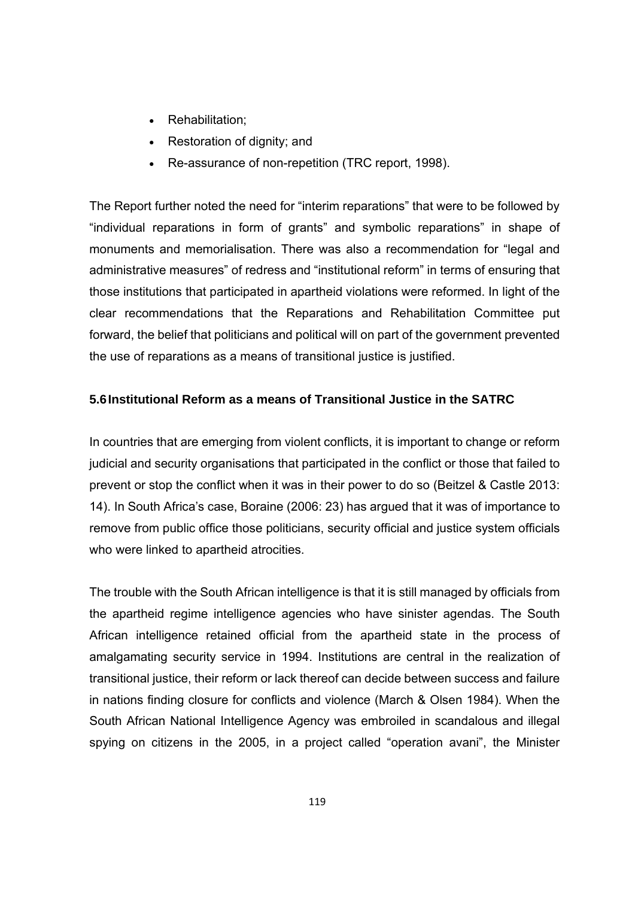- Rehabilitation;
- Restoration of dignity; and
- Re-assurance of non-repetition (TRC report, 1998).

The Report further noted the need for "interim reparations" that were to be followed by "individual reparations in form of grants" and symbolic reparations" in shape of monuments and memorialisation. There was also a recommendation for "legal and administrative measures" of redress and "institutional reform" in terms of ensuring that those institutions that participated in apartheid violations were reformed. In light of the clear recommendations that the Reparations and Rehabilitation Committee put forward, the belief that politicians and political will on part of the government prevented the use of reparations as a means of transitional justice is justified.

### 5.6 Institutional Reform as a means of Transitional Justice in the SATRC

In countries that are emerging from violent conflicts, it is important to change or reform judicial and security organisations that participated in the conflict or those that failed to prevent or stop the conflict when it was in their power to do so (Beitzel & Castle 2013: 14). In South Africa's case, Boraine (2006: 23) has argued that it was of importance to remove from public office those politicians, security official and justice system officials who were linked to apartheid atrocities.

The trouble with the South African intelligence is that it is still managed by officials from the apartheid regime intelligence agencies who have sinister agendas. The South African intelligence retained official from the apartheid state in the process of amalgamating security service in 1994. Institutions are central in the realization of transitional justice, their reform or lack thereof can decide between success and failure in nations finding closure for conflicts and violence (March & Olsen 1984). When the South African National Intelligence Agency was embroiled in scandalous and illegal spying on citizens in the 2005, in a project called "operation avani", the Minister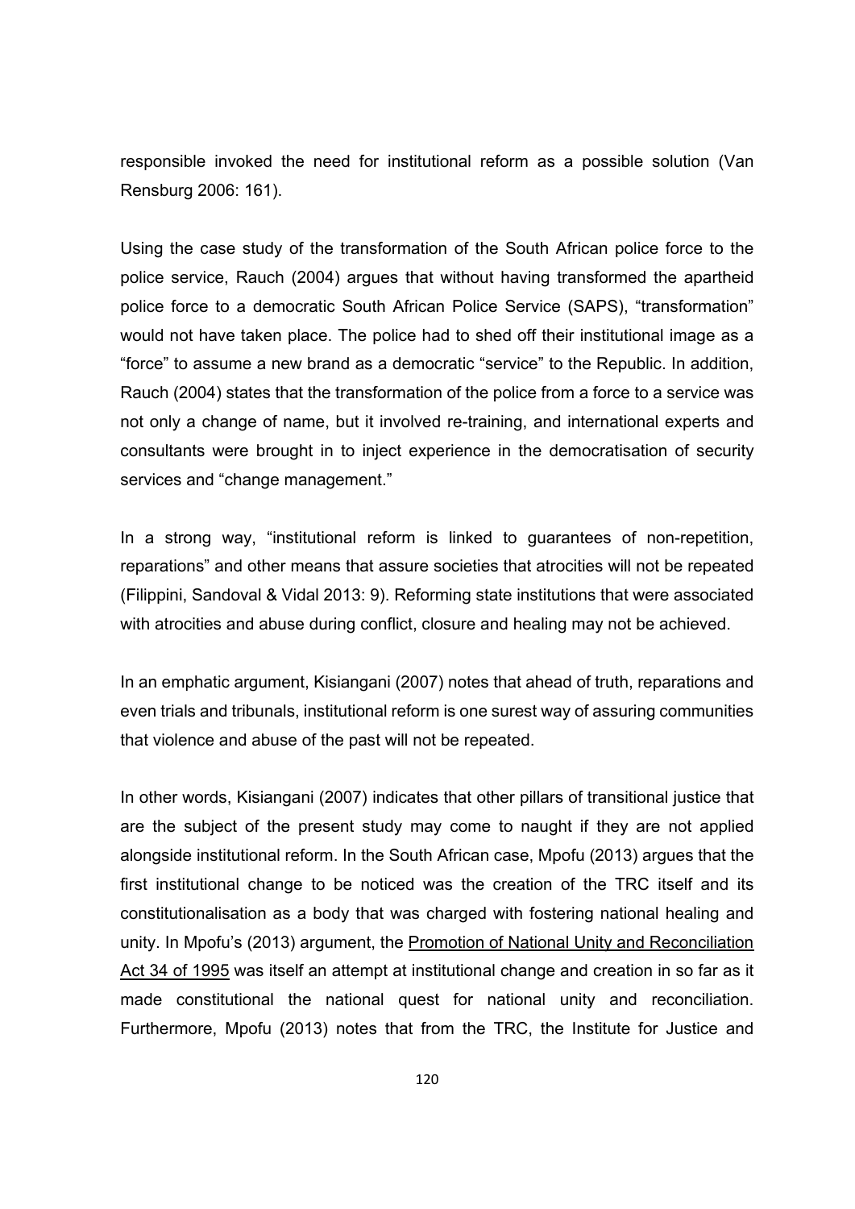responsible invoked the need for institutional reform as a possible solution (Van Rensburg 2006: 161).

Using the case study of the transformation of the South African police force to the police service, Rauch (2004) argues that without having transformed the apartheid police force to a democratic South African Police Service (SAPS), "transformation" would not have taken place. The police had to shed off their institutional image as a "force" to assume a new brand as a democratic "service" to the Republic. In addition, Rauch (2004) states that the transformation of the police from a force to a service was not only a change of name, but it involved re-training, and international experts and consultants were brought in to inject experience in the democratisation of security services and "change management."

In a strong way, "institutional reform is linked to guarantees of non-repetition, reparations" and other means that assure societies that atrocities will not be repeated (Filippini, Sandoval & Vidal 2013: 9). Reforming state institutions that were associated with atrocities and abuse during conflict, closure and healing may not be achieved.

In an emphatic argument, Kisiangani (2007) notes that ahead of truth, reparations and even trials and tribunals, institutional reform is one surest way of assuring communities that violence and abuse of the past will not be repeated.

In other words, Kisiangani (2007) indicates that other pillars of transitional justice that are the subject of the present study may come to naught if they are not applied alongside institutional reform. In the South African case, Mpofu (2013) argues that the first institutional change to be noticed was the creation of the TRC itself and its constitutionalisation as a body that was charged with fostering national healing and unity. In Mpofu's (2013) argument, the Promotion of National Unity and Reconciliation Act 34 of 1995 was itself an attempt at institutional change and creation in so far as it made constitutional the national quest for national unity and reconciliation. Furthermore, Mpofu (2013) notes that from the TRC, the Institute for Justice and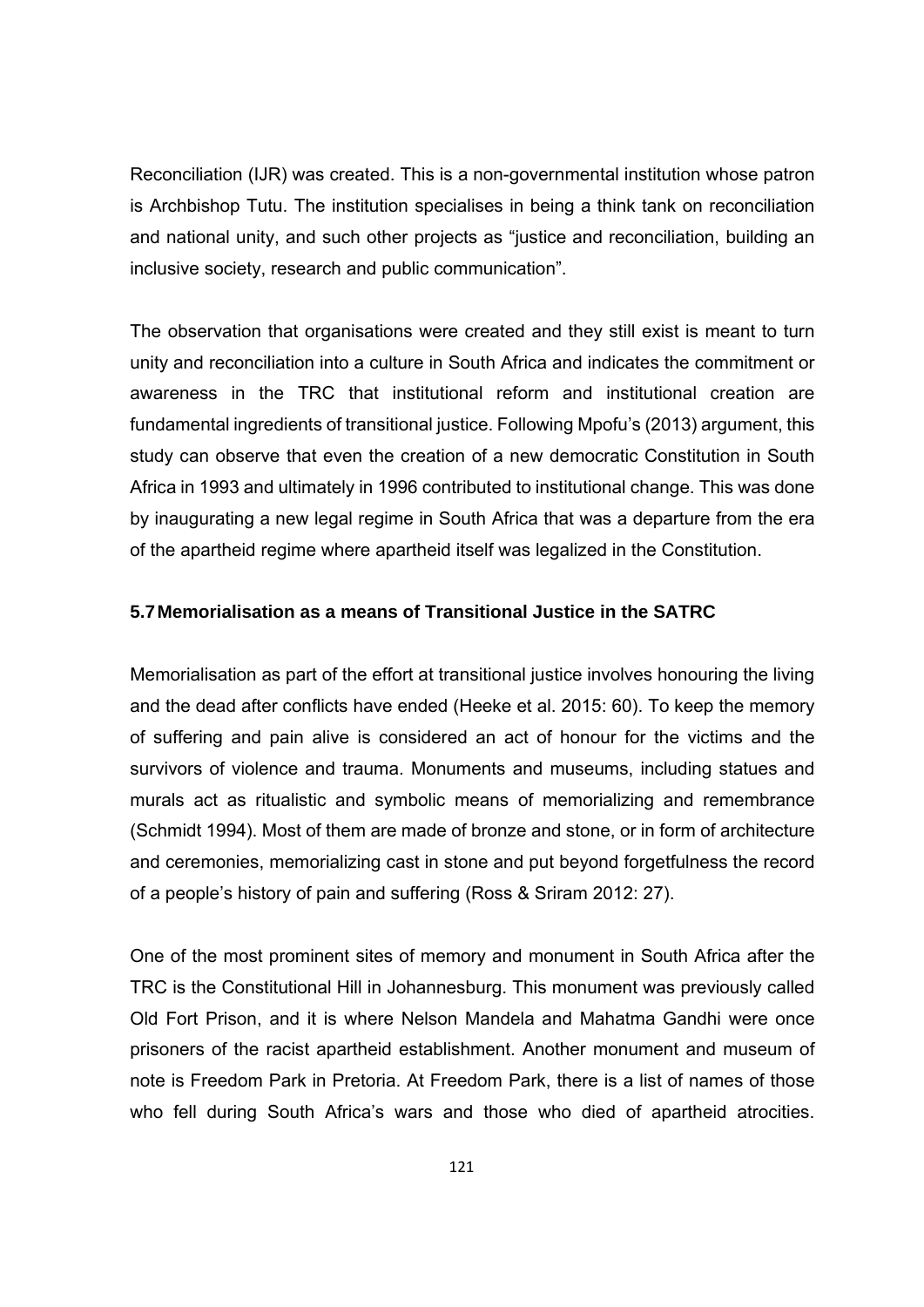Reconciliation (IJR) was created. This is a non-governmental institution whose patron is Archbishop Tutu. The institution specialises in being a think tank on reconciliation and national unity, and such other projects as "justice and reconciliation, building an inclusive society, research and public communication".

The observation that organisations were created and they still exist is meant to turn unity and reconciliation into a culture in South Africa and indicates the commitment or awareness in the TRC that institutional reform and institutional creation are fundamental ingredients of transitional justice. Following Mpofu's (2013) argument, this study can observe that even the creation of a new democratic Constitution in South Africa in 1993 and ultimately in 1996 contributed to institutional change. This was done by inaugurating a new legal regime in South Africa that was a departure from the era of the apartheid regime where apartheid itself was legalized in the Constitution.

### 5.7 Memorialisation as a means of Transitional Justice in the SATRC

Memorialisation as part of the effort at transitional justice involves honouring the living and the dead after conflicts have ended (Heeke et al. 2015: 60). To keep the memory of suffering and pain alive is considered an act of honour for the victims and the survivors of violence and trauma. Monuments and museums, including statues and murals act as ritualistic and symbolic means of memorializing and remembrance (Schmidt 1994). Most of them are made of bronze and stone, or in form of architecture and ceremonies, memorializing cast in stone and put beyond forgetfulness the record of a people's history of pain and suffering (Ross & Sriram 2012: 27).

One of the most prominent sites of memory and monument in South Africa after the TRC is the Constitutional Hill in Johannesburg. This monument was previously called Old Fort Prison, and it is where Nelson Mandela and Mahatma Gandhi were once prisoners of the racist apartheid establishment. Another monument and museum of note is Freedom Park in Pretoria. At Freedom Park, there is a list of names of those who fell during South Africa's wars and those who died of apartheid atrocities.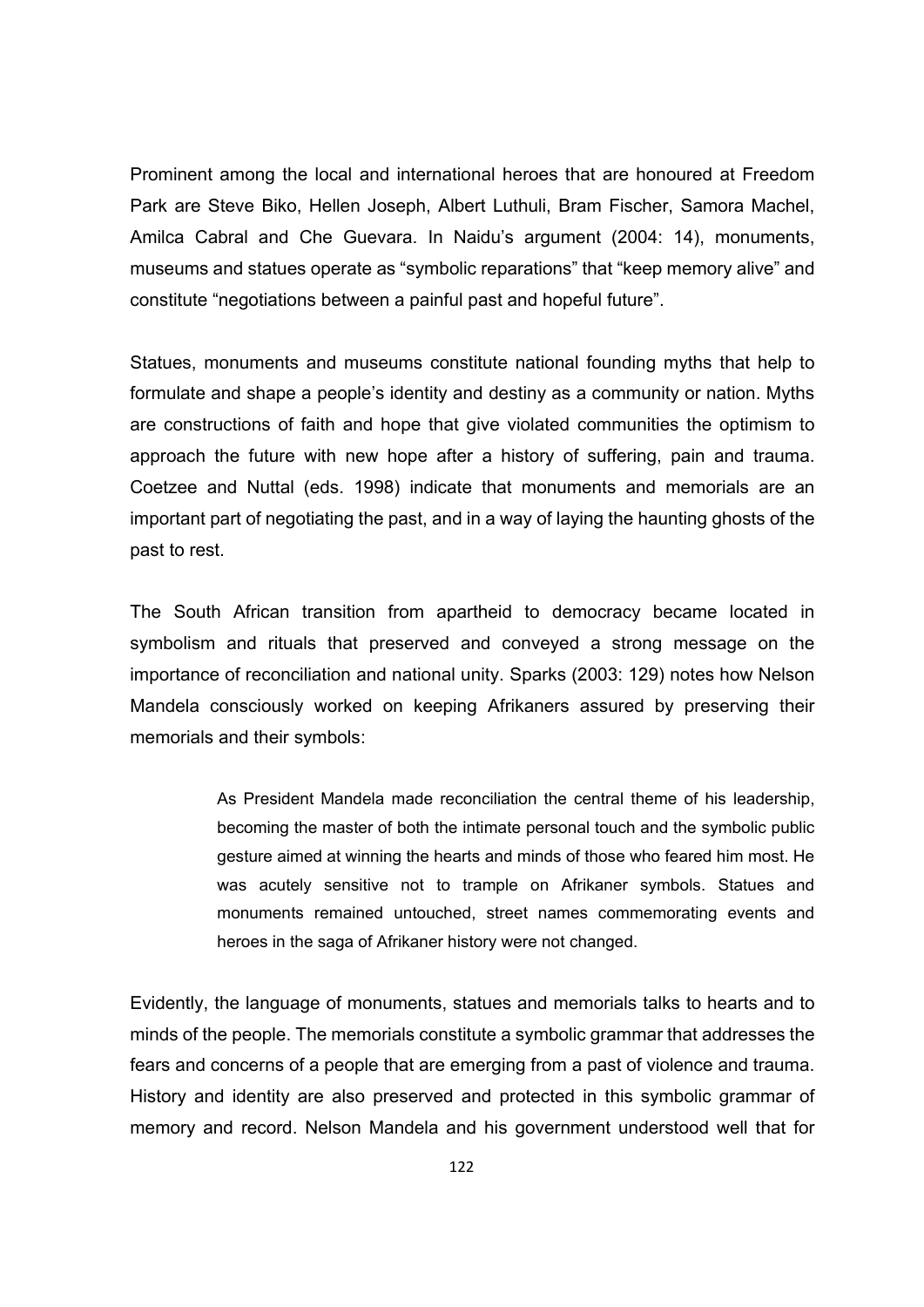Prominent among the local and international heroes that are honoured at Freedom Park are Steve Biko, Hellen Joseph, Albert Luthuli, Bram Fischer, Samora Machel, Amilca Cabral and Che Guevara. In Naidu's argument (2004: 14), monuments, museums and statues operate as "symbolic reparations" that "keep memory alive" and constitute "negotiations between a painful past and hopeful future".

Statues, monuments and museums constitute national founding myths that help to formulate and shape a people's identity and destiny as a community or nation. Myths are constructions of faith and hope that give violated communities the optimism to approach the future with new hope after a history of suffering, pain and trauma. Coetzee and Nuttal (eds. 1998) indicate that monuments and memorials are an important part of negotiating the past, and in a way of laying the haunting ghosts of the past to rest.

The South African transition from apartheid to democracy became located in symbolism and rituals that preserved and conveyed a strong message on the importance of reconciliation and national unity. Sparks (2003: 129) notes how Nelson Mandela consciously worked on keeping Afrikaners assured by preserving their memorials and their symbols:

> As President Mandela made reconciliation the central theme of his leadership, becoming the master of both the intimate personal touch and the symbolic public gesture aimed at winning the hearts and minds of those who feared him most. He was acutely sensitive not to trample on Afrikaner symbols. Statues and monuments remained untouched, street names commemorating events and heroes in the saga of Afrikaner history were not changed.

Evidently, the language of monuments, statues and memorials talks to hearts and to minds of the people. The memorials constitute a symbolic grammar that addresses the fears and concerns of a people that are emerging from a past of violence and trauma. History and identity are also preserved and protected in this symbolic grammar of memory and record. Nelson Mandela and his government understood well that for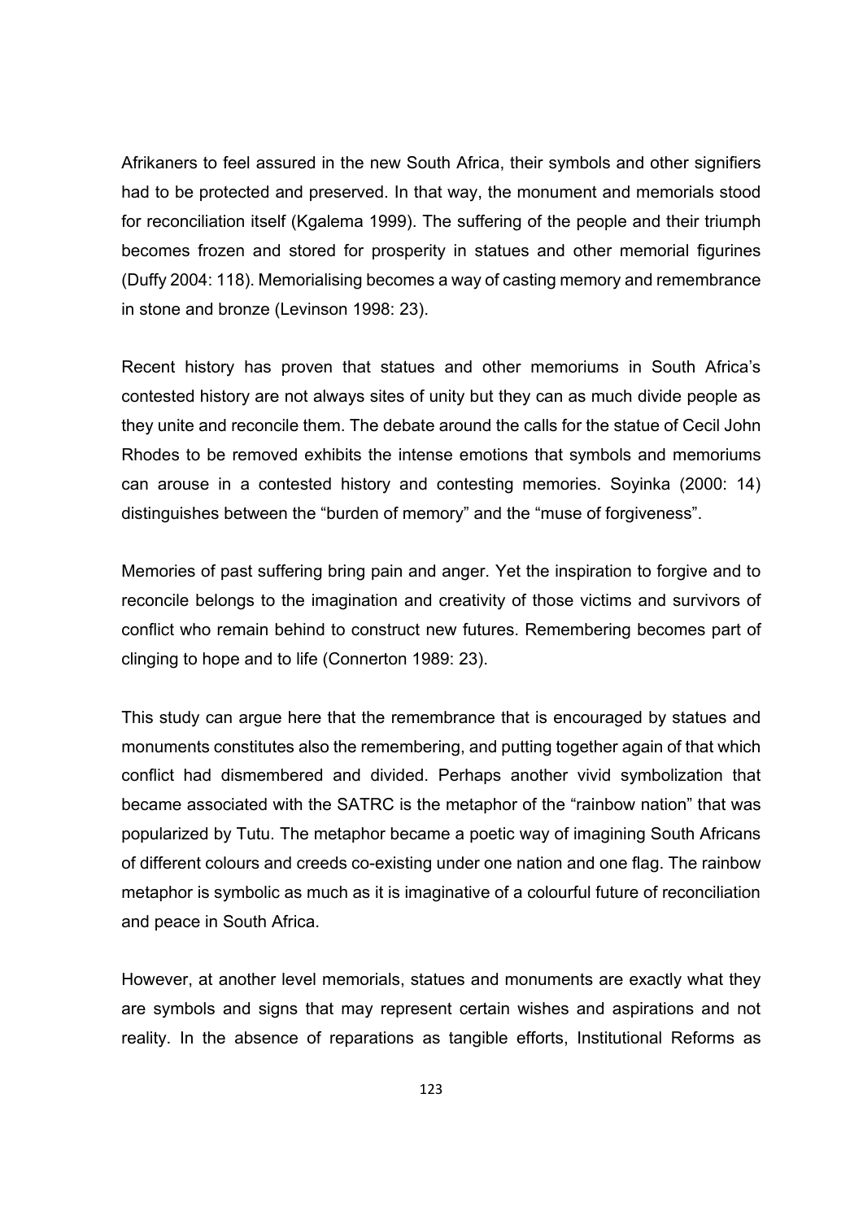Afrikaners to feel assured in the new South Africa, their symbols and other signifiers had to be protected and preserved. In that way, the monument and memorials stood for reconciliation itself (Kgalema 1999). The suffering of the people and their triumph becomes frozen and stored for prosperity in statues and other memorial figurines (Duffy 2004: 118). Memorialising becomes a way of casting memory and remembrance in stone and bronze (Levinson 1998: 23).

Recent history has proven that statues and other memoriums in South Africa's contested history are not always sites of unity but they can as much divide people as they unite and reconcile them. The debate around the calls for the statue of Cecil John Rhodes to be removed exhibits the intense emotions that symbols and memoriums can arouse in a contested history and contesting memories. Soyinka (2000: 14) distinguishes between the "burden of memory" and the "muse of forgiveness".

Memories of past suffering bring pain and anger. Yet the inspiration to forgive and to reconcile belongs to the imagination and creativity of those victims and survivors of conflict who remain behind to construct new futures. Remembering becomes part of clinging to hope and to life (Connerton 1989: 23).

This study can argue here that the remembrance that is encouraged by statues and monuments constitutes also the remembering, and putting together again of that which conflict had dismembered and divided. Perhaps another vivid symbolization that became associated with the SATRC is the metaphor of the "rainbow nation" that was popularized by Tutu. The metaphor became a poetic way of imagining South Africans of different colours and creeds co-existing under one nation and one flag. The rainbow metaphor is symbolic as much as it is imaginative of a colourful future of reconciliation and peace in South Africa.

However, at another level memorials, statues and monuments are exactly what they are symbols and signs that may represent certain wishes and aspirations and not reality. In the absence of reparations as tangible efforts, Institutional Reforms as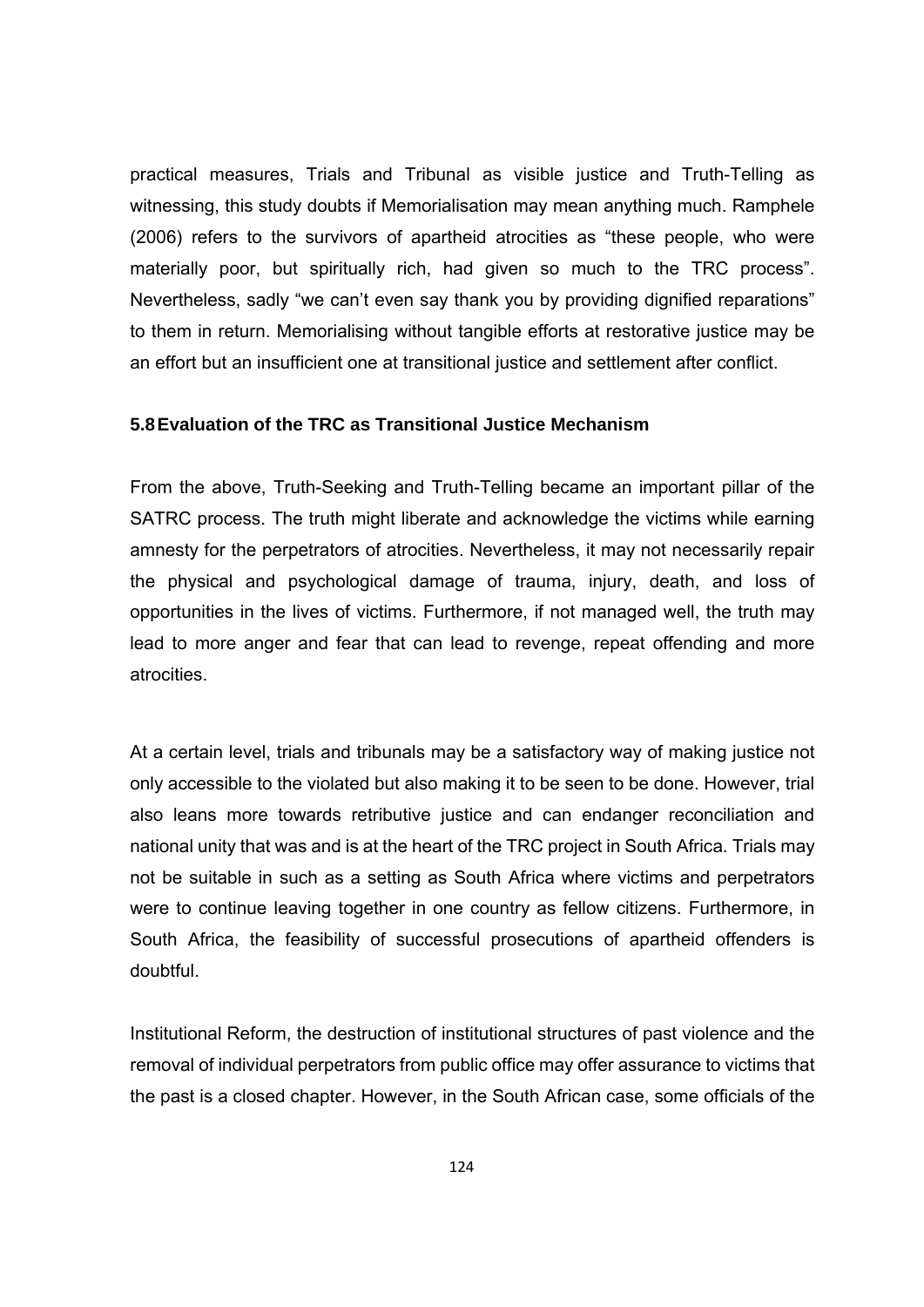practical measures, Trials and Tribunal as visible justice and Truth-Telling as witnessing, this study doubts if Memorialisation may mean anything much. Ramphele (2006) refers to the survivors of apartheid atrocities as “these people, who were materially poor, but spiritually rich, had given so much to the TRC process”. Nevertheless, sadly “we can’t even say thank you by providing dignified reparations” to them in return. Memorialising without tangible efforts at restorative justice may be an effort but an insufficient one at transitional justice and settlement after conflict.

### 5.8 Evaluation of the TRC as Transitional Justice Mechanism

From the above, Truth-Seeking and Truth-Telling became an important pillar of the SATRC process. The truth might liberate and acknowledge the victims while earning amnesty for the perpetrators of atrocities. Nevertheless, it may not necessarily repair the physical and psychological damage of trauma, injury, death, and loss of opportunities in the lives of victims. Furthermore, if not managed well, the truth may lead to more anger and fear that can lead to revenge, repeat offending and more atrocities.

At a certain level, trials and tribunals may be a satisfactory way of making justice not only accessible to the violated but also making it to be seen to be done. However, trial also leans more towards retributive justice and can endanger reconciliation and national unity that was and is at the heart of the TRC project in South Africa. Trials may not be suitable in such as a setting as South Africa where victims and perpetrators were to continue leaving together in one country as fellow citizens. Furthermore, in South Africa, the feasibility of successful prosecutions of apartheid offenders is doubtful.

Institutional Reform, the destruction of institutional structures of past violence and the removal of individual perpetrators from public office may offer assurance to victims that the past is a closed chapter. However, in the South African case, some officials of the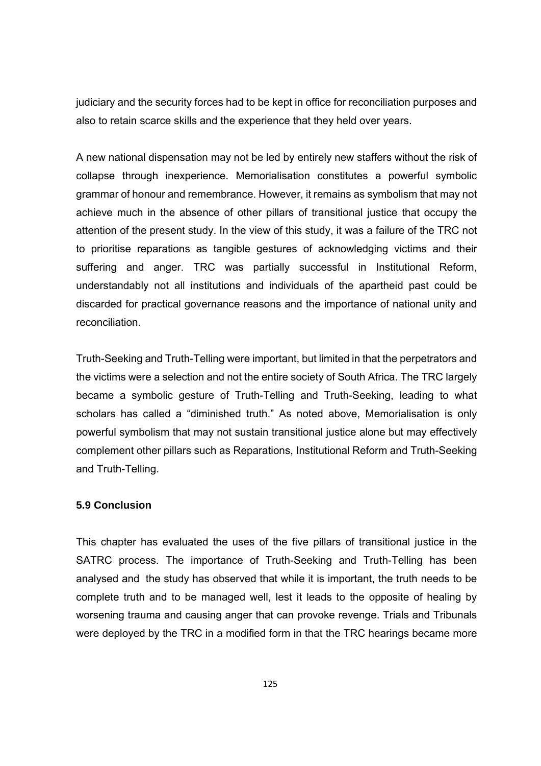judiciary and the security forces had to be kept in office for reconciliation purposes and also to retain scarce skills and the experience that they held over years.

A new national dispensation may not be led by entirely new staffers without the risk of collapse through inexperience. Memorialisation constitutes a powerful symbolic grammar of honour and remembrance. However, it remains as symbolism that may not achieve much in the absence of other pillars of transitional justice that occupy the attention of the present study. In the view of this study, it was a failure of the TRC not to prioritise reparations as tangible gestures of acknowledging victims and their suffering and anger. TRC was partially successful in Institutional Reform, understandably not all institutions and individuals of the apartheid past could be discarded for practical governance reasons and the importance of national unity and reconciliation.

Truth-Seeking and Truth-Telling were important, but limited in that the perpetrators and the victims were a selection and not the entire society of South Africa. The TRC largely became a symbolic gesture of Truth-Telling and Truth-Seeking, leading to what scholars has called a "diminished truth." As noted above, Memorialisation is only powerful symbolism that may not sustain transitional justice alone but may effectively complement other pillars such as Reparations, Institutional Reform and Truth-Seeking and Truth-Telling.

### 5.9 Conclusion

This chapter has evaluated the uses of the five pillars of transitional justice in the SATRC process. The importance of Truth-Seeking and Truth-Telling has been analysed and the study has observed that while it is important, the truth needs to be complete truth and to be managed well, lest it leads to the opposite of healing by worsening trauma and causing anger that can provoke revenge. Trials and Tribunals were deployed by the TRC in a modified form in that the TRC hearings became more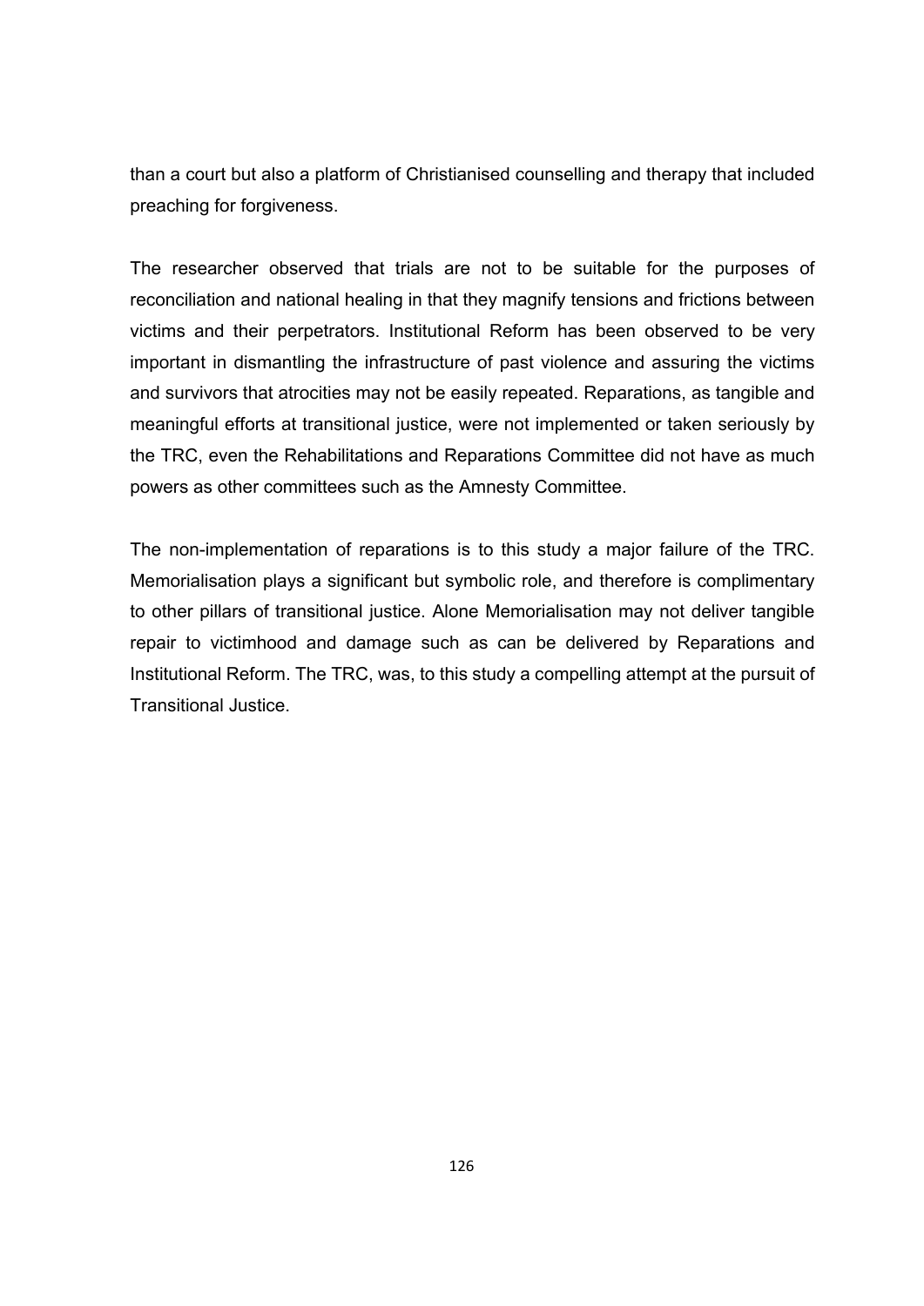than a court but also a platform of Christianised counselling and therapy that included preaching for forgiveness.

The researcher observed that trials are not to be suitable for the purposes of reconciliation and national healing in that they magnify tensions and frictions between victims and their perpetrators. Institutional Reform has been observed to be very important in dismantling the infrastructure of past violence and assuring the victims and survivors that atrocities may not be easily repeated. Reparations, as tangible and meaningful efforts at transitional justice, were not implemented or taken seriously by the TRC, even the Rehabilitations and Reparations Committee did not have as much powers as other committees such as the Amnesty Committee.

The non-implementation of reparations is to this study a major failure of the TRC. Memorialisation plays a significant but symbolic role, and therefore is complimentary to other pillars of transitional justice. Alone Memorialisation may not deliver tangible repair to victimhood and damage such as can be delivered by Reparations and Institutional Reform. The TRC, was, to this study a compelling attempt at the pursuit of Transitional Justice.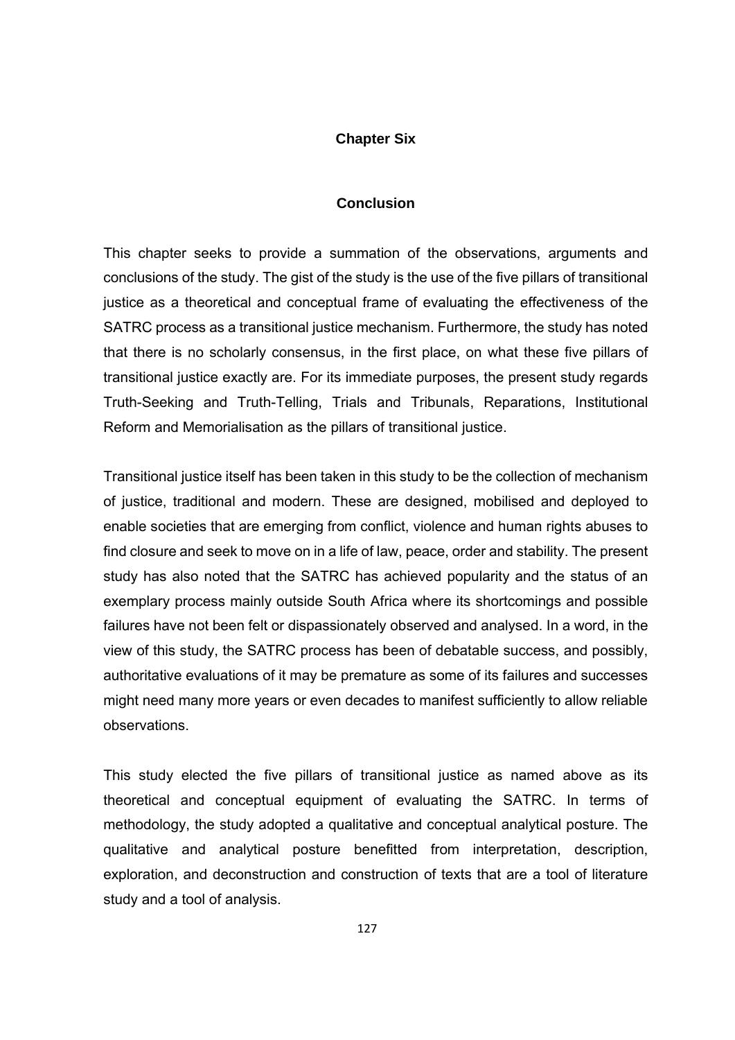# Chapter Six

## Conclusion

This chapter seeks to provide a summation of the observations, arguments and conclusions of the study. The gist of the study is the use of the five pillars of transitional justice as a theoretical and conceptual frame of evaluating the effectiveness of the SATRC process as a transitional justice mechanism. Furthermore, the study has noted that there is no scholarly consensus, in the first place, on what these five pillars of transitional justice exactly are. For its immediate purposes, the present study regards Truth-Seeking and Truth-Telling, Trials and Tribunals, Reparations, Institutional Reform and Memorialisation as the pillars of transitional justice.

Transitional justice itself has been taken in this study to be the collection of mechanism of justice, traditional and modern. These are designed, mobilised and deployed to enable societies that are emerging from conflict, violence and human rights abuses to find closure and seek to move on in a life of law, peace, order and stability. The present study has also noted that the SATRC has achieved popularity and the status of an exemplary process mainly outside South Africa where its shortcomings and possible failures have not been felt or dispassionately observed and analysed. In a word, in the view of this study, the SATRC process has been of debatable success, and possibly, authoritative evaluations of it may be premature as some of its failures and successes might need many more years or even decades to manifest sufficiently to allow reliable observations.

This study elected the five pillars of transitional justice as named above as its theoretical and conceptual equipment of evaluating the SATRC. In terms of methodology, the study adopted a qualitative and conceptual analytical posture. The qualitative and analytical posture benefitted from interpretation, description, exploration, and deconstruction and construction of texts that are a tool of literature study and a tool of analysis.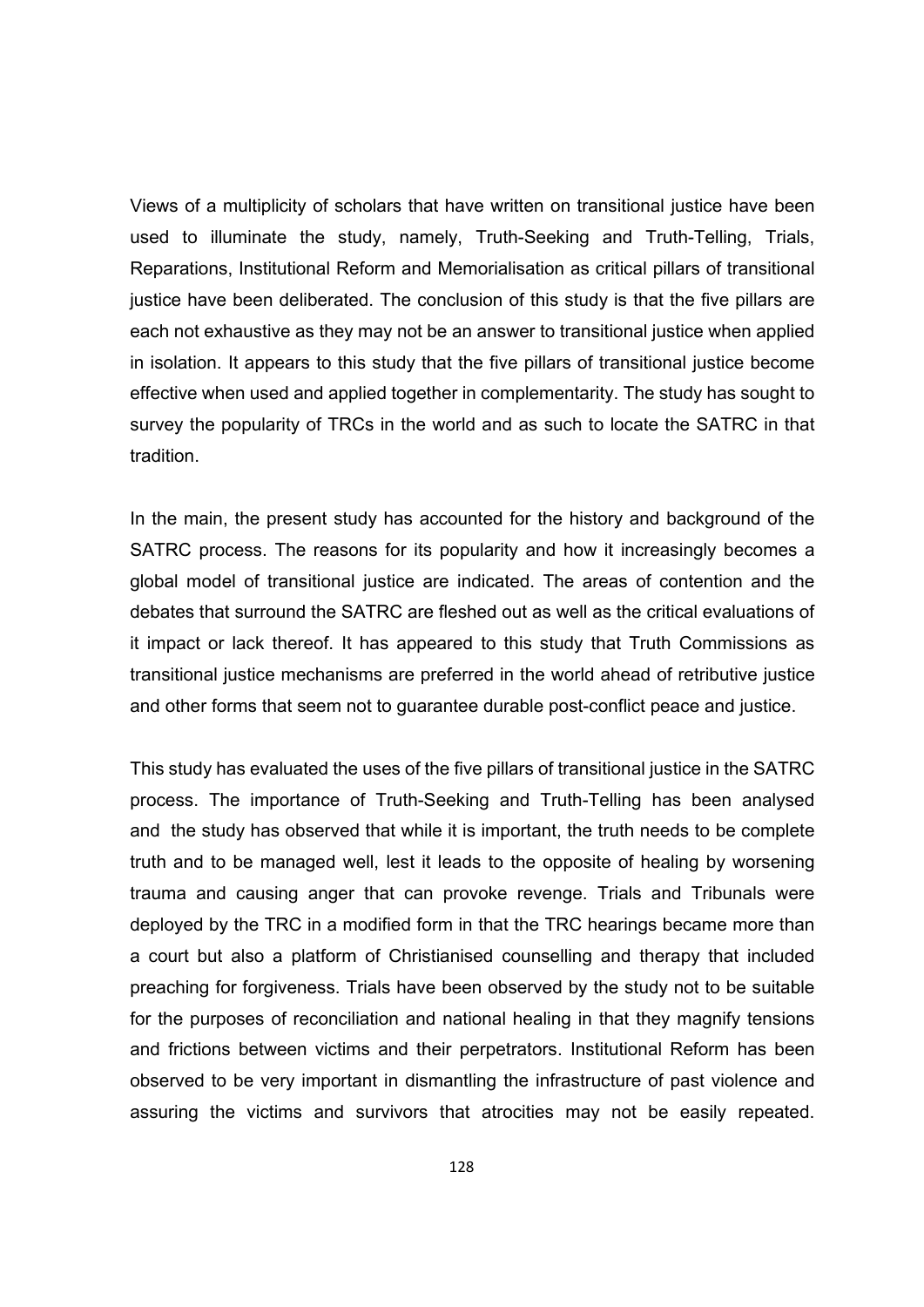Views of a multiplicity of scholars that have written on transitional justice have been used to illuminate the study, namely, Truth-Seeking and Truth-Telling, Trials, Reparations, Institutional Reform and Memorialisation as critical pillars of transitional justice have been deliberated. The conclusion of this study is that the five pillars are each not exhaustive as they may not be an answer to transitional justice when applied in isolation. It appears to this study that the five pillars of transitional justice become effective when used and applied together in complementarity. The study has sought to survey the popularity of TRCs in the world and as such to locate the SATRC in that tradition.

In the main, the present study has accounted for the history and background of the SATRC process. The reasons for its popularity and how it increasingly becomes a global model of transitional justice are indicated. The areas of contention and the debates that surround the SATRC are fleshed out as well as the critical evaluations of it impact or lack thereof. It has appeared to this study that Truth Commissions as transitional justice mechanisms are preferred in the world ahead of retributive justice and other forms that seem not to guarantee durable post-conflict peace and justice.

This study has evaluated the uses of the five pillars of transitional justice in the SATRC process. The importance of Truth-Seeking and Truth-Telling has been analysed and the study has observed that while it is important, the truth needs to be complete truth and to be managed well, lest it leads to the opposite of healing by worsening trauma and causing anger that can provoke revenge. Trials and Tribunals were deployed by the TRC in a modified form in that the TRC hearings became more than a court but also a platform of Christianised counselling and therapy that included preaching for forgiveness. Trials have been observed by the study not to be suitable for the purposes of reconciliation and national healing in that they magnify tensions and frictions between victims and their perpetrators. Institutional Reform has been observed to be very important in dismantling the infrastructure of past violence and assuring the victims and survivors that atrocities may not be easily repeated.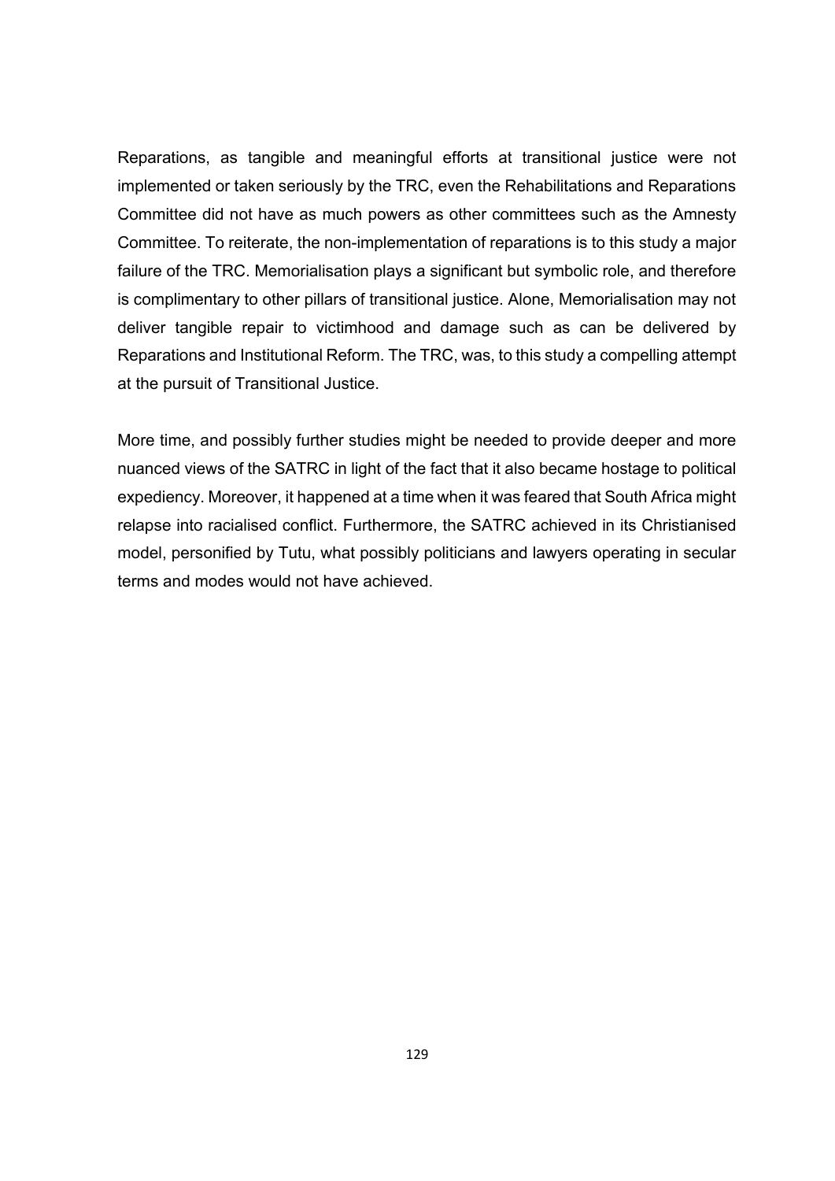Reparations, as tangible and meaningful efforts at transitional justice were not implemented or taken seriously by the TRC, even the Rehabilitations and Reparations Committee did not have as much powers as other committees such as the Amnesty Committee. To reiterate, the non-implementation of reparations is to this study a major failure of the TRC. Memorialisation plays a significant but symbolic role, and therefore is complimentary to other pillars of transitional justice. Alone, Memorialisation may not deliver tangible repair to victimhood and damage such as can be delivered by Reparations and Institutional Reform. The TRC, was, to this study a compelling attempt at the pursuit of Transitional Justice.

More time, and possibly further studies might be needed to provide deeper and more nuanced views of the SATRC in light of the fact that it also became hostage to political expediency. Moreover, it happened at a time when it was feared that South Africa might relapse into racialised conflict. Furthermore, the SATRC achieved in its Christianised model, personified by Tutu, what possibly politicians and lawyers operating in secular terms and modes would not have achieved.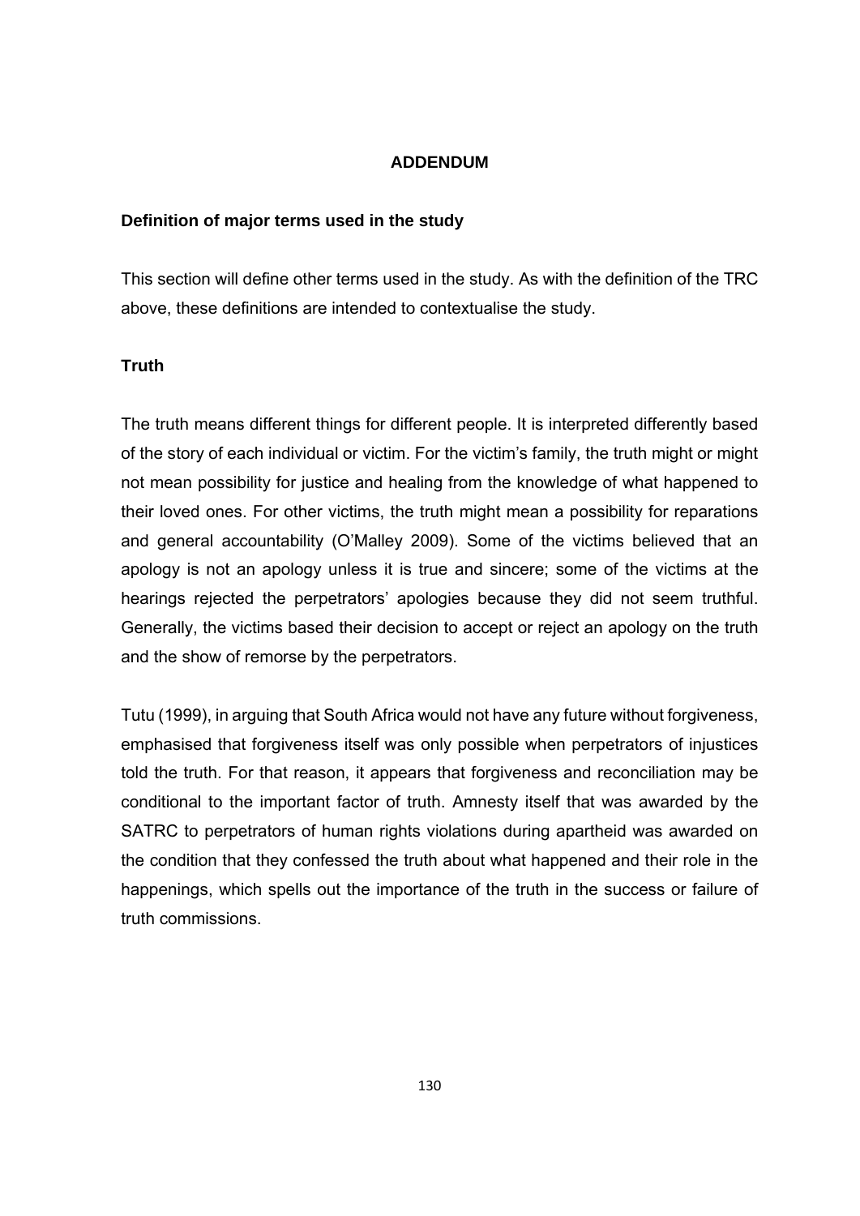# ADDENDUM

## Definition of major terms used in the study

This section will define other terms used in the study. As with the definition of the TRC above, these definitions are intended to contextualise the study.

### Truth

The truth means different things for different people. It is interpreted differently based of the story of each individual or victim. For the victim's family, the truth might or might not mean possibility for justice and healing from the knowledge of what happened to their loved ones. For other victims, the truth might mean a possibility for reparations and general accountability (O'Malley 2009). Some of the victims believed that an apology is not an apology unless it is true and sincere; some of the victims at the hearings rejected the perpetrators' apologies because they did not seem truthful. Generally, the victims based their decision to accept or reject an apology on the truth and the show of remorse by the perpetrators.

Tutu (1999), in arguing that South Africa would not have any future without forgiveness, emphasised that forgiveness itself was only possible when perpetrators of injustices told the truth. For that reason, it appears that forgiveness and reconciliation may be conditional to the important factor of truth. Amnesty itself that was awarded by the SATRC to perpetrators of human rights violations during apartheid was awarded on the condition that they confessed the truth about what happened and their role in the happenings, which spells out the importance of the truth in the success or failure of truth commissions.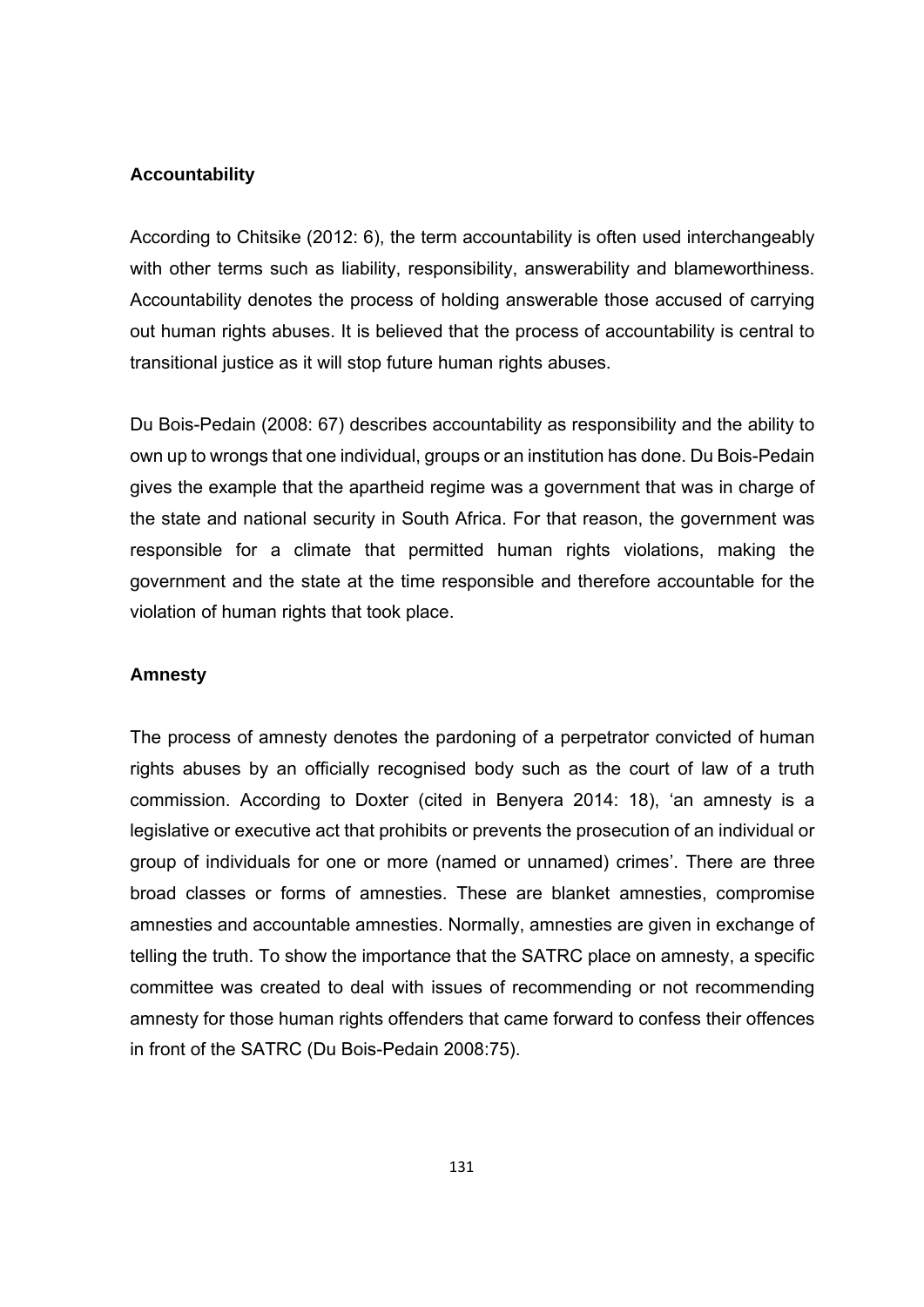### Accountability

According to Chitsike (2012: 6), the term accountability is often used interchangeably with other terms such as liability, responsibility, answerability and blameworthiness. Accountability denotes the process of holding answerable those accused of carrying out human rights abuses. It is believed that the process of accountability is central to transitional justice as it will stop future human rights abuses.

Du Bois-Pedain (2008: 67) describes accountability as responsibility and the ability to own up to wrongs that one individual, groups or an institution has done. Du Bois-Pedain gives the example that the apartheid regime was a government that was in charge of the state and national security in South Africa. For that reason, the government was responsible for a climate that permitted human rights violations, making the government and the state at the time responsible and therefore accountable for the violation of human rights that took place.

### Amnesty

The process of amnesty denotes the pardoning of a perpetrator convicted of human rights abuses by an officially recognised body such as the court of law of a truth commission. According to Doxter (cited in Benyera 2014: 18), 'an amnesty is a legislative or executive act that prohibits or prevents the prosecution of an individual or group of individuals for one or more (named or unnamed) crimes'. There are three broad classes or forms of amnesties. These are blanket amnesties, compromise amnesties and accountable amnesties. Normally, amnesties are given in exchange of telling the truth. To show the importance that the SATRC place on amnesty, a specific committee was created to deal with issues of recommending or not recommending amnesty for those human rights offenders that came forward to confess their offences in front of the SATRC (Du Bois-Pedain 2008:75).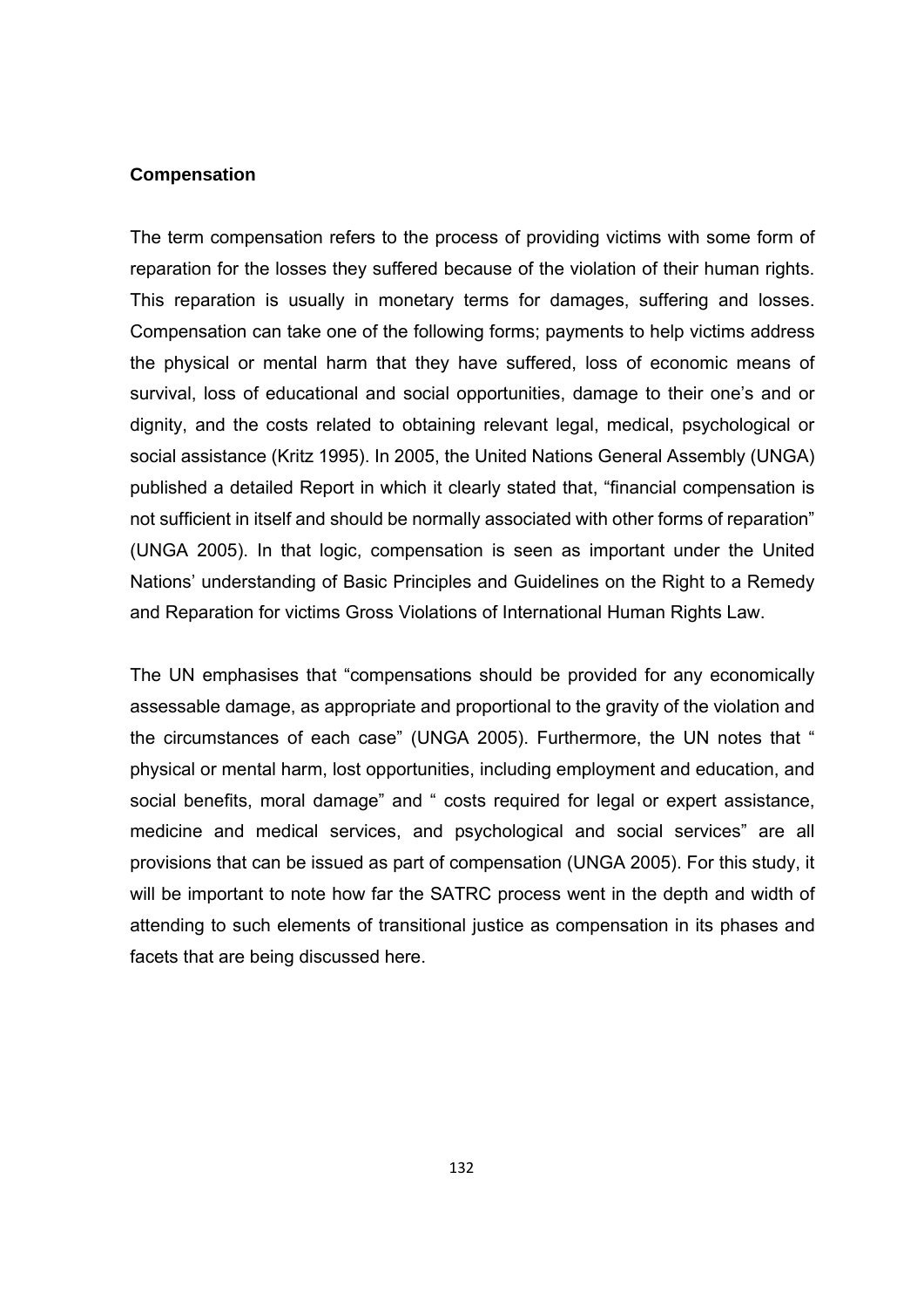**Compensation**

The term compensation refers to the process of providing victims with some form of reparation for the losses they suffered because of the violation of their human rights. This reparation is usually in monetary terms for damages, suffering and losses. Compensation can take one of the following forms; payments to help victims address the physical or mental harm that they have suffered, loss of economic means of survival, loss of educational and social opportunities, damage to their one's and or dignity, and the costs related to obtaining relevant legal, medical, psychological or social assistance (Kritz 1995). In 2005, the United Nations General Assembly (UNGA) published a detailed Report in which it clearly stated that, "financial compensation is not sufficient in itself and should be normally associated with other forms of reparation" (UNGA 2005). In that logic, compensation is seen as important under the United Nations' understanding of Basic Principles and Guidelines on the Right to a Remedy and Reparation for victims Gross Violations of International Human Rights Law.

The UN emphasises that "compensations should be provided for any economically assessable damage, as appropriate and proportional to the gravity of the violation and the circumstances of each case" (UNGA 2005). Furthermore, the UN notes that " physical or mental harm, lost opportunities, including employment and education, and social benefits, moral damage" and " costs required for legal or expert assistance, medicine and medical services, and psychological and social services" are all provisions that can be issued as part of compensation (UNGA 2005). For this study, it will be important to note how far the SATRC process went in the depth and width of attending to such elements of transitional justice as compensation in its phases and facets that are being discussed here.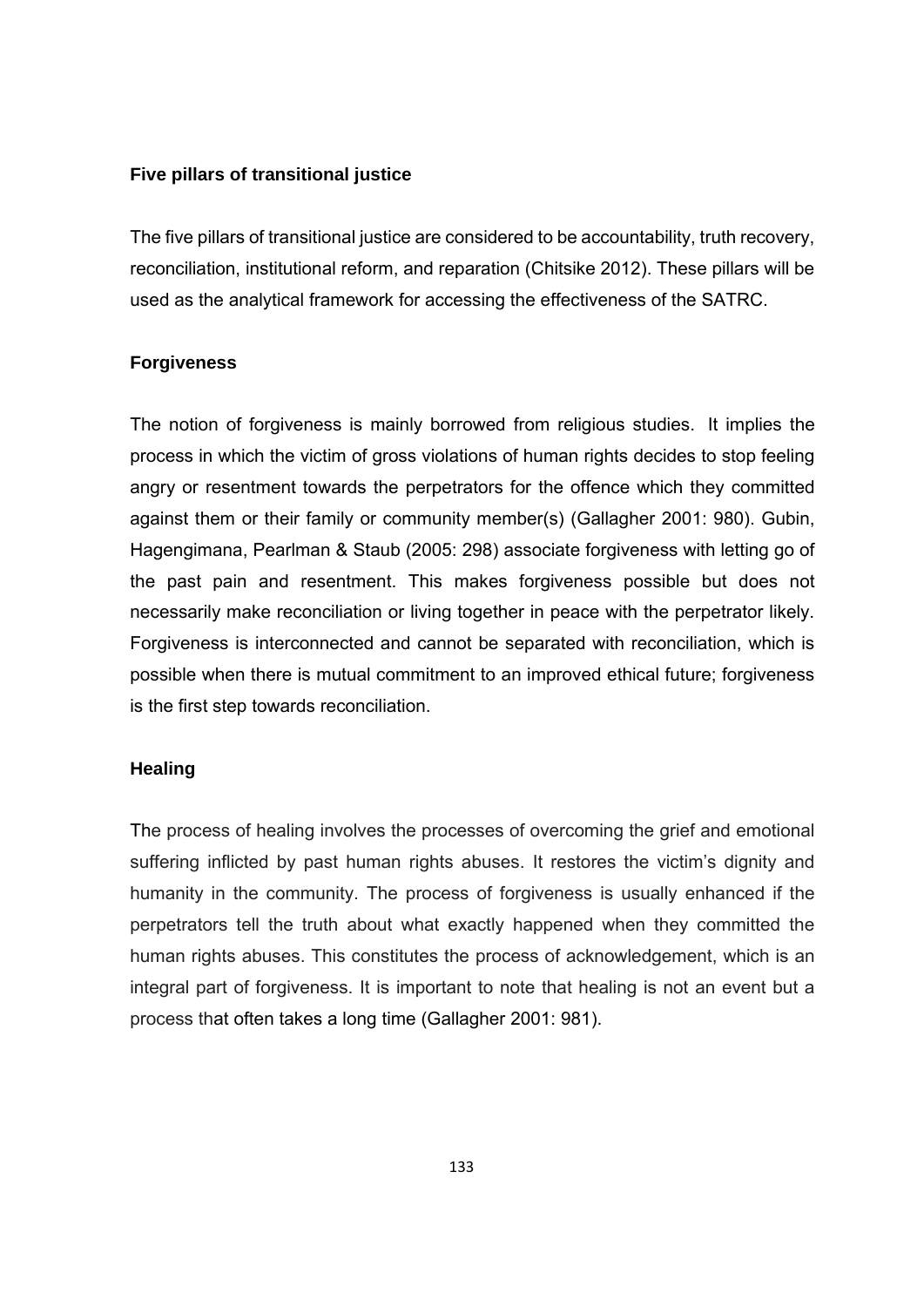**Five pillars of transitional justice**

The five pillars of transitional justice are considered to be accountability, truth recovery, reconciliation, institutional reform, and reparation (Chitsike 2012). These pillars will be used as the analytical framework for accessing the effectiveness of the SATRC.

**Forgiveness**

The notion of forgiveness is mainly borrowed from religious studies. It implies the process in which the victim of gross violations of human rights decides to stop feeling angry or resentment towards the perpetrators for the offence which they committed against them or their family or community member(s) (Gallagher 2001: 980). Gubin, Hagengimana, Pearlman & Staub (2005: 298) associate forgiveness with letting go of the past pain and resentment. This makes forgiveness possible but does not necessarily make reconciliation or living together in peace with the perpetrator likely. Forgiveness is interconnected and cannot be separated with reconciliation, which is possible when there is mutual commitment to an improved ethical future; forgiveness is the first step towards reconciliation.

**Healing**

The process of healing involves the processes of overcoming the grief and emotional suffering inflicted by past human rights abuses. It restores the victim's dignity and humanity in the community. The process of forgiveness is usually enhanced if the perpetrators tell the truth about what exactly happened when they committed the human rights abuses. This constitutes the process of acknowledgement, which is an integral part of forgiveness. It is important to note that healing is not an event but a process that often takes a long time (Gallagher 2001: 981).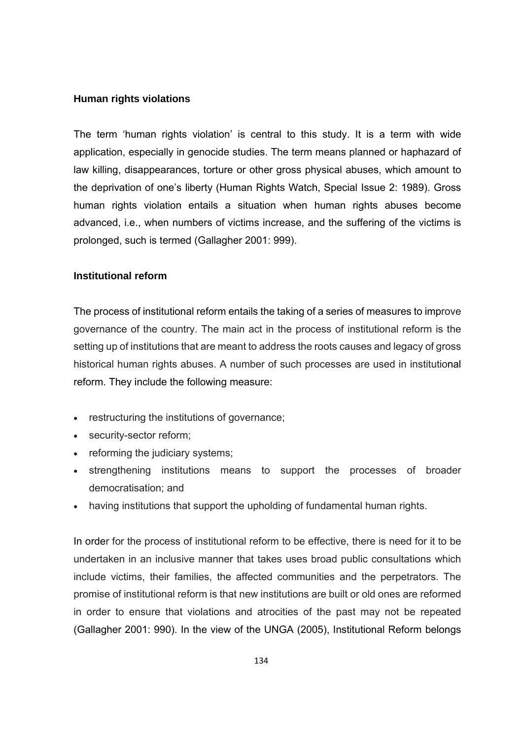### Human rights violations

The term 'human rights violation' is central to this study. It is a term with wide application, especially in genocide studies. The term means planned or haphazard of law killing, disappearances, torture or other gross physical abuses, which amount to the deprivation of one's liberty (Human Rights Watch, Special Issue 2: 1989). Gross human rights violation entails a situation when human rights abuses become advanced, i.e., when numbers of victims increase, and the suffering of the victims is prolonged, such is termed (Gallagher 2001: 999).

### Institutional reform

The process of institutional reform entails the taking of a series of measures to improve governance of the country. The main act in the process of institutional reform is the setting up of institutions that are meant to address the roots causes and legacy of gross historical human rights abuses. A number of such processes are used in institutional reform. They include the following measure:

- restructuring the institutions of governance;
- security-sector reform;
- reforming the judiciary systems;
- strengthening institutions means to support the processes of broader democratisation; and
- having institutions that support the upholding of fundamental human rights.

In order for the process of institutional reform to be effective, there is need for it to be undertaken in an inclusive manner that takes uses broad public consultations which include victims, their families, the affected communities and the perpetrators. The promise of institutional reform is that new institutions are built or old ones are reformed in order to ensure that violations and atrocities of the past may not be repeated (Gallagher 2001: 990). In the view of the UNGA (2005), Institutional Reform belongs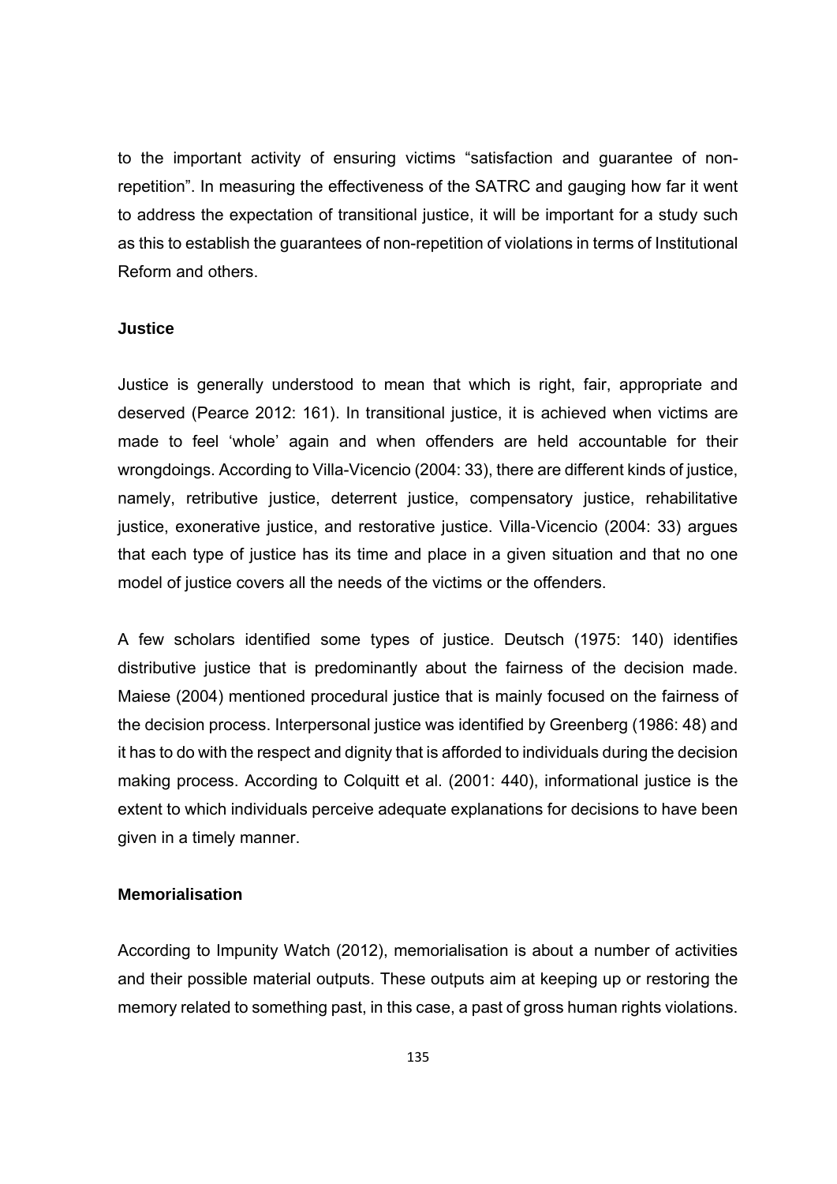to the important activity of ensuring victims "satisfaction and guarantee of non-repetition". In measuring the effectiveness of the SATRC and gauging how far it went to address the expectation of transitional justice, it will be important for a study such as this to establish the guarantees of non-repetition of violations in terms of Institutional Reform and others.

### Justice

Justice is generally understood to mean that which is right, fair, appropriate and deserved (Pearce 2012: 161). In transitional justice, it is achieved when victims are made to feel 'whole' again and when offenders are held accountable for their wrongdoings. According to Villa-Vicencio (2004: 33), there are different kinds of justice, namely, retributive justice, deterrent justice, compensatory justice, rehabilitative justice, exonerative justice, and restorative justice. Villa-Vicencio (2004: 33) argues that each type of justice has its time and place in a given situation and that no one model of justice covers all the needs of the victims or the offenders.

A few scholars identified some types of justice. Deutsch (1975: 140) identifies distributive justice that is predominantly about the fairness of the decision made. Maiese (2004) mentioned procedural justice that is mainly focused on the fairness of the decision process. Interpersonal justice was identified by Greenberg (1986: 48) and it has to do with the respect and dignity that is afforded to individuals during the decision making process. According to Colquitt et al. (2001: 440), informational justice is the extent to which individuals perceive adequate explanations for decisions to have been given in a timely manner.

### Memorialisation

According to Impunity Watch (2012), memorialisation is about a number of activities and their possible material outputs. These outputs aim at keeping up or restoring the memory related to something past, in this case, a past of gross human rights violations.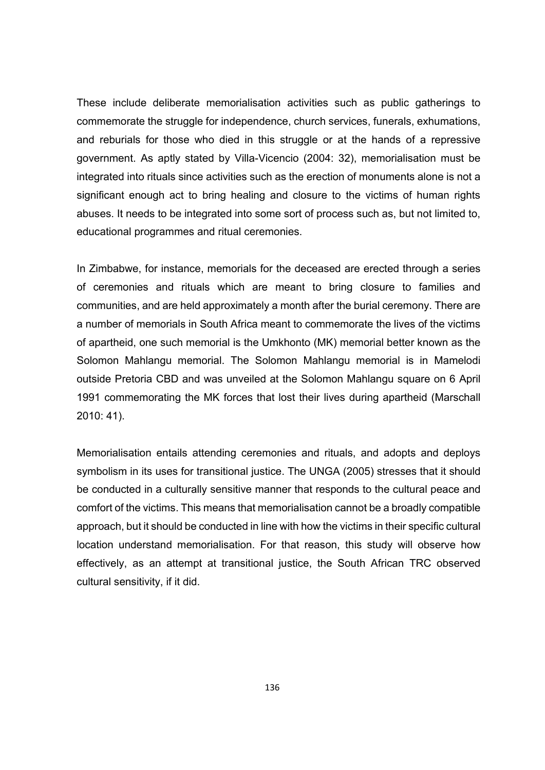These include deliberate memorialisation activities such as public gatherings to commemorate the struggle for independence, church services, funerals, exhumations, and reburials for those who died in this struggle or at the hands of a repressive government. As aptly stated by Villa-Vicencio (2004: 32), memorialisation must be integrated into rituals since activities such as the erection of monuments alone is not a significant enough act to bring healing and closure to the victims of human rights abuses. It needs to be integrated into some sort of process such as, but not limited to, educational programmes and ritual ceremonies.

In Zimbabwe, for instance, memorials for the deceased are erected through a series of ceremonies and rituals which are meant to bring closure to families and communities, and are held approximately a month after the burial ceremony. There are a number of memorials in South Africa meant to commemorate the lives of the victims of apartheid, one such memorial is the Umkhonto (MK) memorial better known as the Solomon Mahlangu memorial. The Solomon Mahlangu memorial is in Mamelodi outside Pretoria CBD and was unveiled at the Solomon Mahlangu square on 6 April 1991 commemorating the MK forces that lost their lives during apartheid (Marschall 2010: 41).

Memorialisation entails attending ceremonies and rituals, and adopts and deploys symbolism in its uses for transitional justice. The UNGA (2005) stresses that it should be conducted in a culturally sensitive manner that responds to the cultural peace and comfort of the victims. This means that memorialisation cannot be a broadly compatible approach, but it should be conducted in line with how the victims in their specific cultural location understand memorialisation. For that reason, this study will observe how effectively, as an attempt at transitional justice, the South African TRC observed cultural sensitivity, if it did.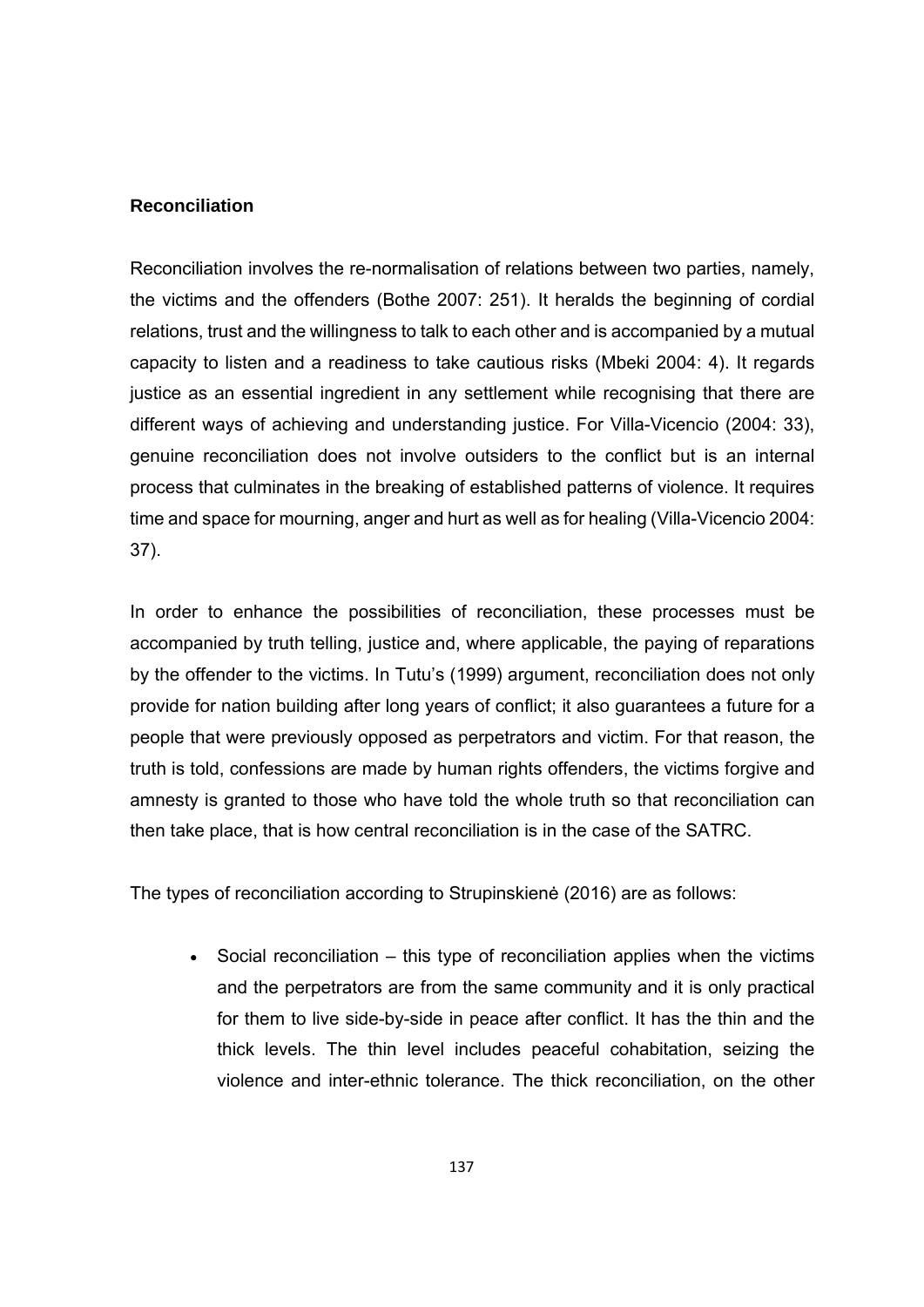### Reconciliation

Reconciliation involves the re-normalisation of relations between two parties, namely, the victims and the offenders (Bothe 2007: 251). It heralds the beginning of cordial relations, trust and the willingness to talk to each other and is accompanied by a mutual capacity to listen and a readiness to take cautious risks (Mbeki 2004: 4). It regards justice as an essential ingredient in any settlement while recognising that there are different ways of achieving and understanding justice. For Villa-Vicencio (2004: 33), genuine reconciliation does not involve outsiders to the conflict but is an internal process that culminates in the breaking of established patterns of violence. It requires time and space for mourning, anger and hurt as well as for healing (Villa-Vicencio 2004: 37).

In order to enhance the possibilities of reconciliation, these processes must be accompanied by truth telling, justice and, where applicable, the paying of reparations by the offender to the victims. In Tutu's (1999) argument, reconciliation does not only provide for nation building after long years of conflict; it also guarantees a future for a people that were previously opposed as perpetrators and victim. For that reason, the truth is told, confessions are made by human rights offenders, the victims forgive and amnesty is granted to those who have told the whole truth so that reconciliation can then take place, that is how central reconciliation is in the case of the SATRC.

The types of reconciliation according to Strupinskienė (2016) are as follows:

- Social reconciliation – this type of reconciliation applies when the victims and the perpetrators are from the same community and it is only practical for them to live side-by-side in peace after conflict. It has the thin and the thick levels. The thin level includes peaceful cohabitation, seizing the violence and inter-ethnic tolerance. The thick reconciliation, on the other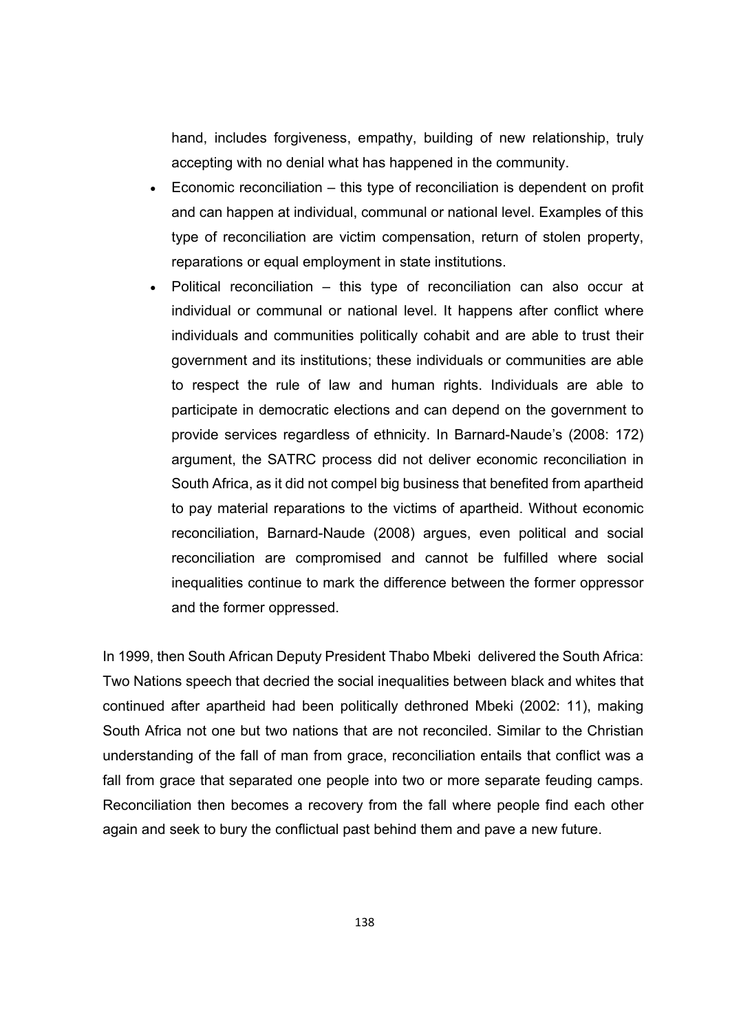hand, includes forgiveness, empathy, building of new relationship, truly accepting with no denial what has happened in the community.

- Economic reconciliation – this type of reconciliation is dependent on profit and can happen at individual, communal or national level. Examples of this type of reconciliation are victim compensation, return of stolen property, reparations or equal employment in state institutions.
- Political reconciliation – this type of reconciliation can also occur at individual or communal or national level. It happens after conflict where individuals and communities politically cohabit and are able to trust their government and its institutions; these individuals or communities are able to respect the rule of law and human rights. Individuals are able to participate in democratic elections and can depend on the government to provide services regardless of ethnicity. In Barnard-Naude's (2008: 172) argument, the SATRC process did not deliver economic reconciliation in South Africa, as it did not compel big business that benefited from apartheid to pay material reparations to the victims of apartheid. Without economic reconciliation, Barnard-Naude (2008) argues, even political and social reconciliation are compromised and cannot be fulfilled where social inequalities continue to mark the difference between the former oppressor and the former oppressed.

In 1999, then South African Deputy President Thabo Mbeki delivered the South Africa: Two Nations speech that decried the social inequalities between black and whites that continued after apartheid had been politically dethroned Mbeki (2002: 11), making South Africa not one but two nations that are not reconciled. Similar to the Christian understanding of the fall of man from grace, reconciliation entails that conflict was a fall from grace that separated one people into two or more separate feuding camps. Reconciliation then becomes a recovery from the fall where people find each other again and seek to bury the conflictual past behind them and pave a new future.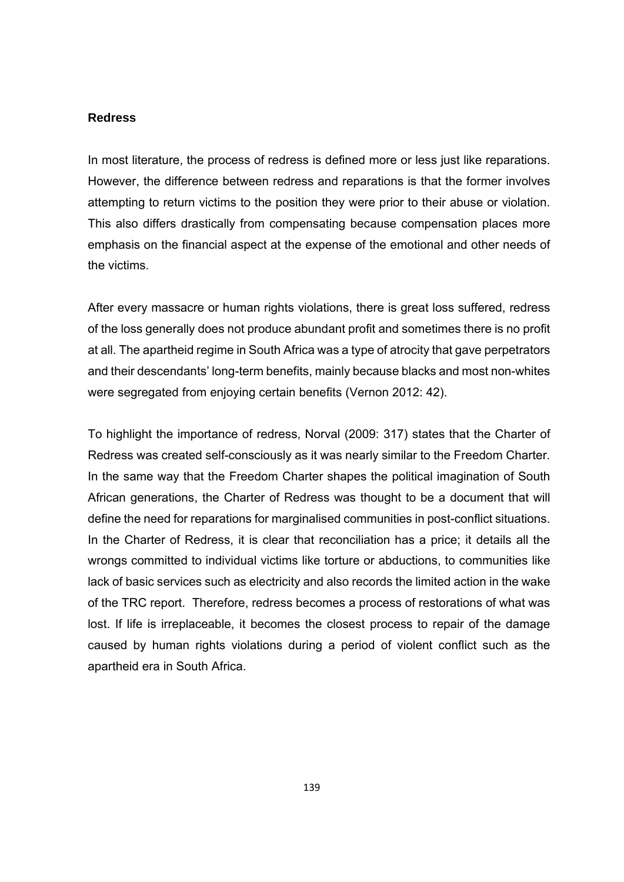### Redress

In most literature, the process of redress is defined more or less just like reparations. However, the difference between redress and reparations is that the former involves attempting to return victims to the position they were prior to their abuse or violation. This also differs drastically from compensating because compensation places more emphasis on the financial aspect at the expense of the emotional and other needs of the victims.

After every massacre or human rights violations, there is great loss suffered, redress of the loss generally does not produce abundant profit and sometimes there is no profit at all. The apartheid regime in South Africa was a type of atrocity that gave perpetrators and their descendants' long-term benefits, mainly because blacks and most non-whites were segregated from enjoying certain benefits (Vernon 2012: 42).

To highlight the importance of redress, Norval (2009: 317) states that the Charter of Redress was created self-consciously as it was nearly similar to the Freedom Charter. In the same way that the Freedom Charter shapes the political imagination of South African generations, the Charter of Redress was thought to be a document that will define the need for reparations for marginalised communities in post-conflict situations. In the Charter of Redress, it is clear that reconciliation has a price; it details all the wrongs committed to individual victims like torture or abductions, to communities like lack of basic services such as electricity and also records the limited action in the wake of the TRC report. Therefore, redress becomes a process of restorations of what was lost. If life is irreplaceable, it becomes the closest process to repair of the damage caused by human rights violations during a period of violent conflict such as the apartheid era in South Africa.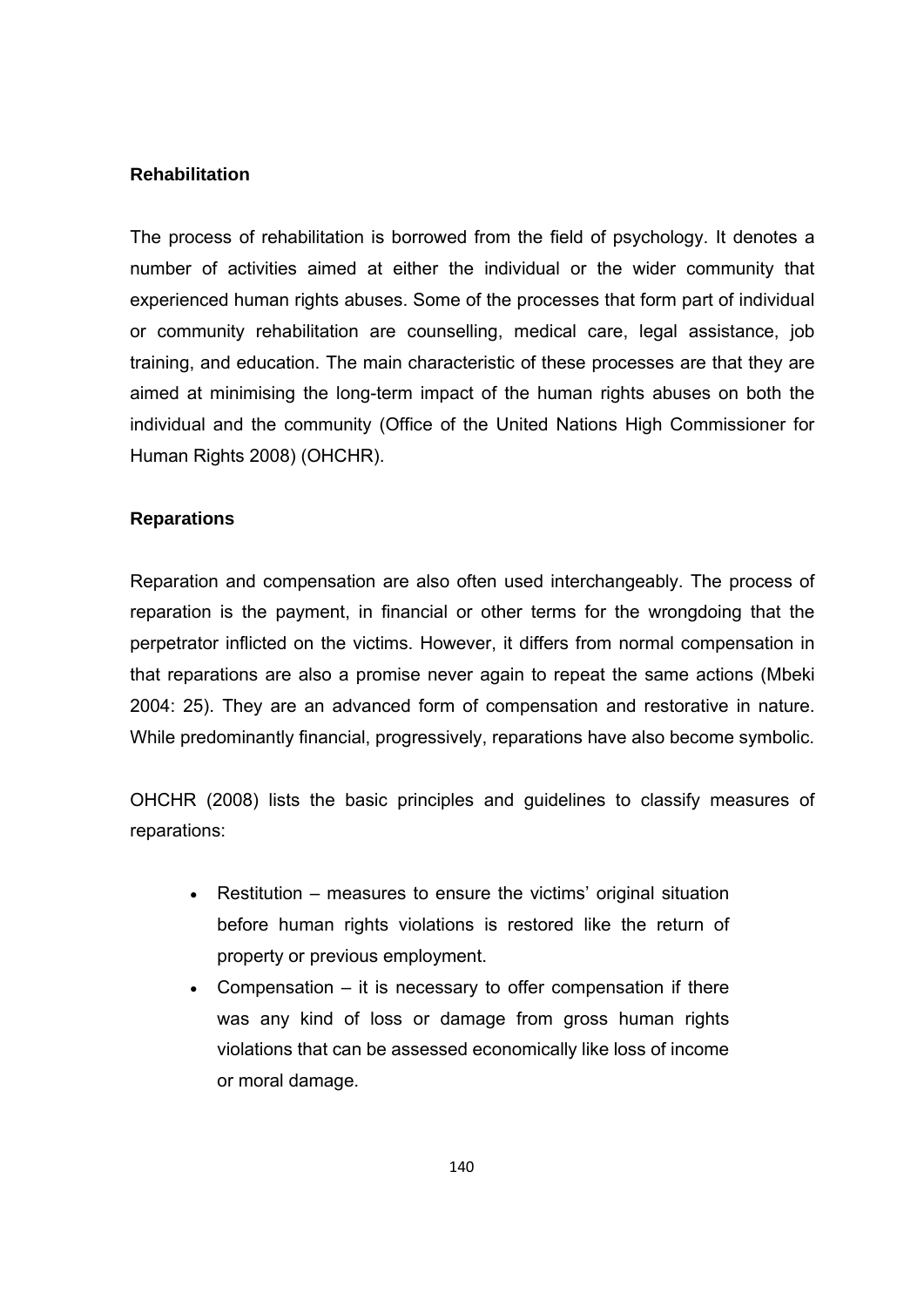**Rehabilitation**

The process of rehabilitation is borrowed from the field of psychology. It denotes a number of activities aimed at either the individual or the wider community that experienced human rights abuses. Some of the processes that form part of individual or community rehabilitation are counselling, medical care, legal assistance, job training, and education. The main characteristic of these processes are that they are aimed at minimising the long-term impact of the human rights abuses on both the individual and the community (Office of the United Nations High Commissioner for Human Rights 2008) (OHCHR).

**Reparations**

Reparation and compensation are also often used interchangeably. The process of reparation is the payment, in financial or other terms for the wrongdoing that the perpetrator inflicted on the victims. However, it differs from normal compensation in that reparations are also a promise never again to repeat the same actions (Mbeki 2004: 25). They are an advanced form of compensation and restorative in nature. While predominantly financial, progressively, reparations have also become symbolic.

OHCHR (2008) lists the basic principles and guidelines to classify measures of reparations:

- Restitution – measures to ensure the victims' original situation before human rights violations is restored like the return of property or previous employment.
- Compensation – it is necessary to offer compensation if there was any kind of loss or damage from gross human rights violations that can be assessed economically like loss of income or moral damage.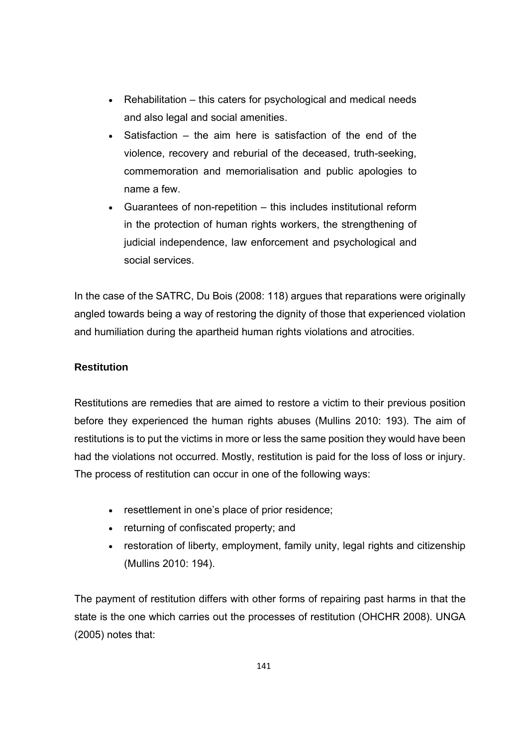- Rehabilitation – this caters for psychological and medical needs and also legal and social amenities.
- Satisfaction – the aim here is satisfaction of the end of the violence, recovery and reburial of the deceased, truth-seeking, commemoration and memorialisation and public apologies to name a few.
- Guarantees of non-repetition – this includes institutional reform in the protection of human rights workers, the strengthening of judicial independence, law enforcement and psychological and social services.

In the case of the SATRC, Du Bois (2008: 118) argues that reparations were originally angled towards being a way of restoring the dignity of those that experienced violation and humiliation during the apartheid human rights violations and atrocities.

**Restitution**

Restitutions are remedies that are aimed to restore a victim to their previous position before they experienced the human rights abuses (Mullins 2010: 193). The aim of restitutions is to put the victims in more or less the same position they would have been had the violations not occurred. Mostly, restitution is paid for the loss of loss or injury. The process of restitution can occur in one of the following ways:

- resettlement in one's place of prior residence;
- returning of confiscated property; and
- restoration of liberty, employment, family unity, legal rights and citizenship (Mullins 2010: 194).

The payment of restitution differs with other forms of repairing past harms in that the state is the one which carries out the processes of restitution (OHCHR 2008). UNGA (2005) notes that: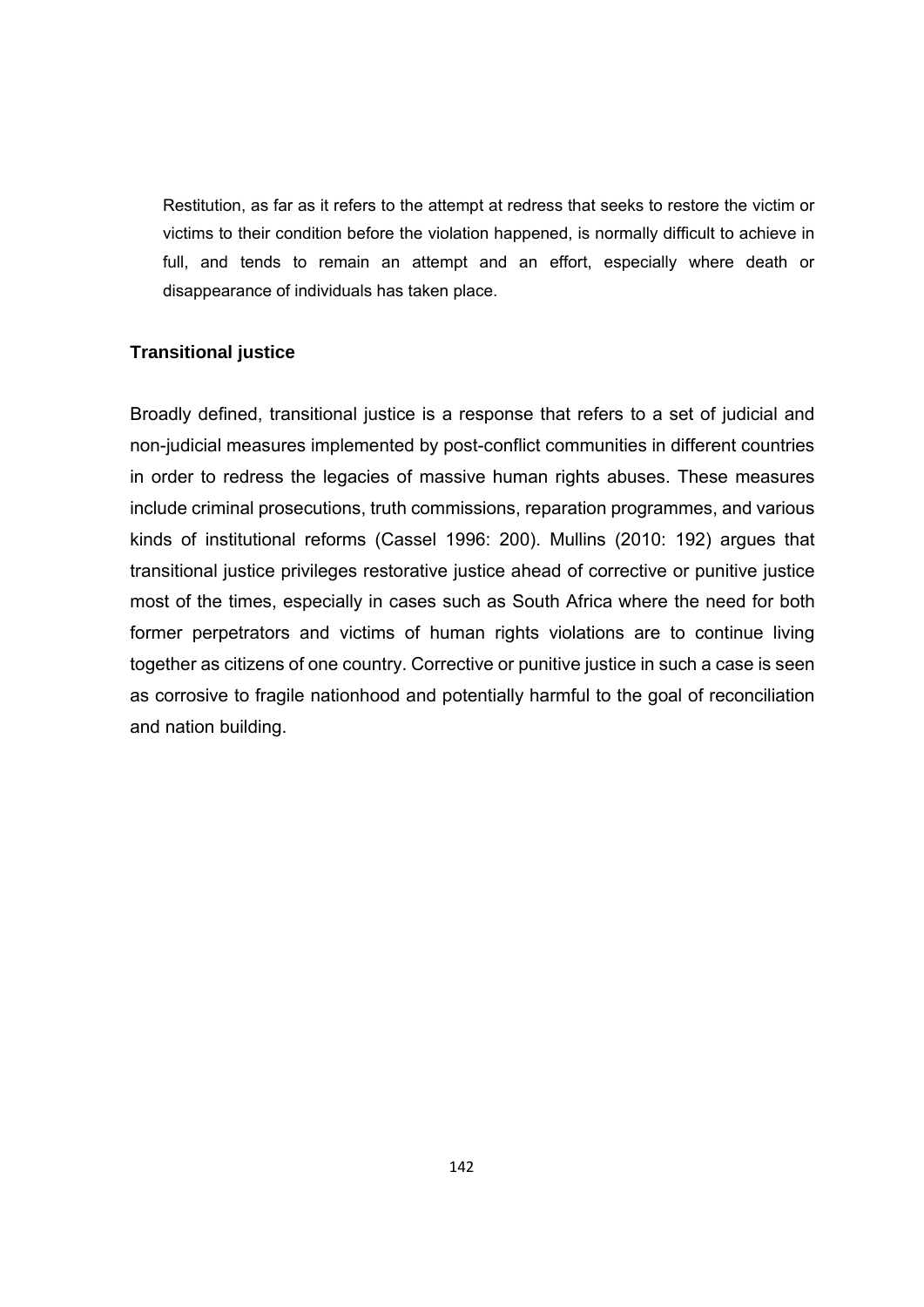Restitution, as far as it refers to the attempt at redress that seeks to restore the victim or victims to their condition before the violation happened, is normally difficult to achieve in full, and tends to remain an attempt and an effort, especially where death or disappearance of individuals has taken place.

**Transitional justice**

Broadly defined, transitional justice is a response that refers to a set of judicial and non-judicial measures implemented by post-conflict communities in different countries in order to redress the legacies of massive human rights abuses. These measures include criminal prosecutions, truth commissions, reparation programmes, and various kinds of institutional reforms (Cassel 1996: 200). Mullins (2010: 192) argues that transitional justice privileges restorative justice ahead of corrective or punitive justice most of the times, especially in cases such as South Africa where the need for both former perpetrators and victims of human rights violations are to continue living together as citizens of one country. Corrective or punitive justice in such a case is seen as corrosive to fragile nationhood and potentially harmful to the goal of reconciliation and nation building.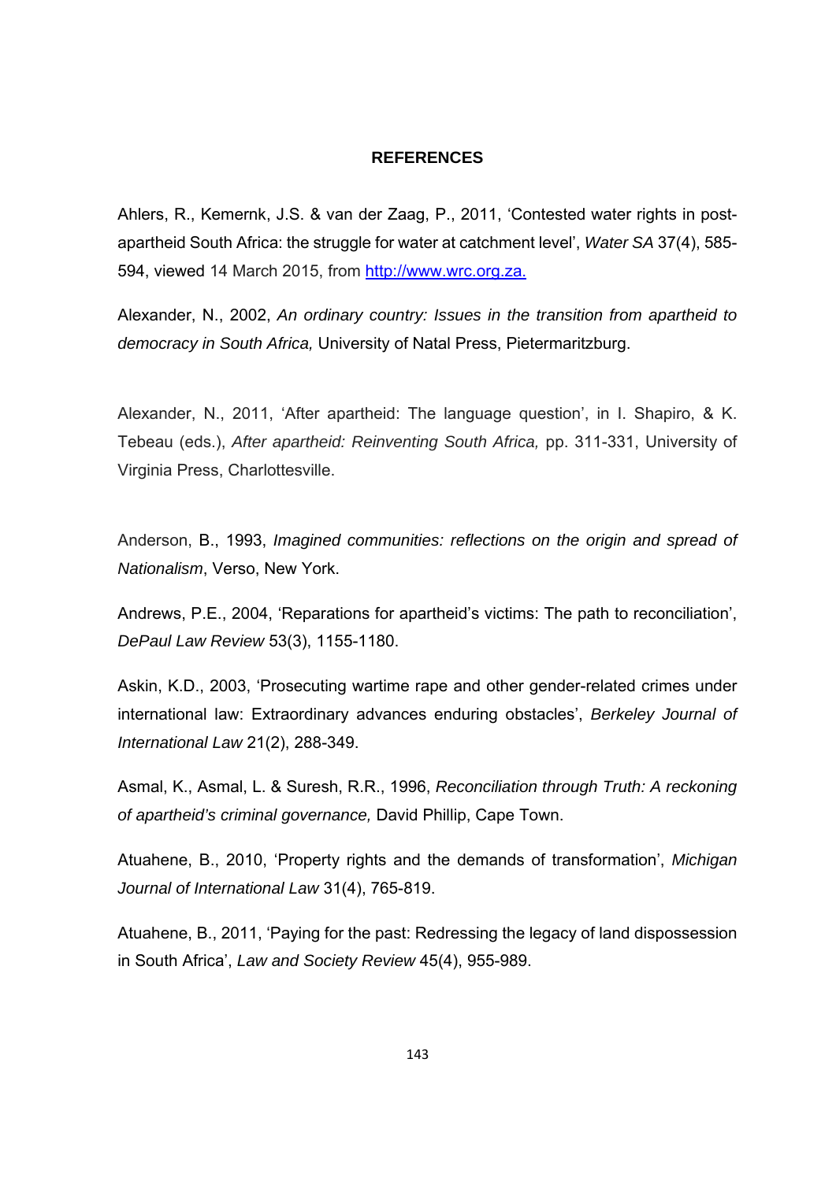# REFERENCES

Ahlers, R., Kemernk, J.S. & van der Zaag, P., 2011, 'Contested water rights in post-apartheid South Africa: the struggle for water at catchment level', *Water SA* 37(4), 585-594, viewed 14 March 2015, from http://www.wrc.org.za.

Alexander, N., 2002, *An ordinary country: Issues in the transition from apartheid to democracy in South Africa,* University of Natal Press, Pietermaritzburg.

Alexander, N., 2011, 'After apartheid: The language question', in I. Shapiro, & K. Tebeau (eds.), *After apartheid: Reinventing South Africa,* pp. 311-331, University of Virginia Press, Charlottesville.

Anderson, B., 1993, *Imagined communities: reflections on the origin and spread of Nationalism*, Verso, New York.

Andrews, P.E., 2004, 'Reparations for apartheid's victims: The path to reconciliation', *DePaul Law Review* 53(3), 1155-1180.

Askin, K.D., 2003, 'Prosecuting wartime rape and other gender-related crimes under international law: Extraordinary advances enduring obstacles', *Berkeley Journal of International Law* 21(2), 288-349.

Asmal, K., Asmal, L. & Suresh, R.R., 1996, *Reconciliation through Truth: A reckoning of apartheid's criminal governance,* David Phillip, Cape Town.

Atuahene, B., 2010, 'Property rights and the demands of transformation', *Michigan Journal of International Law* 31(4), 765-819.

Atuahene, B., 2011, 'Paying for the past: Redressing the legacy of land dispossession in South Africa', *Law and Society Review* 45(4), 955-989.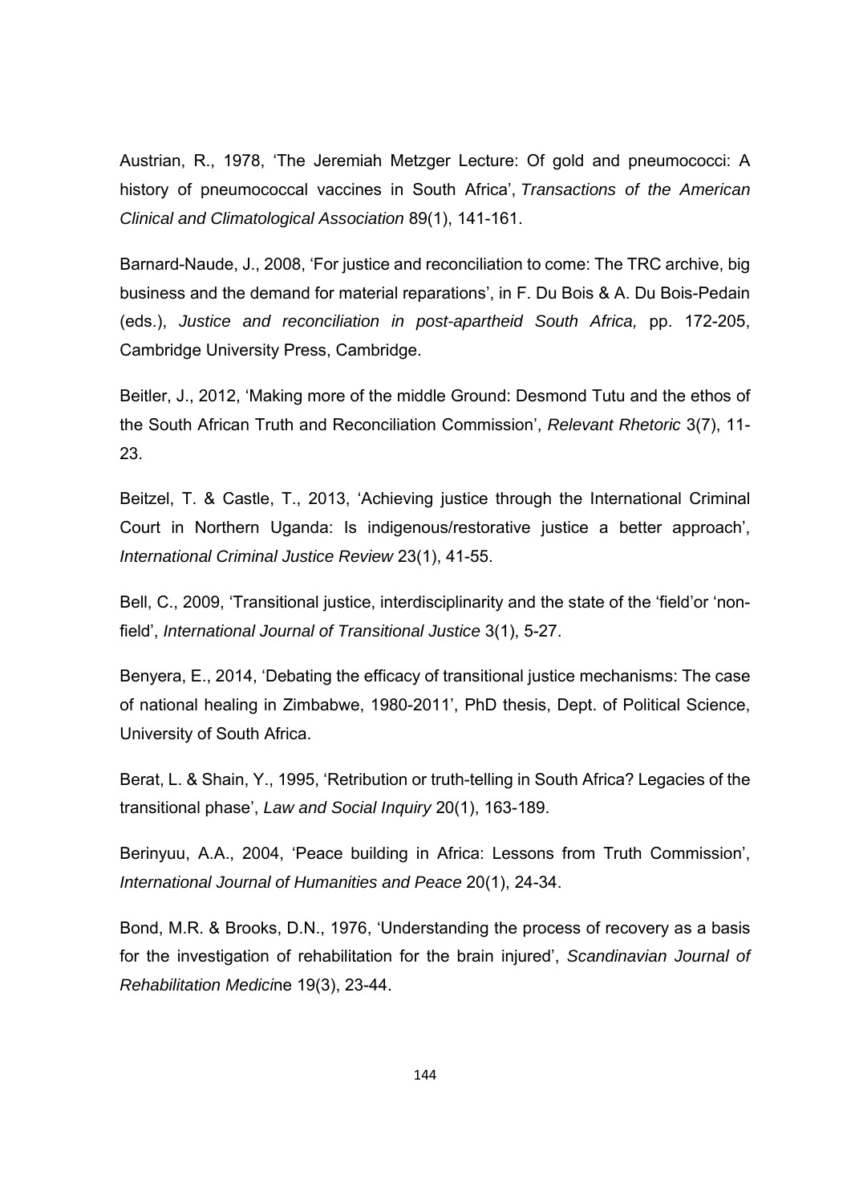Austrian, R., 1978, 'The Jeremiah Metzger Lecture: Of gold and pneumococci: A history of pneumococcal vaccines in South Africa', *Transactions of the American Clinical and Climatological Association* 89(1), 141-161.

Barnard-Naude, J., 2008, 'For justice and reconciliation to come: The TRC archive, big business and the demand for material reparations', in F. Du Bois & A. Du Bois-Pedain (eds.), *Justice and reconciliation in post-apartheid South Africa,* pp. 172-205, Cambridge University Press, Cambridge.

Beitler, J., 2012, 'Making more of the middle Ground: Desmond Tutu and the ethos of the South African Truth and Reconciliation Commission', *Relevant Rhetoric* 3(7), 11-23.

Beitzel, T. & Castle, T., 2013, 'Achieving justice through the International Criminal Court in Northern Uganda: Is indigenous/restorative justice a better approach', *International Criminal Justice Review* 23(1), 41-55.

Bell, C., 2009, 'Transitional justice, interdisciplinarity and the state of the 'field'or 'non-field', *International Journal of Transitional Justice* 3(1), 5-27.

Benyera, E., 2014, 'Debating the efficacy of transitional justice mechanisms: The case of national healing in Zimbabwe, 1980-2011', PhD thesis, Dept. of Political Science, University of South Africa.

Berat, L. & Shain, Y., 1995, 'Retribution or truth-telling in South Africa? Legacies of the transitional phase', *Law and Social Inquiry* 20(1), 163-189.

Berinyuu, A.A., 2004, 'Peace building in Africa: Lessons from Truth Commission', *International Journal of Humanities and Peace* 20(1), 24-34.

Bond, M.R. & Brooks, D.N., 1976, 'Understanding the process of recovery as a basis for the investigation of rehabilitation for the brain injured', *Scandinavian Journal of Rehabilitation Medicine* 19(3), 23-44.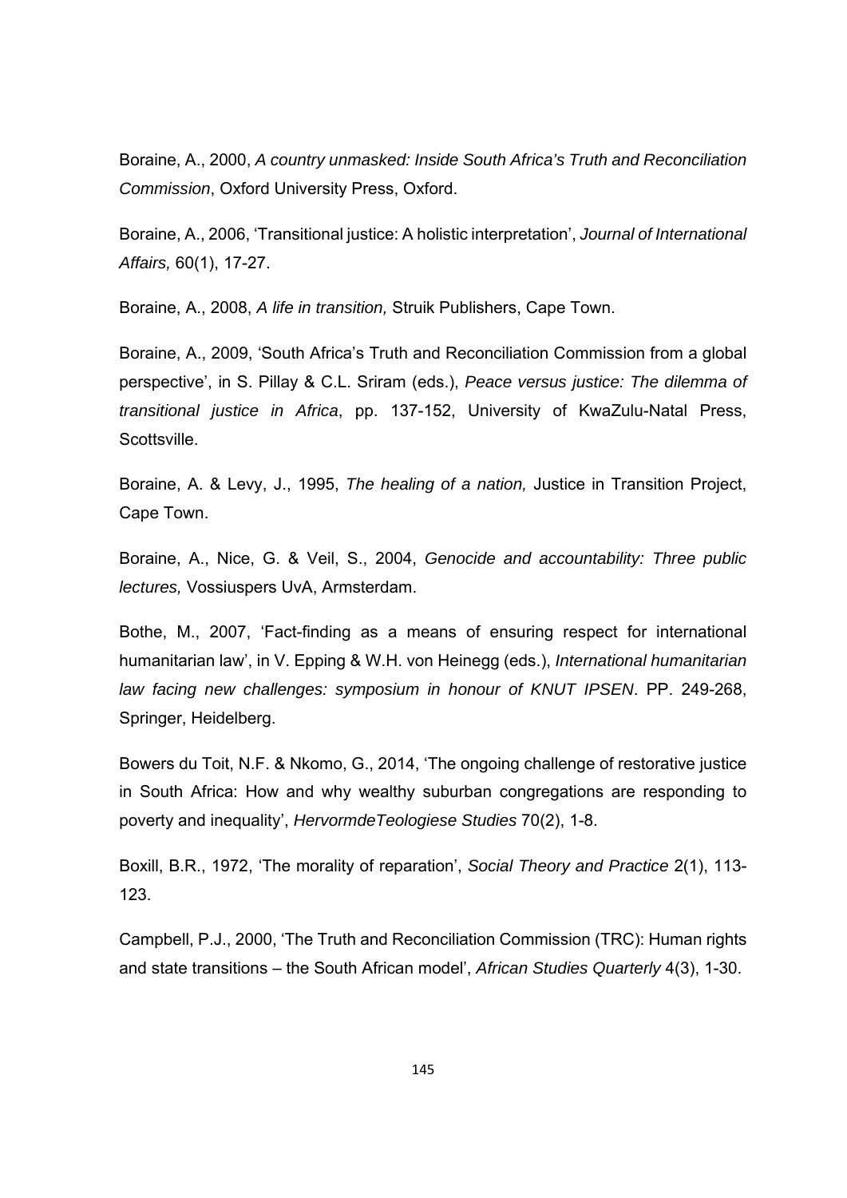Boraine, A., 2000, *A country unmasked: Inside South Africa's Truth and Reconciliation Commission*, Oxford University Press, Oxford.

Boraine, A., 2006, 'Transitional justice: A holistic interpretation', *Journal of International Affairs,* 60(1), 17-27.

Boraine, A., 2008, *A life in transition,* Struik Publishers, Cape Town.

Boraine, A., 2009, 'South Africa's Truth and Reconciliation Commission from a global perspective', in S. Pillay & C.L. Sriram (eds.), *Peace versus justice: The dilemma of transitional justice in Africa*, pp. 137-152, University of KwaZulu-Natal Press, Scottsville.

Boraine, A. & Levy, J., 1995, *The healing of a nation,* Justice in Transition Project, Cape Town.

Boraine, A., Nice, G. & Veil, S., 2004, *Genocide and accountability: Three public lectures,* Vossiuspers UvA, Armsterdam.

Bothe, M., 2007, 'Fact-finding as a means of ensuring respect for international humanitarian law', in V. Epping & W.H. von Heinegg (eds.), *International humanitarian law facing new challenges: symposium in honour of KNUT IPSEN*. PP. 249-268, Springer, Heidelberg.

Bowers du Toit, N.F. & Nkomo, G., 2014, 'The ongoing challenge of restorative justice in South Africa: How and why wealthy suburban congregations are responding to poverty and inequality', *HervormdeTeologiese Studies* 70(2), 1-8.

Boxill, B.R., 1972, 'The morality of reparation', *Social Theory and Practice* 2(1), 113-123.

Campbell, P.J., 2000, 'The Truth and Reconciliation Commission (TRC): Human rights and state transitions – the South African model', *African Studies Quarterly* 4(3), 1-30.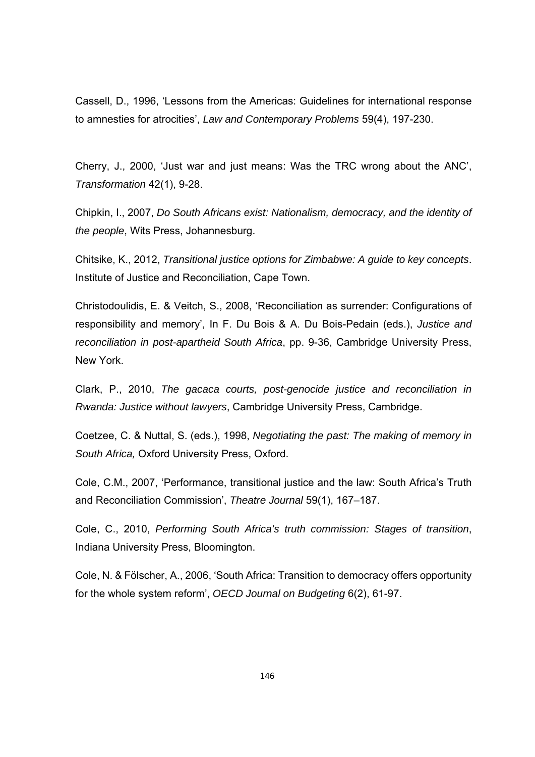Cassell, D., 1996, 'Lessons from the Americas: Guidelines for international response to amnesties for atrocities', *Law and Contemporary Problems* 59(4), 197-230.

Cherry, J., 2000, 'Just war and just means: Was the TRC wrong about the ANC', *Transformation* 42(1), 9-28.

Chipkin, I., 2007, *Do South Africans exist: Nationalism, democracy, and the identity of the people*, Wits Press, Johannesburg.

Chitsike, K., 2012, *Transitional justice options for Zimbabwe: A guide to key concepts*. Institute of Justice and Reconciliation, Cape Town.

Christodoulidis, E. & Veitch, S., 2008, 'Reconciliation as surrender: Configurations of responsibility and memory', In F. Du Bois & A. Du Bois-Pedain (eds.), *Justice and reconciliation in post-apartheid South Africa*, pp. 9-36, Cambridge University Press, New York.

Clark, P., 2010, *The gacaca courts, post-genocide justice and reconciliation in Rwanda: Justice without lawyers*, Cambridge University Press, Cambridge.

Coetzee, C. & Nuttal, S. (eds.), 1998, *Negotiating the past: The making of memory in South Africa,* Oxford University Press, Oxford.

Cole, C.M., 2007, 'Performance, transitional justice and the law: South Africa's Truth and Reconciliation Commission', *Theatre Journal* 59(1), 167–187.

Cole, C., 2010, *Performing South Africa's truth commission: Stages of transition*, Indiana University Press, Bloomington.

Cole, N. & Fölscher, A., 2006, 'South Africa: Transition to democracy offers opportunity for the whole system reform', *OECD Journal on Budgeting* 6(2), 61-97.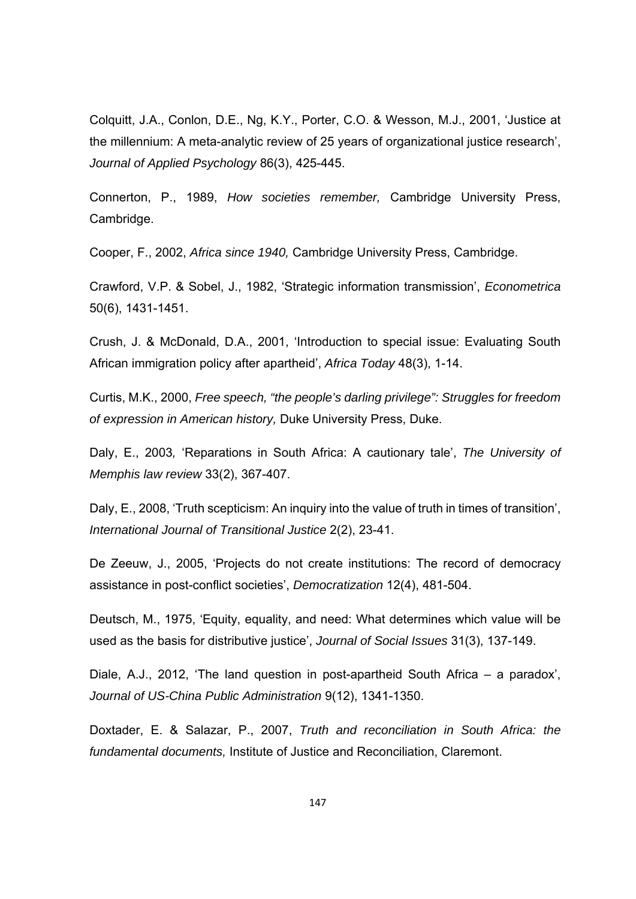Colquitt, J.A., Conlon, D.E., Ng, K.Y., Porter, C.O. & Wesson, M.J., 2001, 'Justice at the millennium: A meta-analytic review of 25 years of organizational justice research', *Journal of Applied Psychology* 86(3), 425-445.

Connerton, P., 1989, *How societies remember,* Cambridge University Press, Cambridge.

Cooper, F., 2002, *Africa since 1940,* Cambridge University Press, Cambridge.

Crawford, V.P. & Sobel, J., 1982, 'Strategic information transmission', *Econometrica* 50(6), 1431-1451.

Crush, J. & McDonald, D.A., 2001, 'Introduction to special issue: Evaluating South African immigration policy after apartheid', *Africa Today* 48(3), 1-14.

Curtis, M.K., 2000, *Free speech, "the people's darling privilege": Struggles for freedom of expression in American history,* Duke University Press, Duke.

Daly, E., 2003, 'Reparations in South Africa: A cautionary tale', *The University of Memphis law review* 33(2), 367-407.

Daly, E., 2008, 'Truth scepticism: An inquiry into the value of truth in times of transition', *International Journal of Transitional Justice* 2(2), 23-41.

De Zeeuw, J., 2005, 'Projects do not create institutions: The record of democracy assistance in post-conflict societies', *Democratization* 12(4), 481-504.

Deutsch, M., 1975, 'Equity, equality, and need: What determines which value will be used as the basis for distributive justice', *Journal of Social Issues* 31(3), 137-149.

Diale, A.J., 2012, 'The land question in post-apartheid South Africa – a paradox', *Journal of US-China Public Administration* 9(12), 1341-1350.

Doxtader, E. & Salazar, P., 2007, *Truth and reconciliation in South Africa: the fundamental documents,* Institute of Justice and Reconciliation, Claremont.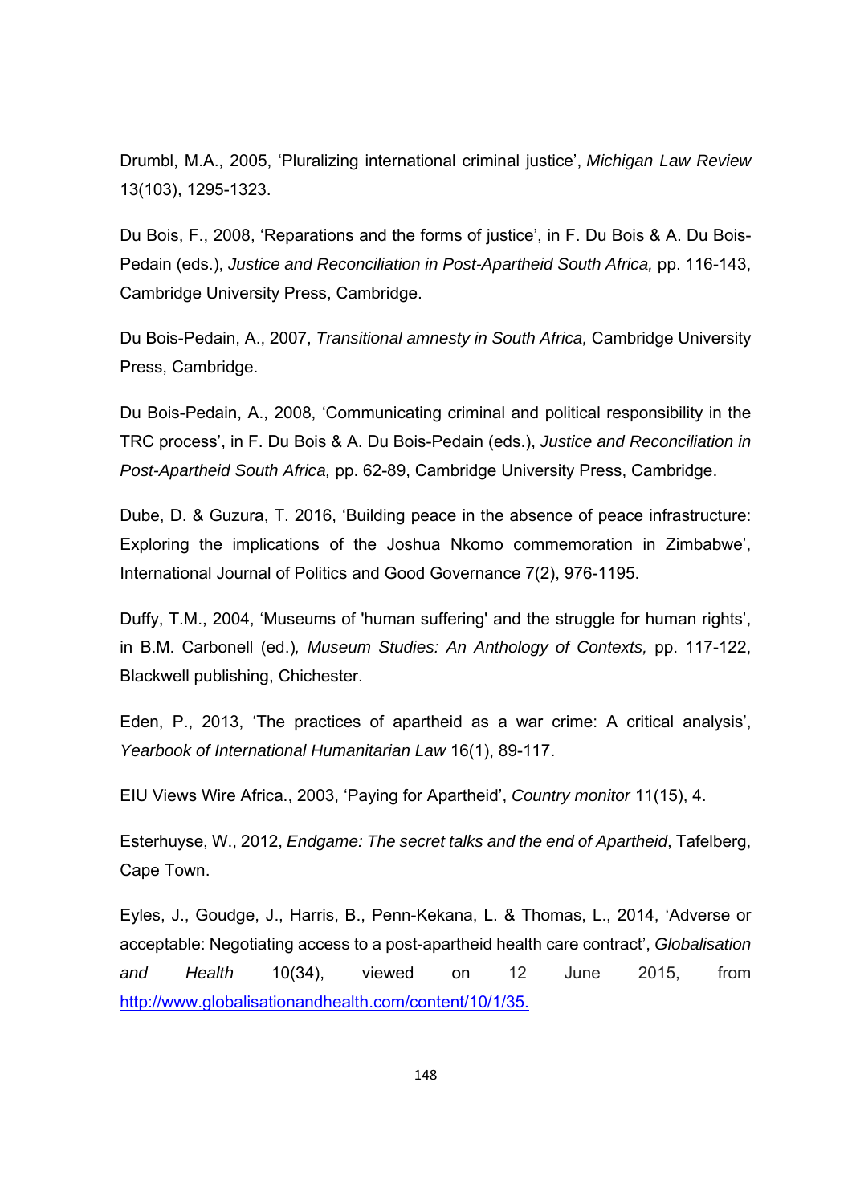Drumbl, M.A., 2005, 'Pluralizing international criminal justice', *Michigan Law Review* 13(103), 1295-1323.

Du Bois, F., 2008, 'Reparations and the forms of justice', in F. Du Bois & A. Du Bois-Pedain (eds.), *Justice and Reconciliation in Post-Apartheid South Africa,* pp. 116-143, Cambridge University Press, Cambridge.

Du Bois-Pedain, A., 2007, *Transitional amnesty in South Africa,* Cambridge University Press, Cambridge.

Du Bois-Pedain, A., 2008, 'Communicating criminal and political responsibility in the TRC process', in F. Du Bois & A. Du Bois-Pedain (eds.), *Justice and Reconciliation in Post-Apartheid South Africa,* pp. 62-89, Cambridge University Press, Cambridge.

Dube, D. & Guzura, T. 2016, 'Building peace in the absence of peace infrastructure: Exploring the implications of the Joshua Nkomo commemoration in Zimbabwe', International Journal of Politics and Good Governance 7(2), 976-1195.

Duffy, T.M., 2004, 'Museums of 'human suffering' and the struggle for human rights', in B.M. Carbonell (ed.)*, Museum Studies: An Anthology of Contexts,* pp. 117-122, Blackwell publishing, Chichester.

Eden, P., 2013, 'The practices of apartheid as a war crime: A critical analysis', *Yearbook of International Humanitarian Law* 16(1), 89-117.

EIU Views Wire Africa., 2003, 'Paying for Apartheid', *Country monitor* 11(15), 4.

Esterhuyse, W., 2012, *Endgame: The secret talks and the end of Apartheid*, Tafelberg, Cape Town.

Eyles, J., Goudge, J., Harris, B., Penn-Kekana, L. & Thomas, L., 2014, 'Adverse or acceptable: Negotiating access to a post-apartheid health care contract', *Globalisation and Health* 10(34), viewed on 12 June 2015, from http://www.globalisationandhealth.com/content/10/1/35.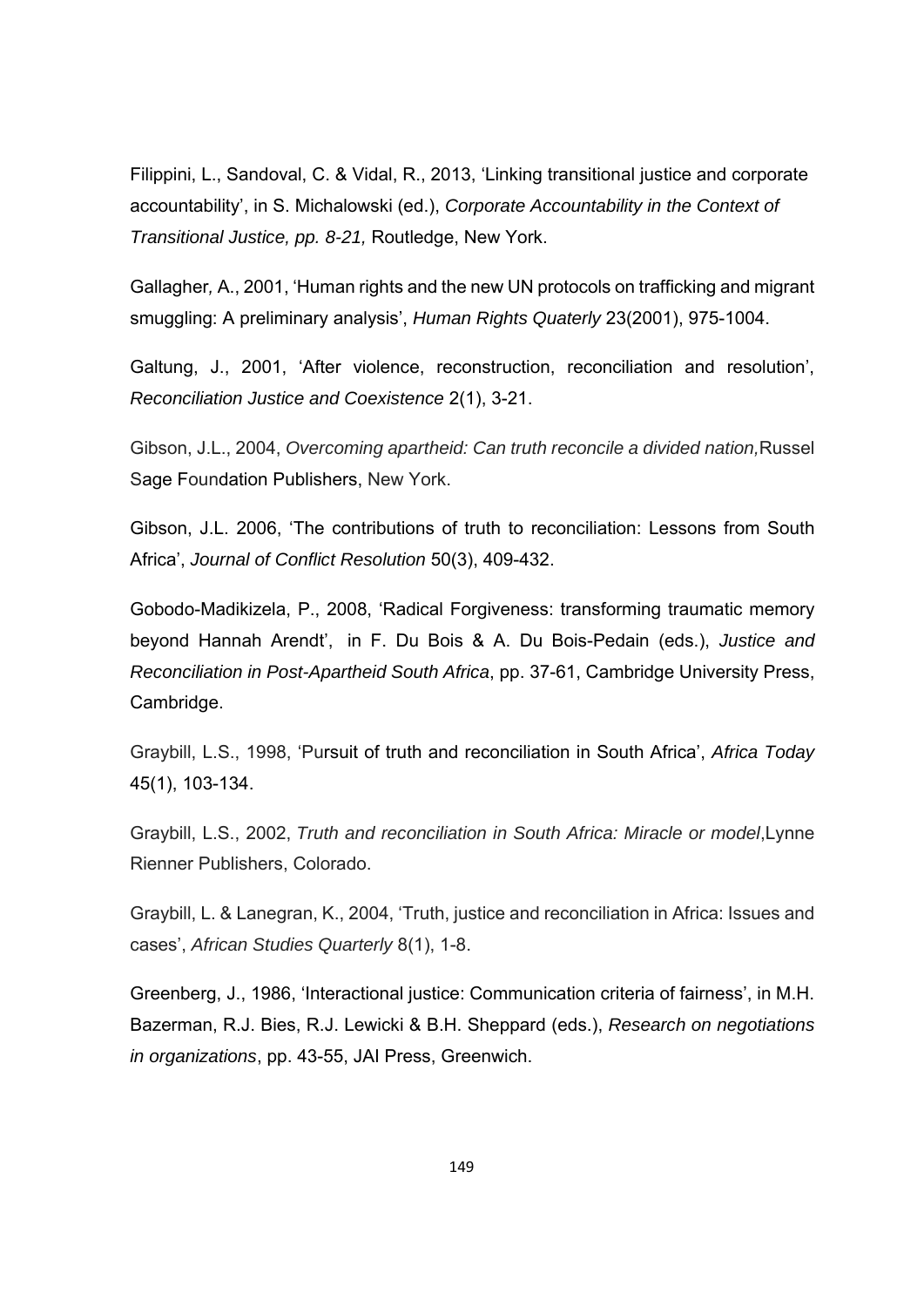Filippini, L., Sandoval, C. & Vidal, R., 2013, 'Linking transitional justice and corporate accountability', in S. Michalowski (ed.), *Corporate Accountability in the Context of Transitional Justice, pp. 8-21,* Routledge, New York.

Gallagher, A., 2001, 'Human rights and the new UN protocols on trafficking and migrant smuggling: A preliminary analysis', *Human Rights Quaterly* 23(2001), 975-1004.

Galtung, J., 2001, 'After violence, reconstruction, reconciliation and resolution', *Reconciliation Justice and Coexistence* 2(1), 3-21.

Gibson, J.L., 2004, *Overcoming apartheid: Can truth reconcile a divided nation,*Russel Sage Foundation Publishers, New York.

Gibson, J.L. 2006, 'The contributions of truth to reconciliation: Lessons from South Africa', *Journal of Conflict Resolution* 50(3), 409-432.

Gobodo-Madikizela, P., 2008, 'Radical Forgiveness: transforming traumatic memory beyond Hannah Arendt', in F. Du Bois & A. Du Bois-Pedain (eds.), *Justice and Reconciliation in Post-Apartheid South Africa*, pp. 37-61, Cambridge University Press, Cambridge.

Graybill, L.S., 1998, 'Pursuit of truth and reconciliation in South Africa', *Africa Today* 45(1), 103-134.

Graybill, L.S., 2002, *Truth and reconciliation in South Africa: Miracle or model*,Lynne Rienner Publishers, Colorado.

Graybill, L. & Lanegran, K., 2004, 'Truth, justice and reconciliation in Africa: Issues and cases', *African Studies Quarterly* 8(1), 1-8.

Greenberg, J., 1986, 'Interactional justice: Communication criteria of fairness', in M.H. Bazerman, R.J. Bies, R.J. Lewicki & B.H. Sheppard (eds.), *Research on negotiations in organizations*, pp. 43-55, JAI Press, Greenwich.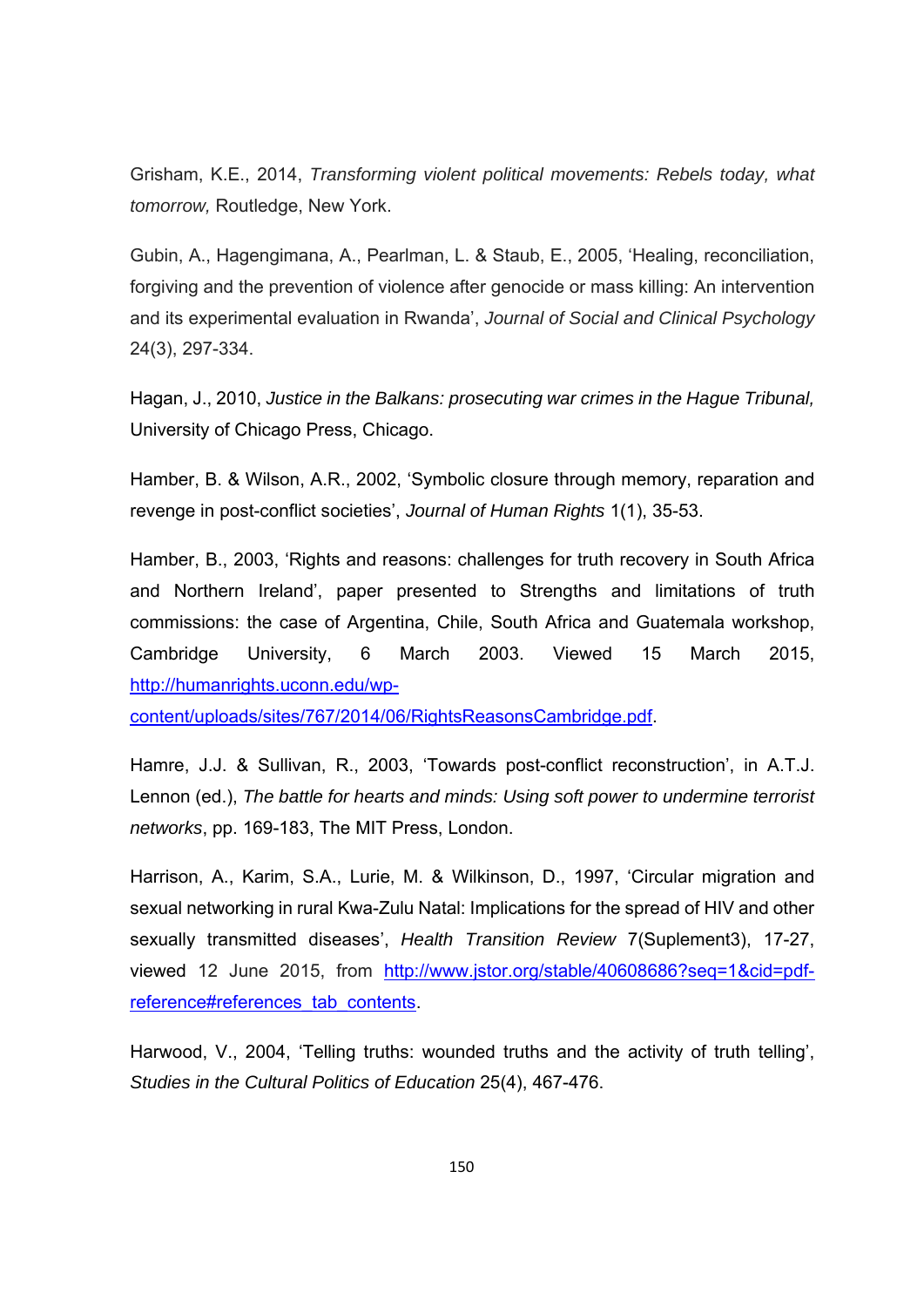Grisham, K.E., 2014, *Transforming violent political movements: Rebels today, what tomorrow,* Routledge, New York.

Gubin, A., Hagengimana, A., Pearlman, L. & Staub, E., 2005, 'Healing, reconciliation, forgiving and the prevention of violence after genocide or mass killing: An intervention and its experimental evaluation in Rwanda', *Journal of Social and Clinical Psychology* 24(3), 297-334.

Hagan, J., 2010, *Justice in the Balkans: prosecuting war crimes in the Hague Tribunal,* University of Chicago Press, Chicago.

Hamber, B. & Wilson, A.R., 2002, 'Symbolic closure through memory, reparation and revenge in post-conflict societies', *Journal of Human Rights* 1(1), 35-53.

Hamber, B., 2003, 'Rights and reasons: challenges for truth recovery in South Africa and Northern Ireland', paper presented to Strengths and limitations of truth commissions: the case of Argentina, Chile, South Africa and Guatemala workshop, Cambridge University, 6 March 2003. Viewed 15 March 2015, [http://humanrights.uconn.edu/wp-content/uploads/sites/767/2014/06/RightsReasonsCambridge.pdf](http://humanrights.uconn.edu/wp-content/uploads/sites/767/2014/06/RightsReasonsCambridge.pdf).

Hamre, J.J. & Sullivan, R., 2003, 'Towards post-conflict reconstruction', in A.T.J. Lennon (ed.), *The battle for hearts and minds: Using soft power to undermine terrorist networks*, pp. 169-183, The MIT Press, London.

Harrison, A., Karim, S.A., Lurie, M. & Wilkinson, D., 1997, 'Circular migration and sexual networking in rural Kwa-Zulu Natal: Implications for the spread of HIV and other sexually transmitted diseases', *Health Transition Review* 7(Suplement3), 17-27, viewed 12 June 2015, from [http://www.jstor.org/stable/40608686?seq=1&cid=pdf-reference#references_tab_contents](http://www.jstor.org/stable/40608686?seq=1&cid=pdf-reference#references_tab_contents).

Harwood, V., 2004, 'Telling truths: wounded truths and the activity of truth telling', *Studies in the Cultural Politics of Education* 25(4), 467-476.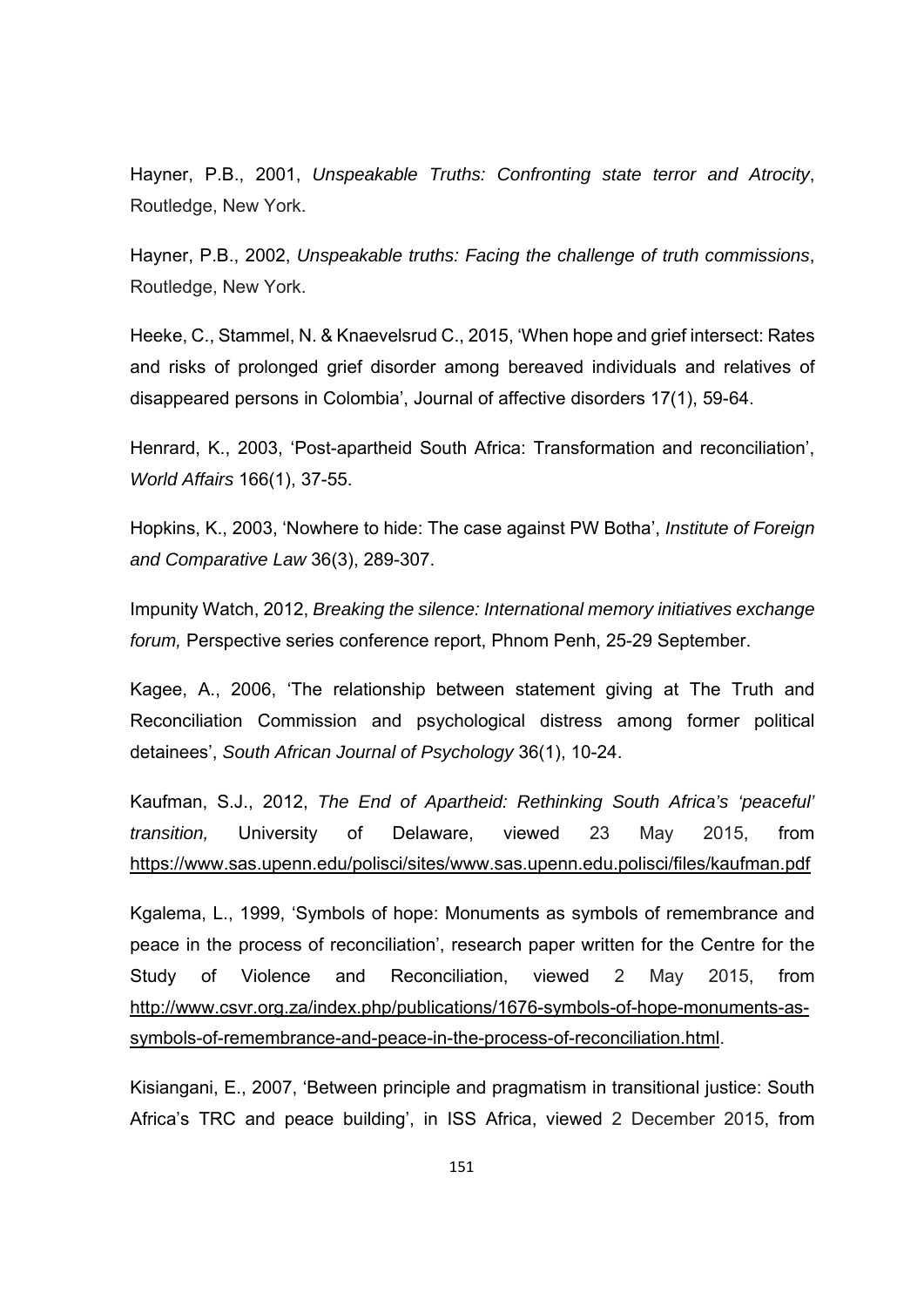Hayner, P.B., 2001, *Unspeakable Truths: Confronting state terror and Atrocity*, Routledge, New York.

Hayner, P.B., 2002, *Unspeakable truths: Facing the challenge of truth commissions*, Routledge, New York.

Heeke, C., Stammel, N. & Knaevelsrud C., 2015, 'When hope and grief intersect: Rates and risks of prolonged grief disorder among bereaved individuals and relatives of disappeared persons in Colombia', Journal of affective disorders 17(1), 59-64.

Henrard, K., 2003, 'Post-apartheid South Africa: Transformation and reconciliation', *World Affairs* 166(1), 37-55.

Hopkins, K., 2003, 'Nowhere to hide: The case against PW Botha', *Institute of Foreign and Comparative Law* 36(3), 289-307.

Impunity Watch, 2012, *Breaking the silence: International memory initiatives exchange forum,* Perspective series conference report, Phnom Penh, 25-29 September.

Kagee, A., 2006, 'The relationship between statement giving at The Truth and Reconciliation Commission and psychological distress among former political detainees', *South African Journal of Psychology* 36(1), 10-24.

Kaufman, S.J., 2012, *The End of Apartheid: Rethinking South Africa's 'peaceful' transition,* University of Delaware, viewed 23 May 2015, from https://www.sas.upenn.edu/polisci/sites/www.sas.upenn.edu.polisci/files/kaufman.pdf

Kgalema, L., 1999, 'Symbols of hope: Monuments as symbols of remembrance and peace in the process of reconciliation', research paper written for the Centre for the Study of Violence and Reconciliation, viewed 2 May 2015, from http://www.csvr.org.za/index.php/publications/1676-symbols-of-hope-monuments-as-symbols-of-remembrance-and-peace-in-the-process-of-reconciliation.html.

Kisiangani, E., 2007, 'Between principle and pragmatism in transitional justice: South Africa's TRC and peace building', in ISS Africa, viewed 2 December 2015, from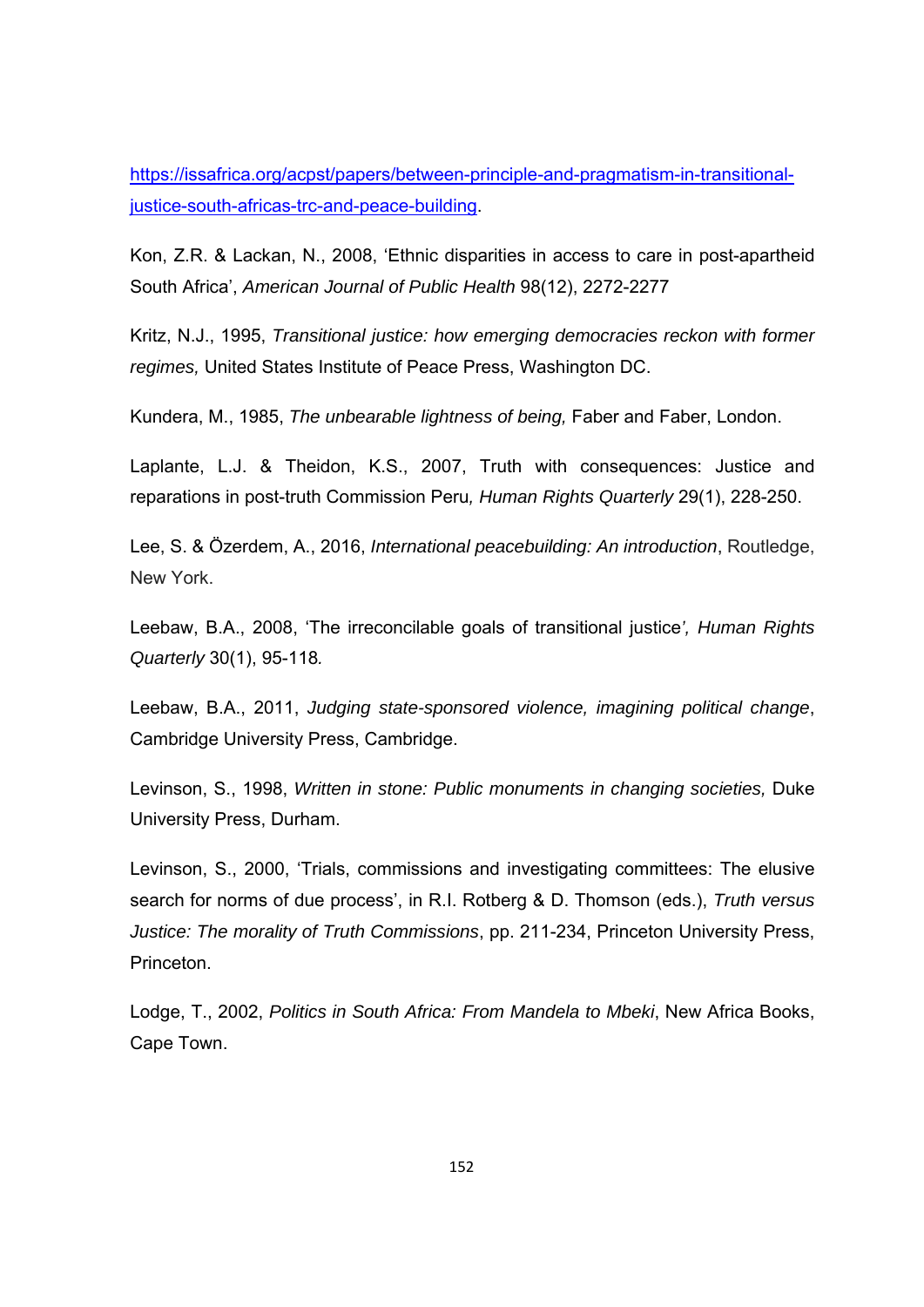https://issafrica.org/acpst/papers/between-principle-and-pragmatism-in-transitional-justice-south-africas-trc-and-peace-building.

Kon, Z.R. & Lackan, N., 2008, 'Ethnic disparities in access to care in post-apartheid South Africa', *American Journal of Public Health* 98(12), 2272-2277

Kritz, N.J., 1995, *Transitional justice: how emerging democracies reckon with former regimes,* United States Institute of Peace Press, Washington DC.

Kundera, M., 1985, *The unbearable lightness of being,* Faber and Faber, London.

Laplante, L.J. & Theidon, K.S., 2007, Truth with consequences: Justice and reparations in post-truth Commission Peru*, Human Rights Quarterly* 29(1), 228-250.

Lee, S. & Özerdem, A., 2016, *International peacebuilding: An introduction*, Routledge, New York.

Leebaw, B.A., 2008, 'The irreconcilable goals of transitional justice*', Human Rights Quarterly* 30(1), 95-118*.*

Leebaw, B.A., 2011, *Judging state-sponsored violence, imagining political change*, Cambridge University Press, Cambridge.

Levinson, S., 1998, *Written in stone: Public monuments in changing societies,* Duke University Press, Durham.

Levinson, S., 2000, 'Trials, commissions and investigating committees: The elusive search for norms of due process', in R.I. Rotberg & D. Thomson (eds.), *Truth versus Justice: The morality of Truth Commissions*, pp. 211-234, Princeton University Press, Princeton.

Lodge, T., 2002, *Politics in South Africa: From Mandela to Mbeki*, New Africa Books, Cape Town.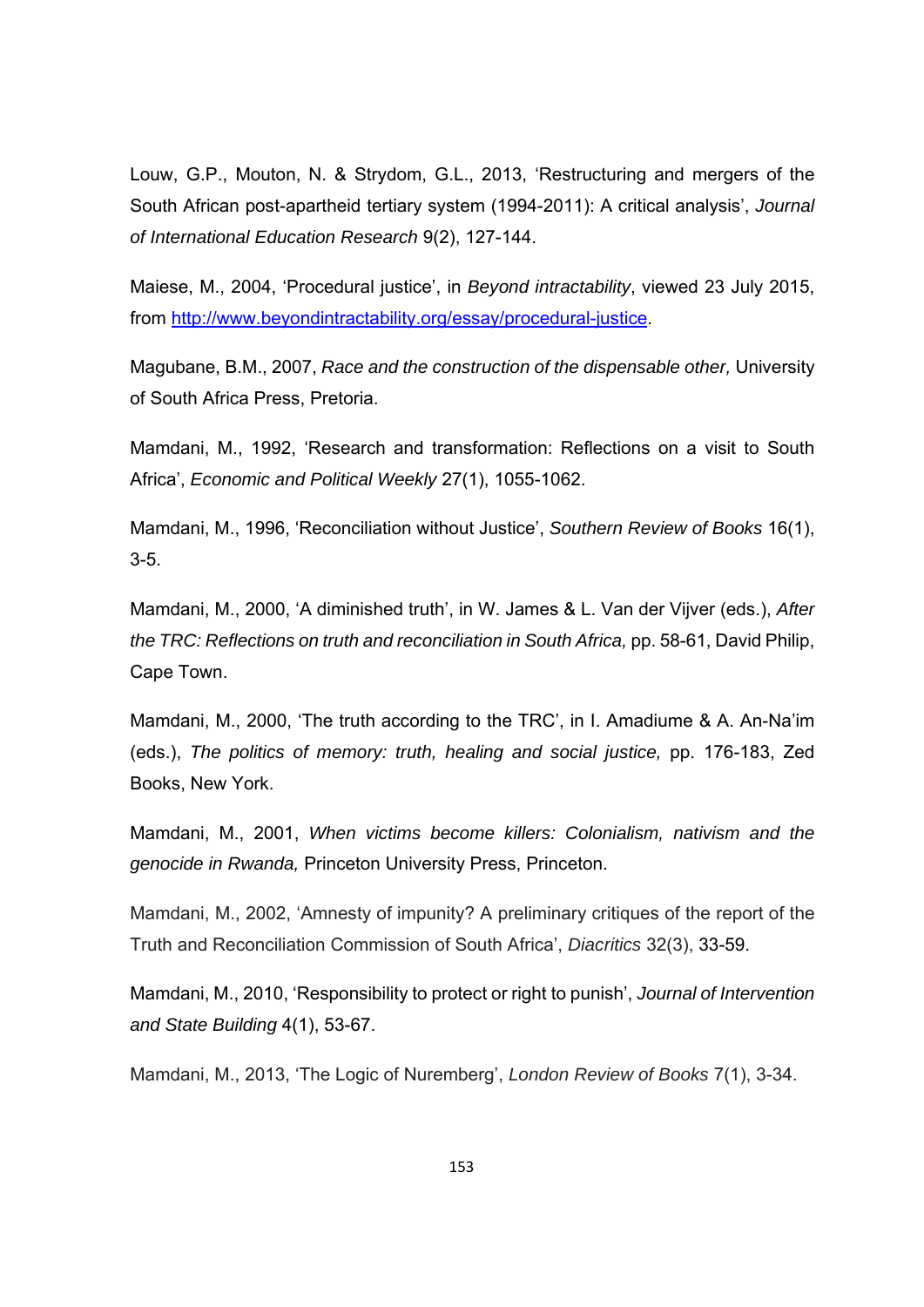Louw, G.P., Mouton, N. & Strydom, G.L., 2013, 'Restructuring and mergers of the South African post-apartheid tertiary system (1994-2011): A critical analysis', *Journal of International Education Research* 9(2), 127-144.

Maiese, M., 2004, 'Procedural justice', in *Beyond intractability*, viewed 23 July 2015, from http://www.beyondintractability.org/essay/procedural-justice.

Magubane, B.M., 2007, *Race and the construction of the dispensable other,* University of South Africa Press, Pretoria.

Mamdani, M., 1992, 'Research and transformation: Reflections on a visit to South Africa', *Economic and Political Weekly* 27(1), 1055-1062.

Mamdani, M., 1996, 'Reconciliation without Justice', *Southern Review of Books* 16(1), 3-5.

Mamdani, M., 2000, 'A diminished truth', in W. James & L. Van der Vijver (eds.), *After the TRC: Reflections on truth and reconciliation in South Africa,* pp. 58-61, David Philip, Cape Town.

Mamdani, M., 2000, 'The truth according to the TRC', in I. Amadiume & A. An-Na'im (eds.), *The politics of memory: truth, healing and social justice,* pp. 176-183, Zed Books, New York.

Mamdani, M., 2001, *When victims become killers: Colonialism, nativism and the genocide in Rwanda,* Princeton University Press, Princeton.

Mamdani, M., 2002, 'Amnesty of impunity? A preliminary critiques of the report of the Truth and Reconciliation Commission of South Africa', *Diacritics* 32(3), 33-59.

Mamdani, M., 2010, 'Responsibility to protect or right to punish', *Journal of Intervention and State Building* 4(1), 53-67.

Mamdani, M., 2013, 'The Logic of Nuremberg', *London Review of Books* 7(1), 3-34.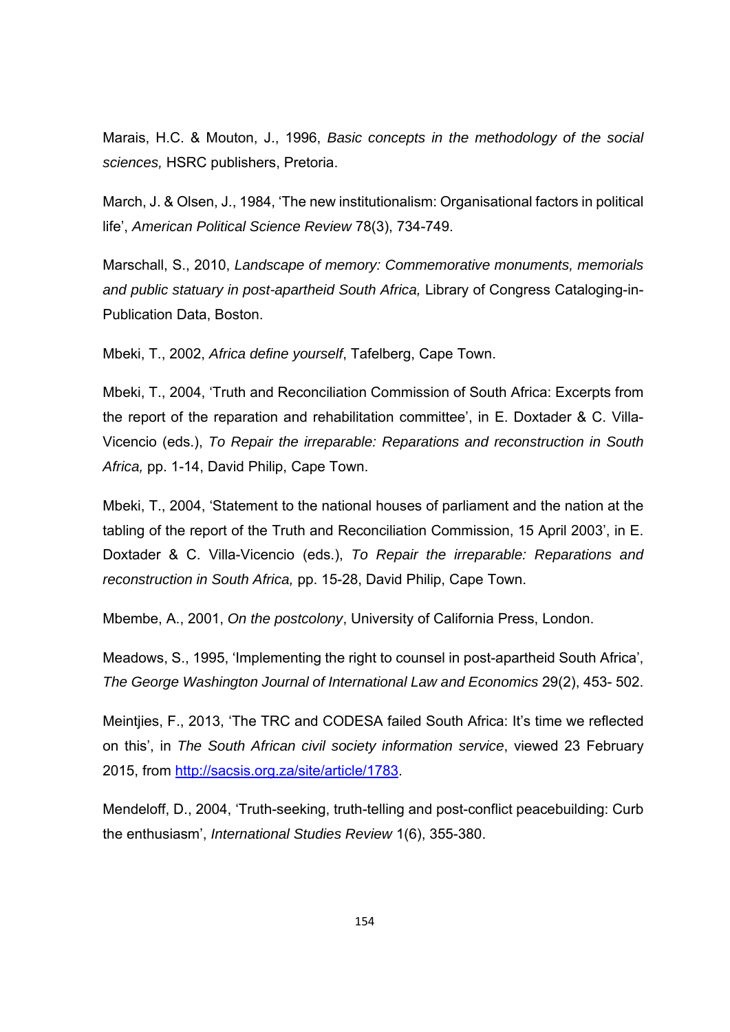Marais, H.C. & Mouton, J., 1996, *Basic concepts in the methodology of the social sciences,* HSRC publishers, Pretoria.

March, J. & Olsen, J., 1984, 'The new institutionalism: Organisational factors in political life', *American Political Science Review* 78(3), 734-749.

Marschall, S., 2010, *Landscape of memory: Commemorative monuments, memorials and public statuary in post-apartheid South Africa,* Library of Congress Cataloging-in-Publication Data, Boston.

Mbeki, T., 2002, *Africa define yourself*, Tafelberg, Cape Town.

Mbeki, T., 2004, 'Truth and Reconciliation Commission of South Africa: Excerpts from the report of the reparation and rehabilitation committee', in E. Doxtader & C. Villa-Vicencio (eds.), *To Repair the irreparable: Reparations and reconstruction in South Africa,* pp. 1-14, David Philip, Cape Town.

Mbeki, T., 2004, 'Statement to the national houses of parliament and the nation at the tabling of the report of the Truth and Reconciliation Commission, 15 April 2003', in E. Doxtader & C. Villa-Vicencio (eds.), *To Repair the irreparable: Reparations and reconstruction in South Africa,* pp. 15-28, David Philip, Cape Town.

Mbembe, A., 2001, *On the postcolony*, University of California Press, London.

Meadows, S., 1995, 'Implementing the right to counsel in post-apartheid South Africa', *The George Washington Journal of International Law and Economics* 29(2), 453- 502.

Meintjies, F., 2013, 'The TRC and CODESA failed South Africa: It's time we reflected on this', in *The South African civil society information service*, viewed 23 February 2015, from http://sacsis.org.za/site/article/1783.

Mendeloff, D., 2004, 'Truth-seeking, truth-telling and post-conflict peacebuilding: Curb the enthusiasm', *International Studies Review* 1(6), 355-380.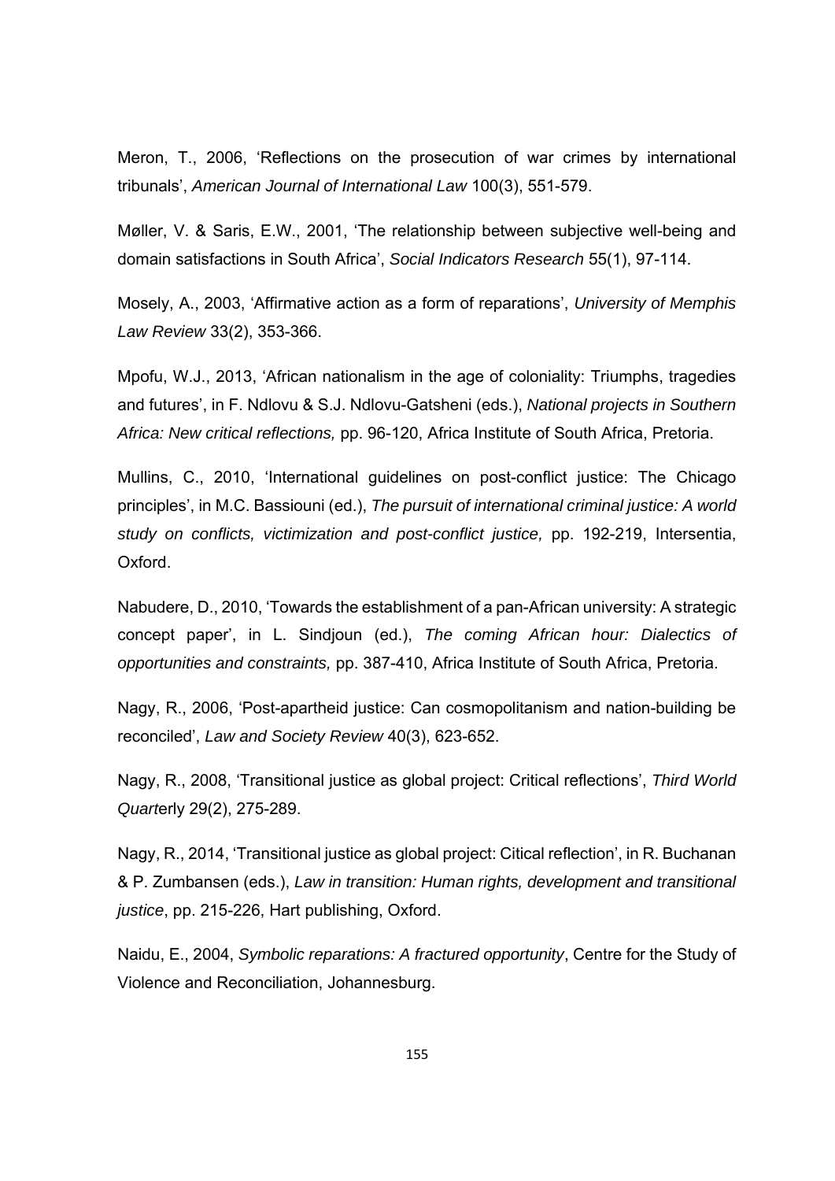Meron, T., 2006, 'Reflections on the prosecution of war crimes by international tribunals', *American Journal of International Law* 100(3), 551-579.

Møller, V. & Saris, E.W., 2001, 'The relationship between subjective well-being and domain satisfactions in South Africa', *Social Indicators Research* 55(1), 97-114.

Mosely, A., 2003, 'Affirmative action as a form of reparations', *University of Memphis Law Review* 33(2), 353-366.

Mpofu, W.J., 2013, 'African nationalism in the age of coloniality: Triumphs, tragedies and futures', in F. Ndlovu & S.J. Ndlovu-Gatsheni (eds.), *National projects in Southern Africa: New critical reflections,* pp. 96-120, Africa Institute of South Africa, Pretoria.

Mullins, C., 2010, 'International guidelines on post-conflict justice: The Chicago principles', in M.C. Bassiouni (ed.), *The pursuit of international criminal justice: A world study on conflicts, victimization and post-conflict justice,* pp. 192-219, Intersentia, Oxford.

Nabudere, D., 2010, 'Towards the establishment of a pan-African university: A strategic concept paper', in L. Sindjoun (ed.), *The coming African hour: Dialectics of opportunities and constraints,* pp. 387-410, Africa Institute of South Africa, Pretoria.

Nagy, R., 2006, 'Post-apartheid justice: Can cosmopolitanism and nation-building be reconciled', *Law and Society Review* 40(3), 623-652.

Nagy, R., 2008, 'Transitional justice as global project: Critical reflections', *Third World Quart*erly 29(2), 275-289.

Nagy, R., 2014, 'Transitional justice as global project: Citical reflection', in R. Buchanan & P. Zumbansen (eds.), *Law in transition: Human rights, development and transitional justice*, pp. 215-226, Hart publishing, Oxford.

Naidu, E., 2004, *Symbolic reparations: A fractured opportunity*, Centre for the Study of Violence and Reconciliation, Johannesburg.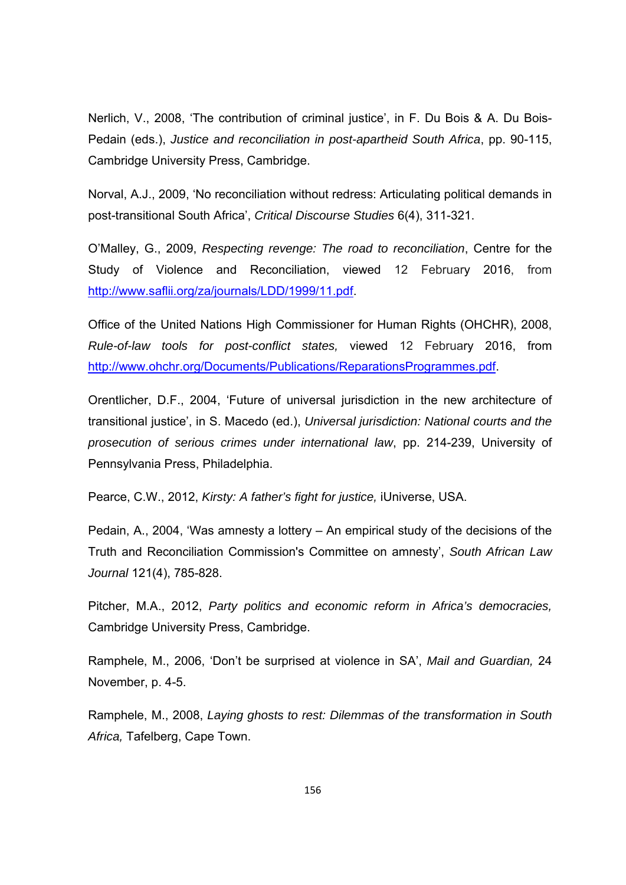Nerlich, V., 2008, 'The contribution of criminal justice', in F. Du Bois & A. Du Bois-Pedain (eds.), *Justice and reconciliation in post-apartheid South Africa*, pp. 90-115, Cambridge University Press, Cambridge.

Norval, A.J., 2009, 'No reconciliation without redress: Articulating political demands in post-transitional South Africa', *Critical Discourse Studies* 6(4), 311-321.

O'Malley, G., 2009, *Respecting revenge: The road to reconciliation*, Centre for the Study of Violence and Reconciliation, viewed 12 February 2016, from http://www.saflii.org/za/journals/LDD/1999/11.pdf.

Office of the United Nations High Commissioner for Human Rights (OHCHR), 2008, *Rule-of-law tools for post-conflict states,* viewed 12 February 2016, from http://www.ohchr.org/Documents/Publications/ReparationsProgrammes.pdf.

Orentlicher, D.F., 2004, 'Future of universal jurisdiction in the new architecture of transitional justice', in S. Macedo (ed.), *Universal jurisdiction: National courts and the prosecution of serious crimes under international law*, pp. 214-239, University of Pennsylvania Press, Philadelphia.

Pearce, C.W., 2012, *Kirsty: A father's fight for justice,* iUniverse, USA.

Pedain, A., 2004, 'Was amnesty a lottery – An empirical study of the decisions of the Truth and Reconciliation Commission's Committee on amnesty', *South African Law Journal* 121(4), 785-828.

Pitcher, M.A., 2012, *Party politics and economic reform in Africa's democracies,* Cambridge University Press, Cambridge.

Ramphele, M., 2006, 'Don't be surprised at violence in SA', *Mail and Guardian,* 24 November, p. 4-5.

Ramphele, M., 2008, *Laying ghosts to rest: Dilemmas of the transformation in South Africa,* Tafelberg, Cape Town.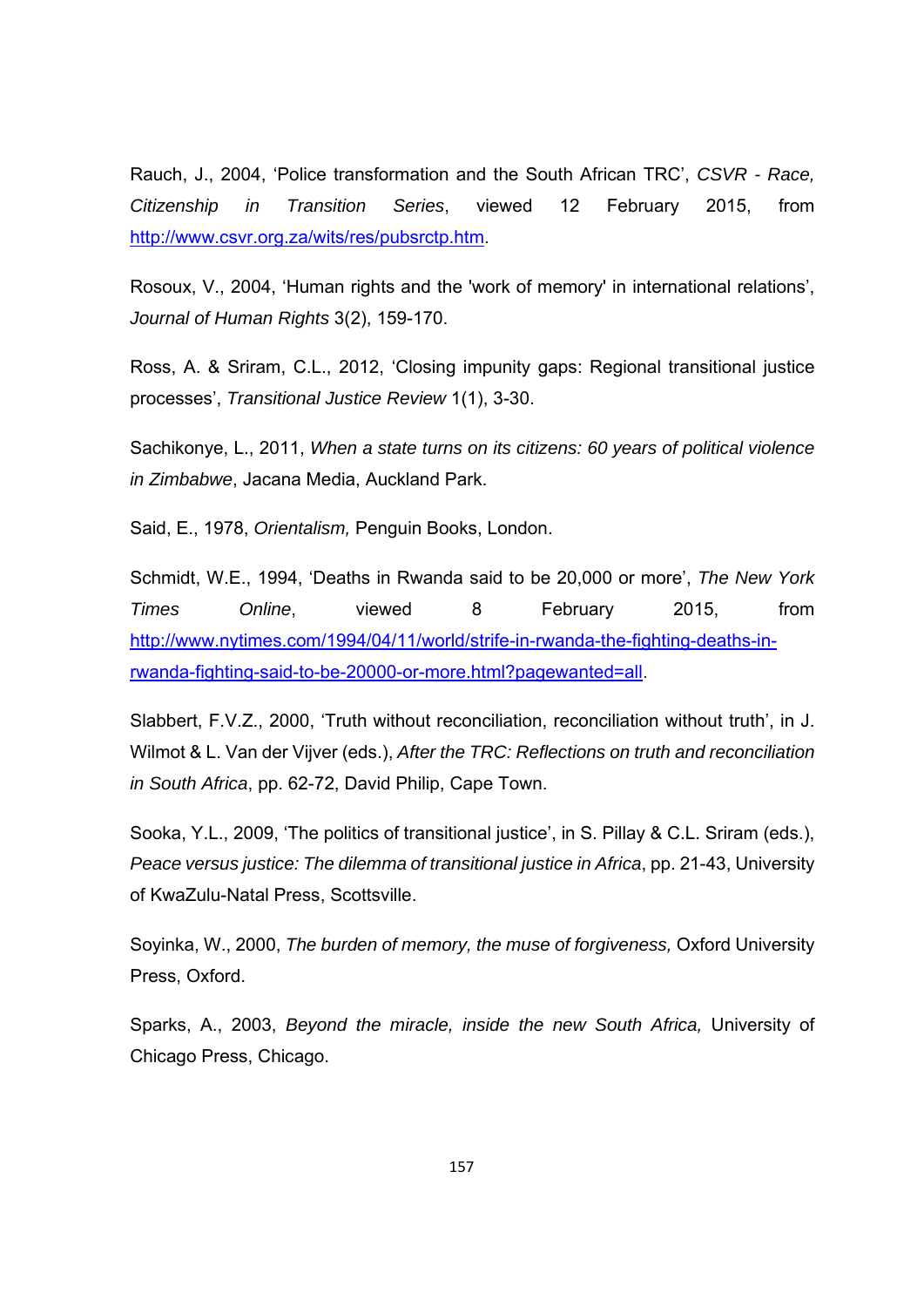Rauch, J., 2004, ‘Police transformation and the South African TRC’, *CSVR - Race, Citizenship in Transition Series*, viewed 12 February 2015, from http://www.csvr.org.za/wits/res/pubsrctp.htm.

Rosoux, V., 2004, ‘Human rights and the 'work of memory' in international relations’, *Journal of Human Rights* 3(2), 159-170.

Ross, A. & Sriram, C.L., 2012, ‘Closing impunity gaps: Regional transitional justice processes’, *Transitional Justice Review* 1(1), 3-30.

Sachikonye, L., 2011, *When a state turns on its citizens: 60 years of political violence in Zimbabwe*, Jacana Media, Auckland Park.

Said, E., 1978, *Orientalism,* Penguin Books, London.

Schmidt, W.E., 1994, ‘Deaths in Rwanda said to be 20,000 or more’, *The New York Times Online*, viewed 8 February 2015, from http://www.nytimes.com/1994/04/11/world/strife-in-rwanda-the-fighting-deaths-in-rwanda-fighting-said-to-be-20000-or-more.html?pagewanted=all.

Slabbert, F.V.Z., 2000, ‘Truth without reconciliation, reconciliation without truth’, in J. Wilmot & L. Van der Vijver (eds.), *After the TRC: Reflections on truth and reconciliation in South Africa*, pp. 62-72, David Philip, Cape Town.

Sooka, Y.L., 2009, ‘The politics of transitional justice’, in S. Pillay & C.L. Sriram (eds.), *Peace versus justice: The dilemma of transitional justice in Africa*, pp. 21-43, University of KwaZulu-Natal Press, Scottsville.

Soyinka, W., 2000, *The burden of memory, the muse of forgiveness,* Oxford University Press, Oxford.

Sparks, A., 2003, *Beyond the miracle, inside the new South Africa,* University of Chicago Press, Chicago.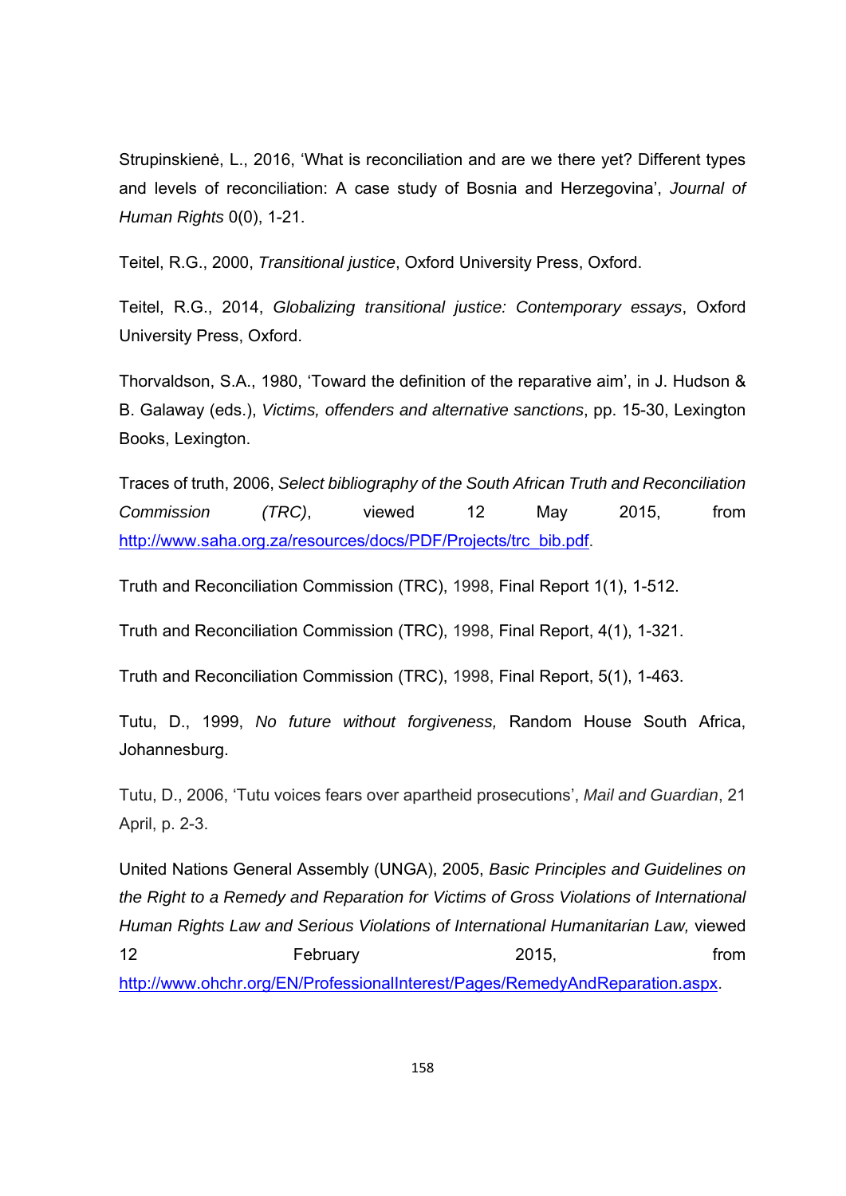Strupinskienė, L., 2016, 'What is reconciliation and are we there yet? Different types and levels of reconciliation: A case study of Bosnia and Herzegovina', *Journal of Human Rights* 0(0), 1-21.

Teitel, R.G., 2000, *Transitional justice*, Oxford University Press, Oxford.

Teitel, R.G., 2014, *Globalizing transitional justice: Contemporary essays*, Oxford University Press, Oxford.

Thorvaldson, S.A., 1980, 'Toward the definition of the reparative aim', in J. Hudson & B. Galaway (eds.), *Victims, offenders and alternative sanctions*, pp. 15-30, Lexington Books, Lexington.

Traces of truth, 2006, *Select bibliography of the South African Truth and Reconciliation Commission (TRC)*, viewed 12 May 2015, from http://www.saha.org.za/resources/docs/PDF/Projects/trc_bib.pdf.

Truth and Reconciliation Commission (TRC), 1998, Final Report 1(1), 1-512.

Truth and Reconciliation Commission (TRC), 1998, Final Report, 4(1), 1-321.

Truth and Reconciliation Commission (TRC), 1998, Final Report, 5(1), 1-463.

Tutu, D., 1999, *No future without forgiveness,* Random House South Africa, Johannesburg.

Tutu, D., 2006, 'Tutu voices fears over apartheid prosecutions', *Mail and Guardian*, 21 April, p. 2-3.

United Nations General Assembly (UNGA), 2005, *Basic Principles and Guidelines on the Right to a Remedy and Reparation for Victims of Gross Violations of International Human Rights Law and Serious Violations of International Humanitarian Law,* viewed 12 February 2015, from http://www.ohchr.org/EN/ProfessionalInterest/Pages/RemedyAndReparation.aspx.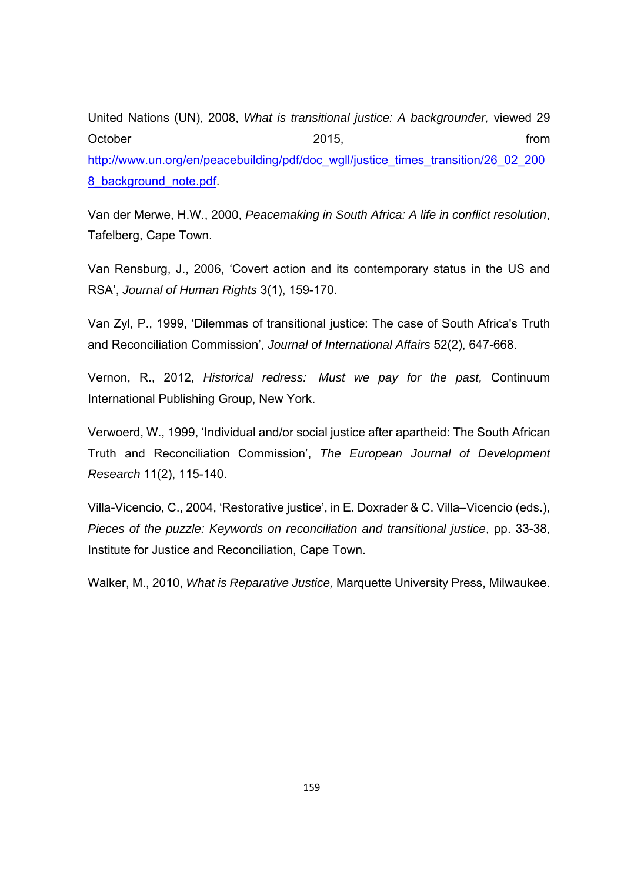United Nations (UN), 2008, *What is transitional justice: A backgrounder,* viewed 29 October 2015, from http://www.un.org/en/peacebuilding/pdf/doc_wgll/justice_times_transition/26_02_2008_background_note.pdf.

Van der Merwe, H.W., 2000, *Peacemaking in South Africa: A life in conflict resolution*, Tafelberg, Cape Town.

Van Rensburg, J., 2006, 'Covert action and its contemporary status in the US and RSA', *Journal of Human Rights* 3(1), 159-170.

Van Zyl, P., 1999, 'Dilemmas of transitional justice: The case of South Africa's Truth and Reconciliation Commission', *Journal of International Affairs* 52(2), 647-668.

Vernon, R., 2012, *Historical redress: Must we pay for the past,* Continuum International Publishing Group, New York.

Verwoerd, W., 1999, 'Individual and/or social justice after apartheid: The South African Truth and Reconciliation Commission', *The European Journal of Development Research* 11(2), 115-140.

Villa-Vicencio, C., 2004, 'Restorative justice', in E. Doxrader & C. Villa–Vicencio (eds.), *Pieces of the puzzle: Keywords on reconciliation and transitional justice*, pp. 33-38, Institute for Justice and Reconciliation, Cape Town.

Walker, M., 2010, *What is Reparative Justice,* Marquette University Press, Milwaukee.